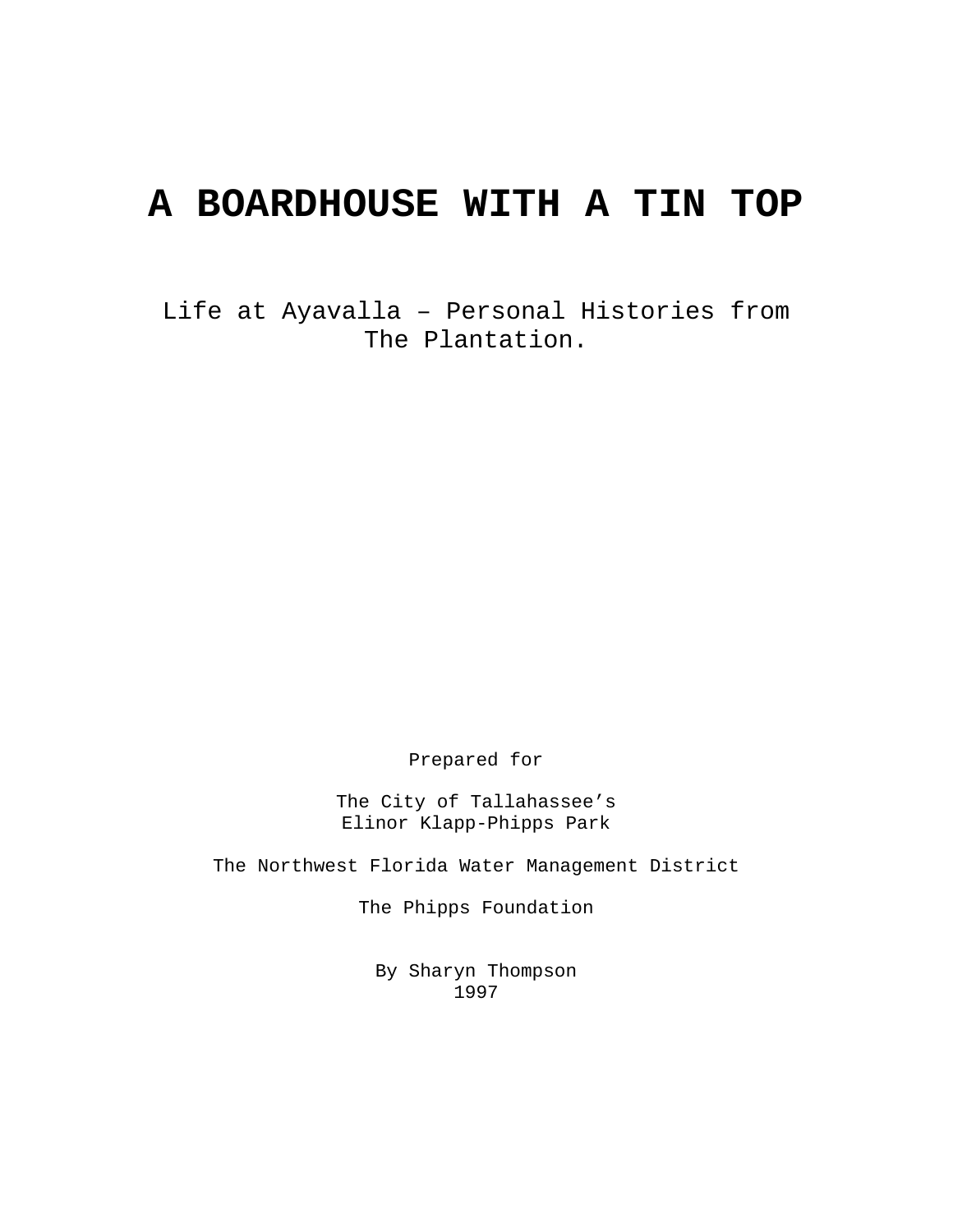# A BOARDHOUSE WITH A TIN TOP

Life at Ayavalla – Personal Histories from The Plantation.

Prepared for

The City of Tallahassee's
Elinor Klapp-Phipps Park

The Northwest Florida Water Management District

The Phipps Foundation

By Sharyn Thompson
1997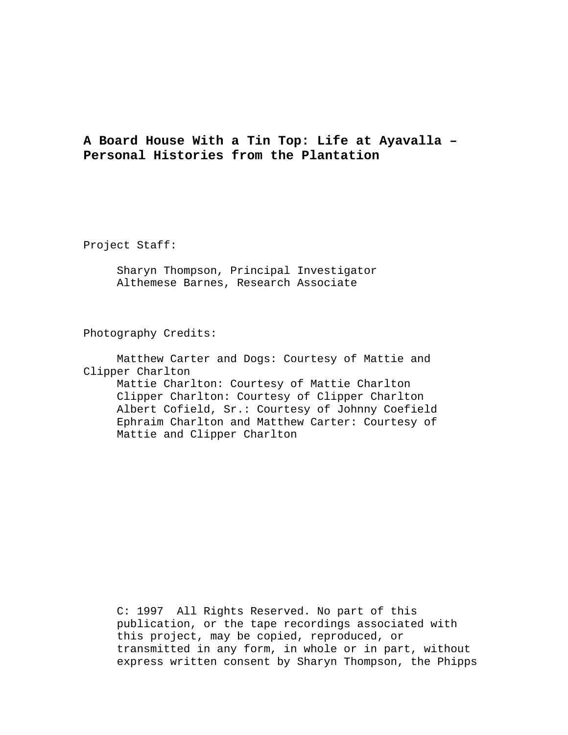**A Board House With a Tin Top: Life at Ayavalla – Personal Histories from the Plantation**

Project Staff:

Sharyn Thompson, Principal Investigator
Althemese Barnes, Research Associate

Photography Credits:

Matthew Carter and Dogs: Courtesy of Mattie and Clipper Charlton
Mattie Charlton: Courtesy of Mattie Charlton
Clipper Charlton: Courtesy of Clipper Charlton
Albert Cofield, Sr.: Courtesy of Johnny Coefield
Ephraim Charlton and Matthew Carter: Courtesy of Mattie and Clipper Charlton

C: 1997 All Rights Reserved. No part of this publication, or the tape recordings associated with this project, may be copied, reproduced, or transmitted in any form, in whole or in part, without express written consent by Sharyn Thompson, the Phipps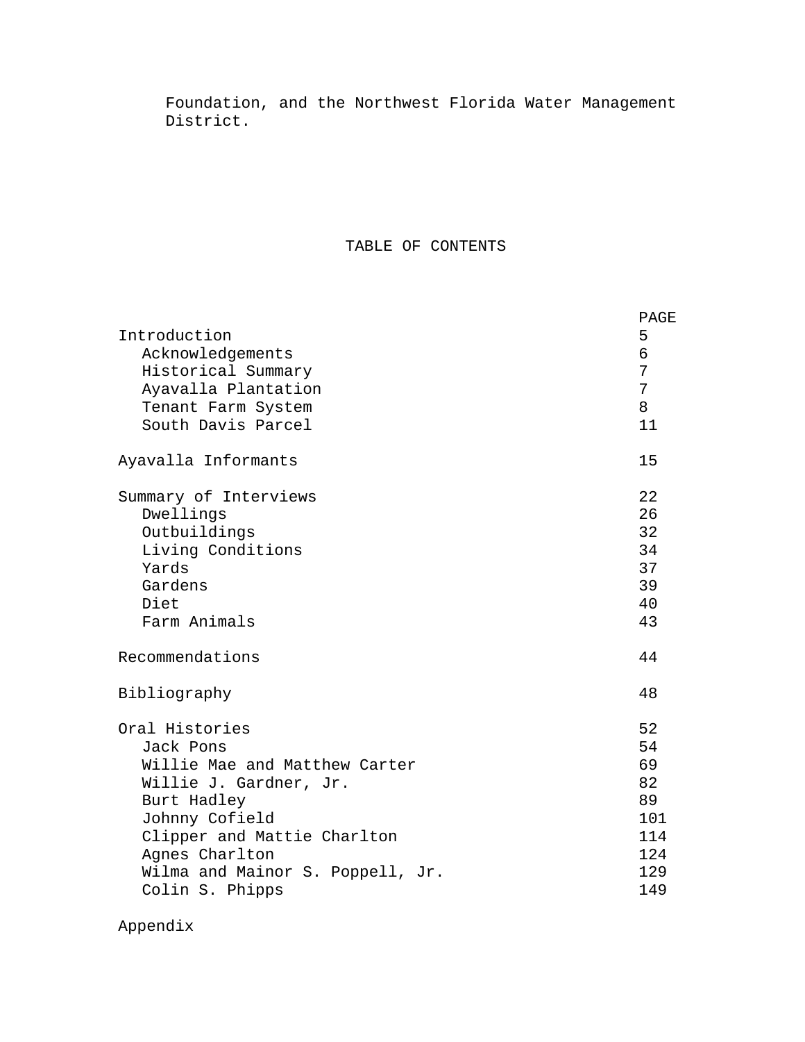Foundation, and the Northwest Florida Water Management District.

## TABLE OF CONTENTS

| | PAGE |
|---|---|
| Introduction | 5 |
| Acknowledgements | 6 |
| Historical Summary | 7 |
| Ayavalla Plantation | 7 |
| Tenant Farm System | 8 |
| South Davis Parcel | 11 |
| Ayavalla Informants | 15 |
| Summary of Interviews | 22 |
| Dwellings | 26 |
| Outbuildings | 32 |
| Living Conditions | 34 |
| Yards | 37 |
| Gardens | 39 |
| Diet | 40 |
| Farm Animals | 43 |
| Recommendations | 44 |
| Bibliography | 48 |
| Oral Histories | 52 |
| Jack Pons | 54 |
| Willie Mae and Matthew Carter | 69 |
| Willie J. Gardner, Jr. | 82 |
| Burt Hadley | 89 |
| Johnny Cofield | 101 |
| Clipper and Mattie Charlton | 114 |
| Agnes Charlton | 124 |
| Wilma and Mainor S. Poppell, Jr. | 129 |
| Colin S. Phipps | 149 |
| Appendix | |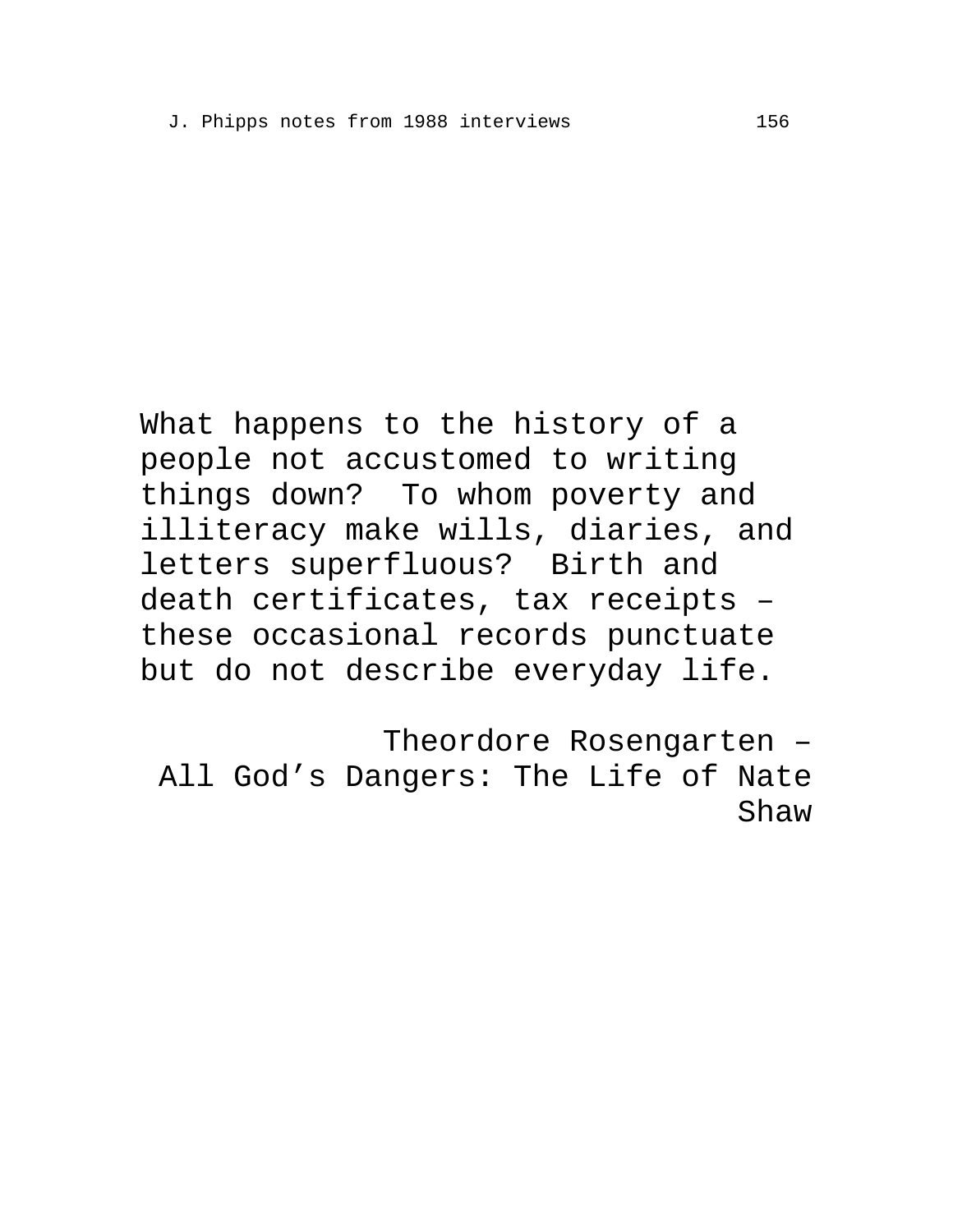What happens to the history of a people not accustomed to writing things down? To whom poverty and illiteracy make wills, diaries, and letters superfluous? Birth and death certificates, tax receipts – these occasional records punctuate but do not describe everyday life.

Theordore Rosengarten – All God's Dangers: The Life of Nate Shaw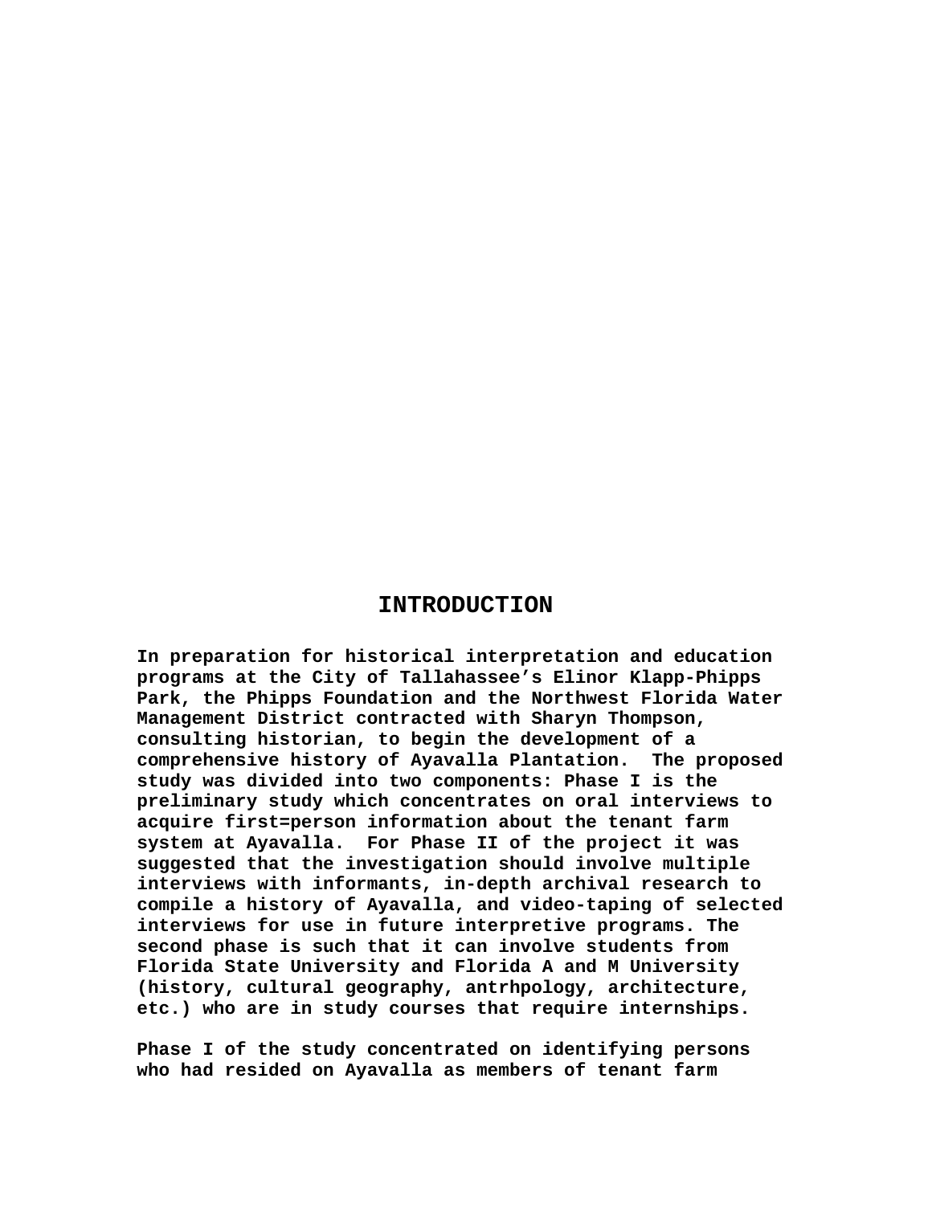# INTRODUCTION

**In preparation for historical interpretation and education programs at the City of Tallahassee's Elinor Klapp-Phipps Park, the Phipps Foundation and the Northwest Florida Water Management District contracted with Sharyn Thompson, consulting historian, to begin the development of a comprehensive history of Ayavalla Plantation. The proposed study was divided into two components: Phase I is the preliminary study which concentrates on oral interviews to acquire first=person information about the tenant farm system at Ayavalla. For Phase II of the project it was suggested that the investigation should involve multiple interviews with informants, in-depth archival research to compile a history of Ayavalla, and video-taping of selected interviews for use in future interpretive programs. The second phase is such that it can involve students from Florida State University and Florida A and M University (history, cultural geography, antrhpology, architecture, etc.) who are in study courses that require internships.**

**Phase I of the study concentrated on identifying persons who had resided on Ayavalla as members of tenant farm**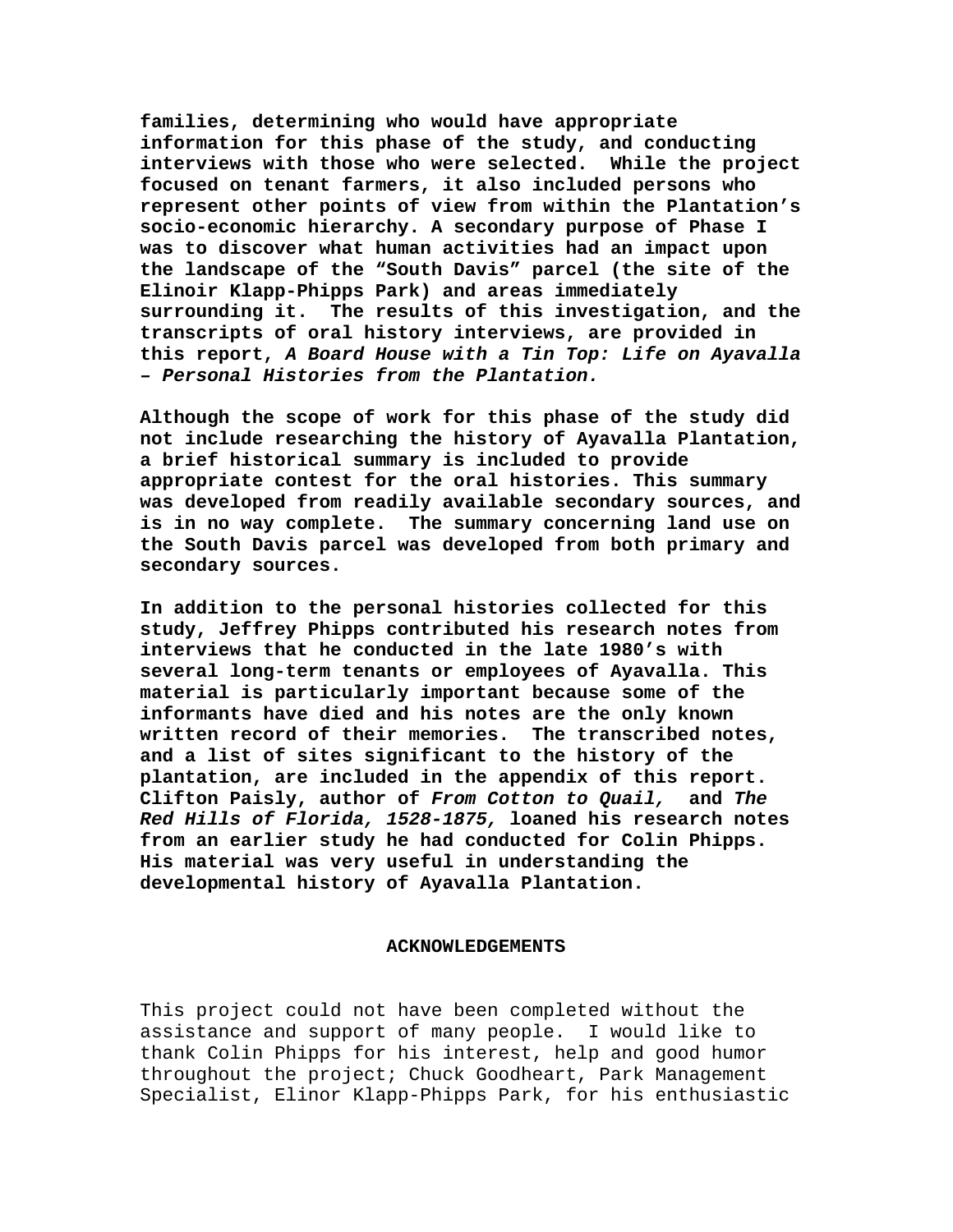**families, determining who would have appropriate information for this phase of the study, and conducting interviews with those who were selected. While the project focused on tenant farmers, it also included persons who represent other points of view from within the Plantation's socio-economic hierarchy. A secondary purpose of Phase I was to discover what human activities had an impact upon the landscape of the "South Davis" parcel (the site of the Elinoir Klapp-Phipps Park) and areas immediately surrounding it. The results of this investigation, and the transcripts of oral history interviews, are provided in this report, *A Board House with a Tin Top: Life on Ayavalla – Personal Histories from the Plantation.***

**Although the scope of work for this phase of the study did not include researching the history of Ayavalla Plantation, a brief historical summary is included to provide appropriate contest for the oral histories. This summary was developed from readily available secondary sources, and is in no way complete. The summary concerning land use on the South Davis parcel was developed from both primary and secondary sources.**

**In addition to the personal histories collected for this study, Jeffrey Phipps contributed his research notes from interviews that he conducted in the late 1980's with several long-term tenants or employees of Ayavalla. This material is particularly important because some of the informants have died and his notes are the only known written record of their memories. The transcribed notes, and a list of sites significant to the history of the plantation, are included in the appendix of this report. Clifton Paisly, author of *From Cotton to Quail,* and *The Red Hills of Florida, 1528-1875,* loaned his research notes from an earlier study he had conducted for Colin Phipps. His material was very useful in understanding the developmental history of Ayavalla Plantation.**

## ACKNOWLEDGEMENTS

This project could not have been completed without the assistance and support of many people. I would like to thank Colin Phipps for his interest, help and good humor throughout the project; Chuck Goodheart, Park Management Specialist, Elinor Klapp-Phipps Park, for his enthusiastic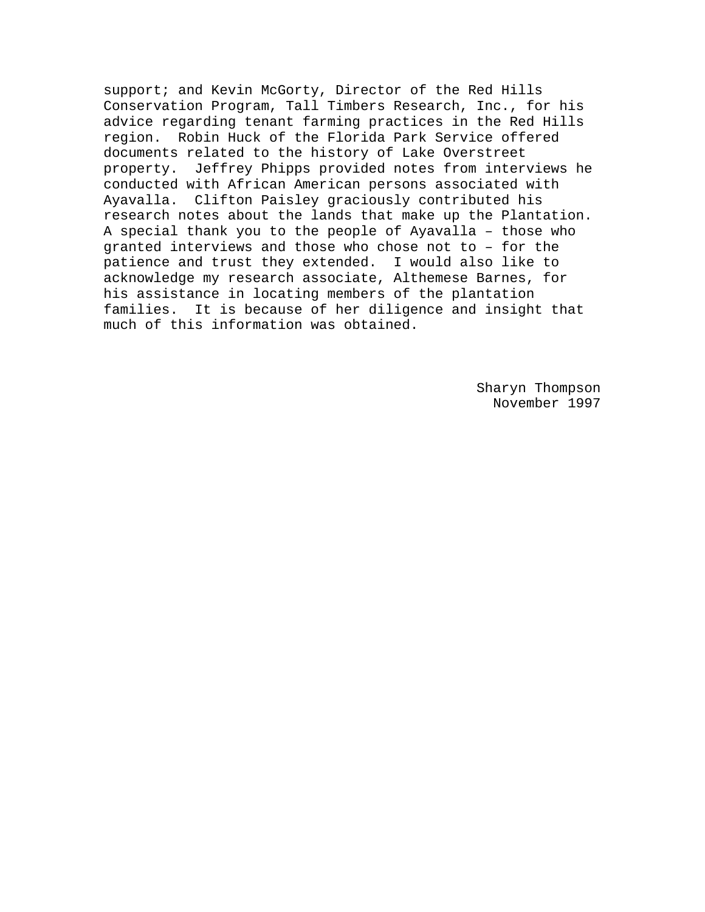support; and Kevin McGorty, Director of the Red Hills Conservation Program, Tall Timbers Research, Inc., for his advice regarding tenant farming practices in the Red Hills region. Robin Huck of the Florida Park Service offered documents related to the history of Lake Overstreet property. Jeffrey Phipps provided notes from interviews he conducted with African American persons associated with Ayavalla. Clifton Paisley graciously contributed his research notes about the lands that make up the Plantation. A special thank you to the people of Ayavalla – those who granted interviews and those who chose not to – for the patience and trust they extended. I would also like to acknowledge my research associate, Althemese Barnes, for his assistance in locating members of the plantation families. It is because of her diligence and insight that much of this information was obtained.

Sharyn Thompson
November 1997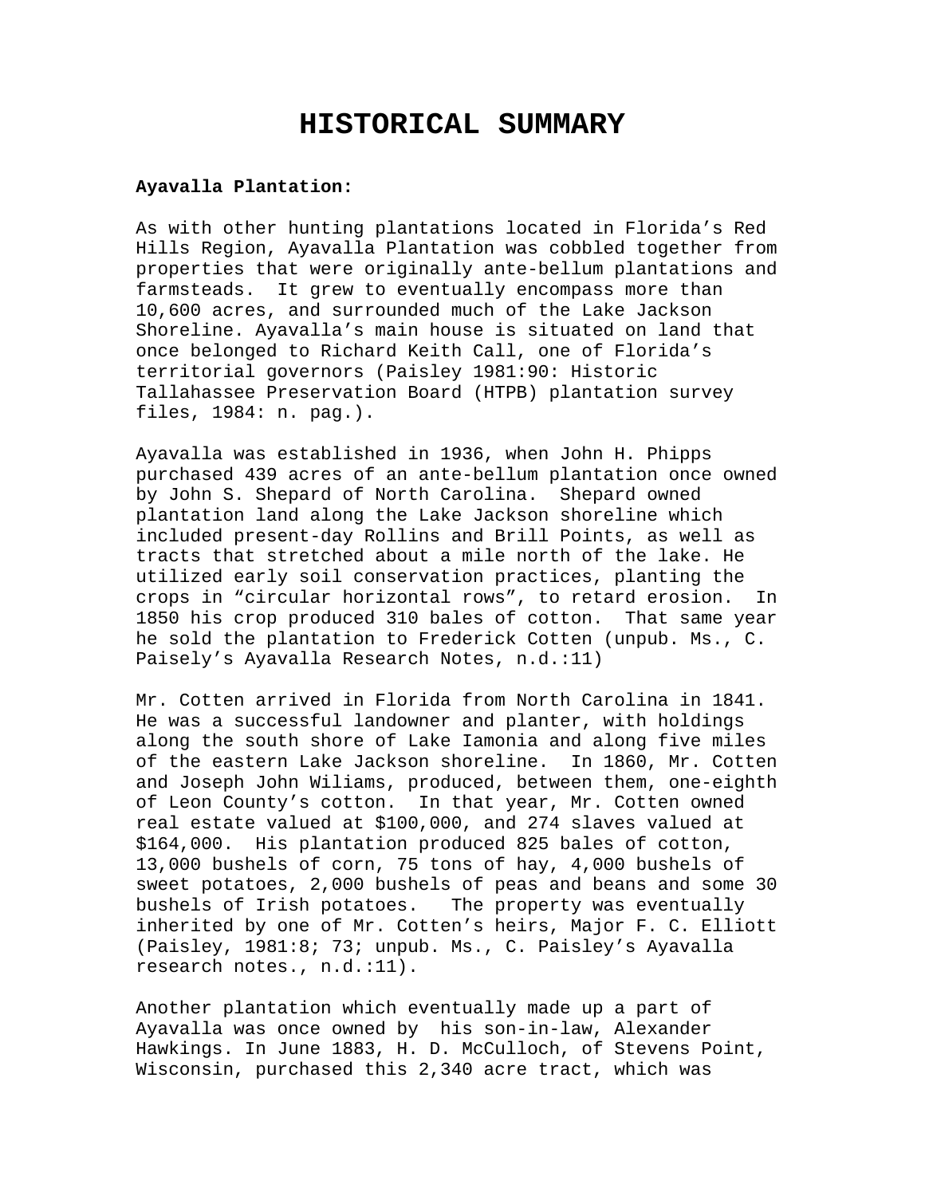# HISTORICAL SUMMARY

**Ayavalla Plantation:**

As with other hunting plantations located in Florida's Red Hills Region, Ayavalla Plantation was cobbled together from properties that were originally ante-bellum plantations and farmsteads. It grew to eventually encompass more than 10,600 acres, and surrounded much of the Lake Jackson Shoreline. Ayavalla's main house is situated on land that once belonged to Richard Keith Call, one of Florida's territorial governors (Paisley 1981:90: Historic Tallahassee Preservation Board (HTPB) plantation survey files, 1984: n. pag.).

Ayavalla was established in 1936, when John H. Phipps purchased 439 acres of an ante-bellum plantation once owned by John S. Shepard of North Carolina. Shepard owned plantation land along the Lake Jackson shoreline which included present-day Rollins and Brill Points, as well as tracts that stretched about a mile north of the lake. He utilized early soil conservation practices, planting the crops in "circular horizontal rows", to retard erosion. In 1850 his crop produced 310 bales of cotton. That same year he sold the plantation to Frederick Cotten (unpub. Ms., C. Paisely's Ayavalla Research Notes, n.d.:11)

Mr. Cotten arrived in Florida from North Carolina in 1841. He was a successful landowner and planter, with holdings along the south shore of Lake Iamonia and along five miles of the eastern Lake Jackson shoreline. In 1860, Mr. Cotten and Joseph John Wiliams, produced, between them, one-eighth of Leon County's cotton. In that year, Mr. Cotten owned real estate valued at $100,000, and 274 slaves valued at $164,000. His plantation produced 825 bales of cotton, 13,000 bushels of corn, 75 tons of hay, 4,000 bushels of sweet potatoes, 2,000 bushels of peas and beans and some 30 bushels of Irish potatoes. The property was eventually inherited by one of Mr. Cotten's heirs, Major F. C. Elliott (Paisley, 1981:8; 73; unpub. Ms., C. Paisley's Ayavalla research notes., n.d.:11).

Another plantation which eventually made up a part of Ayavalla was once owned by his son-in-law, Alexander Hawkings. In June 1883, H. D. McCulloch, of Stevens Point, Wisconsin, purchased this 2,340 acre tract, which was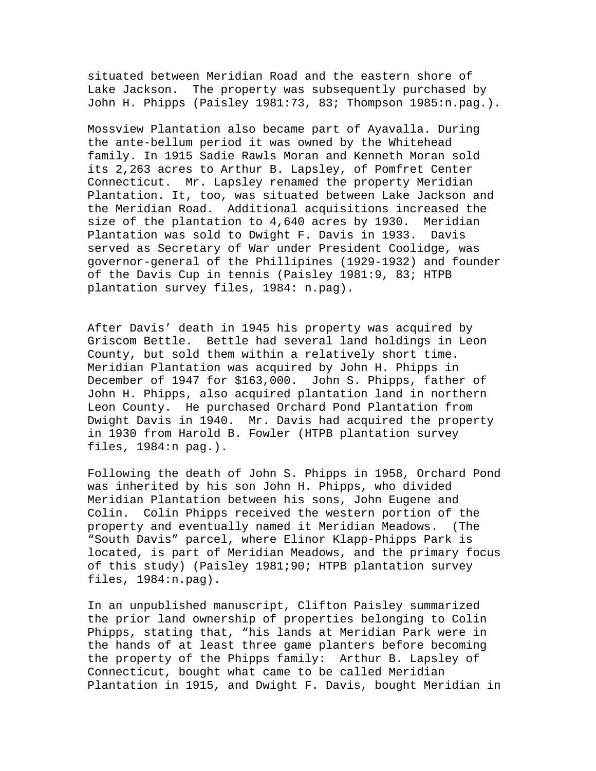situated between Meridian Road and the eastern shore of Lake Jackson. The property was subsequently purchased by John H. Phipps (Paisley 1981:73, 83; Thompson 1985:n.pag.).

Mossview Plantation also became part of Ayavalla. During the ante-bellum period it was owned by the Whitehead family. In 1915 Sadie Rawls Moran and Kenneth Moran sold its 2,263 acres to Arthur B. Lapsley, of Pomfret Center Connecticut. Mr. Lapsley renamed the property Meridian Plantation. It, too, was situated between Lake Jackson and the Meridian Road. Additional acquisitions increased the size of the plantation to 4,640 acres by 1930. Meridian Plantation was sold to Dwight F. Davis in 1933. Davis served as Secretary of War under President Coolidge, was governor-general of the Phillipines (1929-1932) and founder of the Davis Cup in tennis (Paisley 1981:9, 83; HTPB plantation survey files, 1984: n.pag).

After Davis' death in 1945 his property was acquired by Griscom Bettle. Bettle had several land holdings in Leon County, but sold them within a relatively short time. Meridian Plantation was acquired by John H. Phipps in December of 1947 for $163,000. John S. Phipps, father of John H. Phipps, also acquired plantation land in northern Leon County. He purchased Orchard Pond Plantation from Dwight Davis in 1940. Mr. Davis had acquired the property in 1930 from Harold B. Fowler (HTPB plantation survey files, 1984:n pag.).

Following the death of John S. Phipps in 1958, Orchard Pond was inherited by his son John H. Phipps, who divided Meridian Plantation between his sons, John Eugene and Colin. Colin Phipps received the western portion of the property and eventually named it Meridian Meadows. (The "South Davis" parcel, where Elinor Klapp-Phipps Park is located, is part of Meridian Meadows, and the primary focus of this study) (Paisley 1981;90; HTPB plantation survey files, 1984:n.pag).

In an unpublished manuscript, Clifton Paisley summarized the prior land ownership of properties belonging to Colin Phipps, stating that, "his lands at Meridian Park were in the hands of at least three game planters before becoming the property of the Phipps family: Arthur B. Lapsley of Connecticut, bought what came to be called Meridian Plantation in 1915, and Dwight F. Davis, bought Meridian in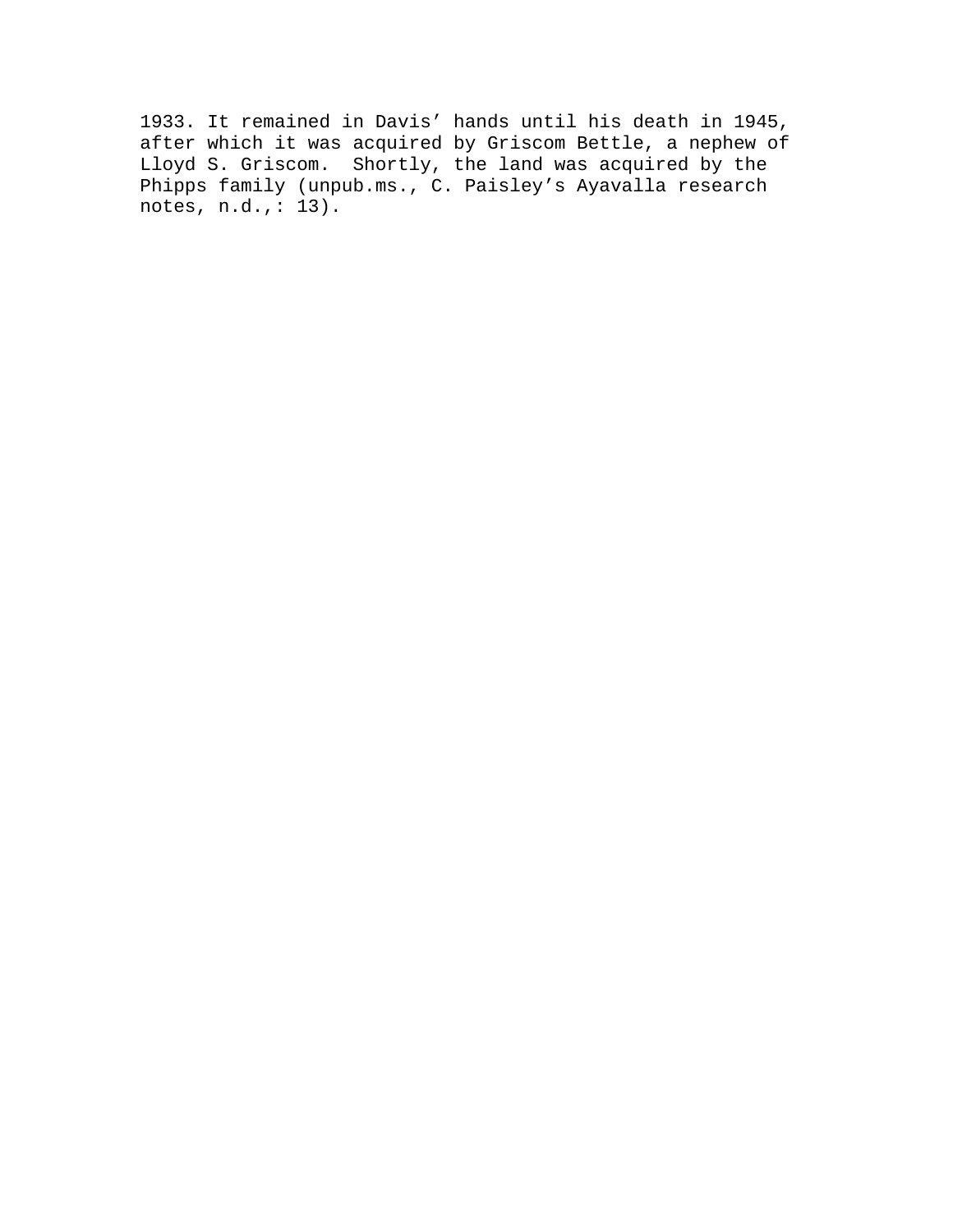1933. It remained in Davis' hands until his death in 1945, after which it was acquired by Griscom Bettle, a nephew of Lloyd S. Griscom.  Shortly, the land was acquired by the Phipps family (unpub.ms., C. Paisley's Ayavalla research notes, n.d.,: 13).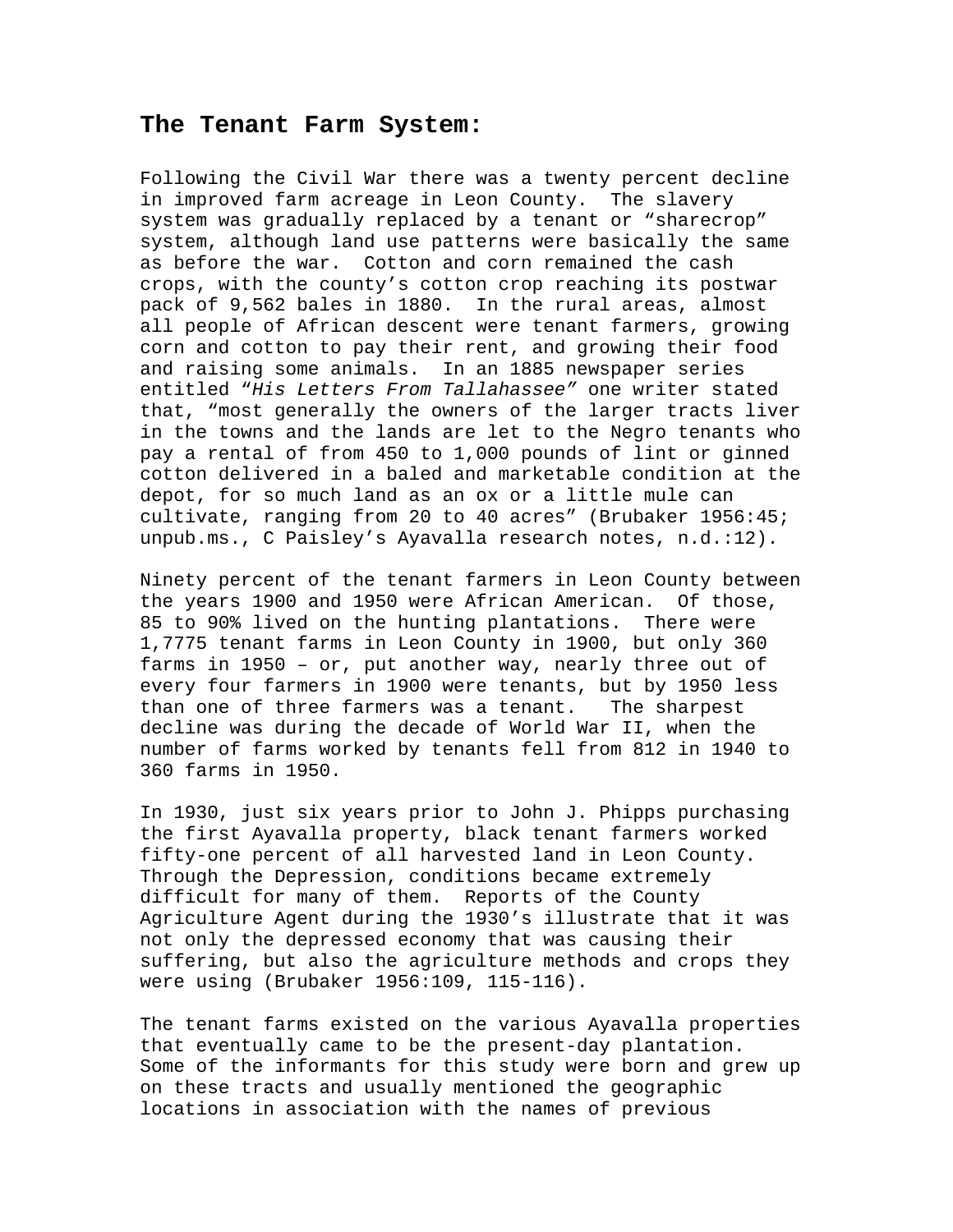## The Tenant Farm System:

Following the Civil War there was a twenty percent decline in improved farm acreage in Leon County. The slavery system was gradually replaced by a tenant or "sharecrop" system, although land use patterns were basically the same as before the war. Cotton and corn remained the cash crops, with the county's cotton crop reaching its postwar pack of 9,562 bales in 1880. In the rural areas, almost all people of African descent were tenant farmers, growing corn and cotton to pay their rent, and growing their food and raising some animals. In an 1885 newspaper series entitled "*His Letters From Tallahassee"* one writer stated that, "most generally the owners of the larger tracts liver in the towns and the lands are let to the Negro tenants who pay a rental of from 450 to 1,000 pounds of lint or ginned cotton delivered in a baled and marketable condition at the depot, for so much land as an ox or a little mule can cultivate, ranging from 20 to 40 acres" (Brubaker 1956:45; unpub.ms., C Paisley's Ayavalla research notes, n.d.:12).

Ninety percent of the tenant farmers in Leon County between the years 1900 and 1950 were African American. Of those, 85 to 90% lived on the hunting plantations. There were 1,7775 tenant farms in Leon County in 1900, but only 360 farms in 1950 – or, put another way, nearly three out of every four farmers in 1900 were tenants, but by 1950 less than one of three farmers was a tenant. The sharpest decline was during the decade of World War II, when the number of farms worked by tenants fell from 812 in 1940 to 360 farms in 1950.

In 1930, just six years prior to John J. Phipps purchasing the first Ayavalla property, black tenant farmers worked fifty-one percent of all harvested land in Leon County. Through the Depression, conditions became extremely difficult for many of them. Reports of the County Agriculture Agent during the 1930's illustrate that it was not only the depressed economy that was causing their suffering, but also the agriculture methods and crops they were using (Brubaker 1956:109, 115-116).

The tenant farms existed on the various Ayavalla properties that eventually came to be the present-day plantation. Some of the informants for this study were born and grew up on these tracts and usually mentioned the geographic locations in association with the names of previous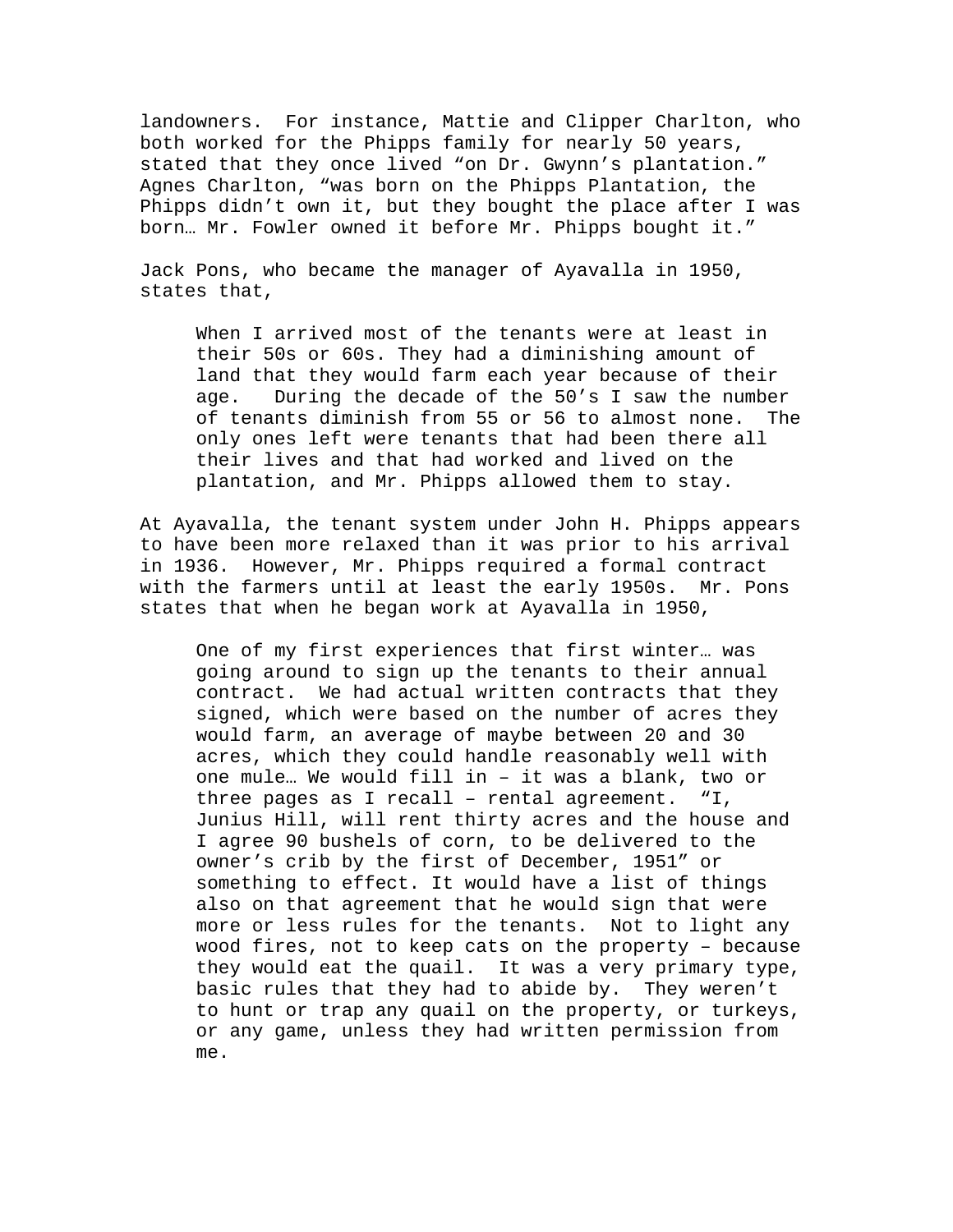landowners. For instance, Mattie and Clipper Charlton, who both worked for the Phipps family for nearly 50 years, stated that they once lived "on Dr. Gwynn's plantation." Agnes Charlton, "was born on the Phipps Plantation, the Phipps didn't own it, but they bought the place after I was born… Mr. Fowler owned it before Mr. Phipps bought it."

Jack Pons, who became the manager of Ayavalla in 1950, states that,

> When I arrived most of the tenants were at least in their 50s or 60s. They had a diminishing amount of land that they would farm each year because of their age. During the decade of the 50's I saw the number of tenants diminish from 55 or 56 to almost none. The only ones left were tenants that had been there all their lives and that had worked and lived on the plantation, and Mr. Phipps allowed them to stay.

At Ayavalla, the tenant system under John H. Phipps appears to have been more relaxed than it was prior to his arrival in 1936. However, Mr. Phipps required a formal contract with the farmers until at least the early 1950s. Mr. Pons states that when he began work at Ayavalla in 1950,

> One of my first experiences that first winter… was going around to sign up the tenants to their annual contract. We had actual written contracts that they signed, which were based on the number of acres they would farm, an average of maybe between 20 and 30 acres, which they could handle reasonably well with one mule… We would fill in – it was a blank, two or three pages as I recall – rental agreement. "I, Junius Hill, will rent thirty acres and the house and I agree 90 bushels of corn, to be delivered to the owner's crib by the first of December, 1951" or something to effect. It would have a list of things also on that agreement that he would sign that were more or less rules for the tenants. Not to light any wood fires, not to keep cats on the property – because they would eat the quail. It was a very primary type, basic rules that they had to abide by. They weren't to hunt or trap any quail on the property, or turkeys, or any game, unless they had written permission from me.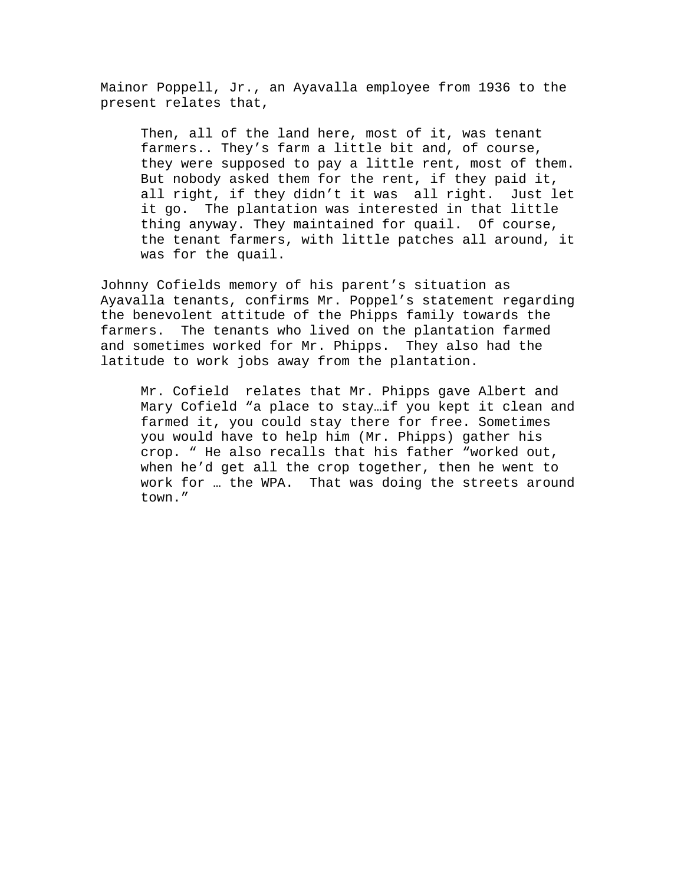Mainor Poppell, Jr., an Ayavalla employee from 1936 to the present relates that,

> Then, all of the land here, most of it, was tenant farmers.. They's farm a little bit and, of course, they were supposed to pay a little rent, most of them. But nobody asked them for the rent, if they paid it, all right, if they didn't it was all right. Just let it go. The plantation was interested in that little thing anyway. They maintained for quail. Of course, the tenant farmers, with little patches all around, it was for the quail.

Johnny Cofields memory of his parent's situation as Ayavalla tenants, confirms Mr. Poppel's statement regarding the benevolent attitude of the Phipps family towards the farmers. The tenants who lived on the plantation farmed and sometimes worked for Mr. Phipps. They also had the latitude to work jobs away from the plantation.

> Mr. Cofield relates that Mr. Phipps gave Albert and Mary Cofield "a place to stay…if you kept it clean and farmed it, you could stay there for free. Sometimes you would have to help him (Mr. Phipps) gather his crop. " He also recalls that his father "worked out, when he'd get all the crop together, then he went to work for … the WPA. That was doing the streets around town."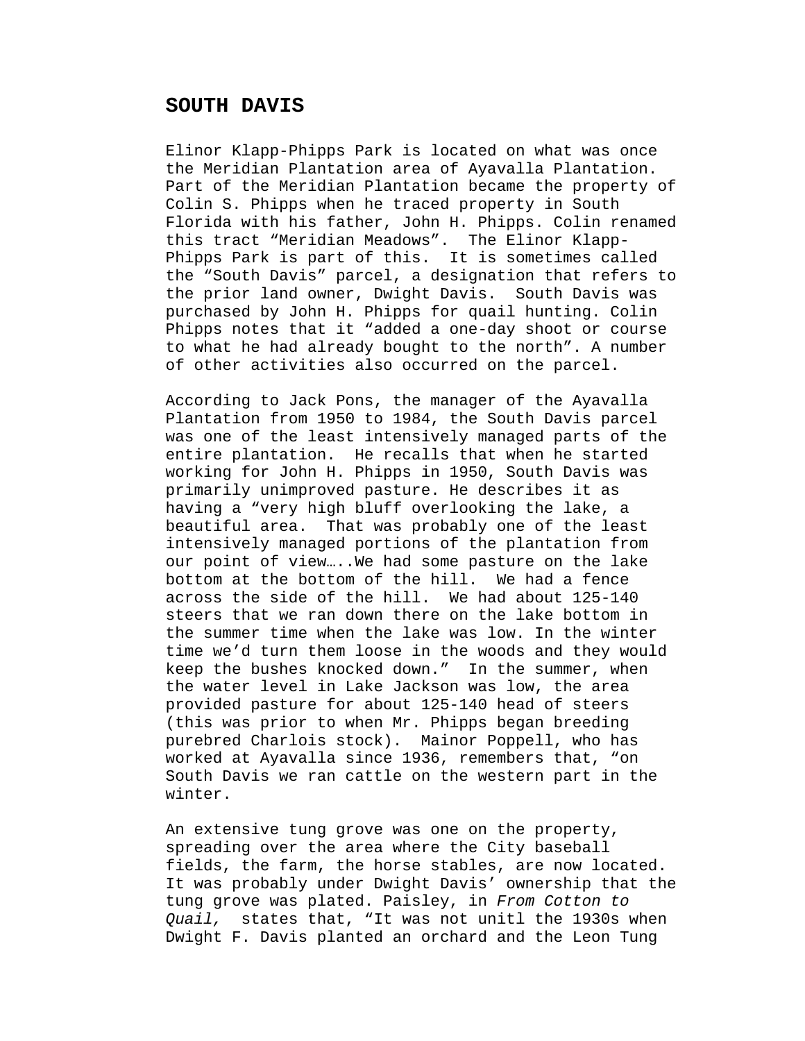## SOUTH DAVIS

Elinor Klapp-Phipps Park is located on what was once the Meridian Plantation area of Ayavalla Plantation. Part of the Meridian Plantation became the property of Colin S. Phipps when he traced property in South Florida with his father, John H. Phipps. Colin renamed this tract "Meridian Meadows". The Elinor Klapp-Phipps Park is part of this. It is sometimes called the "South Davis" parcel, a designation that refers to the prior land owner, Dwight Davis. South Davis was purchased by John H. Phipps for quail hunting. Colin Phipps notes that it "added a one-day shoot or course to what he had already bought to the north". A number of other activities also occurred on the parcel.

According to Jack Pons, the manager of the Ayavalla Plantation from 1950 to 1984, the South Davis parcel was one of the least intensively managed parts of the entire plantation. He recalls that when he started working for John H. Phipps in 1950, South Davis was primarily unimproved pasture. He describes it as having a "very high bluff overlooking the lake, a beautiful area. That was probably one of the least intensively managed portions of the plantation from our point of view…..We had some pasture on the lake bottom at the bottom of the hill. We had a fence across the side of the hill. We had about 125-140 steers that we ran down there on the lake bottom in the summer time when the lake was low. In the winter time we'd turn them loose in the woods and they would keep the bushes knocked down." In the summer, when the water level in Lake Jackson was low, the area provided pasture for about 125-140 head of steers (this was prior to when Mr. Phipps began breeding purebred Charlois stock). Mainor Poppell, who has worked at Ayavalla since 1936, remembers that, "on South Davis we ran cattle on the western part in the winter.

An extensive tung grove was one on the property, spreading over the area where the City baseball fields, the farm, the horse stables, are now located. It was probably under Dwight Davis' ownership that the tung grove was plated. Paisley, in *From Cotton to Quail,* states that, "It was not unitl the 1930s when Dwight F. Davis planted an orchard and the Leon Tung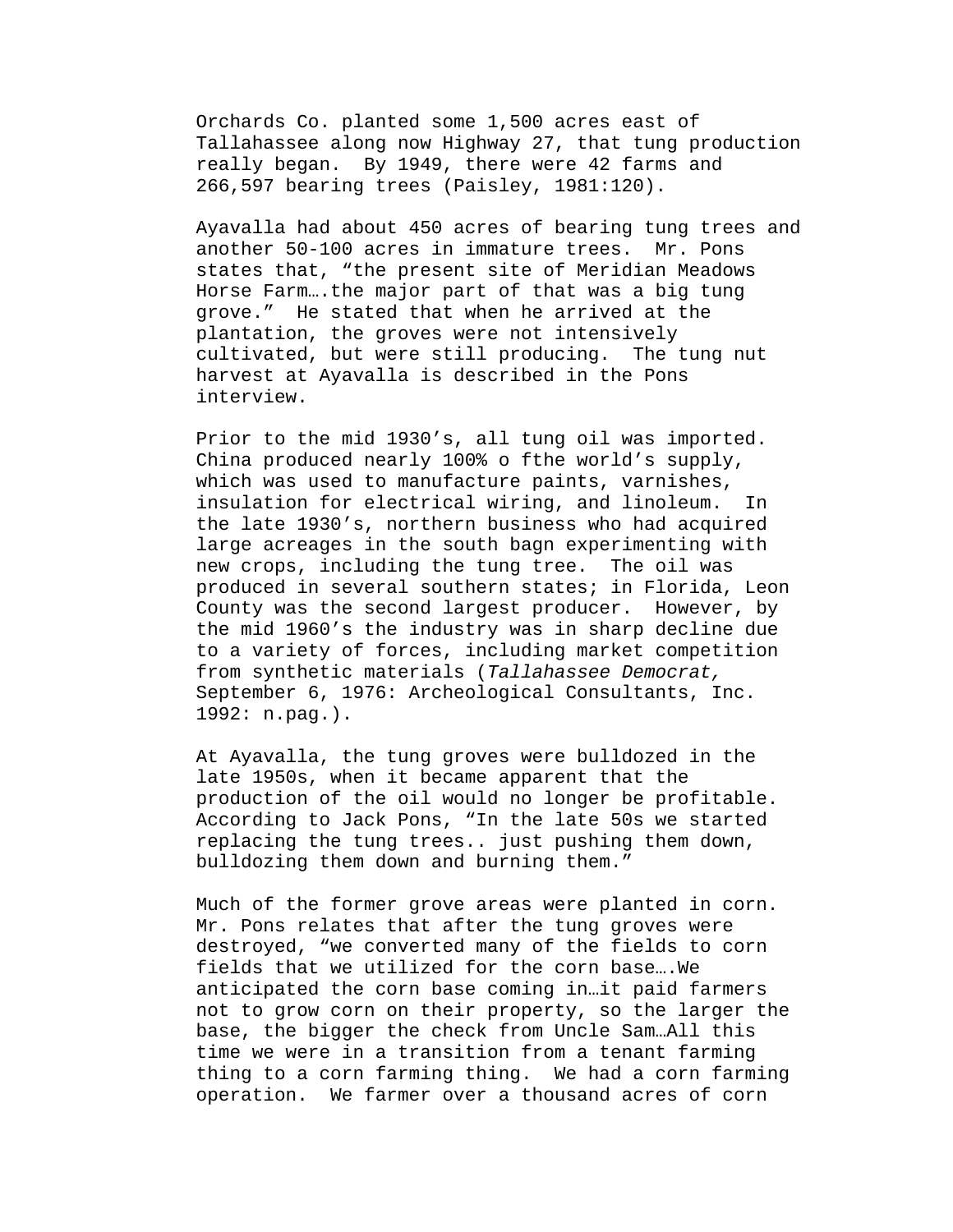Orchards Co. planted some 1,500 acres east of Tallahassee along now Highway 27, that tung production really began.  By 1949, there were 42 farms and 266,597 bearing trees (Paisley, 1981:120).

Ayavalla had about 450 acres of bearing tung trees and another 50-100 acres in immature trees.  Mr. Pons states that, “the present site of Meridian Meadows Horse Farm….the major part of that was a big tung grove.”  He stated that when he arrived at the plantation, the groves were not intensively cultivated, but were still producing.  The tung nut harvest at Ayavalla is described in the Pons interview.

Prior to the mid 1930’s, all tung oil was imported.  China produced nearly 100% o fthe world’s supply, which was used to manufacture paints, varnishes, insulation for electrical wiring, and linoleum.  In the late 1930’s, northern business who had acquired large acreages in the south bagn experimenting with new crops, including the tung tree.  The oil was produced in several southern states; in Florida, Leon County was the second largest producer.  However, by the mid 1960’s the industry was in sharp decline due to a variety of forces, including market competition from synthetic materials (*Tallahassee Democrat,* September 6, 1976: Archeological Consultants, Inc. 1992: n.pag.).

At Ayavalla, the tung groves were bulldozed in the late 1950s, when it became apparent that the production of the oil would no longer be profitable. According to Jack Pons, “In the late 50s we started replacing the tung trees.. just pushing them down, bulldozing them down and burning them.”

Much of the former grove areas were planted in corn. Mr. Pons relates that after the tung groves were destroyed, “we converted many of the fields to corn fields that we utilized for the corn base….We anticipated the corn base coming in…it paid farmers not to grow corn on their property, so the larger the base, the bigger the check from Uncle Sam…All this time we were in a transition from a tenant farming thing to a corn farming thing.  We had a corn farming operation.  We farmer over a thousand acres of corn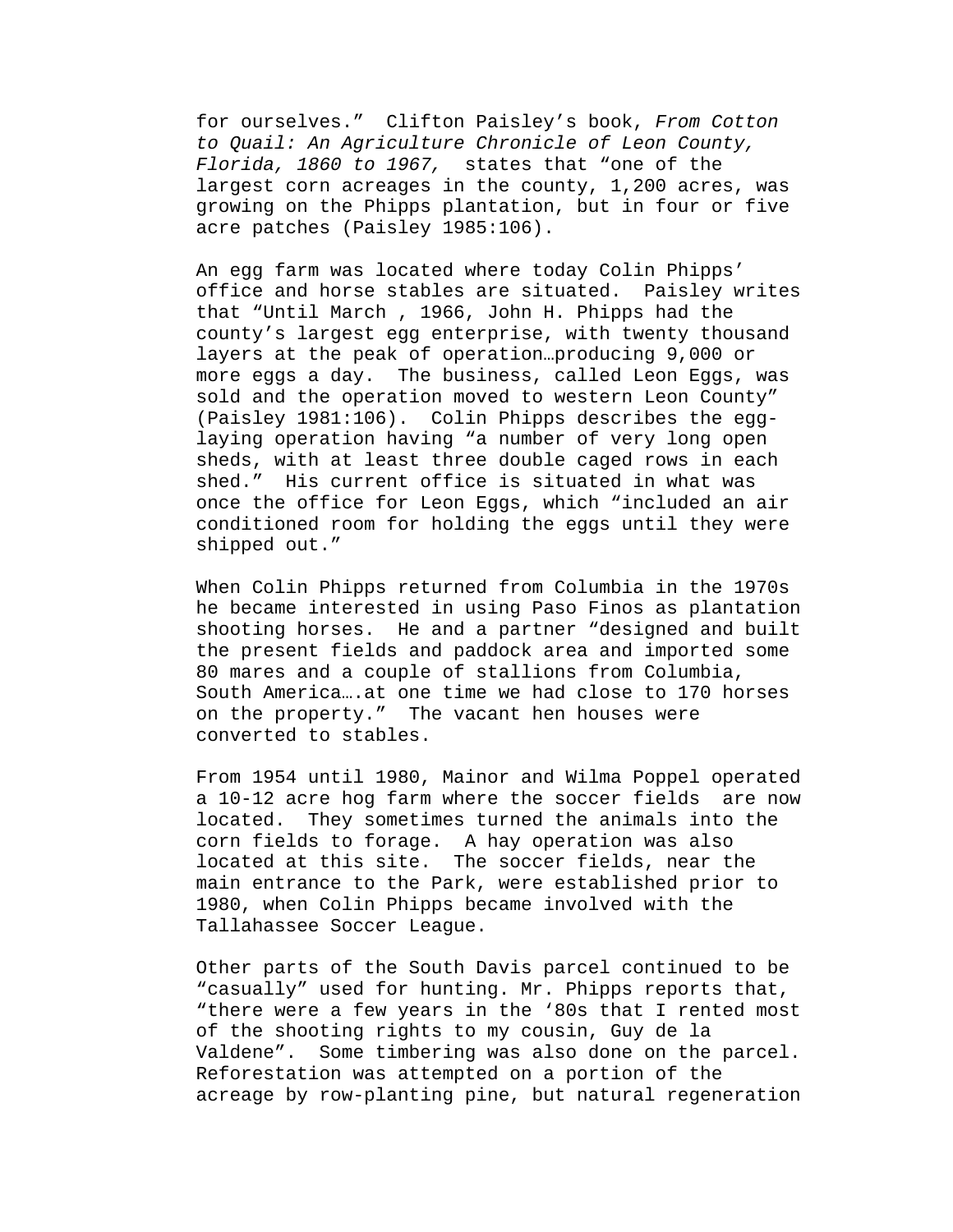for ourselves." Clifton Paisley's book, *From Cotton to Quail: An Agriculture Chronicle of Leon County, Florida, 1860 to 1967,* states that "one of the largest corn acreages in the county, 1,200 acres, was growing on the Phipps plantation, but in four or five acre patches (Paisley 1985:106).

An egg farm was located where today Colin Phipps' office and horse stables are situated. Paisley writes that "Until March , 1966, John H. Phipps had the county's largest egg enterprise, with twenty thousand layers at the peak of operation…producing 9,000 or more eggs a day. The business, called Leon Eggs, was sold and the operation moved to western Leon County" (Paisley 1981:106). Colin Phipps describes the egg-laying operation having "a number of very long open sheds, with at least three double caged rows in each shed." His current office is situated in what was once the office for Leon Eggs, which "included an air conditioned room for holding the eggs until they were shipped out."

When Colin Phipps returned from Columbia in the 1970s he became interested in using Paso Finos as plantation shooting horses. He and a partner "designed and built the present fields and paddock area and imported some 80 mares and a couple of stallions from Columbia, South America….at one time we had close to 170 horses on the property." The vacant hen houses were converted to stables.

From 1954 until 1980, Mainor and Wilma Poppel operated a 10-12 acre hog farm where the soccer fields are now located. They sometimes turned the animals into the corn fields to forage. A hay operation was also located at this site. The soccer fields, near the main entrance to the Park, were established prior to 1980, when Colin Phipps became involved with the Tallahassee Soccer League.

Other parts of the South Davis parcel continued to be "casually" used for hunting. Mr. Phipps reports that, "there were a few years in the '80s that I rented most of the shooting rights to my cousin, Guy de la Valdene". Some timbering was also done on the parcel. Reforestation was attempted on a portion of the acreage by row-planting pine, but natural regeneration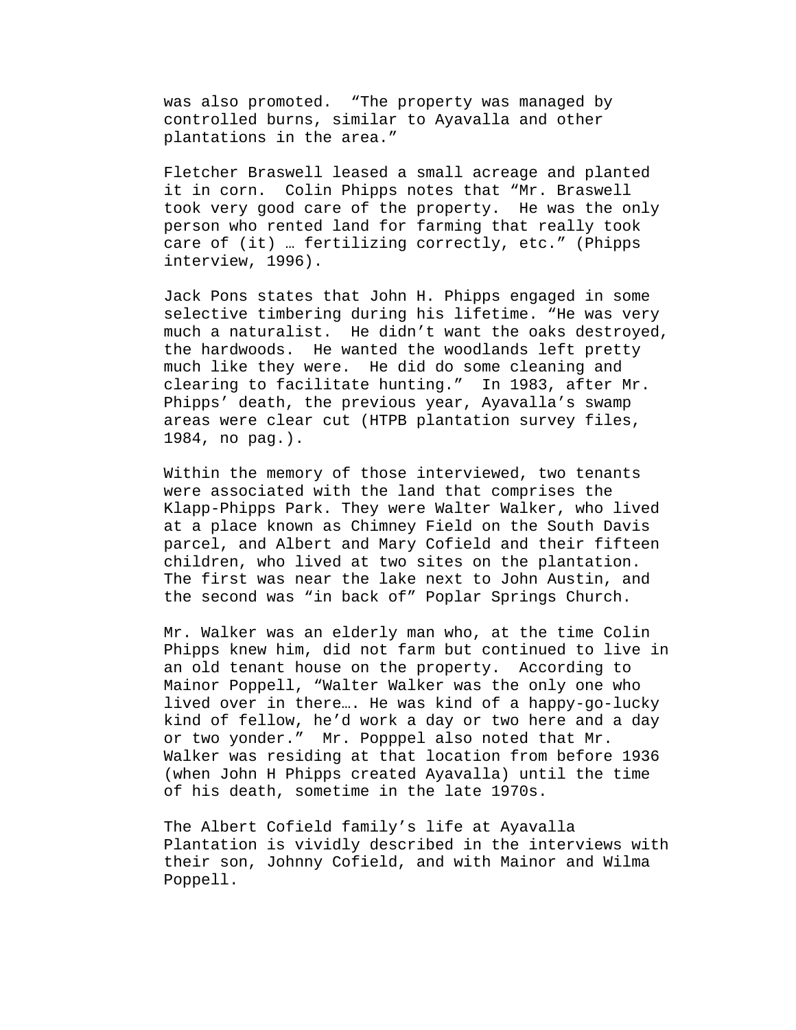was also promoted. "The property was managed by controlled burns, similar to Ayavalla and other plantations in the area."

Fletcher Braswell leased a small acreage and planted it in corn. Colin Phipps notes that "Mr. Braswell took very good care of the property. He was the only person who rented land for farming that really took care of (it) … fertilizing correctly, etc." (Phipps interview, 1996).

Jack Pons states that John H. Phipps engaged in some selective timbering during his lifetime. "He was very much a naturalist. He didn't want the oaks destroyed, the hardwoods. He wanted the woodlands left pretty much like they were. He did do some cleaning and clearing to facilitate hunting." In 1983, after Mr. Phipps' death, the previous year, Ayavalla's swamp areas were clear cut (HTPB plantation survey files, 1984, no pag.).

Within the memory of those interviewed, two tenants were associated with the land that comprises the Klapp-Phipps Park. They were Walter Walker, who lived at a place known as Chimney Field on the South Davis parcel, and Albert and Mary Cofield and their fifteen children, who lived at two sites on the plantation. The first was near the lake next to John Austin, and the second was "in back of" Poplar Springs Church.

Mr. Walker was an elderly man who, at the time Colin Phipps knew him, did not farm but continued to live in an old tenant house on the property. According to Mainor Poppell, "Walter Walker was the only one who lived over in there…. He was kind of a happy-go-lucky kind of fellow, he'd work a day or two here and a day or two yonder." Mr. Popppel also noted that Mr. Walker was residing at that location from before 1936 (when John H Phipps created Ayavalla) until the time of his death, sometime in the late 1970s.

The Albert Cofield family's life at Ayavalla Plantation is vividly described in the interviews with their son, Johnny Cofield, and with Mainor and Wilma Poppell.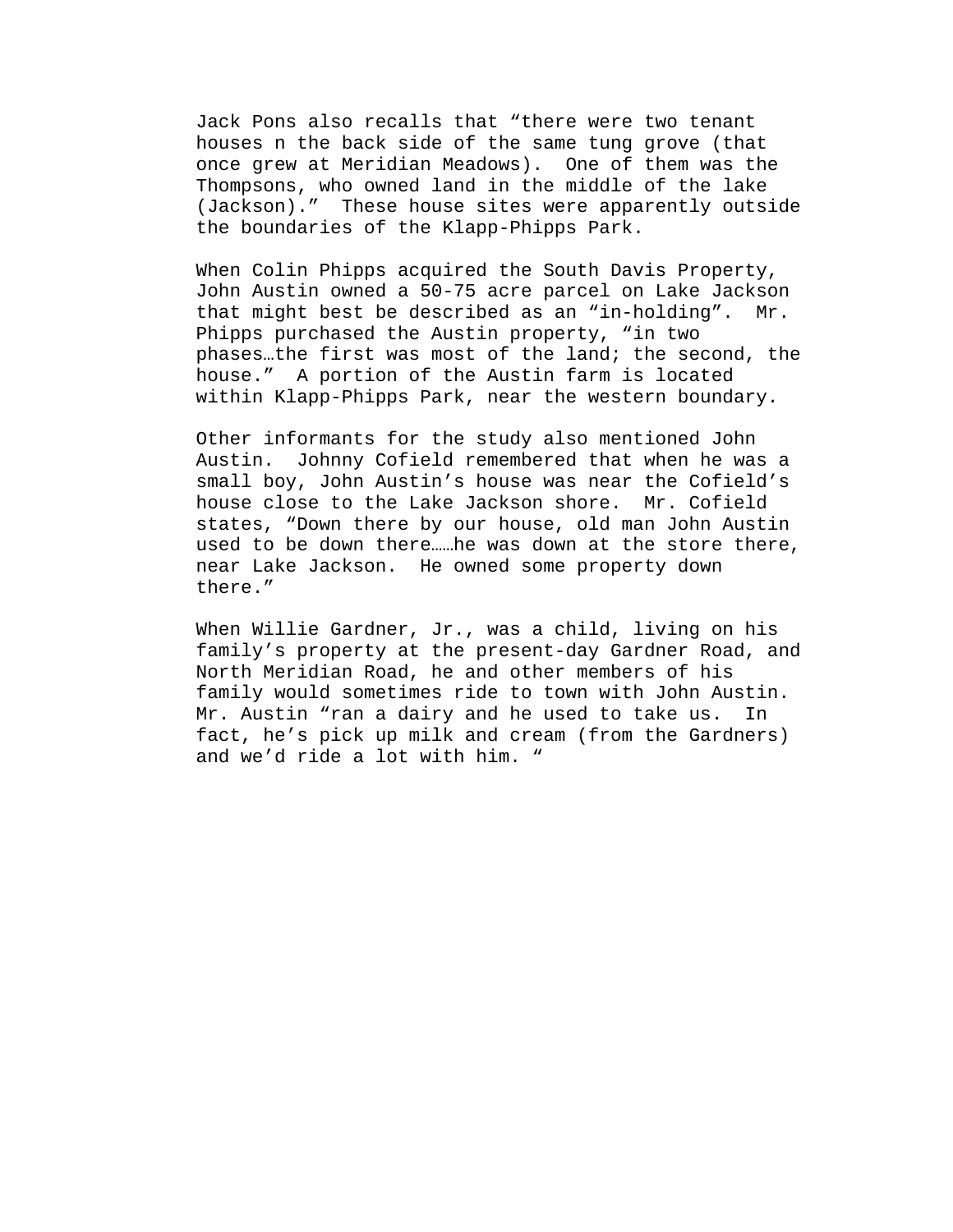Jack Pons also recalls that "there were two tenant houses n the back side of the same tung grove (that once grew at Meridian Meadows). One of them was the Thompsons, who owned land in the middle of the lake (Jackson)." These house sites were apparently outside the boundaries of the Klapp-Phipps Park.

When Colin Phipps acquired the South Davis Property, John Austin owned a 50-75 acre parcel on Lake Jackson that might best be described as an "in-holding". Mr. Phipps purchased the Austin property, "in two phases…the first was most of the land; the second, the house." A portion of the Austin farm is located within Klapp-Phipps Park, near the western boundary.

Other informants for the study also mentioned John Austin. Johnny Cofield remembered that when he was a small boy, John Austin's house was near the Cofield's house close to the Lake Jackson shore. Mr. Cofield states, "Down there by our house, old man John Austin used to be down there……he was down at the store there, near Lake Jackson. He owned some property down there."

When Willie Gardner, Jr., was a child, living on his family's property at the present-day Gardner Road, and North Meridian Road, he and other members of his family would sometimes ride to town with John Austin. Mr. Austin "ran a dairy and he used to take us. In fact, he's pick up milk and cream (from the Gardners) and we'd ride a lot with him. "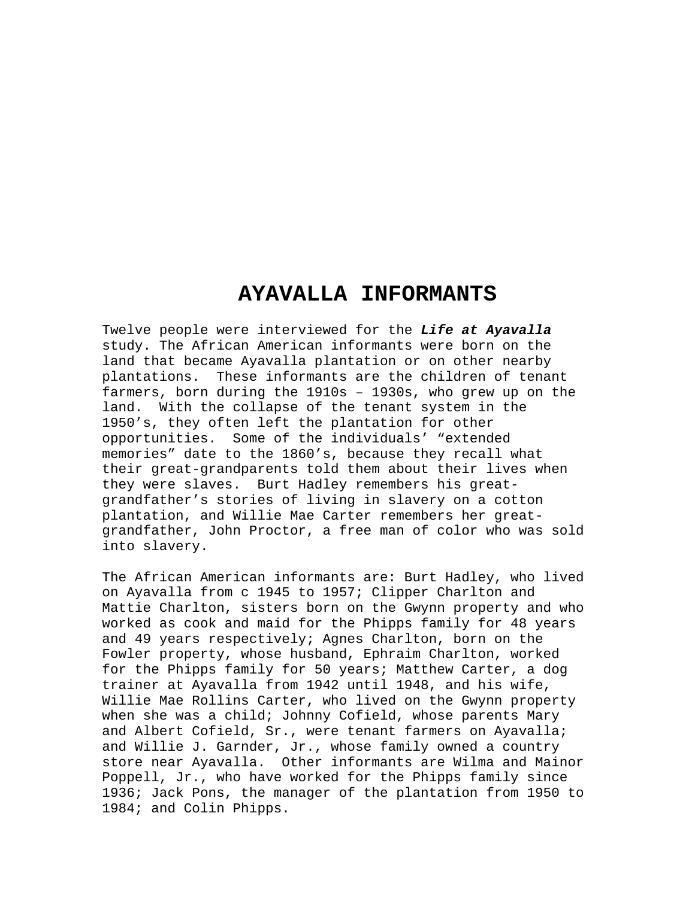# AYAVALLA INFORMANTS

Twelve people were interviewed for the ***Life at Ayavalla*** study. The African American informants were born on the land that became Ayavalla plantation or on other nearby plantations. These informants are the children of tenant farmers, born during the 1910s – 1930s, who grew up on the land. With the collapse of the tenant system in the 1950's, they often left the plantation for other opportunities. Some of the individuals' "extended memories" date to the 1860's, because they recall what their great-grandparents told them about their lives when they were slaves. Burt Hadley remembers his great-grandfather's stories of living in slavery on a cotton plantation, and Willie Mae Carter remembers her great-grandfather, John Proctor, a free man of color who was sold into slavery.

The African American informants are: Burt Hadley, who lived on Ayavalla from c 1945 to 1957; Clipper Charlton and Mattie Charlton, sisters born on the Gwynn property and who worked as cook and maid for the Phipps family for 48 years and 49 years respectively; Agnes Charlton, born on the Fowler property, whose husband, Ephraim Charlton, worked for the Phipps family for 50 years; Matthew Carter, a dog trainer at Ayavalla from 1942 until 1948, and his wife, Willie Mae Rollins Carter, who lived on the Gwynn property when she was a child; Johnny Cofield, whose parents Mary and Albert Cofield, Sr., were tenant farmers on Ayavalla; and Willie J. Garnder, Jr., whose family owned a country store near Ayavalla. Other informants are Wilma and Mainor Poppell, Jr., who have worked for the Phipps family since 1936; Jack Pons, the manager of the plantation from 1950 to 1984; and Colin Phipps.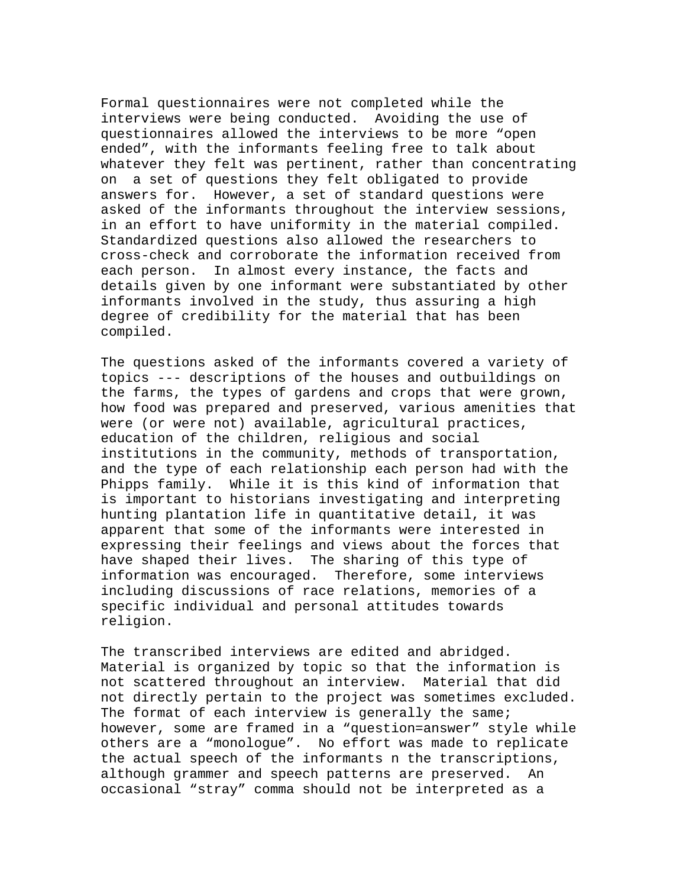Formal questionnaires were not completed while the interviews were being conducted. Avoiding the use of questionnaires allowed the interviews to be more "open ended", with the informants feeling free to talk about whatever they felt was pertinent, rather than concentrating on a set of questions they felt obligated to provide answers for. However, a set of standard questions were asked of the informants throughout the interview sessions, in an effort to have uniformity in the material compiled. Standardized questions also allowed the researchers to cross-check and corroborate the information received from each person. In almost every instance, the facts and details given by one informant were substantiated by other informants involved in the study, thus assuring a high degree of credibility for the material that has been compiled.

The questions asked of the informants covered a variety of topics --- descriptions of the houses and outbuildings on the farms, the types of gardens and crops that were grown, how food was prepared and preserved, various amenities that were (or were not) available, agricultural practices, education of the children, religious and social institutions in the community, methods of transportation, and the type of each relationship each person had with the Phipps family. While it is this kind of information that is important to historians investigating and interpreting hunting plantation life in quantitative detail, it was apparent that some of the informants were interested in expressing their feelings and views about the forces that have shaped their lives. The sharing of this type of information was encouraged. Therefore, some interviews including discussions of race relations, memories of a specific individual and personal attitudes towards religion.

The transcribed interviews are edited and abridged. Material is organized by topic so that the information is not scattered throughout an interview. Material that did not directly pertain to the project was sometimes excluded. The format of each interview is generally the same; however, some are framed in a "question=answer" style while others are a "monologue". No effort was made to replicate the actual speech of the informants n the transcriptions, although grammer and speech patterns are preserved. An occasional "stray" comma should not be interpreted as a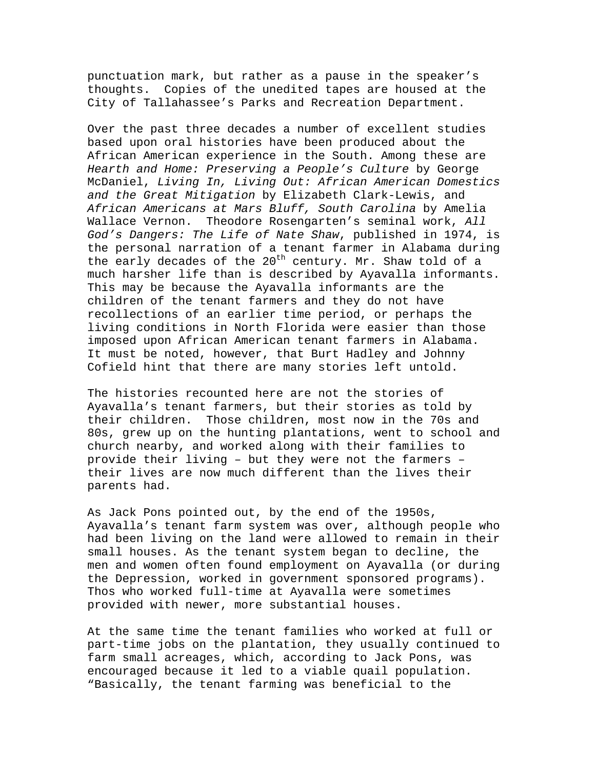punctuation mark, but rather as a pause in the speaker's thoughts. Copies of the unedited tapes are housed at the City of Tallahassee's Parks and Recreation Department.

Over the past three decades a number of excellent studies based upon oral histories have been produced about the African American experience in the South. Among these are *Hearth and Home: Preserving a People's Culture* by George McDaniel, *Living In, Living Out: African American Domestics and the Great Mitigation* by Elizabeth Clark-Lewis, and *African Americans at Mars Bluff, South Carolina* by Amelia Wallace Vernon. Theodore Rosengarten's seminal work, *All God's Dangers: The Life of Nate Shaw*, published in 1974, is the personal narration of a tenant farmer in Alabama during the early decades of the 20th century. Mr. Shaw told of a much harsher life than is described by Ayavalla informants. This may be because the Ayavalla informants are the children of the tenant farmers and they do not have recollections of an earlier time period, or perhaps the living conditions in North Florida were easier than those imposed upon African American tenant farmers in Alabama. It must be noted, however, that Burt Hadley and Johnny Cofield hint that there are many stories left untold.

The histories recounted here are not the stories of Ayavalla's tenant farmers, but their stories as told by their children. Those children, most now in the 70s and 80s, grew up on the hunting plantations, went to school and church nearby, and worked along with their families to provide their living – but they were not the farmers – their lives are now much different than the lives their parents had.

As Jack Pons pointed out, by the end of the 1950s, Ayavalla's tenant farm system was over, although people who had been living on the land were allowed to remain in their small houses. As the tenant system began to decline, the men and women often found employment on Ayavalla (or during the Depression, worked in government sponsored programs). Thos who worked full-time at Ayavalla were sometimes provided with newer, more substantial houses.

At the same time the tenant families who worked at full or part-time jobs on the plantation, they usually continued to farm small acreages, which, according to Jack Pons, was encouraged because it led to a viable quail population. "Basically, the tenant farming was beneficial to the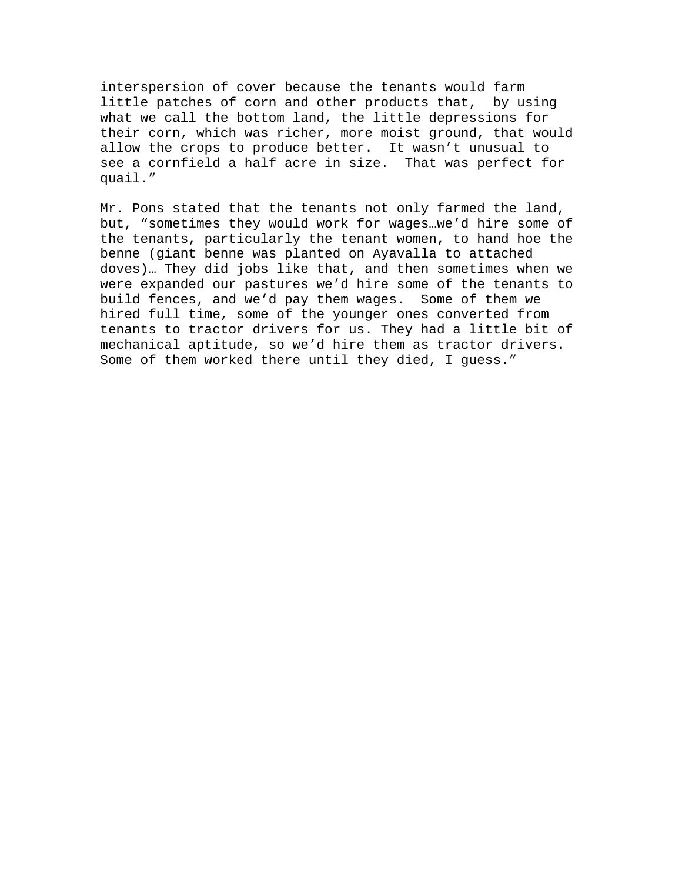interspersion of cover because the tenants would farm little patches of corn and other products that, by using what we call the bottom land, the little depressions for their corn, which was richer, more moist ground, that would allow the crops to produce better. It wasn't unusual to see a cornfield a half acre in size. That was perfect for quail."

Mr. Pons stated that the tenants not only farmed the land, but, "sometimes they would work for wages…we'd hire some of the tenants, particularly the tenant women, to hand hoe the benne (giant benne was planted on Ayavalla to attached doves)… They did jobs like that, and then sometimes when we were expanded our pastures we'd hire some of the tenants to build fences, and we'd pay them wages. Some of them we hired full time, some of the younger ones converted from tenants to tractor drivers for us. They had a little bit of mechanical aptitude, so we'd hire them as tractor drivers. Some of them worked there until they died, I guess."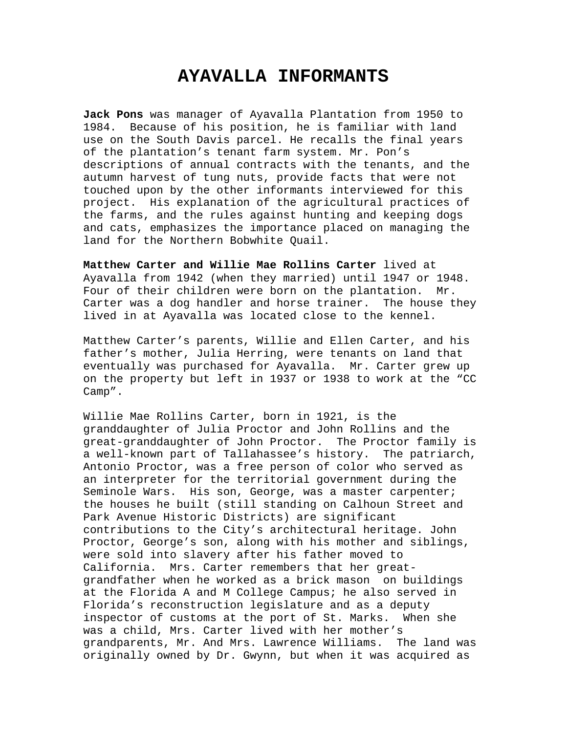# AYAVALLA INFORMANTS

**Jack Pons** was manager of Ayavalla Plantation from 1950 to 1984. Because of his position, he is familiar with land use on the South Davis parcel. He recalls the final years of the plantation's tenant farm system. Mr. Pon's descriptions of annual contracts with the tenants, and the autumn harvest of tung nuts, provide facts that were not touched upon by the other informants interviewed for this project. His explanation of the agricultural practices of the farms, and the rules against hunting and keeping dogs and cats, emphasizes the importance placed on managing the land for the Northern Bobwhite Quail.

**Matthew Carter and Willie Mae Rollins Carter** lived at Ayavalla from 1942 (when they married) until 1947 or 1948. Four of their children were born on the plantation. Mr. Carter was a dog handler and horse trainer. The house they lived in at Ayavalla was located close to the kennel.

Matthew Carter's parents, Willie and Ellen Carter, and his father's mother, Julia Herring, were tenants on land that eventually was purchased for Ayavalla. Mr. Carter grew up on the property but left in 1937 or 1938 to work at the "CC Camp".

Willie Mae Rollins Carter, born in 1921, is the granddaughter of Julia Proctor and John Rollins and the great-granddaughter of John Proctor. The Proctor family is a well-known part of Tallahassee's history. The patriarch, Antonio Proctor, was a free person of color who served as an interpreter for the territorial government during the Seminole Wars. His son, George, was a master carpenter; the houses he built (still standing on Calhoun Street and Park Avenue Historic Districts) are significant contributions to the City's architectural heritage. John Proctor, George's son, along with his mother and siblings, were sold into slavery after his father moved to California. Mrs. Carter remembers that her great-grandfather when he worked as a brick mason on buildings at the Florida A and M College Campus; he also served in Florida's reconstruction legislature and as a deputy inspector of customs at the port of St. Marks. When she was a child, Mrs. Carter lived with her mother's grandparents, Mr. And Mrs. Lawrence Williams. The land was originally owned by Dr. Gwynn, but when it was acquired as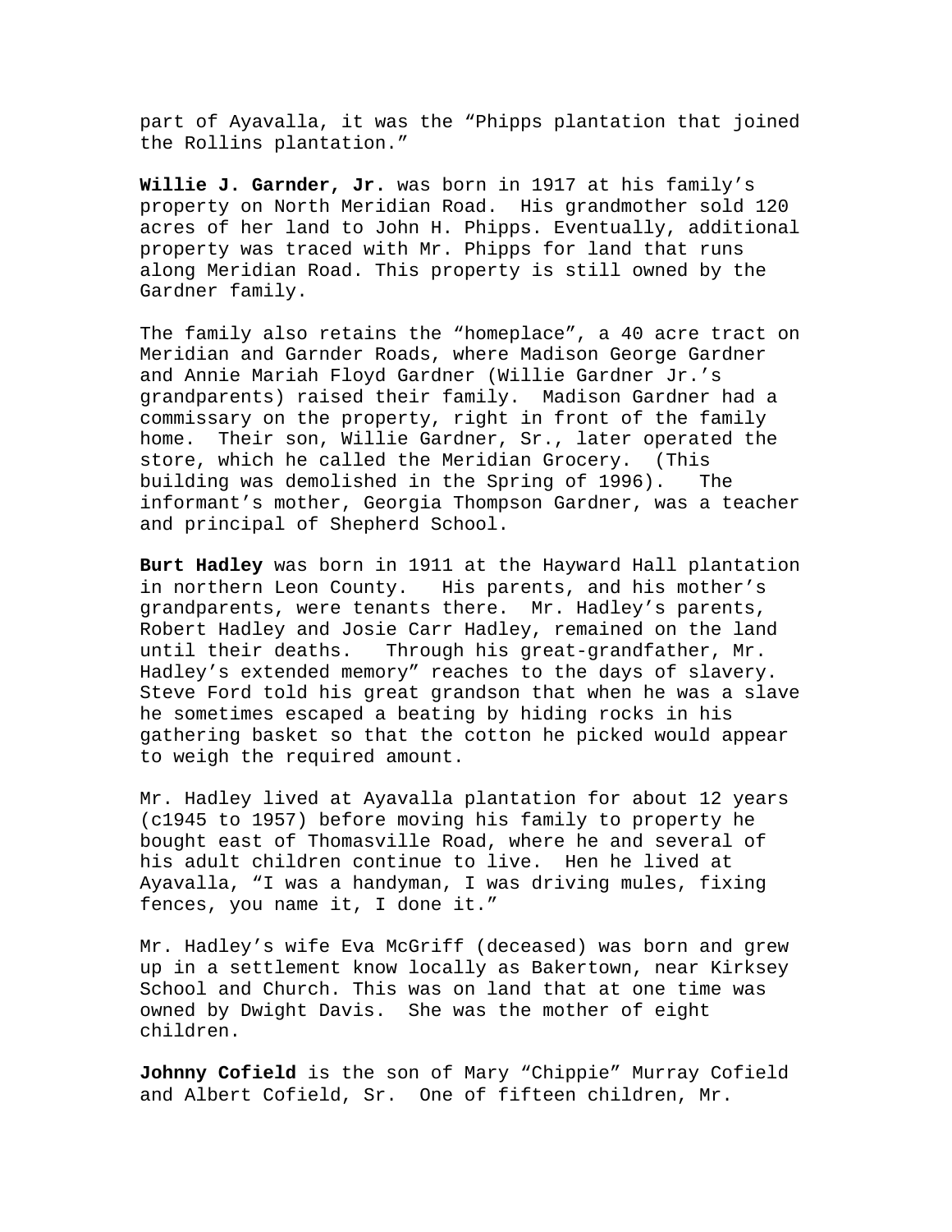part of Ayavalla, it was the "Phipps plantation that joined the Rollins plantation."

**Willie J. Garnder, Jr.** was born in 1917 at his family's property on North Meridian Road. His grandmother sold 120 acres of her land to John H. Phipps. Eventually, additional property was traced with Mr. Phipps for land that runs along Meridian Road. This property is still owned by the Gardner family.

The family also retains the "homeplace", a 40 acre tract on Meridian and Garnder Roads, where Madison George Gardner and Annie Mariah Floyd Gardner (Willie Gardner Jr.'s grandparents) raised their family. Madison Gardner had a commissary on the property, right in front of the family home. Their son, Willie Gardner, Sr., later operated the store, which he called the Meridian Grocery. (This building was demolished in the Spring of 1996). The informant's mother, Georgia Thompson Gardner, was a teacher and principal of Shepherd School.

**Burt Hadley** was born in 1911 at the Hayward Hall plantation in northern Leon County. His parents, and his mother's grandparents, were tenants there. Mr. Hadley's parents, Robert Hadley and Josie Carr Hadley, remained on the land until their deaths. Through his great-grandfather, Mr. Hadley's extended memory" reaches to the days of slavery. Steve Ford told his great grandson that when he was a slave he sometimes escaped a beating by hiding rocks in his gathering basket so that the cotton he picked would appear to weigh the required amount.

Mr. Hadley lived at Ayavalla plantation for about 12 years (c1945 to 1957) before moving his family to property he bought east of Thomasville Road, where he and several of his adult children continue to live. Hen he lived at Ayavalla, "I was a handyman, I was driving mules, fixing fences, you name it, I done it."

Mr. Hadley's wife Eva McGriff (deceased) was born and grew up in a settlement know locally as Bakertown, near Kirksey School and Church. This was on land that at one time was owned by Dwight Davis. She was the mother of eight children.

**Johnny Cofield** is the son of Mary "Chippie" Murray Cofield and Albert Cofield, Sr. One of fifteen children, Mr.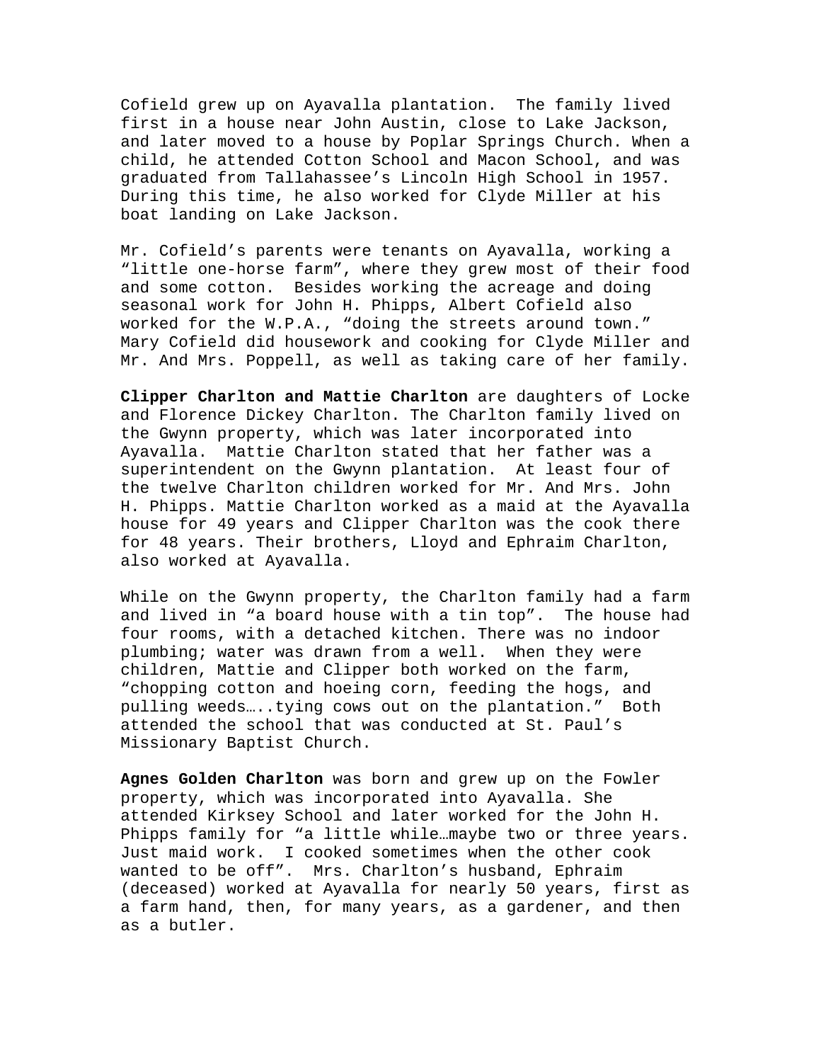Cofield grew up on Ayavalla plantation. The family lived first in a house near John Austin, close to Lake Jackson, and later moved to a house by Poplar Springs Church. When a child, he attended Cotton School and Macon School, and was graduated from Tallahassee's Lincoln High School in 1957. During this time, he also worked for Clyde Miller at his boat landing on Lake Jackson.

Mr. Cofield's parents were tenants on Ayavalla, working a "little one-horse farm", where they grew most of their food and some cotton. Besides working the acreage and doing seasonal work for John H. Phipps, Albert Cofield also worked for the W.P.A., "doing the streets around town." Mary Cofield did housework and cooking for Clyde Miller and Mr. And Mrs. Poppell, as well as taking care of her family.

**Clipper Charlton and Mattie Charlton** are daughters of Locke and Florence Dickey Charlton. The Charlton family lived on the Gwynn property, which was later incorporated into Ayavalla. Mattie Charlton stated that her father was a superintendent on the Gwynn plantation. At least four of the twelve Charlton children worked for Mr. And Mrs. John H. Phipps. Mattie Charlton worked as a maid at the Ayavalla house for 49 years and Clipper Charlton was the cook there for 48 years. Their brothers, Lloyd and Ephraim Charlton, also worked at Ayavalla.

While on the Gwynn property, the Charlton family had a farm and lived in "a board house with a tin top". The house had four rooms, with a detached kitchen. There was no indoor plumbing; water was drawn from a well. When they were children, Mattie and Clipper both worked on the farm, "chopping cotton and hoeing corn, feeding the hogs, and pulling weeds…..tying cows out on the plantation." Both attended the school that was conducted at St. Paul's Missionary Baptist Church.

**Agnes Golden Charlton** was born and grew up on the Fowler property, which was incorporated into Ayavalla. She attended Kirksey School and later worked for the John H. Phipps family for "a little while…maybe two or three years. Just maid work. I cooked sometimes when the other cook wanted to be off". Mrs. Charlton's husband, Ephraim (deceased) worked at Ayavalla for nearly 50 years, first as a farm hand, then, for many years, as a gardener, and then as a butler.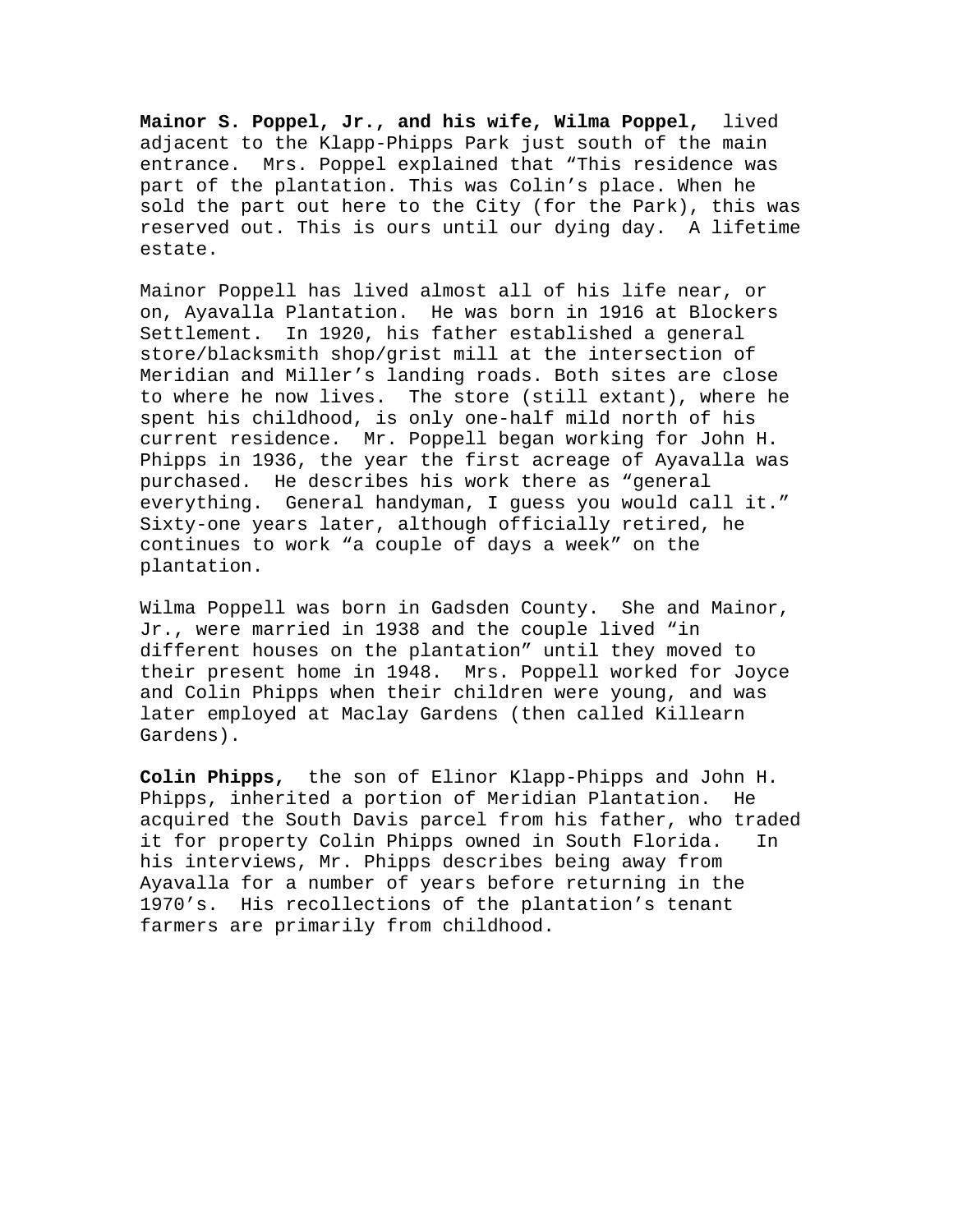**Mainor S. Poppel, Jr., and his wife, Wilma Poppel,** lived adjacent to the Klapp-Phipps Park just south of the main entrance. Mrs. Poppel explained that "This residence was part of the plantation. This was Colin's place. When he sold the part out here to the City (for the Park), this was reserved out. This is ours until our dying day. A lifetime estate.

Mainor Poppell has lived almost all of his life near, or on, Ayavalla Plantation. He was born in 1916 at Blockers Settlement. In 1920, his father established a general store/blacksmith shop/grist mill at the intersection of Meridian and Miller's landing roads. Both sites are close to where he now lives. The store (still extant), where he spent his childhood, is only one-half mild north of his current residence. Mr. Poppell began working for John H. Phipps in 1936, the year the first acreage of Ayavalla was purchased. He describes his work there as "general everything. General handyman, I guess you would call it." Sixty-one years later, although officially retired, he continues to work "a couple of days a week" on the plantation.

Wilma Poppell was born in Gadsden County. She and Mainor, Jr., were married in 1938 and the couple lived "in different houses on the plantation" until they moved to their present home in 1948. Mrs. Poppell worked for Joyce and Colin Phipps when their children were young, and was later employed at Maclay Gardens (then called Killearn Gardens).

**Colin Phipps,** the son of Elinor Klapp-Phipps and John H. Phipps, inherited a portion of Meridian Plantation. He acquired the South Davis parcel from his father, who traded it for property Colin Phipps owned in South Florida. In his interviews, Mr. Phipps describes being away from Ayavalla for a number of years before returning in the 1970's. His recollections of the plantation's tenant farmers are primarily from childhood.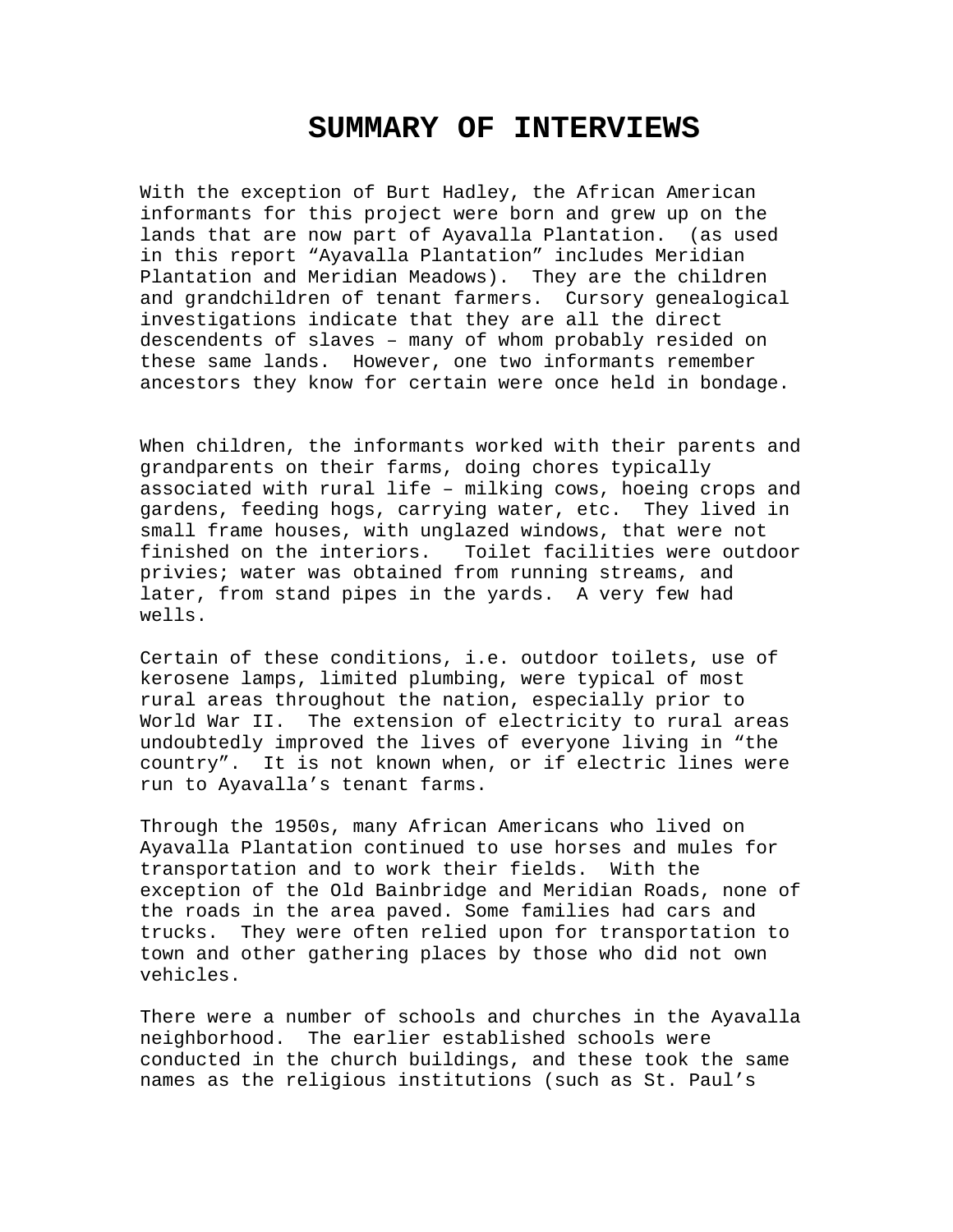# SUMMARY OF INTERVIEWS

With the exception of Burt Hadley, the African American informants for this project were born and grew up on the lands that are now part of Ayavalla Plantation. (as used in this report “Ayavalla Plantation” includes Meridian Plantation and Meridian Meadows). They are the children and grandchildren of tenant farmers. Cursory genealogical investigations indicate that they are all the direct descendents of slaves – many of whom probably resided on these same lands. However, one two informants remember ancestors they know for certain were once held in bondage.

When children, the informants worked with their parents and grandparents on their farms, doing chores typically associated with rural life – milking cows, hoeing crops and gardens, feeding hogs, carrying water, etc. They lived in small frame houses, with unglazed windows, that were not finished on the interiors. Toilet facilities were outdoor privies; water was obtained from running streams, and later, from stand pipes in the yards. A very few had wells.

Certain of these conditions, i.e. outdoor toilets, use of kerosene lamps, limited plumbing, were typical of most rural areas throughout the nation, especially prior to World War II. The extension of electricity to rural areas undoubtedly improved the lives of everyone living in “the country”. It is not known when, or if electric lines were run to Ayavalla’s tenant farms.

Through the 1950s, many African Americans who lived on Ayavalla Plantation continued to use horses and mules for transportation and to work their fields. With the exception of the Old Bainbridge and Meridian Roads, none of the roads in the area paved. Some families had cars and trucks. They were often relied upon for transportation to town and other gathering places by those who did not own vehicles.

There were a number of schools and churches in the Ayavalla neighborhood. The earlier established schools were conducted in the church buildings, and these took the same names as the religious institutions (such as St. Paul’s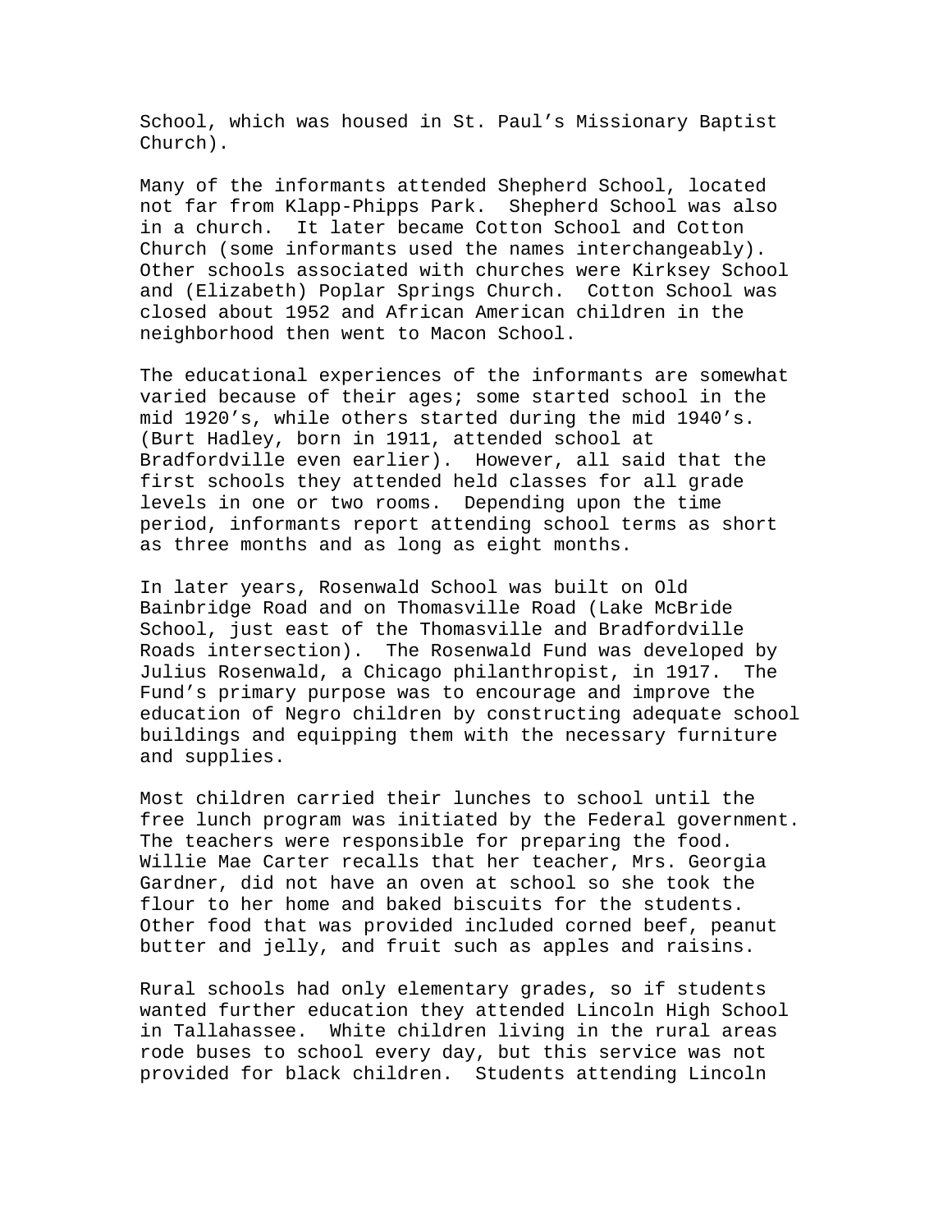School, which was housed in St. Paul’s Missionary Baptist Church).

Many of the informants attended Shepherd School, located not far from Klapp-Phipps Park. Shepherd School was also in a church. It later became Cotton School and Cotton Church (some informants used the names interchangeably). Other schools associated with churches were Kirksey School and (Elizabeth) Poplar Springs Church. Cotton School was closed about 1952 and African American children in the neighborhood then went to Macon School.

The educational experiences of the informants are somewhat varied because of their ages; some started school in the mid 1920’s, while others started during the mid 1940’s. (Burt Hadley, born in 1911, attended school at Bradfordville even earlier). However, all said that the first schools they attended held classes for all grade levels in one or two rooms. Depending upon the time period, informants report attending school terms as short as three months and as long as eight months.

In later years, Rosenwald School was built on Old Bainbridge Road and on Thomasville Road (Lake McBride School, just east of the Thomasville and Bradfordville Roads intersection). The Rosenwald Fund was developed by Julius Rosenwald, a Chicago philanthropist, in 1917. The Fund’s primary purpose was to encourage and improve the education of Negro children by constructing adequate school buildings and equipping them with the necessary furniture and supplies.

Most children carried their lunches to school until the free lunch program was initiated by the Federal government. The teachers were responsible for preparing the food. Willie Mae Carter recalls that her teacher, Mrs. Georgia Gardner, did not have an oven at school so she took the flour to her home and baked biscuits for the students. Other food that was provided included corned beef, peanut butter and jelly, and fruit such as apples and raisins.

Rural schools had only elementary grades, so if students wanted further education they attended Lincoln High School in Tallahassee. White children living in the rural areas rode buses to school every day, but this service was not provided for black children. Students attending Lincoln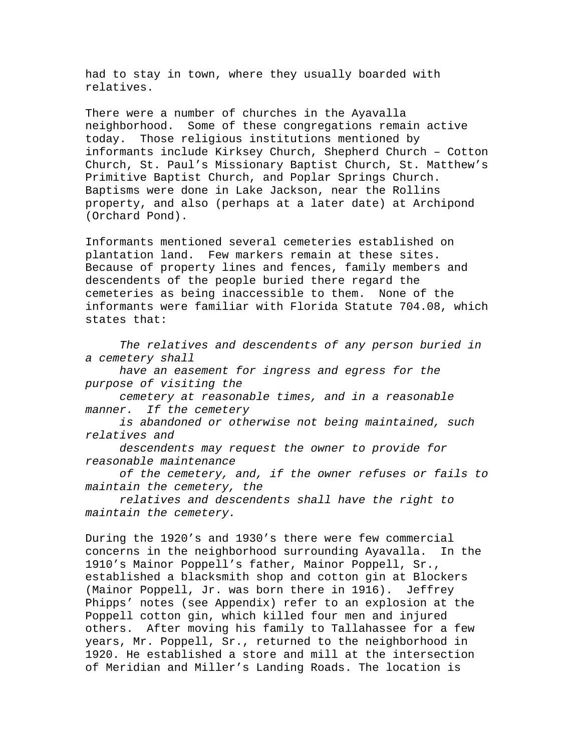had to stay in town, where they usually boarded with relatives.

There were a number of churches in the Ayavalla neighborhood. Some of these congregations remain active today. Those religious institutions mentioned by informants include Kirksey Church, Shepherd Church – Cotton Church, St. Paul's Missionary Baptist Church, St. Matthew's Primitive Baptist Church, and Poplar Springs Church. Baptisms were done in Lake Jackson, near the Rollins property, and also (perhaps at a later date) at Archipond (Orchard Pond).

Informants mentioned several cemeteries established on plantation land. Few markers remain at these sites. Because of property lines and fences, family members and descendents of the people buried there regard the cemeteries as being inaccessible to them. None of the informants were familiar with Florida Statute 704.08, which states that:

> *The relatives and descendents of any person buried in a cemetery shall have an easement for ingress and egress for the purpose of visiting the cemetery at reasonable times, and in a reasonable manner. If the cemetery is abandoned or otherwise not being maintained, such relatives and descendents may request the owner to provide for reasonable maintenance of the cemetery, and, if the owner refuses or fails to maintain the cemetery, the relatives and descendents shall have the right to maintain the cemetery.*

During the 1920's and 1930's there were few commercial concerns in the neighborhood surrounding Ayavalla. In the 1910's Mainor Poppell's father, Mainor Poppell, Sr., established a blacksmith shop and cotton gin at Blockers (Mainor Poppell, Jr. was born there in 1916). Jeffrey Phipps' notes (see Appendix) refer to an explosion at the Poppell cotton gin, which killed four men and injured others. After moving his family to Tallahassee for a few years, Mr. Poppell, Sr., returned to the neighborhood in 1920. He established a store and mill at the intersection of Meridian and Miller's Landing Roads. The location is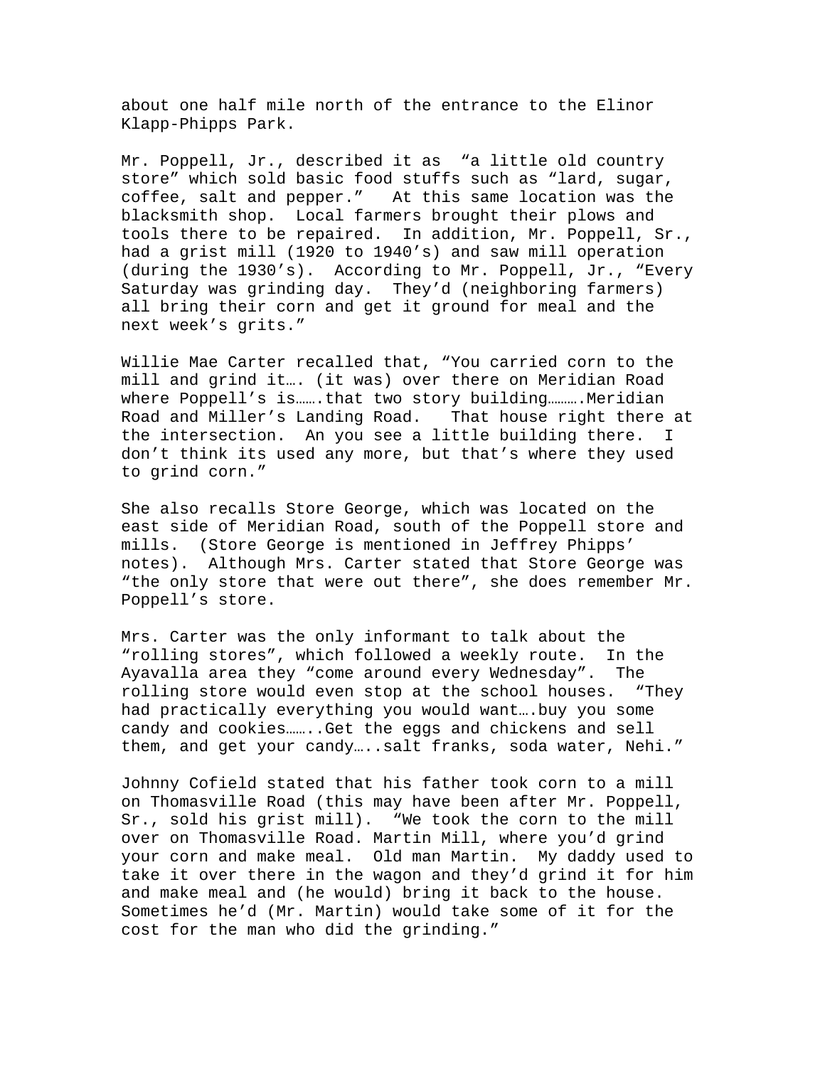about one half mile north of the entrance to the Elinor Klapp-Phipps Park.

Mr. Poppell, Jr., described it as "a little old country store" which sold basic food stuffs such as "lard, sugar, coffee, salt and pepper." At this same location was the blacksmith shop. Local farmers brought their plows and tools there to be repaired. In addition, Mr. Poppell, Sr., had a grist mill (1920 to 1940's) and saw mill operation (during the 1930's). According to Mr. Poppell, Jr., "Every Saturday was grinding day. They'd (neighboring farmers) all bring their corn and get it ground for meal and the next week's grits."

Willie Mae Carter recalled that, "You carried corn to the mill and grind it…. (it was) over there on Meridian Road where Poppell's is…….that two story building……….Meridian Road and Miller's Landing Road. That house right there at the intersection. An you see a little building there. I don't think its used any more, but that's where they used to grind corn."

She also recalls Store George, which was located on the east side of Meridian Road, south of the Poppell store and mills. (Store George is mentioned in Jeffrey Phipps' notes). Although Mrs. Carter stated that Store George was "the only store that were out there", she does remember Mr. Poppell's store.

Mrs. Carter was the only informant to talk about the "rolling stores", which followed a weekly route. In the Ayavalla area they "come around every Wednesday". The rolling store would even stop at the school houses. "They had practically everything you would want….buy you some candy and cookies……..Get the eggs and chickens and sell them, and get your candy…..salt franks, soda water, Nehi."

Johnny Cofield stated that his father took corn to a mill on Thomasville Road (this may have been after Mr. Poppell, Sr., sold his grist mill). "We took the corn to the mill over on Thomasville Road. Martin Mill, where you'd grind your corn and make meal. Old man Martin. My daddy used to take it over there in the wagon and they'd grind it for him and make meal and (he would) bring it back to the house. Sometimes he'd (Mr. Martin) would take some of it for the cost for the man who did the grinding."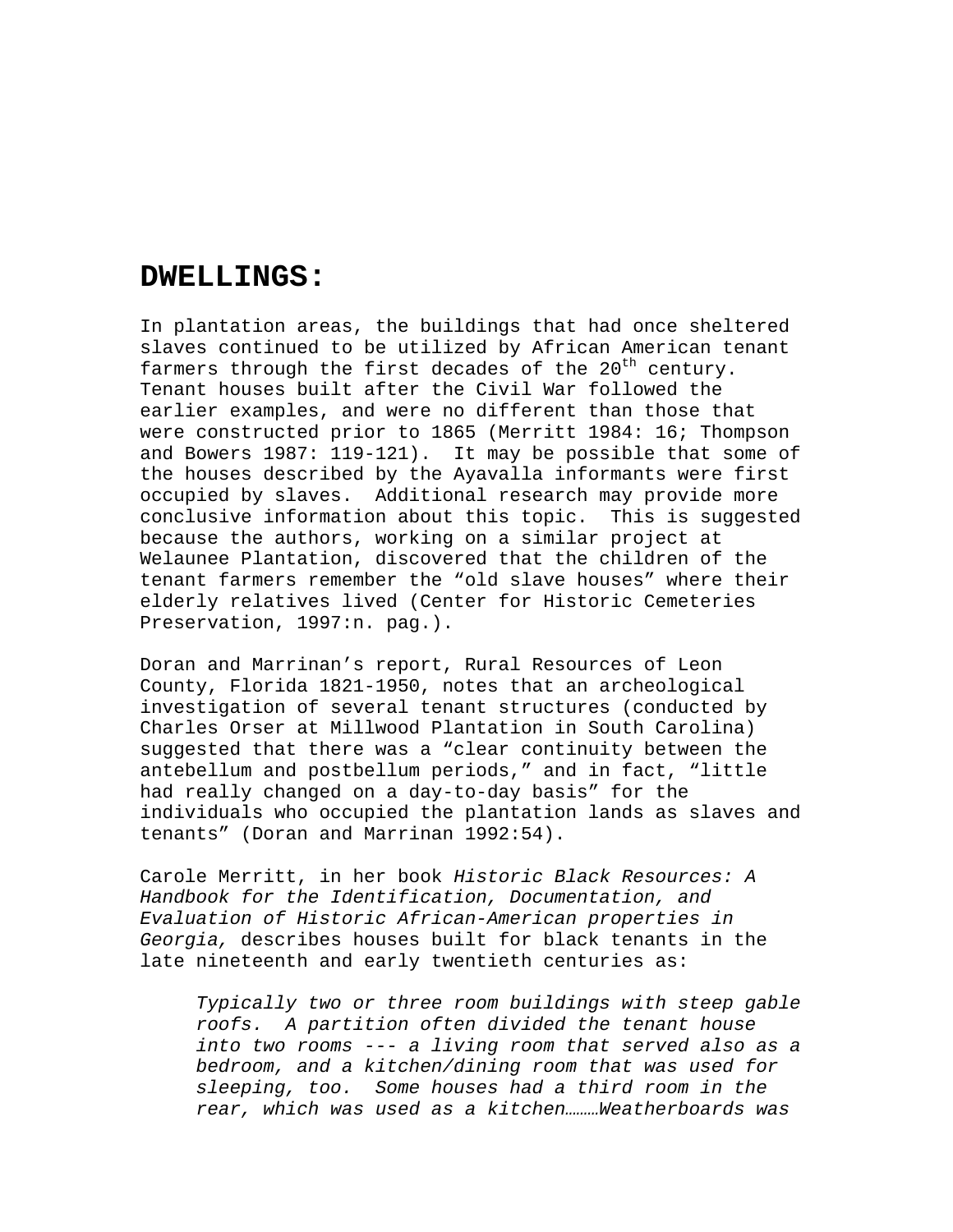# DWELLINGS:

In plantation areas, the buildings that had once sheltered slaves continued to be utilized by African American tenant farmers through the first decades of the 20th century. Tenant houses built after the Civil War followed the earlier examples, and were no different than those that were constructed prior to 1865 (Merritt 1984: 16; Thompson and Bowers 1987: 119-121). It may be possible that some of the houses described by the Ayavalla informants were first occupied by slaves. Additional research may provide more conclusive information about this topic. This is suggested because the authors, working on a similar project at Welaunee Plantation, discovered that the children of the tenant farmers remember the "old slave houses" where their elderly relatives lived (Center for Historic Cemeteries Preservation, 1997:n. pag.).

Doran and Marrinan's report, Rural Resources of Leon County, Florida 1821-1950, notes that an archeological investigation of several tenant structures (conducted by Charles Orser at Millwood Plantation in South Carolina) suggested that there was a "clear continuity between the antebellum and postbellum periods," and in fact, "little had really changed on a day-to-day basis" for the individuals who occupied the plantation lands as slaves and tenants" (Doran and Marrinan 1992:54).

Carole Merritt, in her book *Historic Black Resources: A Handbook for the Identification, Documentation, and Evaluation of Historic African-American properties in Georgia,* describes houses built for black tenants in the late nineteenth and early twentieth centuries as:

> *Typically two or three room buildings with steep gable roofs. A partition often divided the tenant house into two rooms --- a living room that served also as a bedroom, and a kitchen/dining room that was used for sleeping, too. Some houses had a third room in the rear, which was used as a kitchen………Weatherboards was*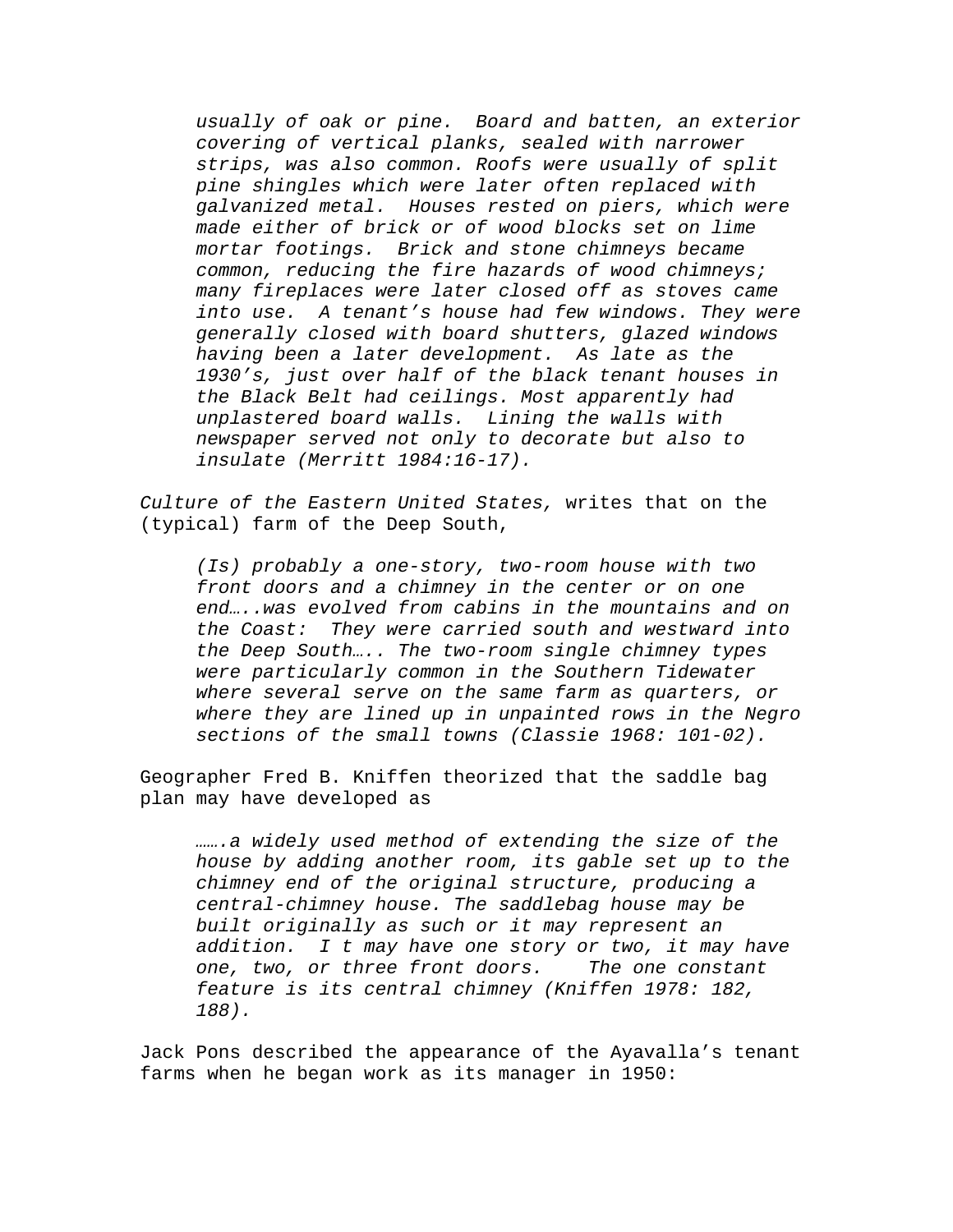> *usually of oak or pine. Board and batten, an exterior covering of vertical planks, sealed with narrower strips, was also common. Roofs were usually of split pine shingles which were later often replaced with galvanized metal. Houses rested on piers, which were made either of brick or of wood blocks set on lime mortar footings. Brick and stone chimneys became common, reducing the fire hazards of wood chimneys; many fireplaces were later closed off as stoves came into use. A tenant's house had few windows. They were generally closed with board shutters, glazed windows having been a later development. As late as the 1930's, just over half of the black tenant houses in the Black Belt had ceilings. Most apparently had unplastered board walls. Lining the walls with newspaper served not only to decorate but also to insulate (Merritt 1984:16-17).*

*Culture of the Eastern United States,* writes that on the (typical) farm of the Deep South,

> *(Is) probably a one-story, two-room house with two front doors and a chimney in the center or on one end…..was evolved from cabins in the mountains and on the Coast: They were carried south and westward into the Deep South….. The two-room single chimney types were particularly common in the Southern Tidewater where several serve on the same farm as quarters, or where they are lined up in unpainted rows in the Negro sections of the small towns (Classie 1968: 101-02).*

Geographer Fred B. Kniffen theorized that the saddle bag plan may have developed as

> *…….a widely used method of extending the size of the house by adding another room, its gable set up to the chimney end of the original structure, producing a central-chimney house. The saddlebag house may be built originally as such or it may represent an addition. I t may have one story or two, it may have one, two, or three front doors. The one constant feature is its central chimney (Kniffen 1978: 182, 188).*

Jack Pons described the appearance of the Ayavalla's tenant farms when he began work as its manager in 1950: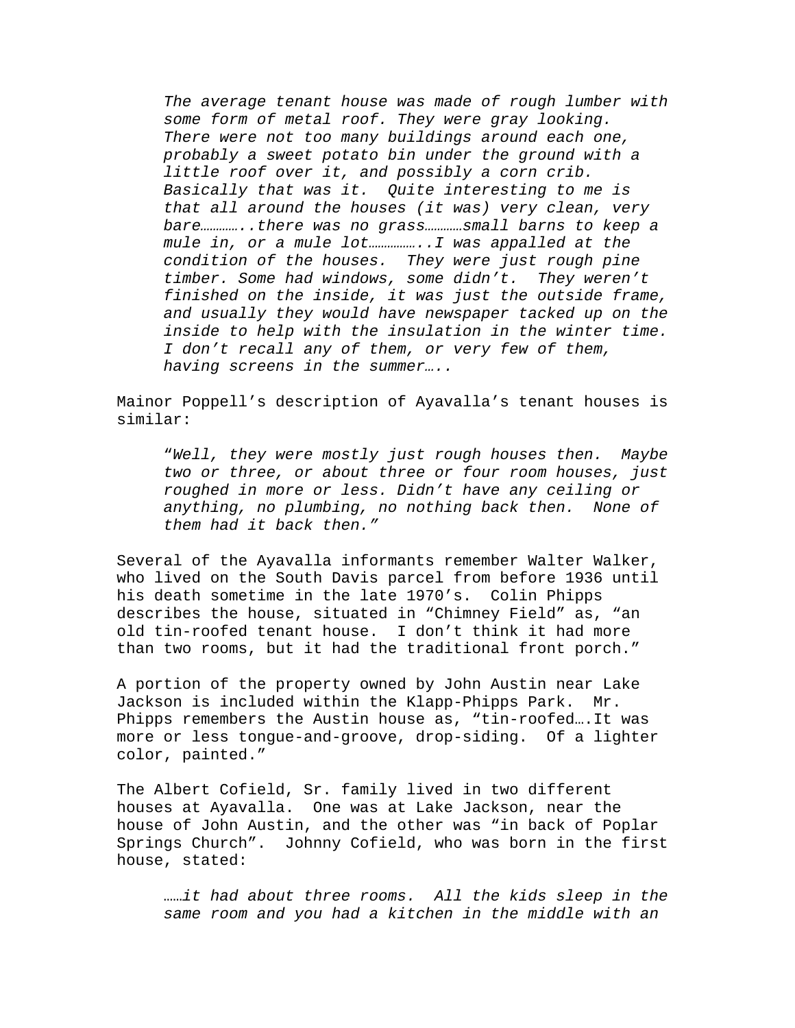> *The average tenant house was made of rough lumber with some form of metal roof. They were gray looking. There were not too many buildings around each one, probably a sweet potato bin under the ground with a little roof over it, and possibly a corn crib. Basically that was it. Quite interesting to me is that all around the houses (it was) very clean, very bare…………..there was no grass…………small barns to keep a mule in, or a mule lot……………..I was appalled at the condition of the houses. They were just rough pine timber. Some had windows, some didn't. They weren't finished on the inside, it was just the outside frame, and usually they would have newspaper tacked up on the inside to help with the insulation in the winter time. I don't recall any of them, or very few of them, having screens in the summer…..*

Mainor Poppell's description of Ayavalla's tenant houses is similar:

> "*Well, they were mostly just rough houses then. Maybe two or three, or about three or four room houses, just roughed in more or less. Didn't have any ceiling or anything, no plumbing, no nothing back then. None of them had it back then."*

Several of the Ayavalla informants remember Walter Walker, who lived on the South Davis parcel from before 1936 until his death sometime in the late 1970's. Colin Phipps describes the house, situated in "Chimney Field" as, "an old tin-roofed tenant house. I don't think it had more than two rooms, but it had the traditional front porch."

A portion of the property owned by John Austin near Lake Jackson is included within the Klapp-Phipps Park. Mr. Phipps remembers the Austin house as, "tin-roofed….It was more or less tongue-and-groove, drop-siding. Of a lighter color, painted."

The Albert Cofield, Sr. family lived in two different houses at Ayavalla. One was at Lake Jackson, near the house of John Austin, and the other was "in back of Poplar Springs Church". Johnny Cofield, who was born in the first house, stated:

> ……*it had about three rooms. All the kids sleep in the same room and you had a kitchen in the middle with an*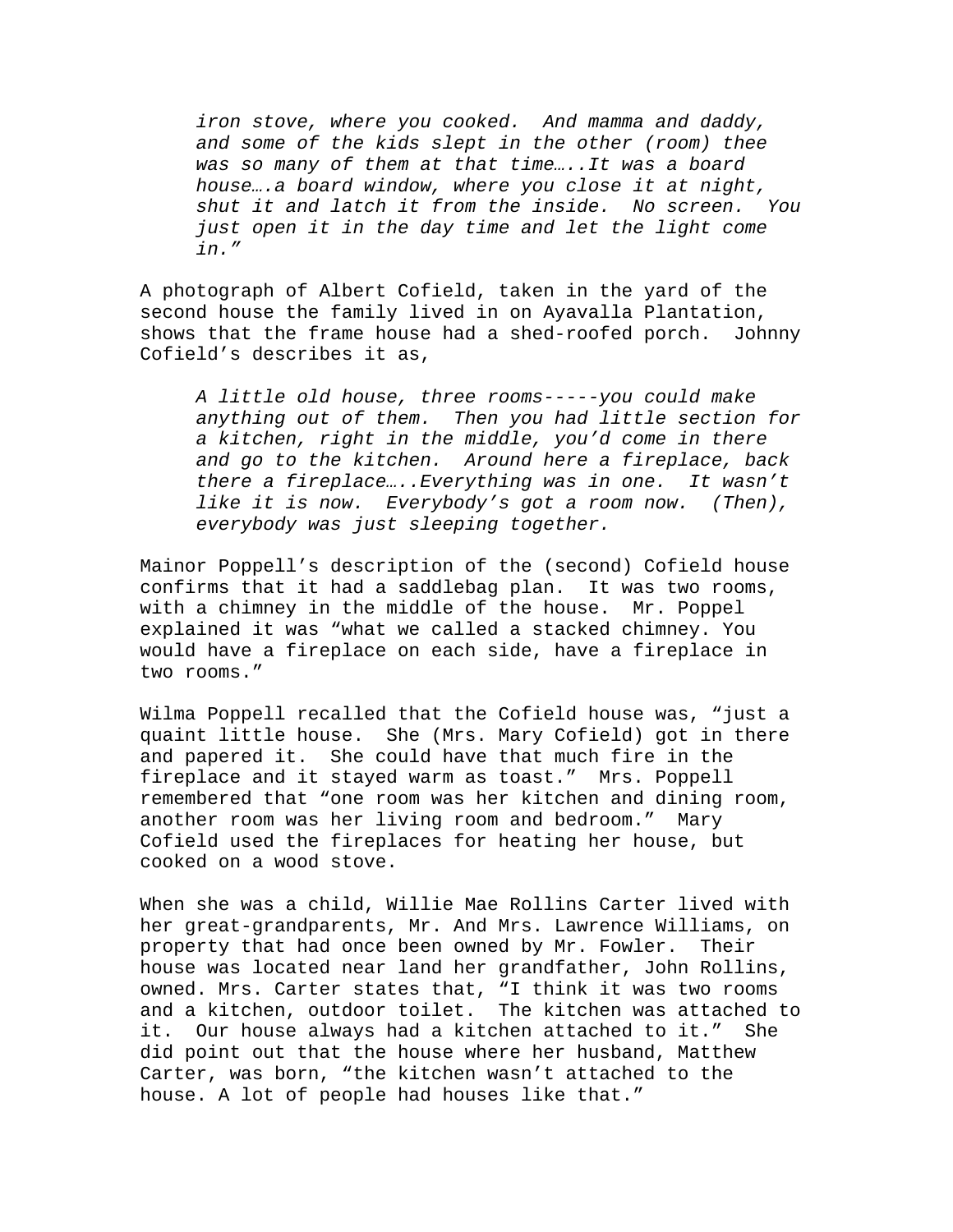*iron stove, where you cooked. And mamma and daddy, and some of the kids slept in the other (room) thee was so many of them at that time…..It was a board house….a board window, where you close it at night, shut it and latch it from the inside. No screen. You just open it in the day time and let the light come in."*

A photograph of Albert Cofield, taken in the yard of the second house the family lived in on Ayavalla Plantation, shows that the frame house had a shed-roofed porch. Johnny Cofield's describes it as,

> *A little old house, three rooms-----you could make anything out of them. Then you had little section for a kitchen, right in the middle, you'd come in there and go to the kitchen. Around here a fireplace, back there a fireplace…..Everything was in one. It wasn't like it is now. Everybody's got a room now. (Then), everybody was just sleeping together.*

Mainor Poppell's description of the (second) Cofield house confirms that it had a saddlebag plan. It was two rooms, with a chimney in the middle of the house. Mr. Poppel explained it was "what we called a stacked chimney. You would have a fireplace on each side, have a fireplace in two rooms."

Wilma Poppell recalled that the Cofield house was, "just a quaint little house. She (Mrs. Mary Cofield) got in there and papered it. She could have that much fire in the fireplace and it stayed warm as toast." Mrs. Poppell remembered that "one room was her kitchen and dining room, another room was her living room and bedroom." Mary Cofield used the fireplaces for heating her house, but cooked on a wood stove.

When she was a child, Willie Mae Rollins Carter lived with her great-grandparents, Mr. And Mrs. Lawrence Williams, on property that had once been owned by Mr. Fowler. Their house was located near land her grandfather, John Rollins, owned. Mrs. Carter states that, "I think it was two rooms and a kitchen, outdoor toilet. The kitchen was attached to it. Our house always had a kitchen attached to it." She did point out that the house where her husband, Matthew Carter, was born, "the kitchen wasn't attached to the house. A lot of people had houses like that."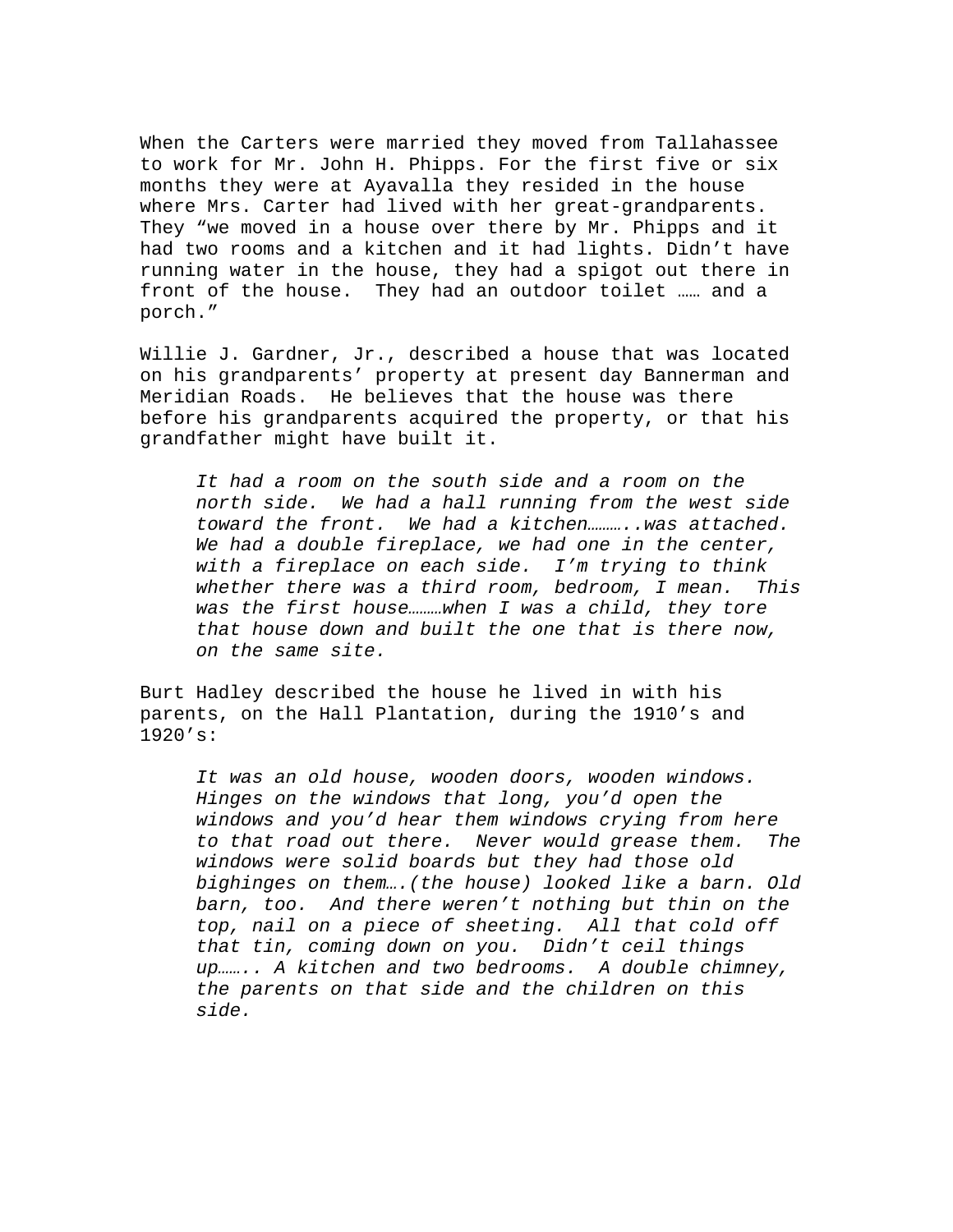When the Carters were married they moved from Tallahassee to work for Mr. John H. Phipps. For the first five or six months they were at Ayavalla they resided in the house where Mrs. Carter had lived with her great-grandparents. They "we moved in a house over there by Mr. Phipps and it had two rooms and a kitchen and it had lights. Didn't have running water in the house, they had a spigot out there in front of the house. They had an outdoor toilet …… and a porch."

Willie J. Gardner, Jr., described a house that was located on his grandparents' property at present day Bannerman and Meridian Roads. He believes that the house was there before his grandparents acquired the property, or that his grandfather might have built it.

> *It had a room on the south side and a room on the north side. We had a hall running from the west side toward the front. We had a kitchen………..was attached. We had a double fireplace, we had one in the center, with a fireplace on each side. I'm trying to think whether there was a third room, bedroom, I mean. This was the first house………when I was a child, they tore that house down and built the one that is there now, on the same site.*

Burt Hadley described the house he lived in with his parents, on the Hall Plantation, during the 1910's and 1920's:

> *It was an old house, wooden doors, wooden windows. Hinges on the windows that long, you'd open the windows and you'd hear them windows crying from here to that road out there. Never would grease them. The windows were solid boards but they had those old bighinges on them….(the house) looked like a barn. Old barn, too. And there weren't nothing but thin on the top, nail on a piece of sheeting. All that cold off that tin, coming down on you. Didn't ceil things up…….. A kitchen and two bedrooms. A double chimney, the parents on that side and the children on this side.*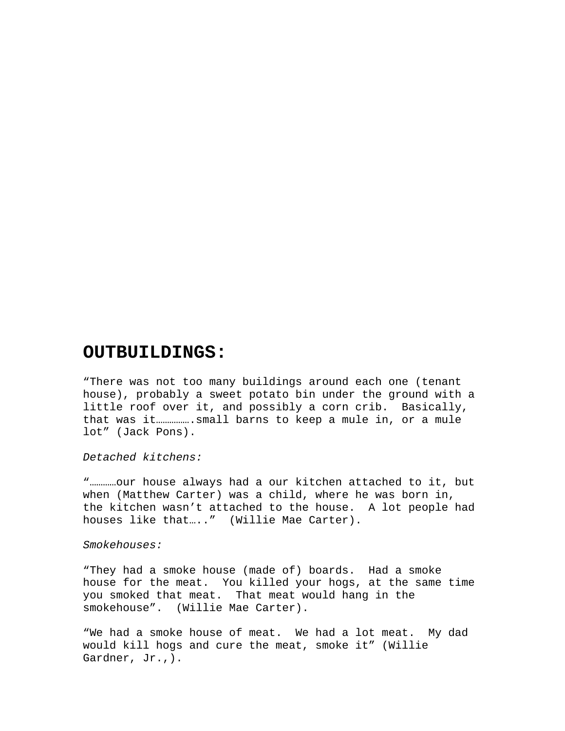# OUTBUILDINGS:

“There was not too many buildings around each one (tenant house), probably a sweet potato bin under the ground with a little roof over it, and possibly a corn crib. Basically, that was it…………….small barns to keep a mule in, or a mule lot” (Jack Pons).

*Detached kitchens:*

“…………our house always had a our kitchen attached to it, but when (Matthew Carter) was a child, where he was born in, the kitchen wasn’t attached to the house. A lot people had houses like that…..” (Willie Mae Carter).

*Smokehouses:*

“They had a smoke house (made of) boards. Had a smoke house for the meat. You killed your hogs, at the same time you smoked that meat. That meat would hang in the smokehouse”. (Willie Mae Carter).

“We had a smoke house of meat. We had a lot meat. My dad would kill hogs and cure the meat, smoke it” (Willie Gardner, Jr.,).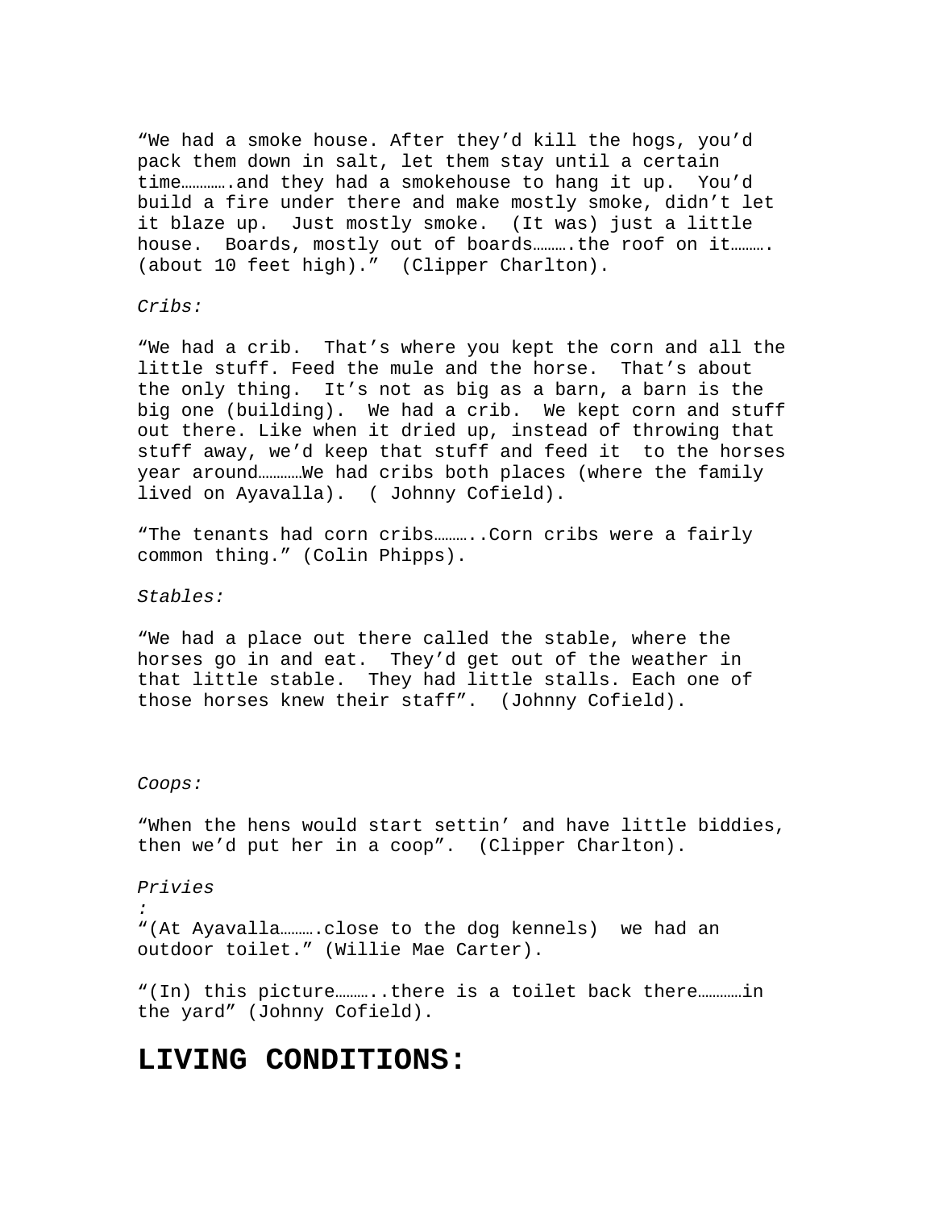“We had a smoke house. After they’d kill the hogs, you’d pack them down in salt, let them stay until a certain time………….and they had a smokehouse to hang it up. You’d build a fire under there and make mostly smoke, didn’t let it blaze up. Just mostly smoke. (It was) just a little house. Boards, mostly out of boards……….the roof on it………. (about 10 feet high).” (Clipper Charlton).

*Cribs:*

“We had a crib. That’s where you kept the corn and all the little stuff. Feed the mule and the horse. That’s about the only thing. It’s not as big as a barn, a barn is the big one (building). We had a crib. We kept corn and stuff out there. Like when it dried up, instead of throwing that stuff away, we’d keep that stuff and feed it to the horses year around…………We had cribs both places (where the family lived on Ayavalla). ( Johnny Cofield).

“The tenants had corn cribs………..Corn cribs were a fairly common thing.” (Colin Phipps).

*Stables:*

“We had a place out there called the stable, where the horses go in and eat. They’d get out of the weather in that little stable. They had little stalls. Each one of those horses knew their staff”. (Johnny Cofield).

*Coops:*

“When the hens would start settin’ and have little biddies, then we’d put her in a coop”. (Clipper Charlton).

*Privies*
*:*

“(At Ayavalla……….close to the dog kennels) we had an outdoor toilet.” (Willie Mae Carter).

“(In) this picture………..there is a toilet back there…………in the yard” (Johnny Cofield).

# LIVING CONDITIONS: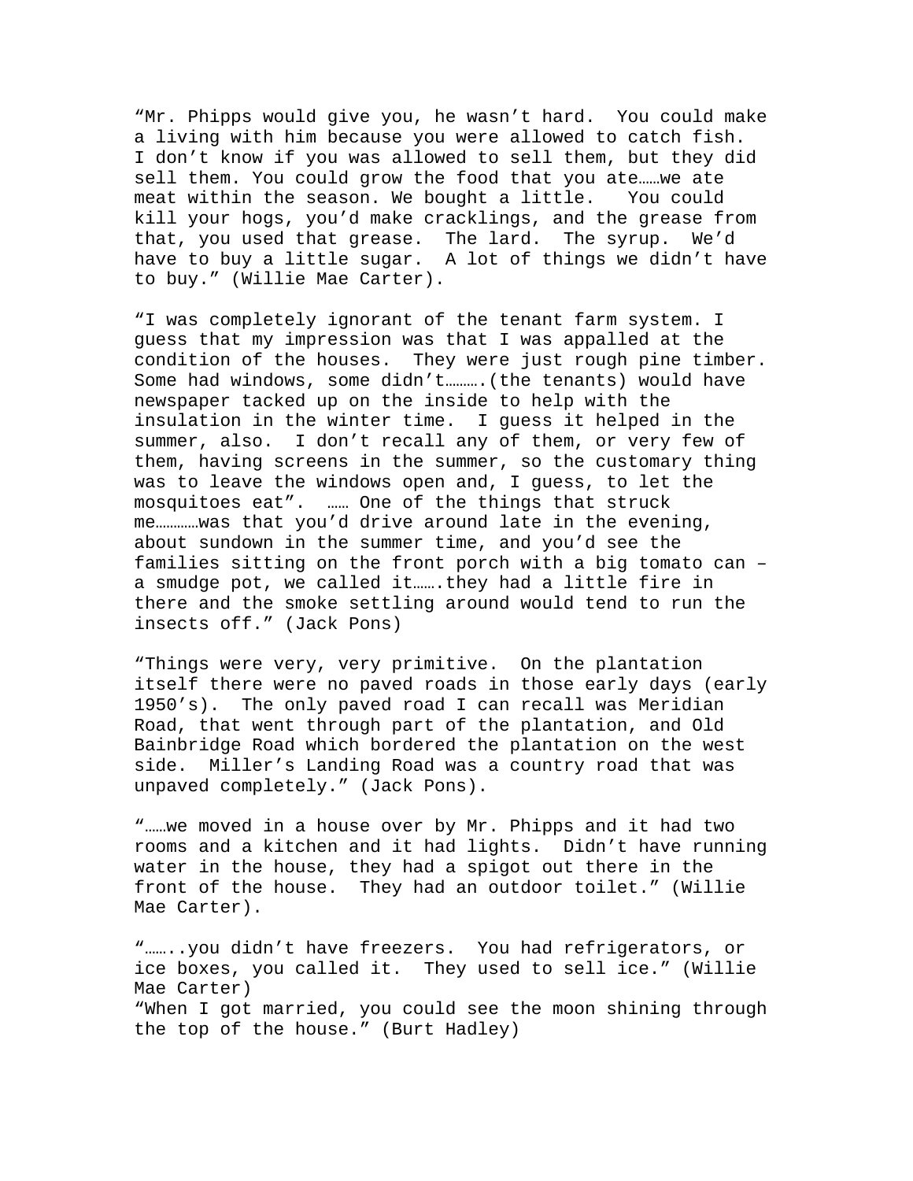"Mr. Phipps would give you, he wasn't hard. You could make a living with him because you were allowed to catch fish. I don't know if you was allowed to sell them, but they did sell them. You could grow the food that you ate……we ate meat within the season. We bought a little. You could kill your hogs, you'd make cracklings, and the grease from that, you used that grease. The lard. The syrup. We'd have to buy a little sugar. A lot of things we didn't have to buy." (Willie Mae Carter).

"I was completely ignorant of the tenant farm system. I guess that my impression was that I was appalled at the condition of the houses. They were just rough pine timber. Some had windows, some didn't……….(the tenants) would have newspaper tacked up on the inside to help with the insulation in the winter time. I guess it helped in the summer, also. I don't recall any of them, or very few of them, having screens in the summer, so the customary thing was to leave the windows open and, I guess, to let the mosquitoes eat". …… One of the things that struck me…………was that you'd drive around late in the evening, about sundown in the summer time, and you'd see the families sitting on the front porch with a big tomato can – a smudge pot, we called it…….they had a little fire in there and the smoke settling around would tend to run the insects off." (Jack Pons)

"Things were very, very primitive. On the plantation itself there were no paved roads in those early days (early 1950's). The only paved road I can recall was Meridian Road, that went through part of the plantation, and Old Bainbridge Road which bordered the plantation on the west side. Miller's Landing Road was a country road that was unpaved completely." (Jack Pons).

"……we moved in a house over by Mr. Phipps and it had two rooms and a kitchen and it had lights. Didn't have running water in the house, they had a spigot out there in the front of the house. They had an outdoor toilet." (Willie Mae Carter).

"……..you didn't have freezers. You had refrigerators, or ice boxes, you called it. They used to sell ice." (Willie Mae Carter)
"When I got married, you could see the moon shining through the top of the house." (Burt Hadley)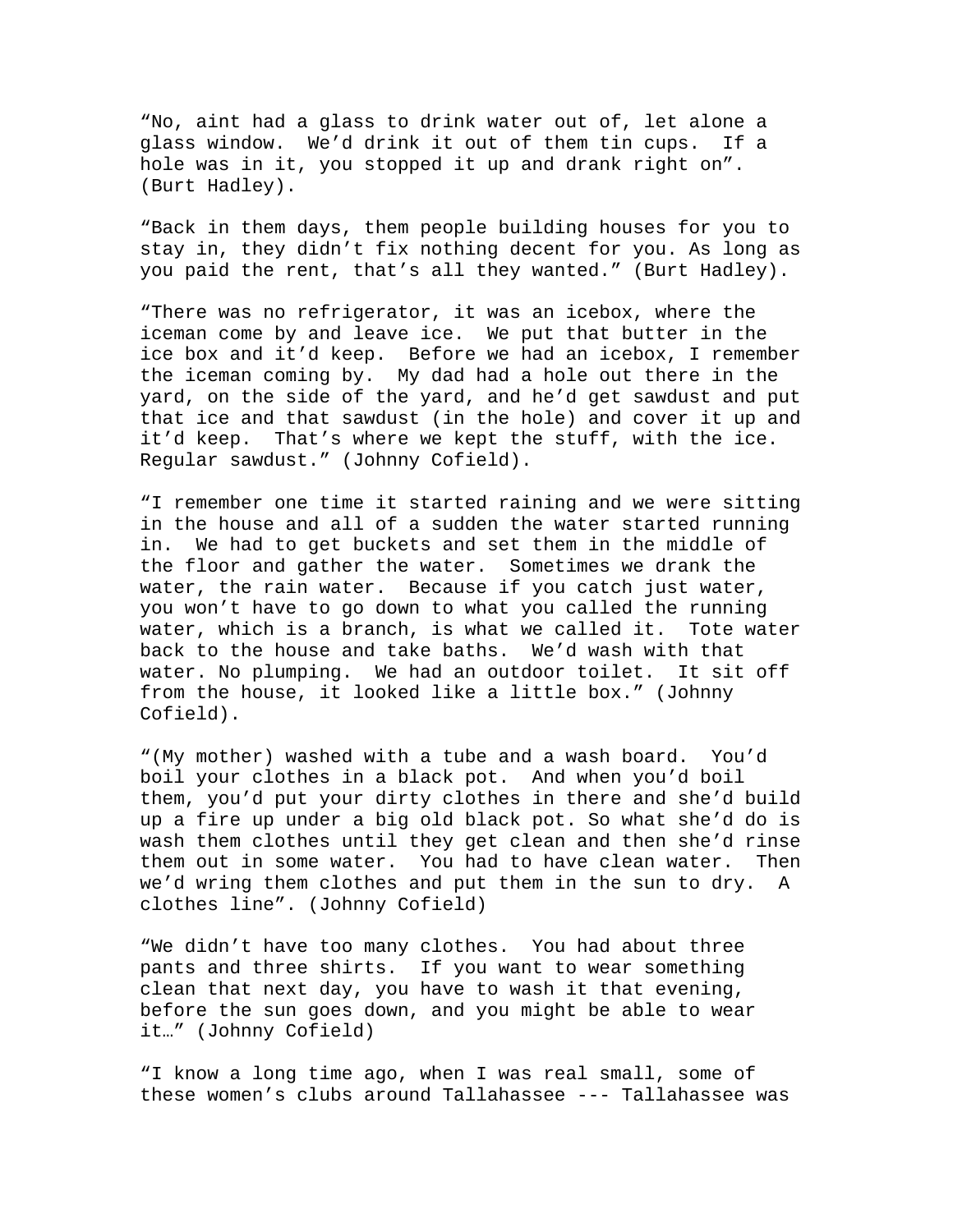"No, aint had a glass to drink water out of, let alone a glass window. We'd drink it out of them tin cups. If a hole was in it, you stopped it up and drank right on". (Burt Hadley).

"Back in them days, them people building houses for you to stay in, they didn't fix nothing decent for you. As long as you paid the rent, that's all they wanted." (Burt Hadley).

"There was no refrigerator, it was an icebox, where the iceman come by and leave ice. We put that butter in the ice box and it'd keep. Before we had an icebox, I remember the iceman coming by. My dad had a hole out there in the yard, on the side of the yard, and he'd get sawdust and put that ice and that sawdust (in the hole) and cover it up and it'd keep. That's where we kept the stuff, with the ice. Regular sawdust." (Johnny Cofield).

"I remember one time it started raining and we were sitting in the house and all of a sudden the water started running in. We had to get buckets and set them in the middle of the floor and gather the water. Sometimes we drank the water, the rain water. Because if you catch just water, you won't have to go down to what you called the running water, which is a branch, is what we called it. Tote water back to the house and take baths. We'd wash with that water. No plumping. We had an outdoor toilet. It sit off from the house, it looked like a little box." (Johnny Cofield).

"(My mother) washed with a tube and a wash board. You'd boil your clothes in a black pot. And when you'd boil them, you'd put your dirty clothes in there and she'd build up a fire up under a big old black pot. So what she'd do is wash them clothes until they get clean and then she'd rinse them out in some water. You had to have clean water. Then we'd wring them clothes and put them in the sun to dry. A clothes line". (Johnny Cofield)

"We didn't have too many clothes. You had about three pants and three shirts. If you want to wear something clean that next day, you have to wash it that evening, before the sun goes down, and you might be able to wear it…" (Johnny Cofield)

"I know a long time ago, when I was real small, some of these women's clubs around Tallahassee --- Tallahassee was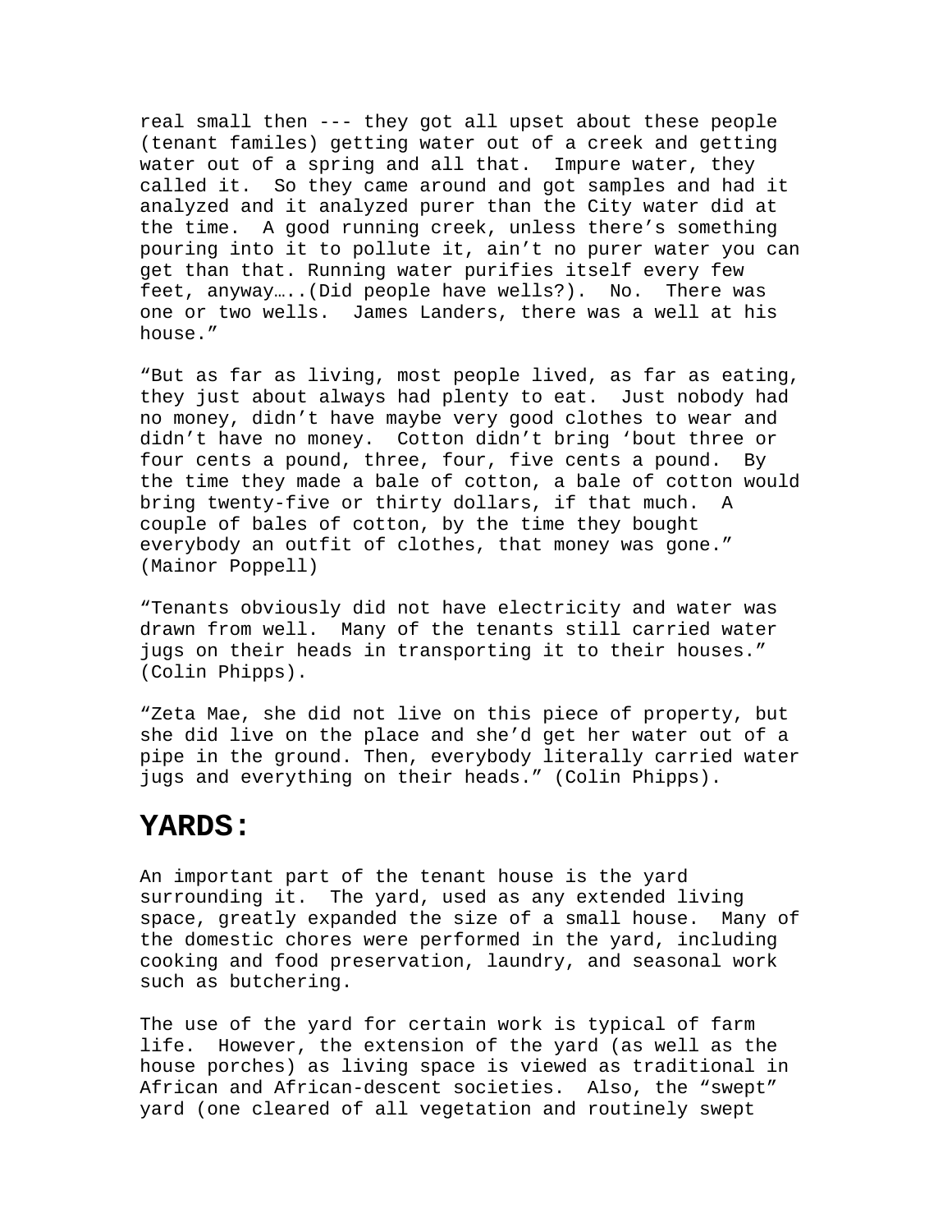real small then --- they got all upset about these people (tenant familes) getting water out of a creek and getting water out of a spring and all that. Impure water, they called it. So they came around and got samples and had it analyzed and it analyzed purer than the City water did at the time. A good running creek, unless there's something pouring into it to pollute it, ain't no purer water you can get than that. Running water purifies itself every few feet, anyway…..(Did people have wells?). No. There was one or two wells. James Landers, there was a well at his house."

"But as far as living, most people lived, as far as eating, they just about always had plenty to eat. Just nobody had no money, didn't have maybe very good clothes to wear and didn't have no money. Cotton didn't bring 'bout three or four cents a pound, three, four, five cents a pound. By the time they made a bale of cotton, a bale of cotton would bring twenty-five or thirty dollars, if that much. A couple of bales of cotton, by the time they bought everybody an outfit of clothes, that money was gone." (Mainor Poppell)

"Tenants obviously did not have electricity and water was drawn from well. Many of the tenants still carried water jugs on their heads in transporting it to their houses." (Colin Phipps).

"Zeta Mae, she did not live on this piece of property, but she did live on the place and she'd get her water out of a pipe in the ground. Then, everybody literally carried water jugs and everything on their heads." (Colin Phipps).

## YARDS:

An important part of the tenant house is the yard surrounding it. The yard, used as any extended living space, greatly expanded the size of a small house. Many of the domestic chores were performed in the yard, including cooking and food preservation, laundry, and seasonal work such as butchering.

The use of the yard for certain work is typical of farm life. However, the extension of the yard (as well as the house porches) as living space is viewed as traditional in African and African-descent societies. Also, the "swept" yard (one cleared of all vegetation and routinely swept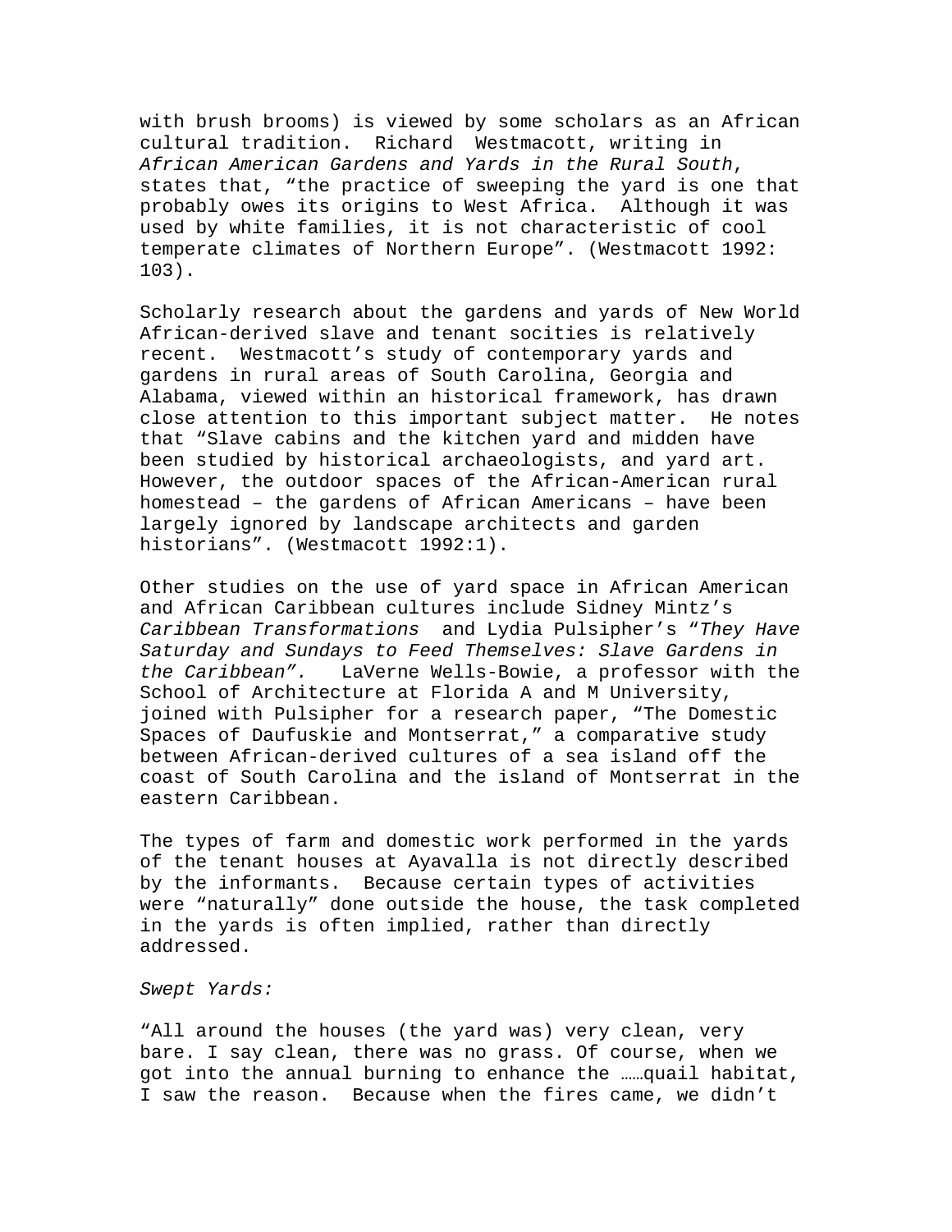with brush brooms) is viewed by some scholars as an African cultural tradition. Richard Westmacott, writing in *African American Gardens and Yards in the Rural South*, states that, "the practice of sweeping the yard is one that probably owes its origins to West Africa. Although it was used by white families, it is not characteristic of cool temperate climates of Northern Europe". (Westmacott 1992: 103).

Scholarly research about the gardens and yards of New World African-derived slave and tenant socities is relatively recent. Westmacott's study of contemporary yards and gardens in rural areas of South Carolina, Georgia and Alabama, viewed within an historical framework, has drawn close attention to this important subject matter. He notes that "Slave cabins and the kitchen yard and midden have been studied by historical archaeologists, and yard art. However, the outdoor spaces of the African-American rural homestead – the gardens of African Americans – have been largely ignored by landscape architects and garden historians". (Westmacott 1992:1).

Other studies on the use of yard space in African American and African Caribbean cultures include Sidney Mintz's *Caribbean Transformations* and Lydia Pulsipher's "*They Have Saturday and Sundays to Feed Themselves: Slave Gardens in the Caribbean".* LaVerne Wells-Bowie, a professor with the School of Architecture at Florida A and M University, joined with Pulsipher for a research paper, "The Domestic Spaces of Daufuskie and Montserrat," a comparative study between African-derived cultures of a sea island off the coast of South Carolina and the island of Montserrat in the eastern Caribbean.

The types of farm and domestic work performed in the yards of the tenant houses at Ayavalla is not directly described by the informants. Because certain types of activities were "naturally" done outside the house, the task completed in the yards is often implied, rather than directly addressed.

*Swept Yards:*

"All around the houses (the yard was) very clean, very bare. I say clean, there was no grass. Of course, when we got into the annual burning to enhance the ……quail habitat, I saw the reason. Because when the fires came, we didn't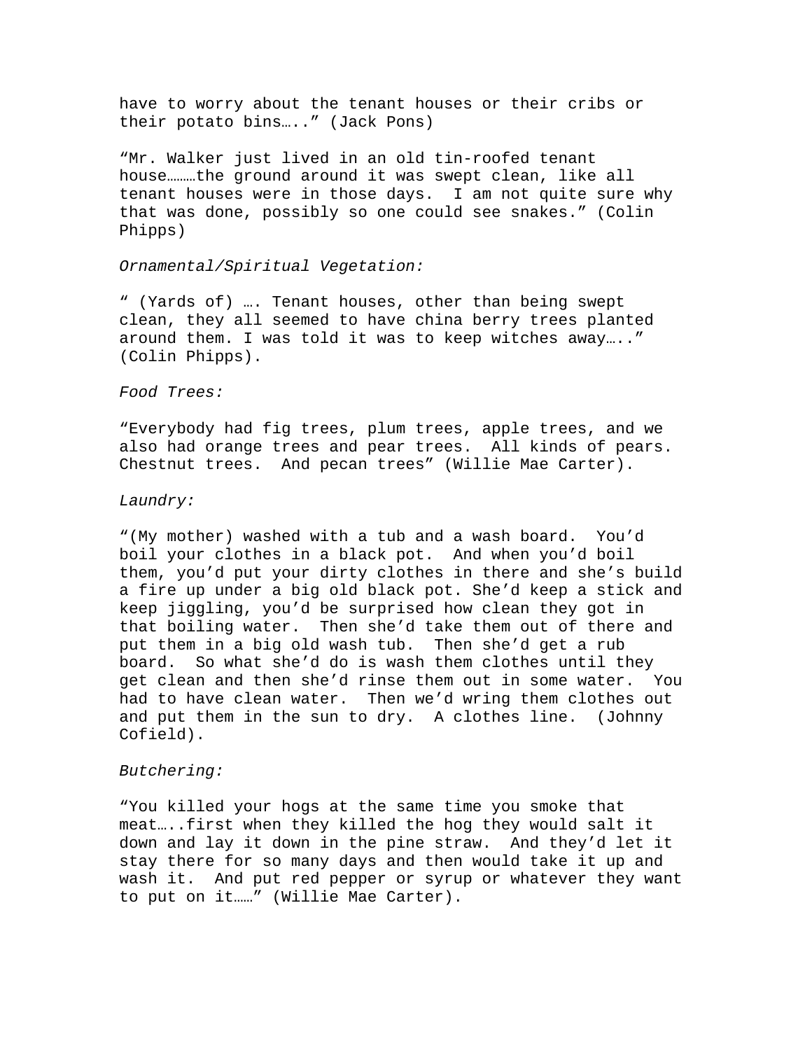have to worry about the tenant houses or their cribs or their potato bins…..” (Jack Pons)

“Mr. Walker just lived in an old tin-roofed tenant house………the ground around it was swept clean, like all tenant houses were in those days. I am not quite sure why that was done, possibly so one could see snakes.” (Colin Phipps)

*Ornamental/Spiritual Vegetation:*

“ (Yards of) …. Tenant houses, other than being swept clean, they all seemed to have china berry trees planted around them. I was told it was to keep witches away…..” (Colin Phipps).

*Food Trees:*

“Everybody had fig trees, plum trees, apple trees, and we also had orange trees and pear trees. All kinds of pears. Chestnut trees. And pecan trees” (Willie Mae Carter).

*Laundry:*

“(My mother) washed with a tub and a wash board. You’d boil your clothes in a black pot. And when you’d boil them, you’d put your dirty clothes in there and she’s build a fire up under a big old black pot. She’d keep a stick and keep jiggling, you’d be surprised how clean they got in that boiling water. Then she’d take them out of there and put them in a big old wash tub. Then she’d get a rub board. So what she’d do is wash them clothes until they get clean and then she’d rinse them out in some water. You had to have clean water. Then we’d wring them clothes out and put them in the sun to dry. A clothes line. (Johnny Cofield).

*Butchering:*

“You killed your hogs at the same time you smoke that meat…..first when they killed the hog they would salt it down and lay it down in the pine straw. And they’d let it stay there for so many days and then would take it up and wash it. And put red pepper or syrup or whatever they want to put on it……” (Willie Mae Carter).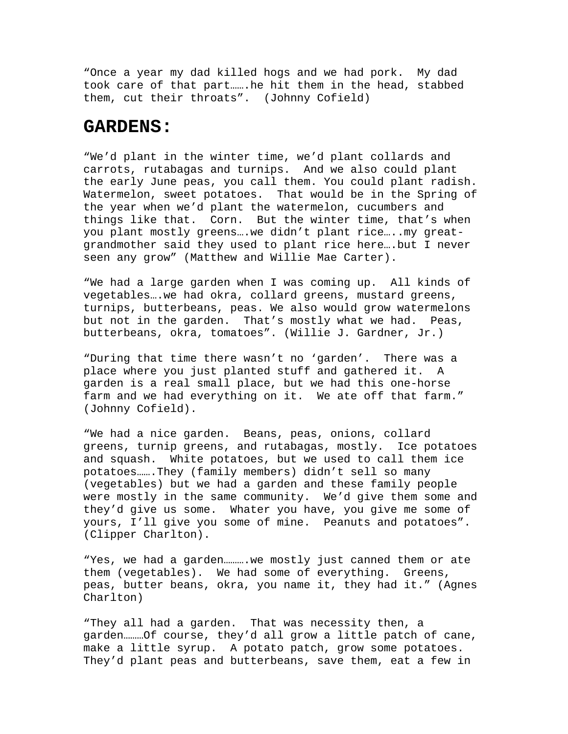"Once a year my dad killed hogs and we had pork. My dad took care of that part…….he hit them in the head, stabbed them, cut their throats". (Johnny Cofield)

## GARDENS:

"We'd plant in the winter time, we'd plant collards and carrots, rutabagas and turnips. And we also could plant the early June peas, you call them. You could plant radish. Watermelon, sweet potatoes. That would be in the Spring of the year when we'd plant the watermelon, cucumbers and things like that. Corn. But the winter time, that's when you plant mostly greens….we didn't plant rice…..my great-grandmother said they used to plant rice here….but I never seen any grow" (Matthew and Willie Mae Carter).

"We had a large garden when I was coming up. All kinds of vegetables….we had okra, collard greens, mustard greens, turnips, butterbeans, peas. We also would grow watermelons but not in the garden. That's mostly what we had. Peas, butterbeans, okra, tomatoes". (Willie J. Gardner, Jr.)

"During that time there wasn't no 'garden'. There was a place where you just planted stuff and gathered it. A garden is a real small place, but we had this one-horse farm and we had everything on it. We ate off that farm." (Johnny Cofield).

"We had a nice garden. Beans, peas, onions, collard greens, turnip greens, and rutabagas, mostly. Ice potatoes and squash. White potatoes, but we used to call them ice potatoes…….They (family members) didn't sell so many (vegetables) but we had a garden and these family people were mostly in the same community. We'd give them some and they'd give us some. Whater you have, you give me some of yours, I'll give you some of mine. Peanuts and potatoes". (Clipper Charlton).

"Yes, we had a garden……….we mostly just canned them or ate them (vegetables). We had some of everything. Greens, peas, butter beans, okra, you name it, they had it." (Agnes Charlton)

"They all had a garden. That was necessity then, a garden………Of course, they'd all grow a little patch of cane, make a little syrup. A potato patch, grow some potatoes. They'd plant peas and butterbeans, save them, eat a few in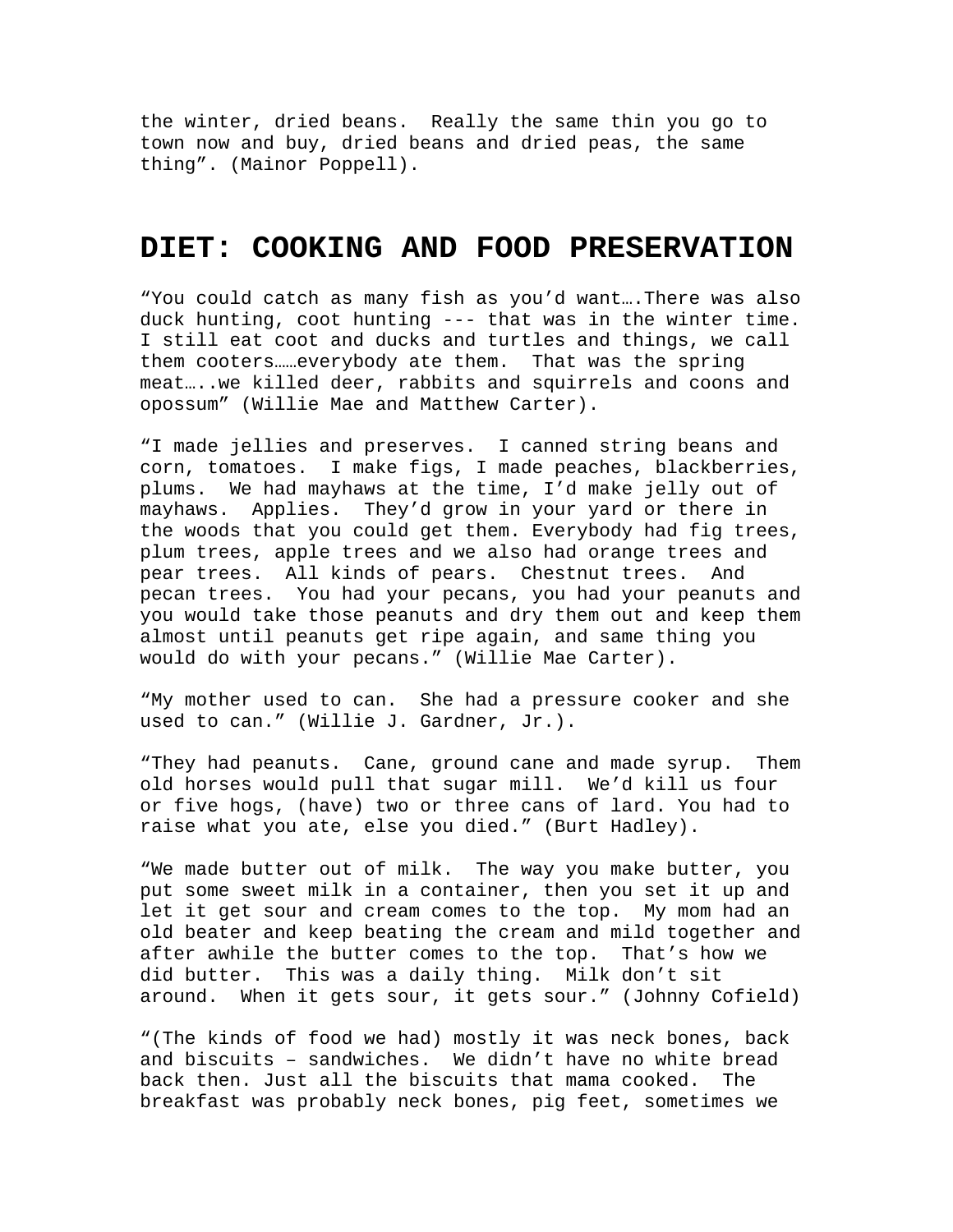the winter, dried beans. Really the same thin you go to town now and buy, dried beans and dried peas, the same thing". (Mainor Poppell).

## DIET: COOKING AND FOOD PRESERVATION

"You could catch as many fish as you'd want….There was also duck hunting, coot hunting --- that was in the winter time. I still eat coot and ducks and turtles and things, we call them cooters……everybody ate them. That was the spring meat…..we killed deer, rabbits and squirrels and coons and opossum" (Willie Mae and Matthew Carter).

"I made jellies and preserves. I canned string beans and corn, tomatoes. I make figs, I made peaches, blackberries, plums. We had mayhaws at the time, I'd make jelly out of mayhaws. Applies. They'd grow in your yard or there in the woods that you could get them. Everybody had fig trees, plum trees, apple trees and we also had orange trees and pear trees. All kinds of pears. Chestnut trees. And pecan trees. You had your pecans, you had your peanuts and you would take those peanuts and dry them out and keep them almost until peanuts get ripe again, and same thing you would do with your pecans." (Willie Mae Carter).

"My mother used to can. She had a pressure cooker and she used to can." (Willie J. Gardner, Jr.).

"They had peanuts. Cane, ground cane and made syrup. Them old horses would pull that sugar mill. We'd kill us four or five hogs, (have) two or three cans of lard. You had to raise what you ate, else you died." (Burt Hadley).

"We made butter out of milk. The way you make butter, you put some sweet milk in a container, then you set it up and let it get sour and cream comes to the top. My mom had an old beater and keep beating the cream and mild together and after awhile the butter comes to the top. That's how we did butter. This was a daily thing. Milk don't sit around. When it gets sour, it gets sour." (Johnny Cofield)

"(The kinds of food we had) mostly it was neck bones, back and biscuits – sandwiches. We didn't have no white bread back then. Just all the biscuits that mama cooked. The breakfast was probably neck bones, pig feet, sometimes we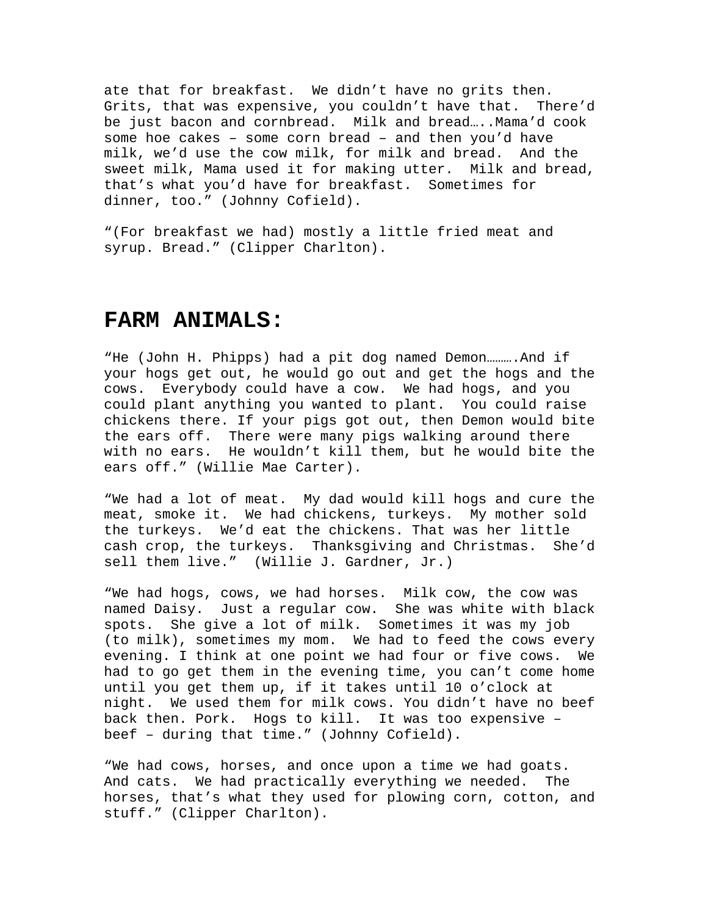ate that for breakfast.  We didn't have no grits then. Grits, that was expensive, you couldn't have that.  There'd be just bacon and cornbread.  Milk and bread…..Mama'd cook some hoe cakes – some corn bread – and then you'd have milk, we'd use the cow milk, for milk and bread.  And the sweet milk, Mama used it for making utter.  Milk and bread, that's what you'd have for breakfast.  Sometimes for dinner, too." (Johnny Cofield).

"(For breakfast we had) mostly a little fried meat and syrup. Bread." (Clipper Charlton).

# FARM ANIMALS:

"He (John H. Phipps) had a pit dog named Demon……….And if your hogs get out, he would go out and get the hogs and the cows.  Everybody could have a cow.  We had hogs, and you could plant anything you wanted to plant.  You could raise chickens there. If your pigs got out, then Demon would bite the ears off.  There were many pigs walking around there with no ears.  He wouldn't kill them, but he would bite the ears off." (Willie Mae Carter).

"We had a lot of meat.  My dad would kill hogs and cure the meat, smoke it.  We had chickens, turkeys.  My mother sold the turkeys.  We'd eat the chickens. That was her little cash crop, the turkeys.  Thanksgiving and Christmas.  She'd sell them live."  (Willie J. Gardner, Jr.)

"We had hogs, cows, we had horses.  Milk cow, the cow was named Daisy.  Just a regular cow.  She was white with black spots.  She give a lot of milk.  Sometimes it was my job (to milk), sometimes my mom.  We had to feed the cows every evening. I think at one point we had four or five cows.  We had to go get them in the evening time, you can't come home until you get them up, if it takes until 10 o'clock at night.  We used them for milk cows. You didn't have no beef back then. Pork.  Hogs to kill.  It was too expensive – beef – during that time." (Johnny Cofield).

"We had cows, horses, and once upon a time we had goats. And cats.  We had practically everything we needed.  The horses, that's what they used for plowing corn, cotton, and stuff." (Clipper Charlton).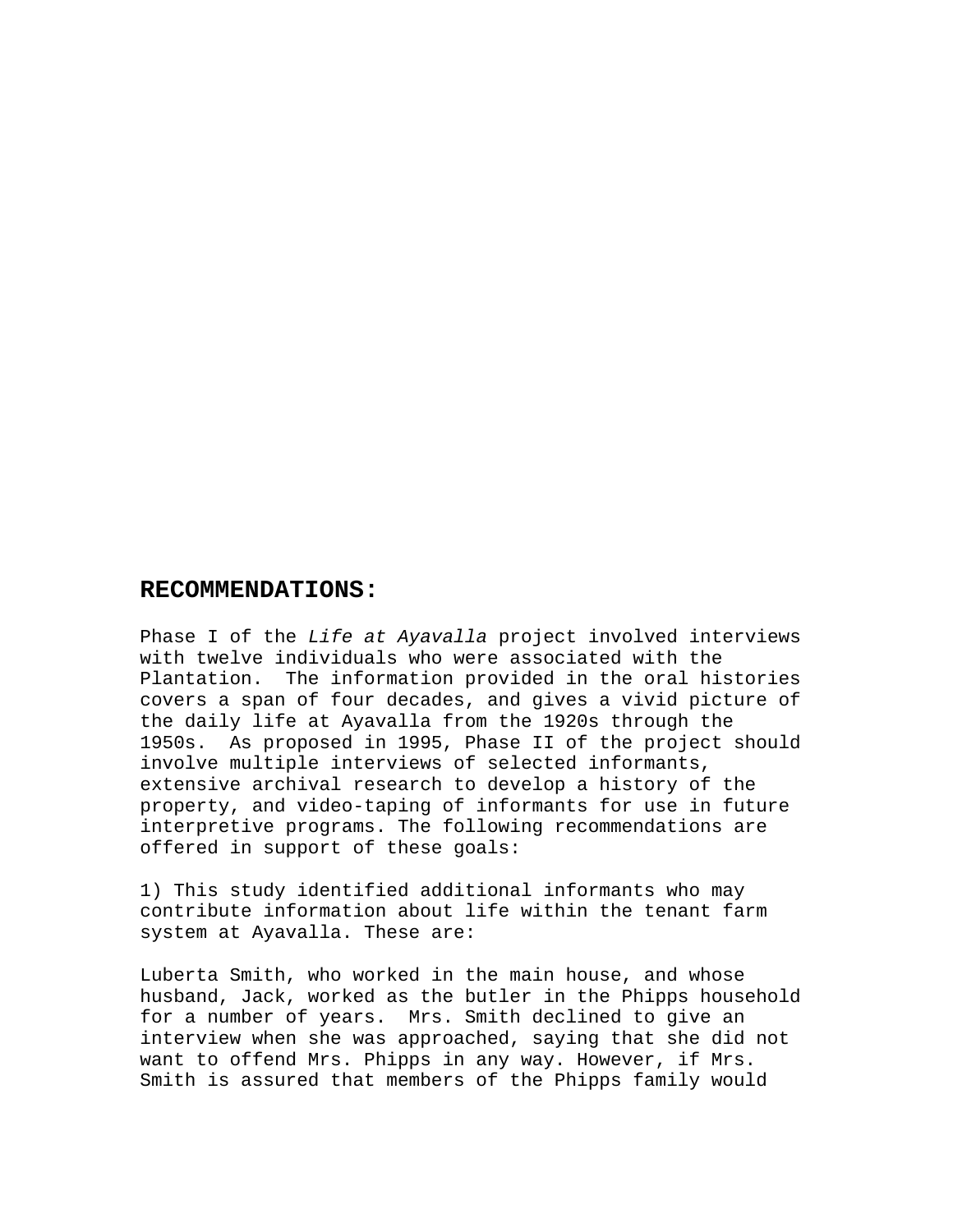## RECOMMENDATIONS:

Phase I of the *Life at Ayavalla* project involved interviews with twelve individuals who were associated with the Plantation. The information provided in the oral histories covers a span of four decades, and gives a vivid picture of the daily life at Ayavalla from the 1920s through the 1950s. As proposed in 1995, Phase II of the project should involve multiple interviews of selected informants, extensive archival research to develop a history of the property, and video-taping of informants for use in future interpretive programs. The following recommendations are offered in support of these goals:

1) This study identified additional informants who may contribute information about life within the tenant farm system at Ayavalla. These are:

Luberta Smith, who worked in the main house, and whose husband, Jack, worked as the butler in the Phipps household for a number of years. Mrs. Smith declined to give an interview when she was approached, saying that she did not want to offend Mrs. Phipps in any way. However, if Mrs. Smith is assured that members of the Phipps family would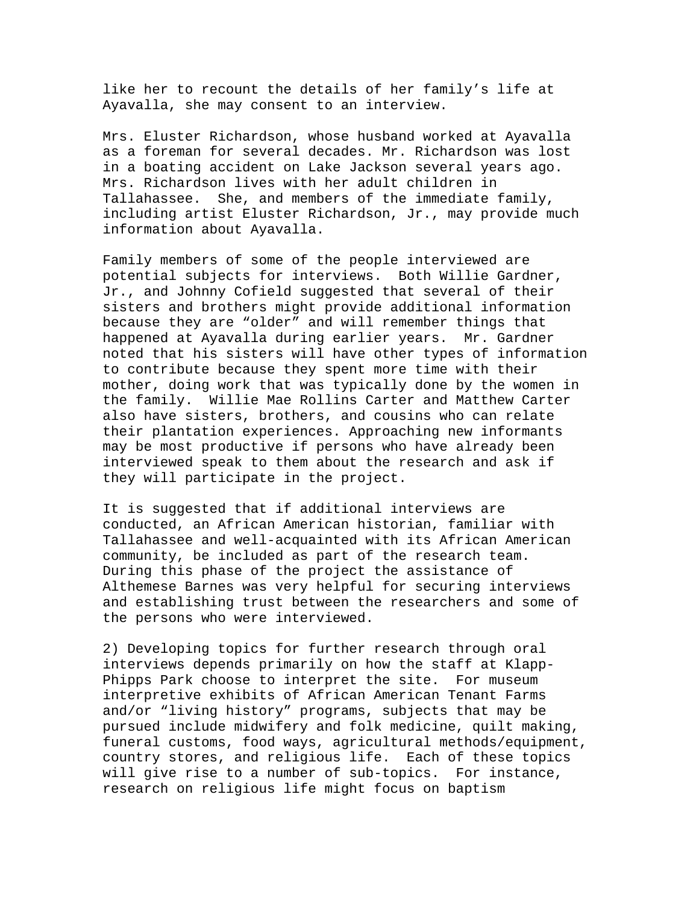like her to recount the details of her family's life at Ayavalla, she may consent to an interview.

Mrs. Eluster Richardson, whose husband worked at Ayavalla as a foreman for several decades. Mr. Richardson was lost in a boating accident on Lake Jackson several years ago. Mrs. Richardson lives with her adult children in Tallahassee. She, and members of the immediate family, including artist Eluster Richardson, Jr., may provide much information about Ayavalla.

Family members of some of the people interviewed are potential subjects for interviews. Both Willie Gardner, Jr., and Johnny Cofield suggested that several of their sisters and brothers might provide additional information because they are "older" and will remember things that happened at Ayavalla during earlier years. Mr. Gardner noted that his sisters will have other types of information to contribute because they spent more time with their mother, doing work that was typically done by the women in the family. Willie Mae Rollins Carter and Matthew Carter also have sisters, brothers, and cousins who can relate their plantation experiences. Approaching new informants may be most productive if persons who have already been interviewed speak to them about the research and ask if they will participate in the project.

It is suggested that if additional interviews are conducted, an African American historian, familiar with Tallahassee and well-acquainted with its African American community, be included as part of the research team. During this phase of the project the assistance of Althemese Barnes was very helpful for securing interviews and establishing trust between the researchers and some of the persons who were interviewed.

2) Developing topics for further research through oral interviews depends primarily on how the staff at Klapp-Phipps Park choose to interpret the site. For museum interpretive exhibits of African American Tenant Farms and/or "living history" programs, subjects that may be pursued include midwifery and folk medicine, quilt making, funeral customs, food ways, agricultural methods/equipment, country stores, and religious life. Each of these topics will give rise to a number of sub-topics. For instance, research on religious life might focus on baptism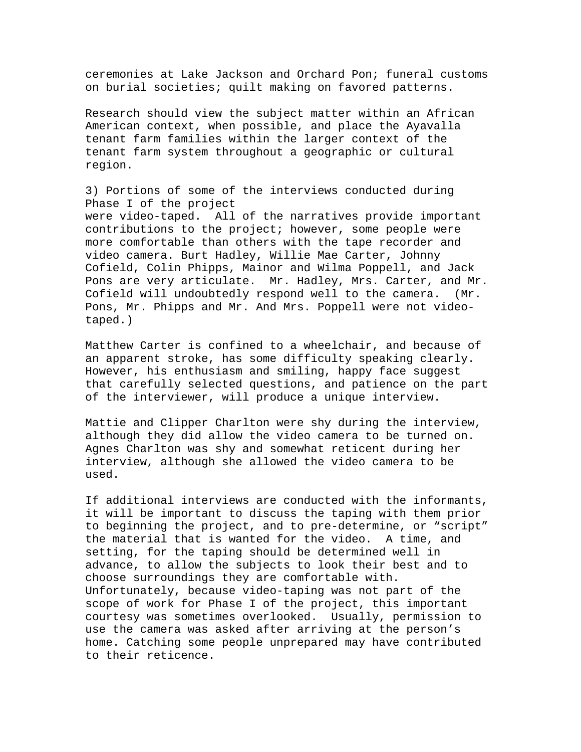ceremonies at Lake Jackson and Orchard Pon; funeral customs on burial societies; quilt making on favored patterns.

Research should view the subject matter within an African American context, when possible, and place the Ayavalla tenant farm families within the larger context of the tenant farm system throughout a geographic or cultural region.

3) Portions of some of the interviews conducted during Phase I of the project were video-taped. All of the narratives provide important contributions to the project; however, some people were more comfortable than others with the tape recorder and video camera. Burt Hadley, Willie Mae Carter, Johnny Cofield, Colin Phipps, Mainor and Wilma Poppell, and Jack Pons are very articulate. Mr. Hadley, Mrs. Carter, and Mr. Cofield will undoubtedly respond well to the camera. (Mr. Pons, Mr. Phipps and Mr. And Mrs. Poppell were not video-taped.)

Matthew Carter is confined to a wheelchair, and because of an apparent stroke, has some difficulty speaking clearly. However, his enthusiasm and smiling, happy face suggest that carefully selected questions, and patience on the part of the interviewer, will produce a unique interview.

Mattie and Clipper Charlton were shy during the interview, although they did allow the video camera to be turned on. Agnes Charlton was shy and somewhat reticent during her interview, although she allowed the video camera to be used.

If additional interviews are conducted with the informants, it will be important to discuss the taping with them prior to beginning the project, and to pre-determine, or "script" the material that is wanted for the video. A time, and setting, for the taping should be determined well in advance, to allow the subjects to look their best and to choose surroundings they are comfortable with. Unfortunately, because video-taping was not part of the scope of work for Phase I of the project, this important courtesy was sometimes overlooked. Usually, permission to use the camera was asked after arriving at the person's home. Catching some people unprepared may have contributed to their reticence.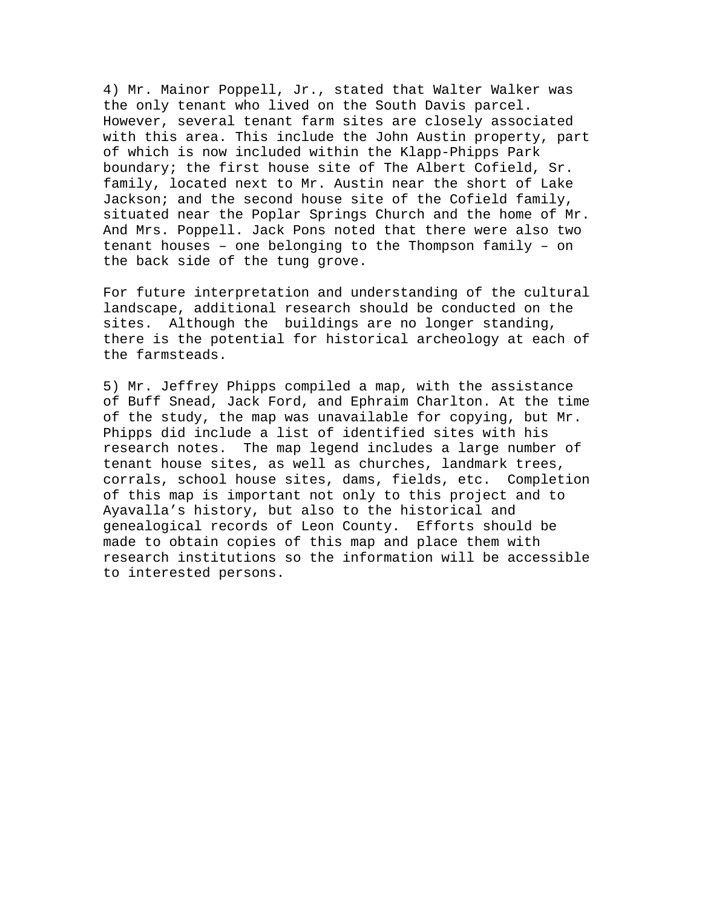4) Mr. Mainor Poppell, Jr., stated that Walter Walker was the only tenant who lived on the South Davis parcel. However, several tenant farm sites are closely associated with this area. This include the John Austin property, part of which is now included within the Klapp-Phipps Park boundary; the first house site of The Albert Cofield, Sr. family, located next to Mr. Austin near the short of Lake Jackson; and the second house site of the Cofield family, situated near the Poplar Springs Church and the home of Mr. And Mrs. Poppell. Jack Pons noted that there were also two tenant houses – one belonging to the Thompson family – on the back side of the tung grove.

For future interpretation and understanding of the cultural landscape, additional research should be conducted on the sites. Although the buildings are no longer standing, there is the potential for historical archeology at each of the farmsteads.

5) Mr. Jeffrey Phipps compiled a map, with the assistance of Buff Snead, Jack Ford, and Ephraim Charlton. At the time of the study, the map was unavailable for copying, but Mr. Phipps did include a list of identified sites with his research notes. The map legend includes a large number of tenant house sites, as well as churches, landmark trees, corrals, school house sites, dams, fields, etc. Completion of this map is important not only to this project and to Ayavalla's history, but also to the historical and genealogical records of Leon County. Efforts should be made to obtain copies of this map and place them with research institutions so the information will be accessible to interested persons.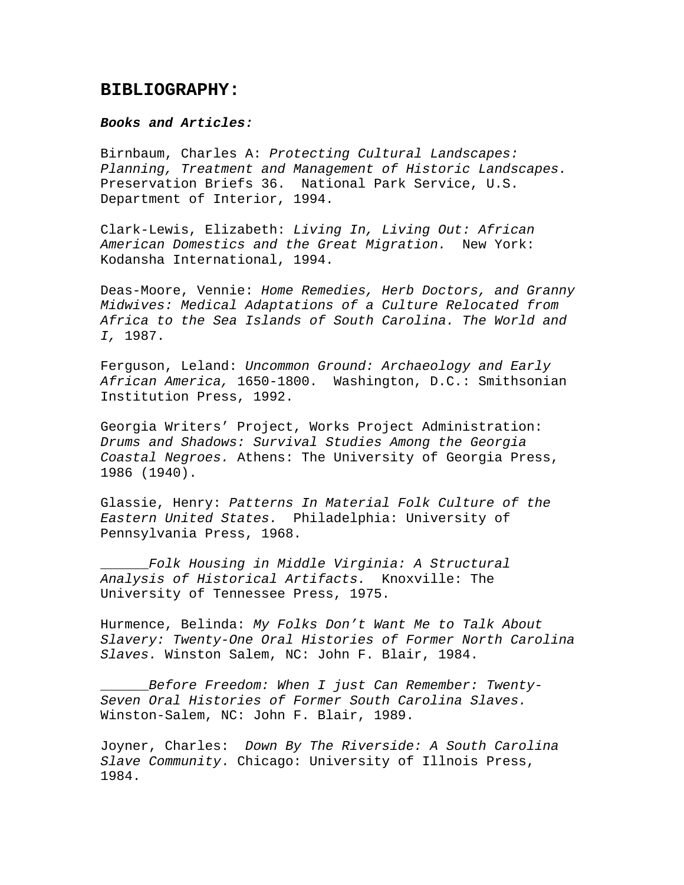# BIBLIOGRAPHY:

***Books and Articles:***

Birnbaum, Charles A: *Protecting Cultural Landscapes: Planning, Treatment and Management of Historic Landscapes.* Preservation Briefs 36. National Park Service, U.S. Department of Interior, 1994.

Clark-Lewis, Elizabeth: *Living In, Living Out: African American Domestics and the Great Migration.* New York: Kodansha International, 1994.

Deas-Moore, Vennie: *Home Remedies, Herb Doctors, and Granny Midwives: Medical Adaptations of a Culture Relocated from Africa to the Sea Islands of South Carolina. The World and I,* 1987.

Ferguson, Leland: *Uncommon Ground: Archaeology and Early African America,* 1650-1800. Washington, D.C.: Smithsonian Institution Press, 1992.

Georgia Writers' Project, Works Project Administration: *Drums and Shadows: Survival Studies Among the Georgia Coastal Negroes.* Athens: The University of Georgia Press, 1986 (1940).

Glassie, Henry: *Patterns In Material Folk Culture of the Eastern United States.* Philadelphia: University of Pennsylvania Press, 1968.

______*Folk Housing in Middle Virginia: A Structural Analysis of Historical Artifacts.* Knoxville: The University of Tennessee Press, 1975.

Hurmence, Belinda: *My Folks Don't Want Me to Talk About Slavery: Twenty-One Oral Histories of Former North Carolina Slaves.* Winston Salem, NC: John F. Blair, 1984.

______*Before Freedom: When I just Can Remember: Twenty-Seven Oral Histories of Former South Carolina Slaves.* Winston-Salem, NC: John F. Blair, 1989.

Joyner, Charles: *Down By The Riverside: A South Carolina Slave Community*. Chicago: University of Illnois Press, 1984.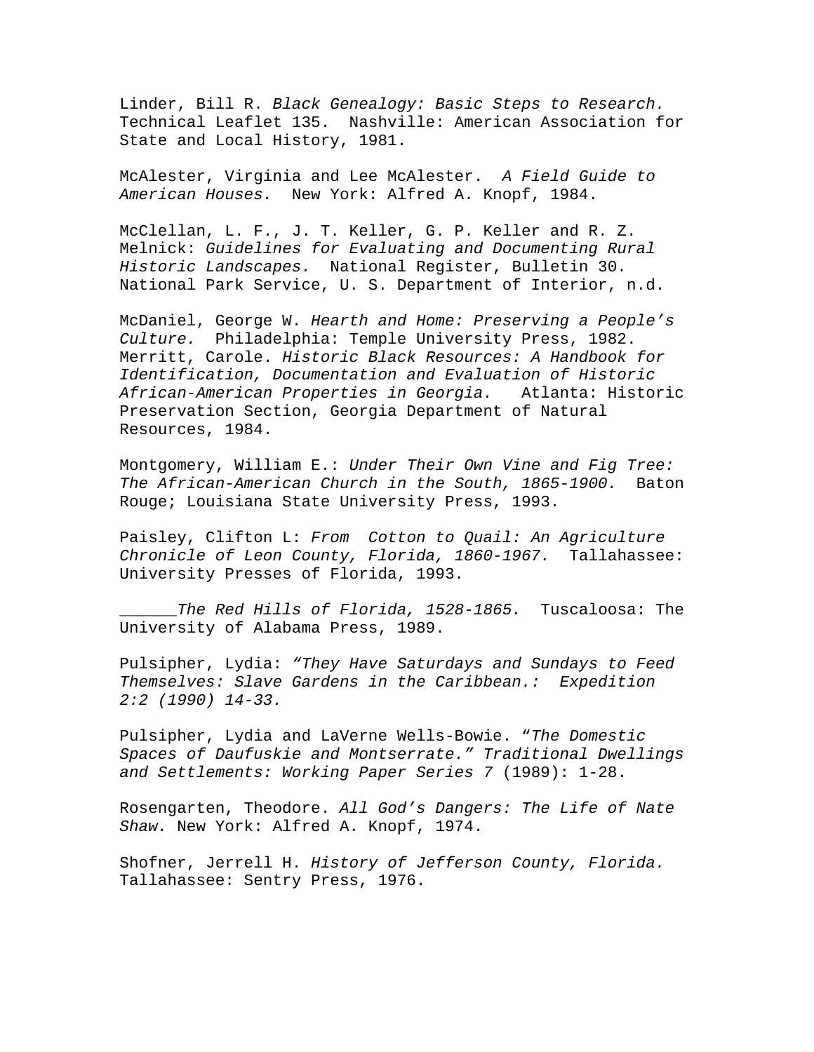Linder, Bill R. *Black Genealogy: Basic Steps to Research.* Technical Leaflet 135. Nashville: American Association for State and Local History, 1981.

McAlester, Virginia and Lee McAlester. *A Field Guide to American Houses.* New York: Alfred A. Knopf, 1984.

McClellan, L. F., J. T. Keller, G. P. Keller and R. Z. Melnick: *Guidelines for Evaluating and Documenting Rural Historic Landscapes.* National Register, Bulletin 30. National Park Service, U. S. Department of Interior, n.d.

McDaniel, George W. *Hearth and Home: Preserving a People's Culture.* Philadelphia: Temple University Press, 1982.
Merritt, Carole. *Historic Black Resources: A Handbook for Identification, Documentation and Evaluation of Historic African-American Properties in Georgia.* Atlanta: Historic Preservation Section, Georgia Department of Natural Resources, 1984.

Montgomery, William E.: *Under Their Own Vine and Fig Tree: The African-American Church in the South, 1865-1900.* Baton Rouge; Louisiana State University Press, 1993.

Paisley, Clifton L: *From Cotton to Quail: An Agriculture Chronicle of Leon County, Florida, 1860-1967.* Tallahassee: University Presses of Florida, 1993.

______*The Red Hills of Florida, 1528-1865.* Tuscaloosa: The University of Alabama Press, 1989.

Pulsipher, Lydia: *"They Have Saturdays and Sundays to Feed Themselves: Slave Gardens in the Caribbean.: Expedition 2:2 (1990) 14-33.*

Pulsipher, Lydia and LaVerne Wells-Bowie. "*The Domestic Spaces of Daufuskie and Montserrate." Traditional Dwellings and Settlements: Working Paper Series 7* (1989): 1-28.

Rosengarten, Theodore. *All God's Dangers: The Life of Nate Shaw.* New York: Alfred A. Knopf, 1974.

Shofner, Jerrell H. *History of Jefferson County, Florida.* Tallahassee: Sentry Press, 1976.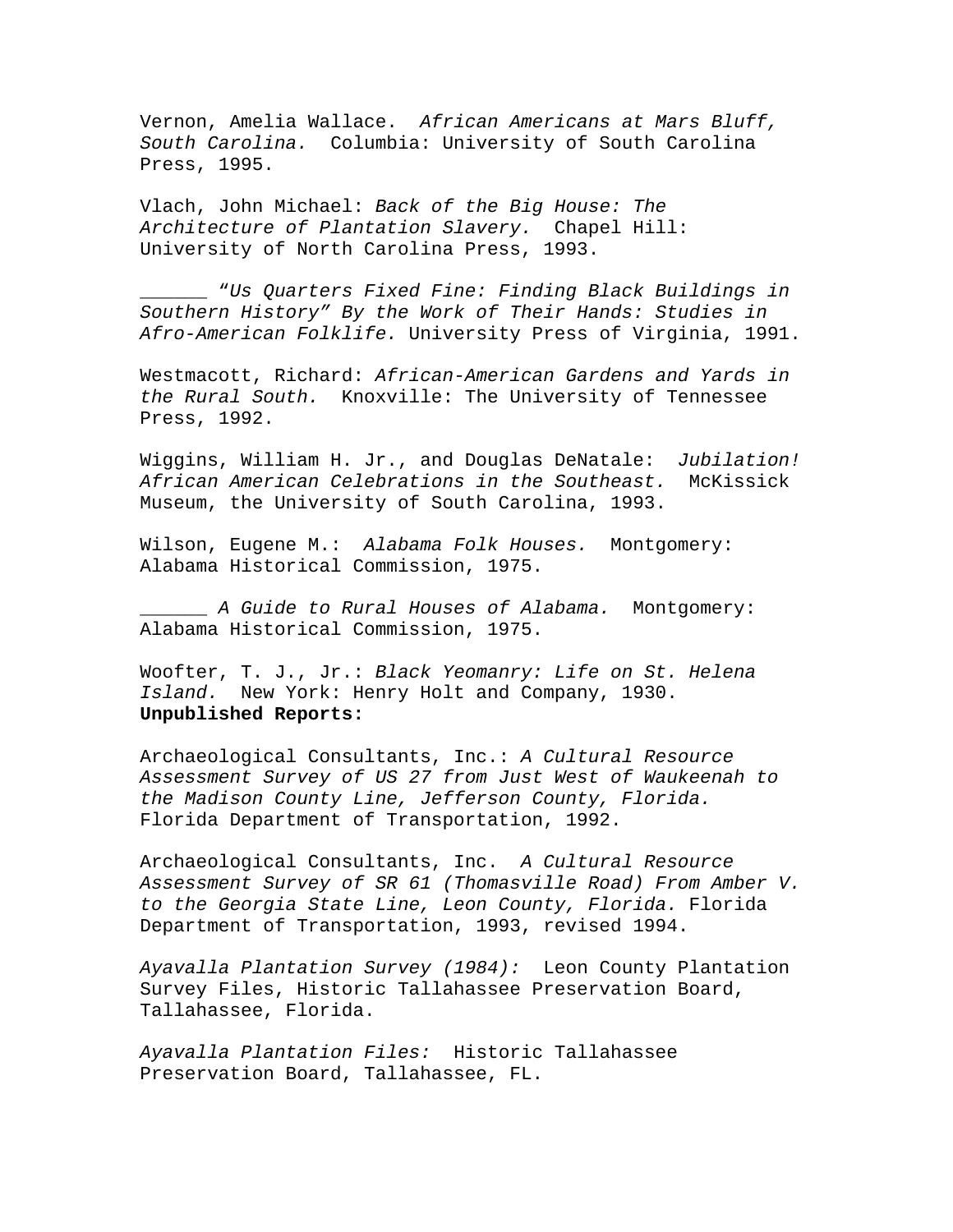Vernon, Amelia Wallace. *African Americans at Mars Bluff, South Carolina.* Columbia: University of South Carolina Press, 1995.

Vlach, John Michael: *Back of the Big House: The Architecture of Plantation Slavery.* Chapel Hill: University of North Carolina Press, 1993.

______ "*Us Quarters Fixed Fine: Finding Black Buildings in Southern History" By the Work of Their Hands: Studies in Afro-American Folklife.* University Press of Virginia, 1991.

Westmacott, Richard: *African-American Gardens and Yards in the Rural South.* Knoxville: The University of Tennessee Press, 1992.

Wiggins, William H. Jr., and Douglas DeNatale: *Jubilation! African American Celebrations in the Southeast.* McKissick Museum, the University of South Carolina, 1993.

Wilson, Eugene M.: *Alabama Folk Houses.* Montgomery: Alabama Historical Commission, 1975.

______ *A Guide to Rural Houses of Alabama.* Montgomery: Alabama Historical Commission, 1975.

Woofter, T. J., Jr.: *Black Yeomanry: Life on St. Helena Island.* New York: Henry Holt and Company, 1930.

**Unpublished Reports:**

Archaeological Consultants, Inc.: *A Cultural Resource Assessment Survey of US 27 from Just West of Waukeenah to the Madison County Line, Jefferson County, Florida.* Florida Department of Transportation, 1992.

Archaeological Consultants, Inc. *A Cultural Resource Assessment Survey of SR 61 (Thomasville Road) From Amber V. to the Georgia State Line, Leon County, Florida.* Florida Department of Transportation, 1993, revised 1994.

*Ayavalla Plantation Survey (1984):* Leon County Plantation Survey Files, Historic Tallahassee Preservation Board, Tallahassee, Florida.

*Ayavalla Plantation Files:* Historic Tallahassee Preservation Board, Tallahassee, FL.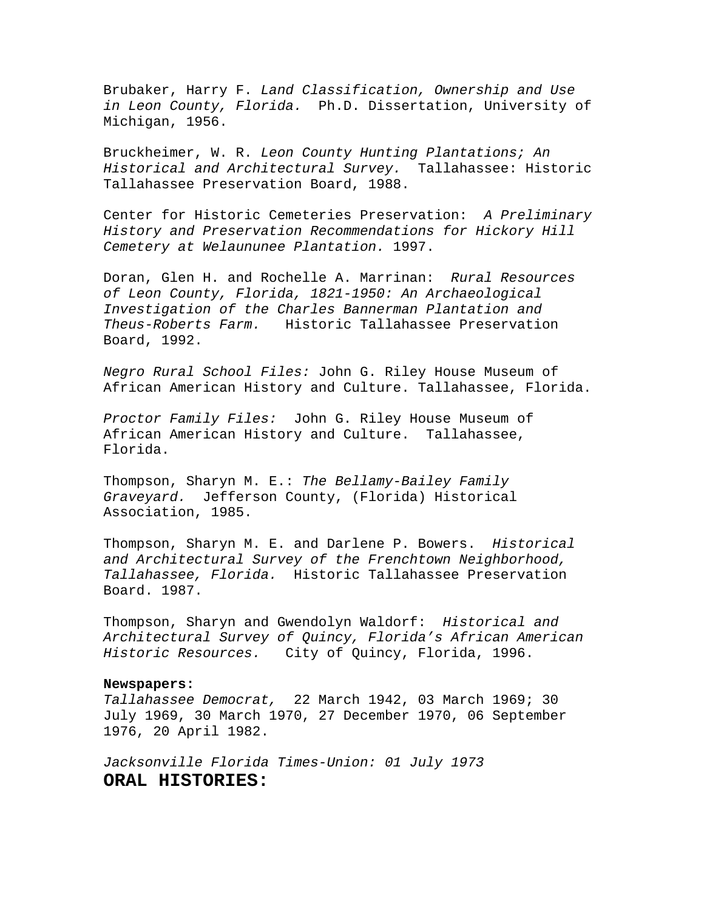Brubaker, Harry F. *Land Classification, Ownership and Use in Leon County, Florida.* Ph.D. Dissertation, University of Michigan, 1956.

Bruckheimer, W. R. *Leon County Hunting Plantations; An Historical and Architectural Survey.* Tallahassee: Historic Tallahassee Preservation Board, 1988.

Center for Historic Cemeteries Preservation: *A Preliminary History and Preservation Recommendations for Hickory Hill Cemetery at Welaununee Plantation.* 1997.

Doran, Glen H. and Rochelle A. Marrinan: *Rural Resources of Leon County, Florida, 1821-1950: An Archaeological Investigation of the Charles Bannerman Plantation and Theus-Roberts Farm.* Historic Tallahassee Preservation Board, 1992.

*Negro Rural School Files:* John G. Riley House Museum of African American History and Culture. Tallahassee, Florida.

*Proctor Family Files:* John G. Riley House Museum of African American History and Culture. Tallahassee, Florida.

Thompson, Sharyn M. E.: *The Bellamy-Bailey Family Graveyard.* Jefferson County, (Florida) Historical Association, 1985.

Thompson, Sharyn M. E. and Darlene P. Bowers. *Historical and Architectural Survey of the Frenchtown Neighborhood, Tallahassee, Florida.* Historic Tallahassee Preservation Board. 1987.

Thompson, Sharyn and Gwendolyn Waldorf: *Historical and Architectural Survey of Quincy, Florida's African American Historic Resources.* City of Quincy, Florida, 1996.

**Newspapers:**
*Tallahassee Democrat,* 22 March 1942, 03 March 1969; 30 July 1969, 30 March 1970, 27 December 1970, 06 September 1976, 20 April 1982.

*Jacksonville Florida Times-Union: 01 July 1973*

**ORAL HISTORIES:**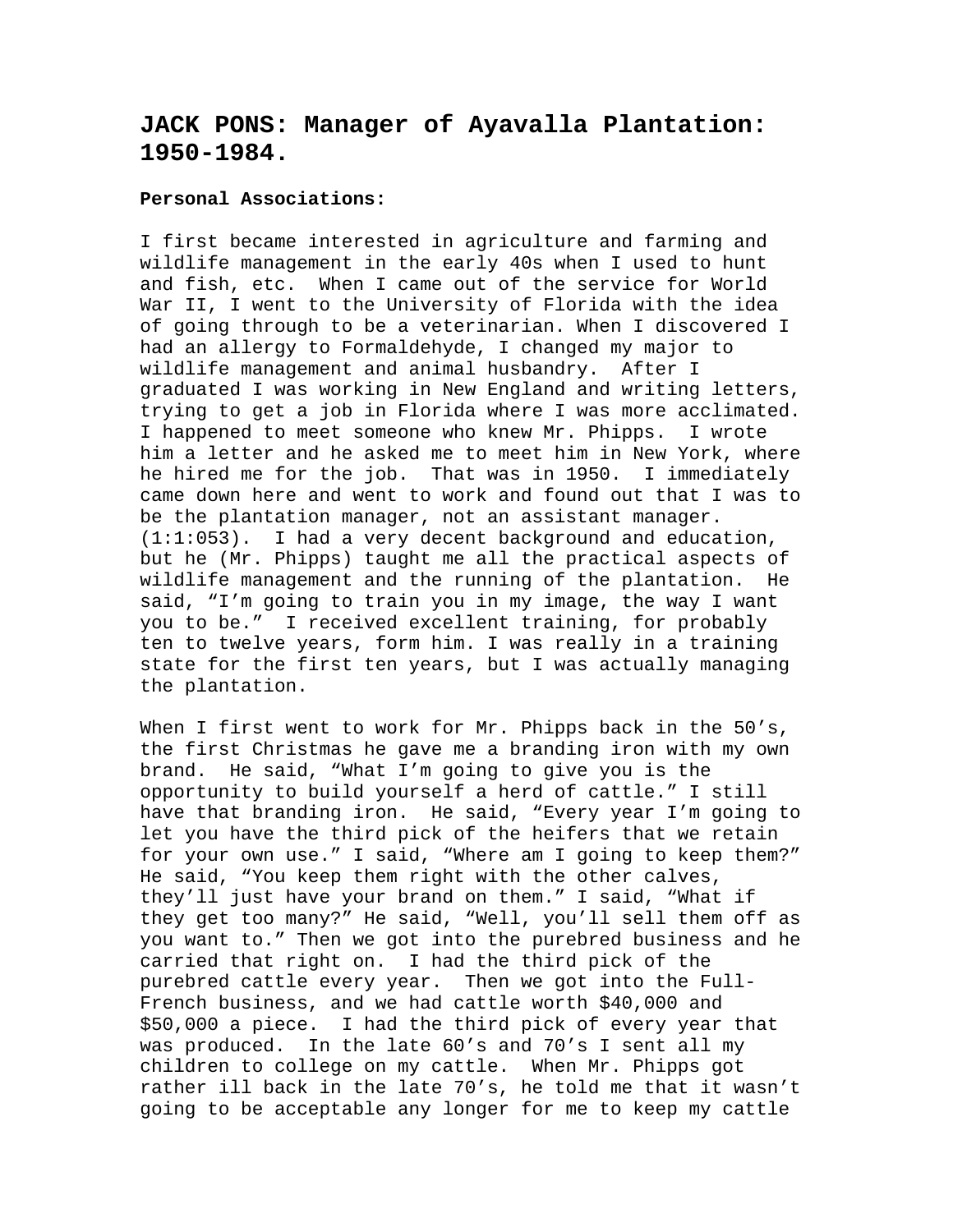## JACK PONS: Manager of Ayavalla Plantation: 1950-1984.

**Personal Associations:**

I first became interested in agriculture and farming and wildlife management in the early 40s when I used to hunt and fish, etc. When I came out of the service for World War II, I went to the University of Florida with the idea of going through to be a veterinarian. When I discovered I had an allergy to Formaldehyde, I changed my major to wildlife management and animal husbandry. After I graduated I was working in New England and writing letters, trying to get a job in Florida where I was more acclimated. I happened to meet someone who knew Mr. Phipps. I wrote him a letter and he asked me to meet him in New York, where he hired me for the job. That was in 1950. I immediately came down here and went to work and found out that I was to be the plantation manager, not an assistant manager. (1:1:053). I had a very decent background and education, but he (Mr. Phipps) taught me all the practical aspects of wildlife management and the running of the plantation. He said, "I'm going to train you in my image, the way I want you to be." I received excellent training, for probably ten to twelve years, form him. I was really in a training state for the first ten years, but I was actually managing the plantation.

When I first went to work for Mr. Phipps back in the 50's, the first Christmas he gave me a branding iron with my own brand. He said, "What I'm going to give you is the opportunity to build yourself a herd of cattle." I still have that branding iron. He said, "Every year I'm going to let you have the third pick of the heifers that we retain for your own use." I said, "Where am I going to keep them?" He said, "You keep them right with the other calves, they'll just have your brand on them." I said, "What if they get too many?" He said, "Well, you'll sell them off as you want to." Then we got into the purebred business and he carried that right on. I had the third pick of the purebred cattle every year. Then we got into the Full-French business, and we had cattle worth $40,000 and $50,000 a piece. I had the third pick of every year that was produced. In the late 60's and 70's I sent all my children to college on my cattle. When Mr. Phipps got rather ill back in the late 70's, he told me that it wasn't going to be acceptable any longer for me to keep my cattle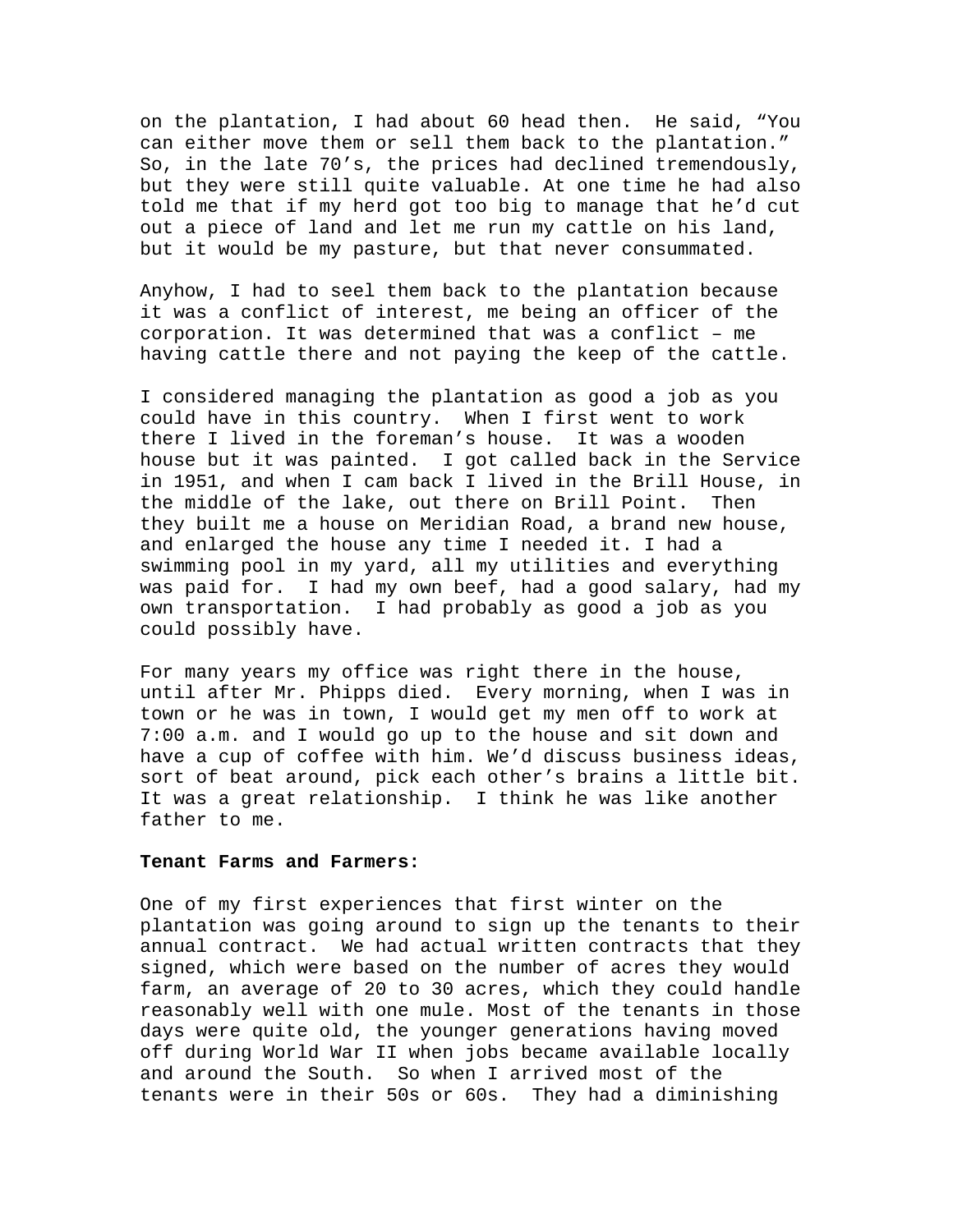on the plantation, I had about 60 head then. He said, "You can either move them or sell them back to the plantation." So, in the late 70's, the prices had declined tremendously, but they were still quite valuable. At one time he had also told me that if my herd got too big to manage that he'd cut out a piece of land and let me run my cattle on his land, but it would be my pasture, but that never consummated.

Anyhow, I had to seel them back to the plantation because it was a conflict of interest, me being an officer of the corporation. It was determined that was a conflict – me having cattle there and not paying the keep of the cattle.

I considered managing the plantation as good a job as you could have in this country. When I first went to work there I lived in the foreman's house. It was a wooden house but it was painted. I got called back in the Service in 1951, and when I cam back I lived in the Brill House, in the middle of the lake, out there on Brill Point. Then they built me a house on Meridian Road, a brand new house, and enlarged the house any time I needed it. I had a swimming pool in my yard, all my utilities and everything was paid for. I had my own beef, had a good salary, had my own transportation. I had probably as good a job as you could possibly have.

For many years my office was right there in the house, until after Mr. Phipps died. Every morning, when I was in town or he was in town, I would get my men off to work at 7:00 a.m. and I would go up to the house and sit down and have a cup of coffee with him. We'd discuss business ideas, sort of beat around, pick each other's brains a little bit. It was a great relationship. I think he was like another father to me.

**Tenant Farms and Farmers:**

One of my first experiences that first winter on the plantation was going around to sign up the tenants to their annual contract. We had actual written contracts that they signed, which were based on the number of acres they would farm, an average of 20 to 30 acres, which they could handle reasonably well with one mule. Most of the tenants in those days were quite old, the younger generations having moved off during World War II when jobs became available locally and around the South. So when I arrived most of the tenants were in their 50s or 60s. They had a diminishing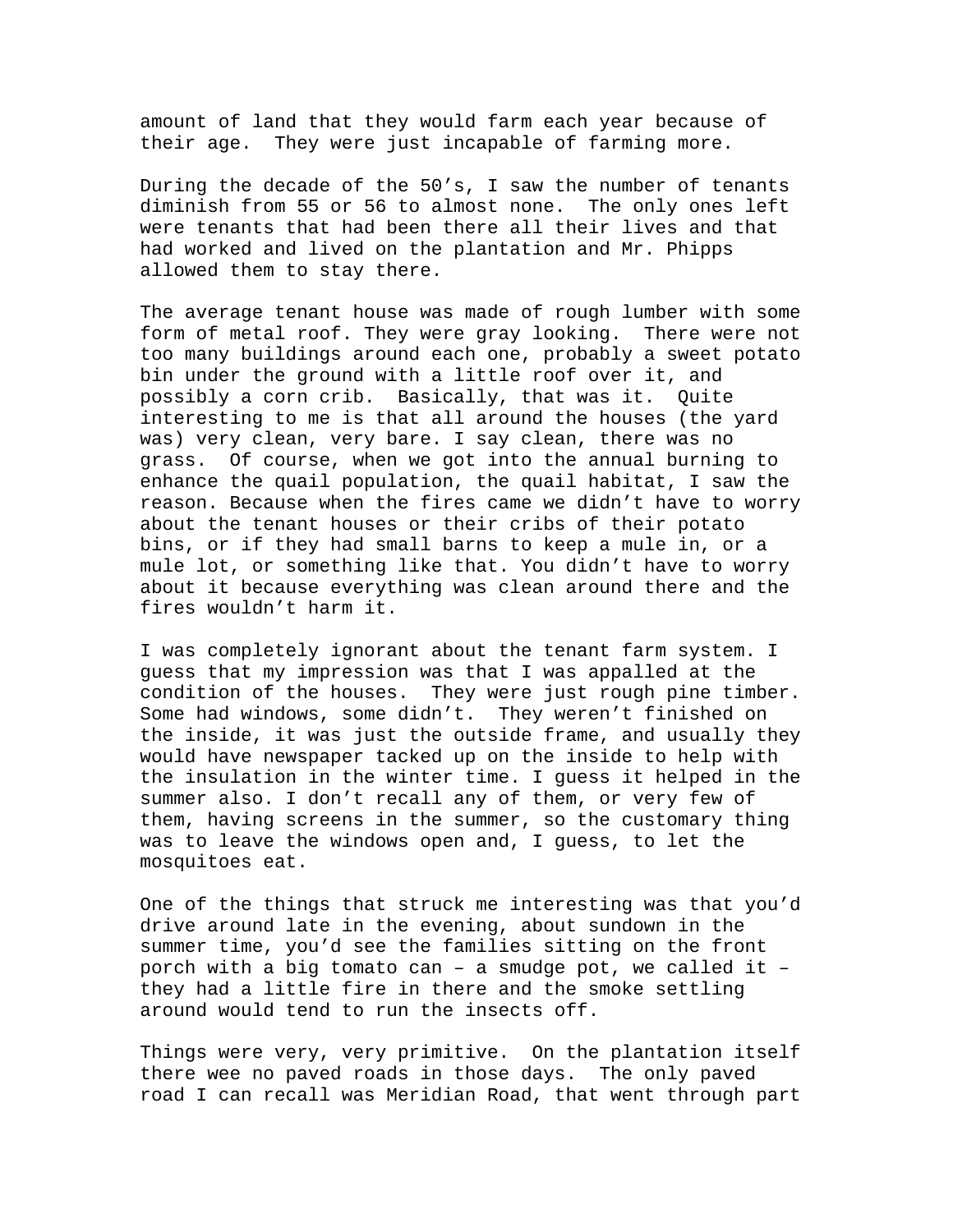amount of land that they would farm each year because of their age. They were just incapable of farming more.

During the decade of the 50's, I saw the number of tenants diminish from 55 or 56 to almost none. The only ones left were tenants that had been there all their lives and that had worked and lived on the plantation and Mr. Phipps allowed them to stay there.

The average tenant house was made of rough lumber with some form of metal roof. They were gray looking. There were not too many buildings around each one, probably a sweet potato bin under the ground with a little roof over it, and possibly a corn crib. Basically, that was it. Quite interesting to me is that all around the houses (the yard was) very clean, very bare. I say clean, there was no grass. Of course, when we got into the annual burning to enhance the quail population, the quail habitat, I saw the reason. Because when the fires came we didn't have to worry about the tenant houses or their cribs of their potato bins, or if they had small barns to keep a mule in, or a mule lot, or something like that. You didn't have to worry about it because everything was clean around there and the fires wouldn't harm it.

I was completely ignorant about the tenant farm system. I guess that my impression was that I was appalled at the condition of the houses. They were just rough pine timber. Some had windows, some didn't. They weren't finished on the inside, it was just the outside frame, and usually they would have newspaper tacked up on the inside to help with the insulation in the winter time. I guess it helped in the summer also. I don't recall any of them, or very few of them, having screens in the summer, so the customary thing was to leave the windows open and, I guess, to let the mosquitoes eat.

One of the things that struck me interesting was that you'd drive around late in the evening, about sundown in the summer time, you'd see the families sitting on the front porch with a big tomato can – a smudge pot, we called it – they had a little fire in there and the smoke settling around would tend to run the insects off.

Things were very, very primitive. On the plantation itself there wee no paved roads in those days. The only paved road I can recall was Meridian Road, that went through part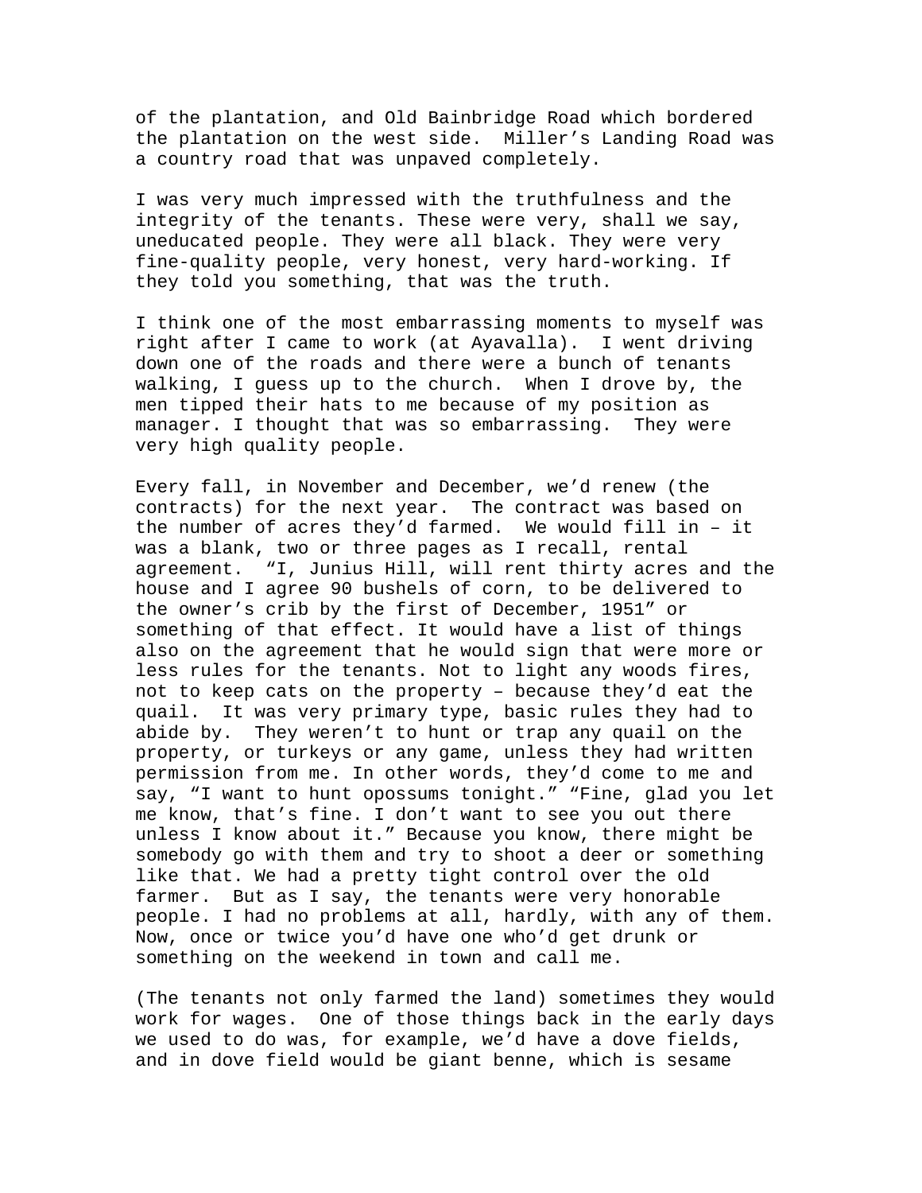of the plantation, and Old Bainbridge Road which bordered the plantation on the west side. Miller's Landing Road was a country road that was unpaved completely.

I was very much impressed with the truthfulness and the integrity of the tenants. These were very, shall we say, uneducated people. They were all black. They were very fine-quality people, very honest, very hard-working. If they told you something, that was the truth.

I think one of the most embarrassing moments to myself was right after I came to work (at Ayavalla). I went driving down one of the roads and there were a bunch of tenants walking, I guess up to the church. When I drove by, the men tipped their hats to me because of my position as manager. I thought that was so embarrassing. They were very high quality people.

Every fall, in November and December, we'd renew (the contracts) for the next year. The contract was based on the number of acres they'd farmed. We would fill in – it was a blank, two or three pages as I recall, rental agreement. "I, Junius Hill, will rent thirty acres and the house and I agree 90 bushels of corn, to be delivered to the owner's crib by the first of December, 1951" or something of that effect. It would have a list of things also on the agreement that he would sign that were more or less rules for the tenants. Not to light any woods fires, not to keep cats on the property – because they'd eat the quail. It was very primary type, basic rules they had to abide by. They weren't to hunt or trap any quail on the property, or turkeys or any game, unless they had written permission from me. In other words, they'd come to me and say, "I want to hunt opossums tonight." "Fine, glad you let me know, that's fine. I don't want to see you out there unless I know about it." Because you know, there might be somebody go with them and try to shoot a deer or something like that. We had a pretty tight control over the old farmer. But as I say, the tenants were very honorable people. I had no problems at all, hardly, with any of them. Now, once or twice you'd have one who'd get drunk or something on the weekend in town and call me.

(The tenants not only farmed the land) sometimes they would work for wages. One of those things back in the early days we used to do was, for example, we'd have a dove fields, and in dove field would be giant benne, which is sesame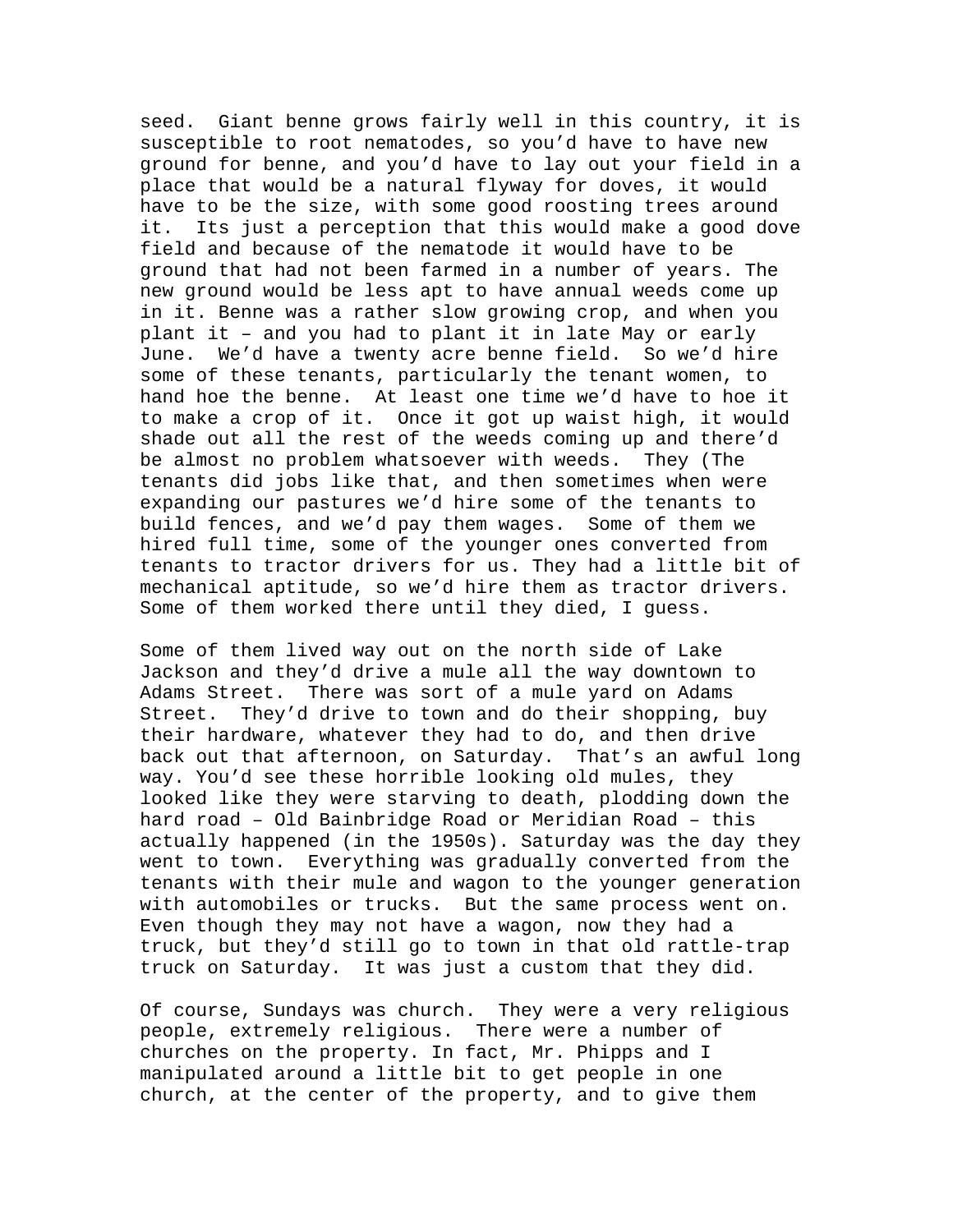seed. Giant benne grows fairly well in this country, it is susceptible to root nematodes, so you'd have to have new ground for benne, and you'd have to lay out your field in a place that would be a natural flyway for doves, it would have to be the size, with some good roosting trees around it. Its just a perception that this would make a good dove field and because of the nematode it would have to be ground that had not been farmed in a number of years. The new ground would be less apt to have annual weeds come up in it. Benne was a rather slow growing crop, and when you plant it – and you had to plant it in late May or early June. We'd have a twenty acre benne field. So we'd hire some of these tenants, particularly the tenant women, to hand hoe the benne. At least one time we'd have to hoe it to make a crop of it. Once it got up waist high, it would shade out all the rest of the weeds coming up and there'd be almost no problem whatsoever with weeds. They (The tenants did jobs like that, and then sometimes when were expanding our pastures we'd hire some of the tenants to build fences, and we'd pay them wages. Some of them we hired full time, some of the younger ones converted from tenants to tractor drivers for us. They had a little bit of mechanical aptitude, so we'd hire them as tractor drivers. Some of them worked there until they died, I guess.

Some of them lived way out on the north side of Lake Jackson and they'd drive a mule all the way downtown to Adams Street. There was sort of a mule yard on Adams Street. They'd drive to town and do their shopping, buy their hardware, whatever they had to do, and then drive back out that afternoon, on Saturday. That's an awful long way. You'd see these horrible looking old mules, they looked like they were starving to death, plodding down the hard road – Old Bainbridge Road or Meridian Road – this actually happened (in the 1950s). Saturday was the day they went to town. Everything was gradually converted from the tenants with their mule and wagon to the younger generation with automobiles or trucks. But the same process went on. Even though they may not have a wagon, now they had a truck, but they'd still go to town in that old rattle-trap truck on Saturday. It was just a custom that they did.

Of course, Sundays was church. They were a very religious people, extremely religious. There were a number of churches on the property. In fact, Mr. Phipps and I manipulated around a little bit to get people in one church, at the center of the property, and to give them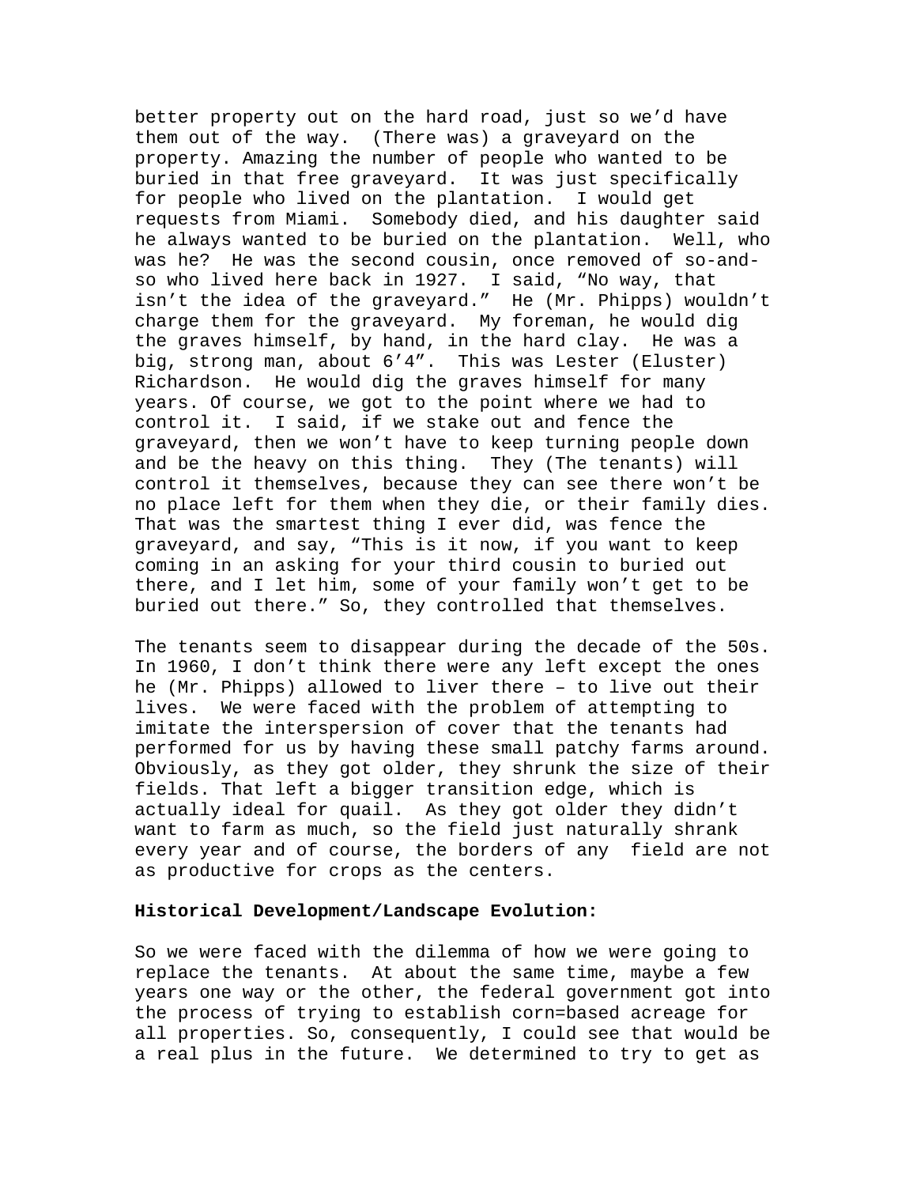better property out on the hard road, just so we'd have them out of the way. (There was) a graveyard on the property. Amazing the number of people who wanted to be buried in that free graveyard. It was just specifically for people who lived on the plantation. I would get requests from Miami. Somebody died, and his daughter said he always wanted to be buried on the plantation. Well, who was he? He was the second cousin, once removed of so-and-so who lived here back in 1927. I said, "No way, that isn't the idea of the graveyard." He (Mr. Phipps) wouldn't charge them for the graveyard. My foreman, he would dig the graves himself, by hand, in the hard clay. He was a big, strong man, about 6'4". This was Lester (Eluster) Richardson. He would dig the graves himself for many years. Of course, we got to the point where we had to control it. I said, if we stake out and fence the graveyard, then we won't have to keep turning people down and be the heavy on this thing. They (The tenants) will control it themselves, because they can see there won't be no place left for them when they die, or their family dies. That was the smartest thing I ever did, was fence the graveyard, and say, "This is it now, if you want to keep coming in an asking for your third cousin to buried out there, and I let him, some of your family won't get to be buried out there." So, they controlled that themselves.

The tenants seem to disappear during the decade of the 50s. In 1960, I don't think there were any left except the ones he (Mr. Phipps) allowed to liver there – to live out their lives. We were faced with the problem of attempting to imitate the interspersion of cover that the tenants had performed for us by having these small patchy farms around. Obviously, as they got older, they shrunk the size of their fields. That left a bigger transition edge, which is actually ideal for quail. As they got older they didn't want to farm as much, so the field just naturally shrank every year and of course, the borders of any field are not as productive for crops as the centers.

**Historical Development/Landscape Evolution:**

So we were faced with the dilemma of how we were going to replace the tenants. At about the same time, maybe a few years one way or the other, the federal government got into the process of trying to establish corn=based acreage for all properties. So, consequently, I could see that would be a real plus in the future. We determined to try to get as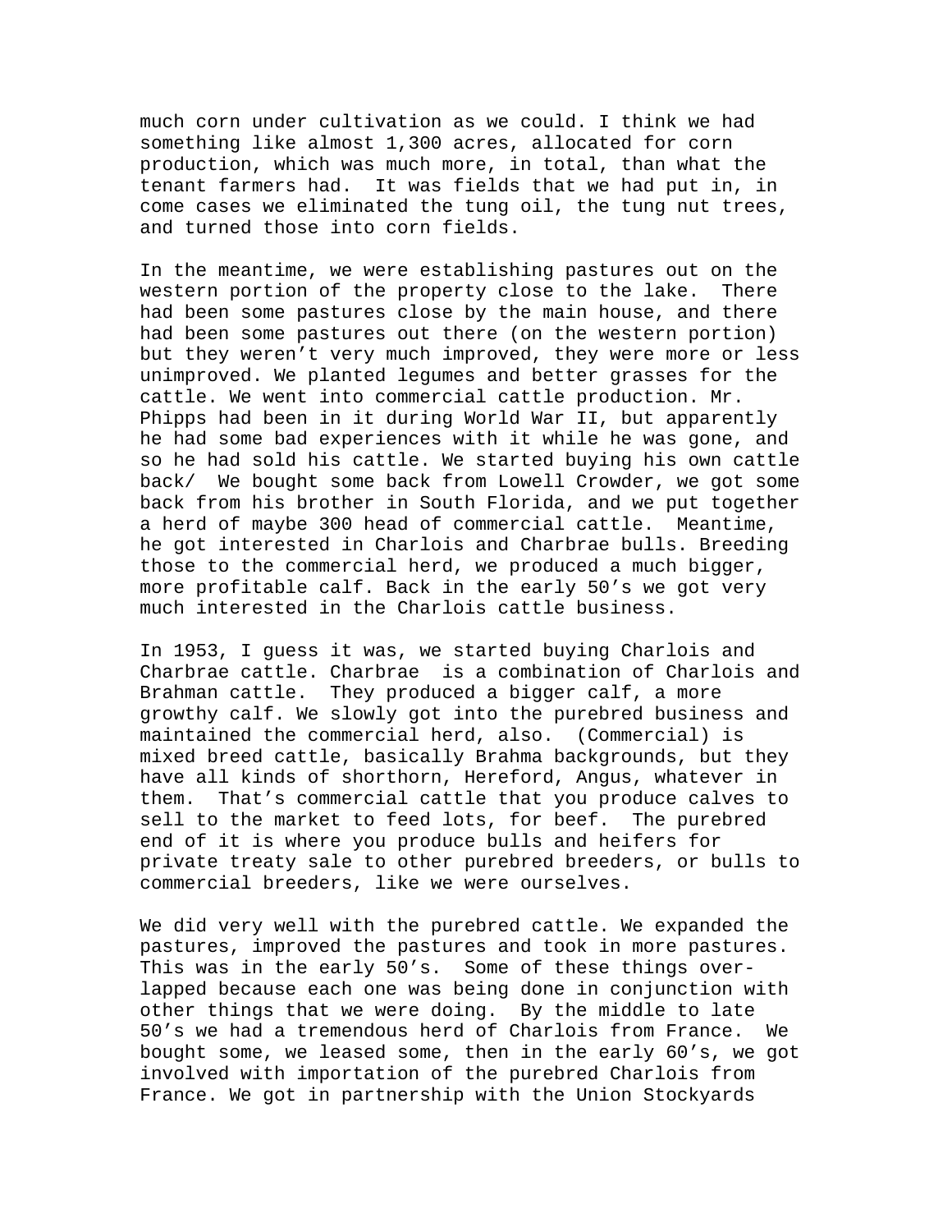much corn under cultivation as we could. I think we had something like almost 1,300 acres, allocated for corn production, which was much more, in total, than what the tenant farmers had. It was fields that we had put in, in come cases we eliminated the tung oil, the tung nut trees, and turned those into corn fields.

In the meantime, we were establishing pastures out on the western portion of the property close to the lake. There had been some pastures close by the main house, and there had been some pastures out there (on the western portion) but they weren't very much improved, they were more or less unimproved. We planted legumes and better grasses for the cattle. We went into commercial cattle production. Mr. Phipps had been in it during World War II, but apparently he had some bad experiences with it while he was gone, and so he had sold his cattle. We started buying his own cattle back/ We bought some back from Lowell Crowder, we got some back from his brother in South Florida, and we put together a herd of maybe 300 head of commercial cattle. Meantime, he got interested in Charlois and Charbrae bulls. Breeding those to the commercial herd, we produced a much bigger, more profitable calf. Back in the early 50's we got very much interested in the Charlois cattle business.

In 1953, I guess it was, we started buying Charlois and Charbrae cattle. Charbrae is a combination of Charlois and Brahman cattle. They produced a bigger calf, a more growthy calf. We slowly got into the purebred business and maintained the commercial herd, also. (Commercial) is mixed breed cattle, basically Brahma backgrounds, but they have all kinds of shorthorn, Hereford, Angus, whatever in them. That's commercial cattle that you produce calves to sell to the market to feed lots, for beef. The purebred end of it is where you produce bulls and heifers for private treaty sale to other purebred breeders, or bulls to commercial breeders, like we were ourselves.

We did very well with the purebred cattle. We expanded the pastures, improved the pastures and took in more pastures. This was in the early 50's. Some of these things over-lapped because each one was being done in conjunction with other things that we were doing. By the middle to late 50's we had a tremendous herd of Charlois from France. We bought some, we leased some, then in the early 60's, we got involved with importation of the purebred Charlois from France. We got in partnership with the Union Stockyards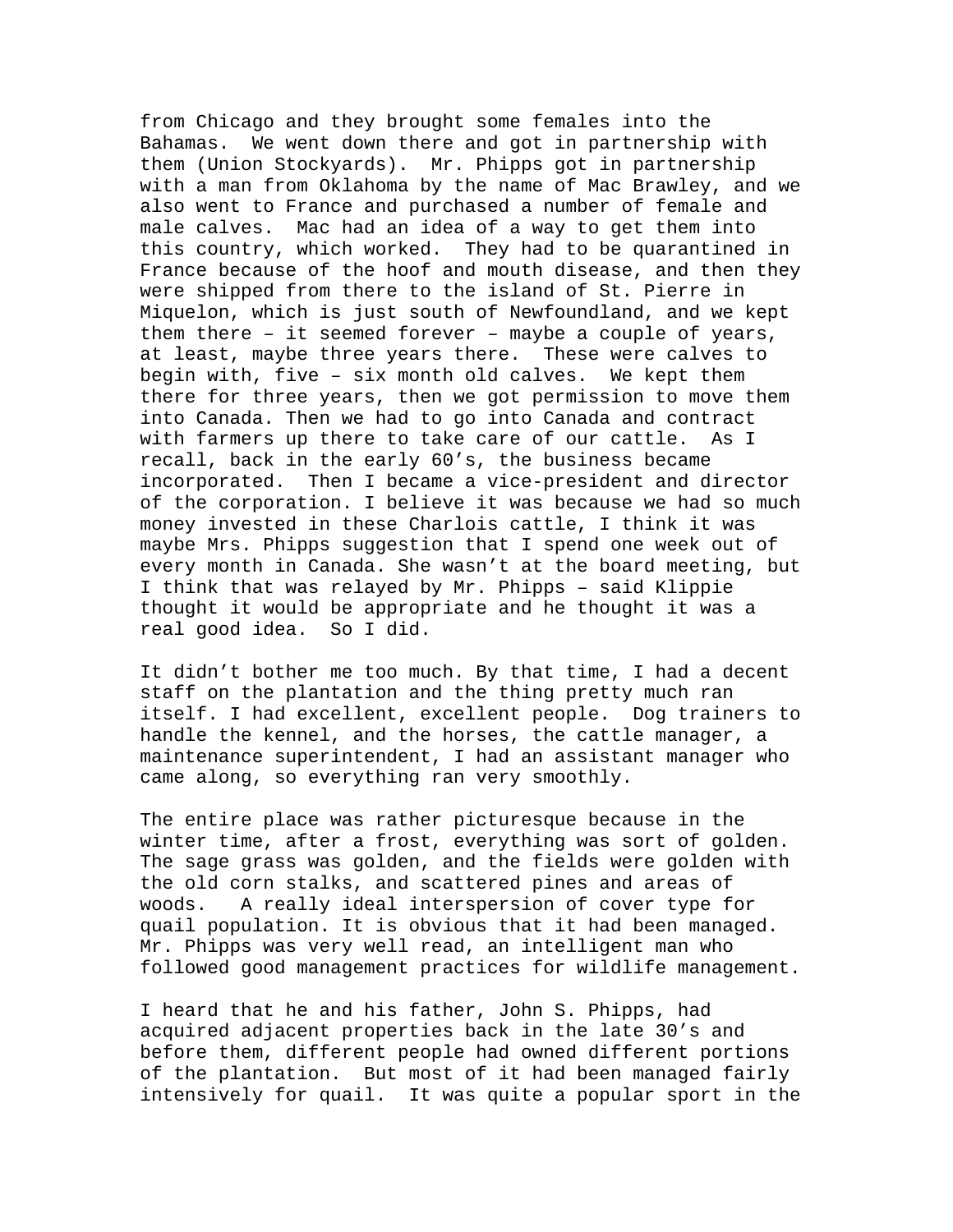from Chicago and they brought some females into the Bahamas. We went down there and got in partnership with them (Union Stockyards). Mr. Phipps got in partnership with a man from Oklahoma by the name of Mac Brawley, and we also went to France and purchased a number of female and male calves. Mac had an idea of a way to get them into this country, which worked. They had to be quarantined in France because of the hoof and mouth disease, and then they were shipped from there to the island of St. Pierre in Miquelon, which is just south of Newfoundland, and we kept them there – it seemed forever – maybe a couple of years, at least, maybe three years there. These were calves to begin with, five – six month old calves. We kept them there for three years, then we got permission to move them into Canada. Then we had to go into Canada and contract with farmers up there to take care of our cattle. As I recall, back in the early 60's, the business became incorporated. Then I became a vice-president and director of the corporation. I believe it was because we had so much money invested in these Charlois cattle, I think it was maybe Mrs. Phipps suggestion that I spend one week out of every month in Canada. She wasn't at the board meeting, but I think that was relayed by Mr. Phipps – said Klippie thought it would be appropriate and he thought it was a real good idea. So I did.

It didn't bother me too much. By that time, I had a decent staff on the plantation and the thing pretty much ran itself. I had excellent, excellent people. Dog trainers to handle the kennel, and the horses, the cattle manager, a maintenance superintendent, I had an assistant manager who came along, so everything ran very smoothly.

The entire place was rather picturesque because in the winter time, after a frost, everything was sort of golden. The sage grass was golden, and the fields were golden with the old corn stalks, and scattered pines and areas of woods. A really ideal interspersion of cover type for quail population. It is obvious that it had been managed. Mr. Phipps was very well read, an intelligent man who followed good management practices for wildlife management.

I heard that he and his father, John S. Phipps, had acquired adjacent properties back in the late 30's and before them, different people had owned different portions of the plantation. But most of it had been managed fairly intensively for quail. It was quite a popular sport in the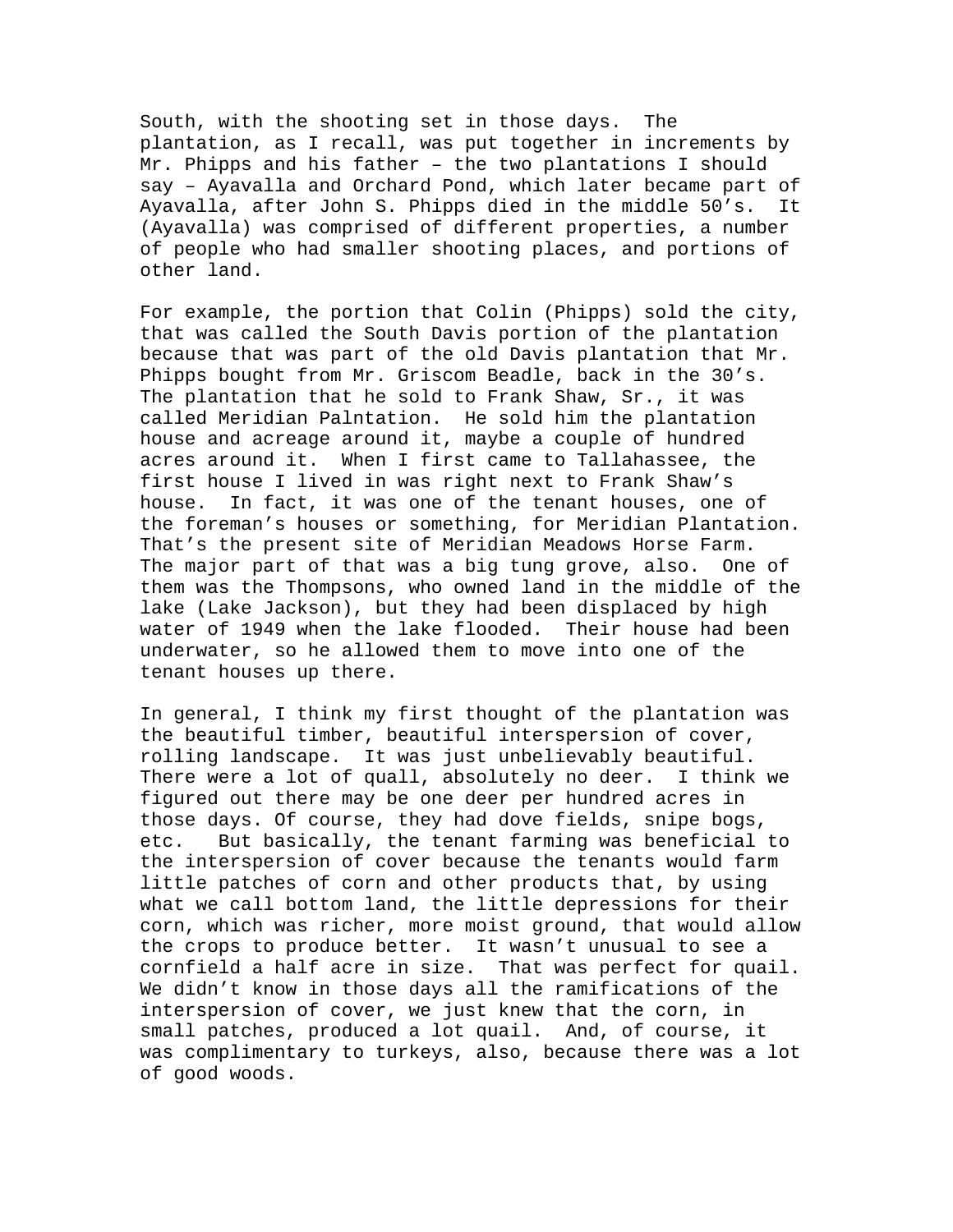South, with the shooting set in those days. The plantation, as I recall, was put together in increments by Mr. Phipps and his father – the two plantations I should say – Ayavalla and Orchard Pond, which later became part of Ayavalla, after John S. Phipps died in the middle 50's. It (Ayavalla) was comprised of different properties, a number of people who had smaller shooting places, and portions of other land.

For example, the portion that Colin (Phipps) sold the city, that was called the South Davis portion of the plantation because that was part of the old Davis plantation that Mr. Phipps bought from Mr. Griscom Beadle, back in the 30's. The plantation that he sold to Frank Shaw, Sr., it was called Meridian Palntation. He sold him the plantation house and acreage around it, maybe a couple of hundred acres around it. When I first came to Tallahassee, the first house I lived in was right next to Frank Shaw's house. In fact, it was one of the tenant houses, one of the foreman's houses or something, for Meridian Plantation. That's the present site of Meridian Meadows Horse Farm. The major part of that was a big tung grove, also. One of them was the Thompsons, who owned land in the middle of the lake (Lake Jackson), but they had been displaced by high water of 1949 when the lake flooded. Their house had been underwater, so he allowed them to move into one of the tenant houses up there.

In general, I think my first thought of the plantation was the beautiful timber, beautiful interspersion of cover, rolling landscape. It was just unbelievably beautiful. There were a lot of quall, absolutely no deer. I think we figured out there may be one deer per hundred acres in those days. Of course, they had dove fields, snipe bogs, etc. But basically, the tenant farming was beneficial to the interspersion of cover because the tenants would farm little patches of corn and other products that, by using what we call bottom land, the little depressions for their corn, which was richer, more moist ground, that would allow the crops to produce better. It wasn't unusual to see a cornfield a half acre in size. That was perfect for quail. We didn't know in those days all the ramifications of the interspersion of cover, we just knew that the corn, in small patches, produced a lot quail. And, of course, it was complimentary to turkeys, also, because there was a lot of good woods.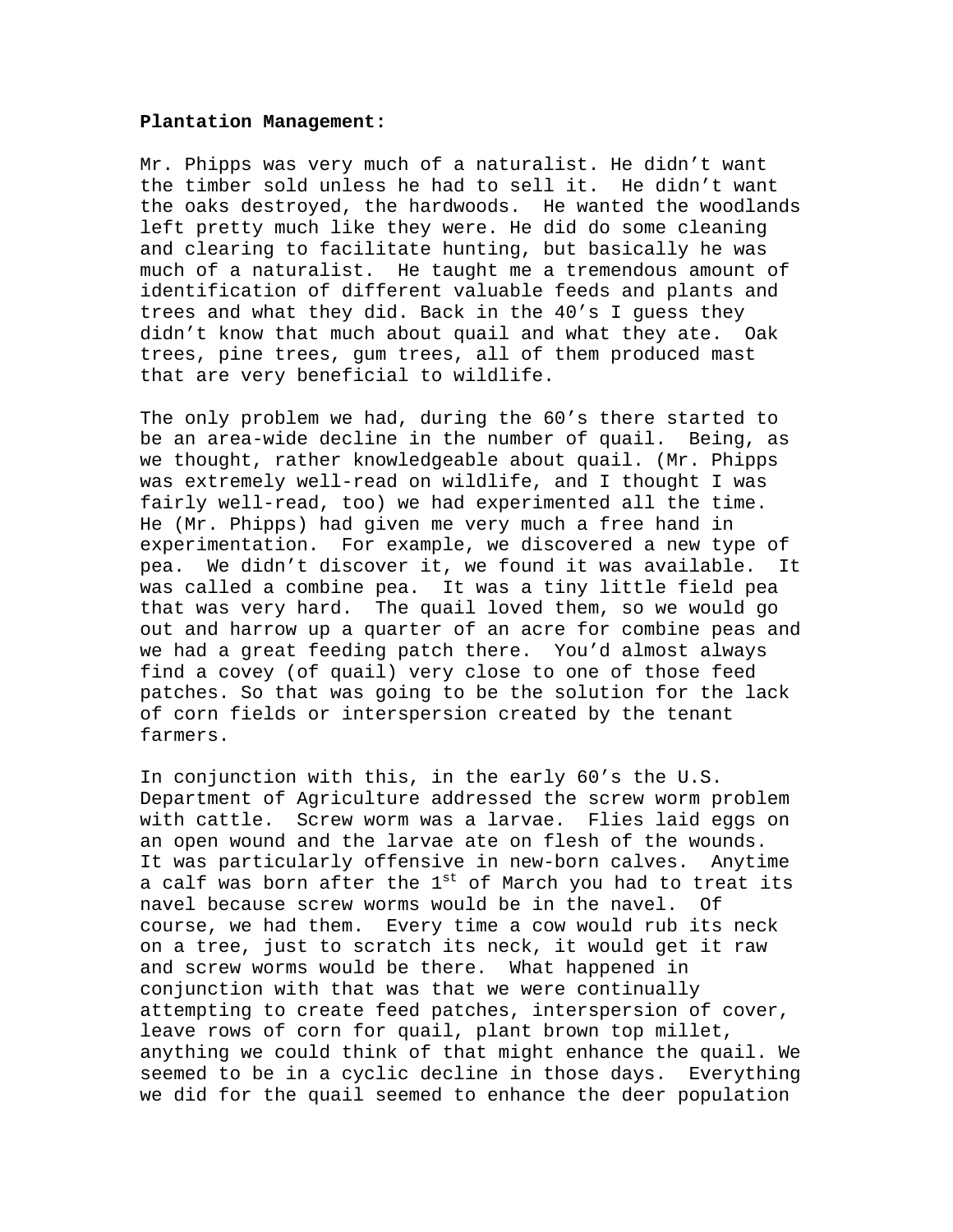**Plantation Management:**

Mr. Phipps was very much of a naturalist. He didn't want the timber sold unless he had to sell it. He didn't want the oaks destroyed, the hardwoods. He wanted the woodlands left pretty much like they were. He did do some cleaning and clearing to facilitate hunting, but basically he was much of a naturalist. He taught me a tremendous amount of identification of different valuable feeds and plants and trees and what they did. Back in the 40's I guess they didn't know that much about quail and what they ate. Oak trees, pine trees, gum trees, all of them produced mast that are very beneficial to wildlife.

The only problem we had, during the 60's there started to be an area-wide decline in the number of quail. Being, as we thought, rather knowledgeable about quail. (Mr. Phipps was extremely well-read on wildlife, and I thought I was fairly well-read, too) we had experimented all the time. He (Mr. Phipps) had given me very much a free hand in experimentation. For example, we discovered a new type of pea. We didn't discover it, we found it was available. It was called a combine pea. It was a tiny little field pea that was very hard. The quail loved them, so we would go out and harrow up a quarter of an acre for combine peas and we had a great feeding patch there. You'd almost always find a covey (of quail) very close to one of those feed patches. So that was going to be the solution for the lack of corn fields or interspersion created by the tenant farmers.

In conjunction with this, in the early 60's the U.S. Department of Agriculture addressed the screw worm problem with cattle. Screw worm was a larvae. Flies laid eggs on an open wound and the larvae ate on flesh of the wounds. It was particularly offensive in new-born calves. Anytime a calf was born after the 1st of March you had to treat its navel because screw worms would be in the navel. Of course, we had them. Every time a cow would rub its neck on a tree, just to scratch its neck, it would get it raw and screw worms would be there. What happened in conjunction with that was that we were continually attempting to create feed patches, interspersion of cover, leave rows of corn for quail, plant brown top millet, anything we could think of that might enhance the quail. We seemed to be in a cyclic decline in those days. Everything we did for the quail seemed to enhance the deer population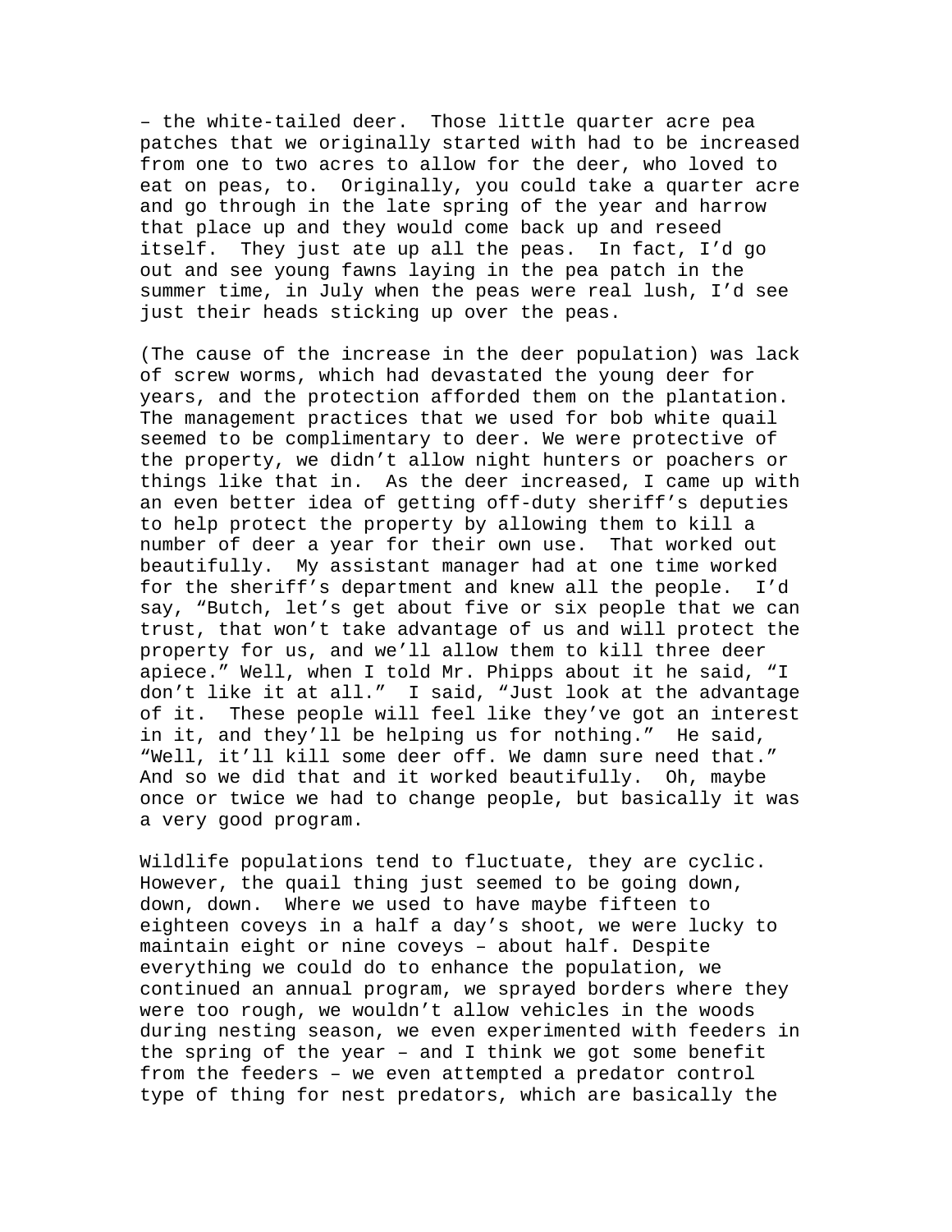– the white-tailed deer. Those little quarter acre pea patches that we originally started with had to be increased from one to two acres to allow for the deer, who loved to eat on peas, to. Originally, you could take a quarter acre and go through in the late spring of the year and harrow that place up and they would come back up and reseed itself. They just ate up all the peas. In fact, I'd go out and see young fawns laying in the pea patch in the summer time, in July when the peas were real lush, I'd see just their heads sticking up over the peas.

(The cause of the increase in the deer population) was lack of screw worms, which had devastated the young deer for years, and the protection afforded them on the plantation. The management practices that we used for bob white quail seemed to be complimentary to deer. We were protective of the property, we didn't allow night hunters or poachers or things like that in. As the deer increased, I came up with an even better idea of getting off-duty sheriff's deputies to help protect the property by allowing them to kill a number of deer a year for their own use. That worked out beautifully. My assistant manager had at one time worked for the sheriff's department and knew all the people. I'd say, "Butch, let's get about five or six people that we can trust, that won't take advantage of us and will protect the property for us, and we'll allow them to kill three deer apiece." Well, when I told Mr. Phipps about it he said, "I don't like it at all." I said, "Just look at the advantage of it. These people will feel like they've got an interest in it, and they'll be helping us for nothing." He said, "Well, it'll kill some deer off. We damn sure need that." And so we did that and it worked beautifully. Oh, maybe once or twice we had to change people, but basically it was a very good program.

Wildlife populations tend to fluctuate, they are cyclic. However, the quail thing just seemed to be going down, down, down. Where we used to have maybe fifteen to eighteen coveys in a half a day's shoot, we were lucky to maintain eight or nine coveys – about half. Despite everything we could do to enhance the population, we continued an annual program, we sprayed borders where they were too rough, we wouldn't allow vehicles in the woods during nesting season, we even experimented with feeders in the spring of the year – and I think we got some benefit from the feeders – we even attempted a predator control type of thing for nest predators, which are basically the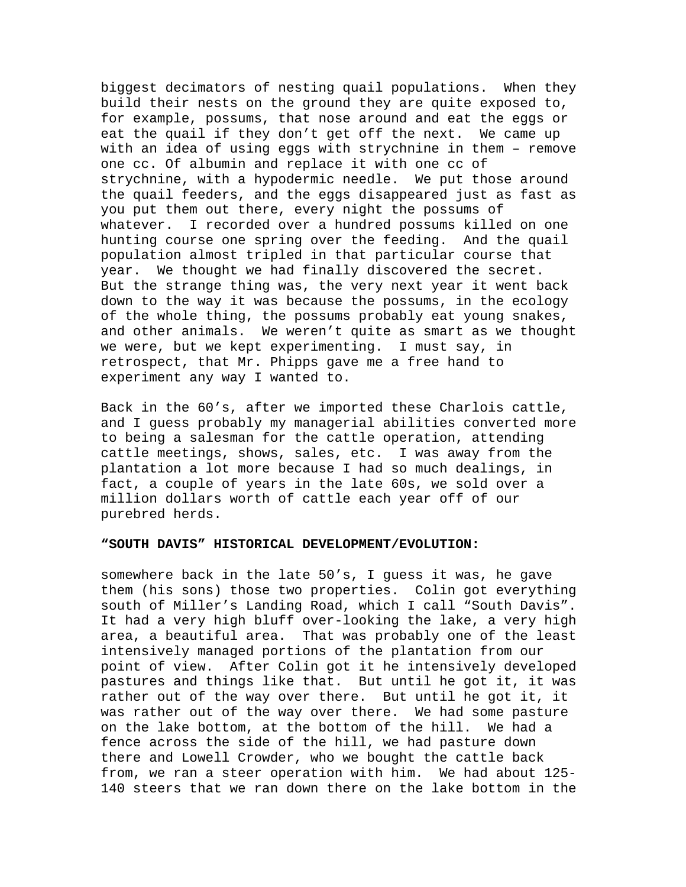biggest decimators of nesting quail populations. When they build their nests on the ground they are quite exposed to, for example, possums, that nose around and eat the eggs or eat the quail if they don't get off the next. We came up with an idea of using eggs with strychnine in them – remove one cc. Of albumin and replace it with one cc of strychnine, with a hypodermic needle. We put those around the quail feeders, and the eggs disappeared just as fast as you put them out there, every night the possums of whatever. I recorded over a hundred possums killed on one hunting course one spring over the feeding. And the quail population almost tripled in that particular course that year. We thought we had finally discovered the secret. But the strange thing was, the very next year it went back down to the way it was because the possums, in the ecology of the whole thing, the possums probably eat young snakes, and other animals. We weren't quite as smart as we thought we were, but we kept experimenting. I must say, in retrospect, that Mr. Phipps gave me a free hand to experiment any way I wanted to.

Back in the 60's, after we imported these Charlois cattle, and I guess probably my managerial abilities converted more to being a salesman for the cattle operation, attending cattle meetings, shows, sales, etc. I was away from the plantation a lot more because I had so much dealings, in fact, a couple of years in the late 60s, we sold over a million dollars worth of cattle each year off of our purebred herds.

**"SOUTH DAVIS" HISTORICAL DEVELOPMENT/EVOLUTION:**

somewhere back in the late 50's, I guess it was, he gave them (his sons) those two properties. Colin got everything south of Miller's Landing Road, which I call "South Davis". It had a very high bluff over-looking the lake, a very high area, a beautiful area. That was probably one of the least intensively managed portions of the plantation from our point of view. After Colin got it he intensively developed pastures and things like that. But until he got it, it was rather out of the way over there. But until he got it, it was rather out of the way over there. We had some pasture on the lake bottom, at the bottom of the hill. We had a fence across the side of the hill, we had pasture down there and Lowell Crowder, who we bought the cattle back from, we ran a steer operation with him. We had about 125-140 steers that we ran down there on the lake bottom in the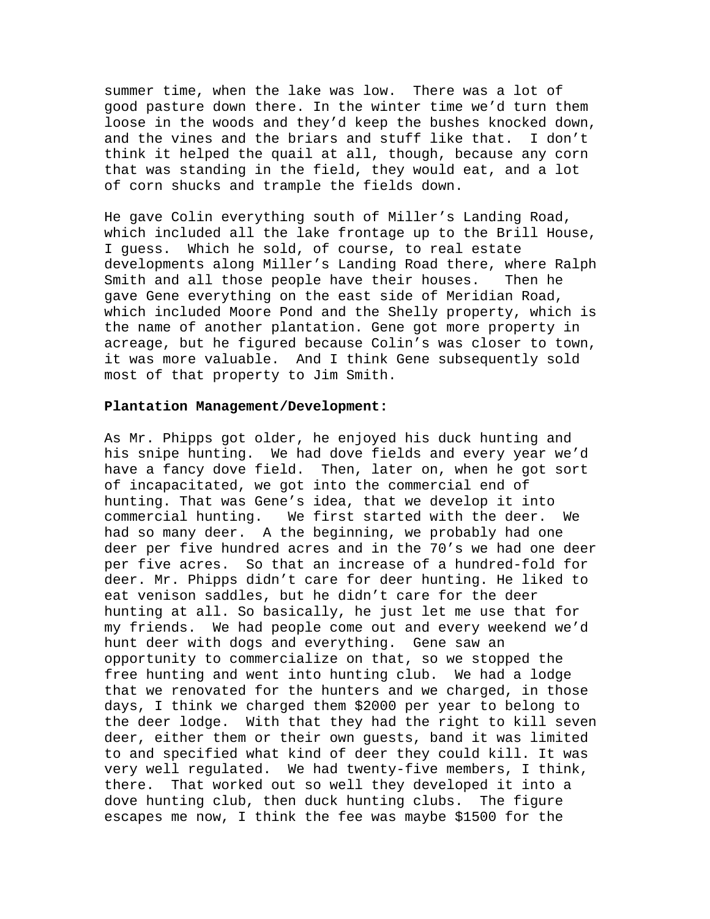summer time, when the lake was low. There was a lot of good pasture down there. In the winter time we'd turn them loose in the woods and they'd keep the bushes knocked down, and the vines and the briars and stuff like that. I don't think it helped the quail at all, though, because any corn that was standing in the field, they would eat, and a lot of corn shucks and trample the fields down.

He gave Colin everything south of Miller's Landing Road, which included all the lake frontage up to the Brill House, I guess. Which he sold, of course, to real estate developments along Miller's Landing Road there, where Ralph Smith and all those people have their houses. Then he gave Gene everything on the east side of Meridian Road, which included Moore Pond and the Shelly property, which is the name of another plantation. Gene got more property in acreage, but he figured because Colin's was closer to town, it was more valuable. And I think Gene subsequently sold most of that property to Jim Smith.

**Plantation Management/Development:**

As Mr. Phipps got older, he enjoyed his duck hunting and his snipe hunting. We had dove fields and every year we'd have a fancy dove field. Then, later on, when he got sort of incapacitated, we got into the commercial end of hunting. That was Gene's idea, that we develop it into commercial hunting. We first started with the deer. We had so many deer. A the beginning, we probably had one deer per five hundred acres and in the 70's we had one deer per five acres. So that an increase of a hundred-fold for deer. Mr. Phipps didn't care for deer hunting. He liked to eat venison saddles, but he didn't care for the deer hunting at all. So basically, he just let me use that for my friends. We had people come out and every weekend we'd hunt deer with dogs and everything. Gene saw an opportunity to commercialize on that, so we stopped the free hunting and went into hunting club. We had a lodge that we renovated for the hunters and we charged, in those days, I think we charged them $2000 per year to belong to the deer lodge. With that they had the right to kill seven deer, either them or their own guests, band it was limited to and specified what kind of deer they could kill. It was very well regulated. We had twenty-five members, I think, there. That worked out so well they developed it into a dove hunting club, then duck hunting clubs. The figure escapes me now, I think the fee was maybe $1500 for the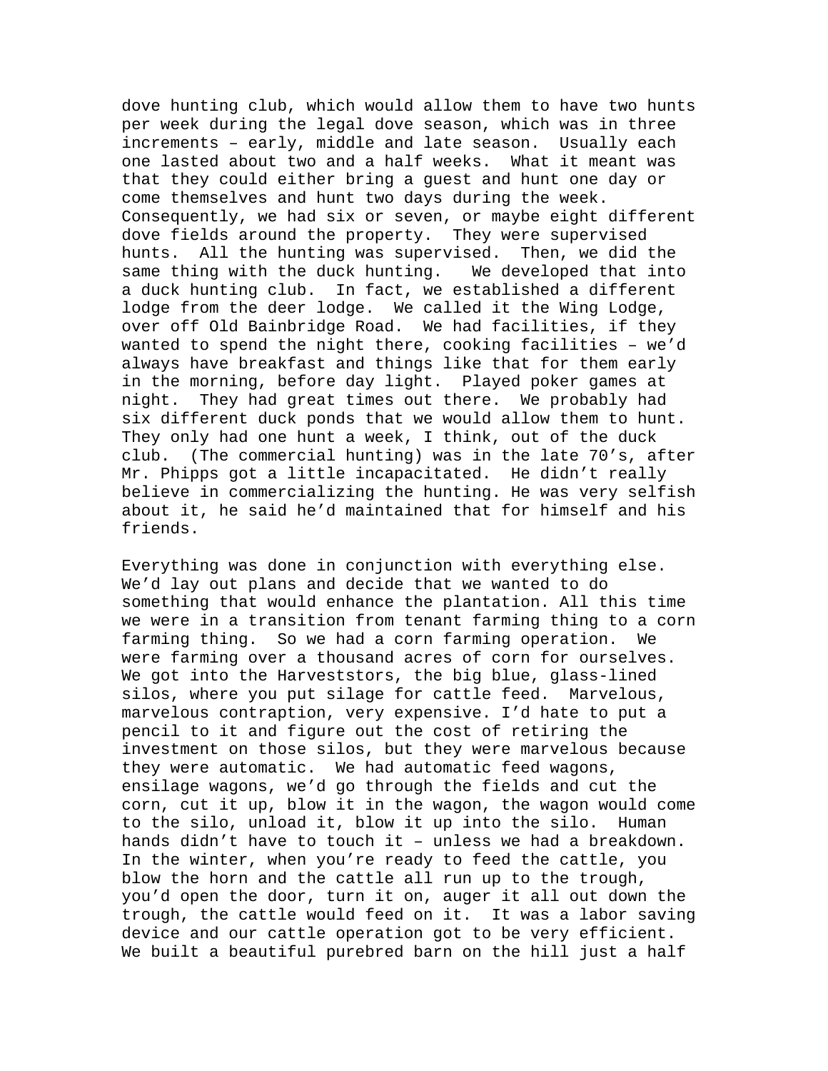dove hunting club, which would allow them to have two hunts per week during the legal dove season, which was in three increments – early, middle and late season. Usually each one lasted about two and a half weeks. What it meant was that they could either bring a guest and hunt one day or come themselves and hunt two days during the week. Consequently, we had six or seven, or maybe eight different dove fields around the property. They were supervised hunts. All the hunting was supervised. Then, we did the same thing with the duck hunting. We developed that into a duck hunting club. In fact, we established a different lodge from the deer lodge. We called it the Wing Lodge, over off Old Bainbridge Road. We had facilities, if they wanted to spend the night there, cooking facilities – we'd always have breakfast and things like that for them early in the morning, before day light. Played poker games at night. They had great times out there. We probably had six different duck ponds that we would allow them to hunt. They only had one hunt a week, I think, out of the duck club. (The commercial hunting) was in the late 70's, after Mr. Phipps got a little incapacitated. He didn't really believe in commercializing the hunting. He was very selfish about it, he said he'd maintained that for himself and his friends.

Everything was done in conjunction with everything else. We'd lay out plans and decide that we wanted to do something that would enhance the plantation. All this time we were in a transition from tenant farming thing to a corn farming thing. So we had a corn farming operation. We were farming over a thousand acres of corn for ourselves. We got into the Harveststors, the big blue, glass-lined silos, where you put silage for cattle feed. Marvelous, marvelous contraption, very expensive. I'd hate to put a pencil to it and figure out the cost of retiring the investment on those silos, but they were marvelous because they were automatic. We had automatic feed wagons, ensilage wagons, we'd go through the fields and cut the corn, cut it up, blow it in the wagon, the wagon would come to the silo, unload it, blow it up into the silo. Human hands didn't have to touch it – unless we had a breakdown. In the winter, when you're ready to feed the cattle, you blow the horn and the cattle all run up to the trough, you'd open the door, turn it on, auger it all out down the trough, the cattle would feed on it. It was a labor saving device and our cattle operation got to be very efficient. We built a beautiful purebred barn on the hill just a half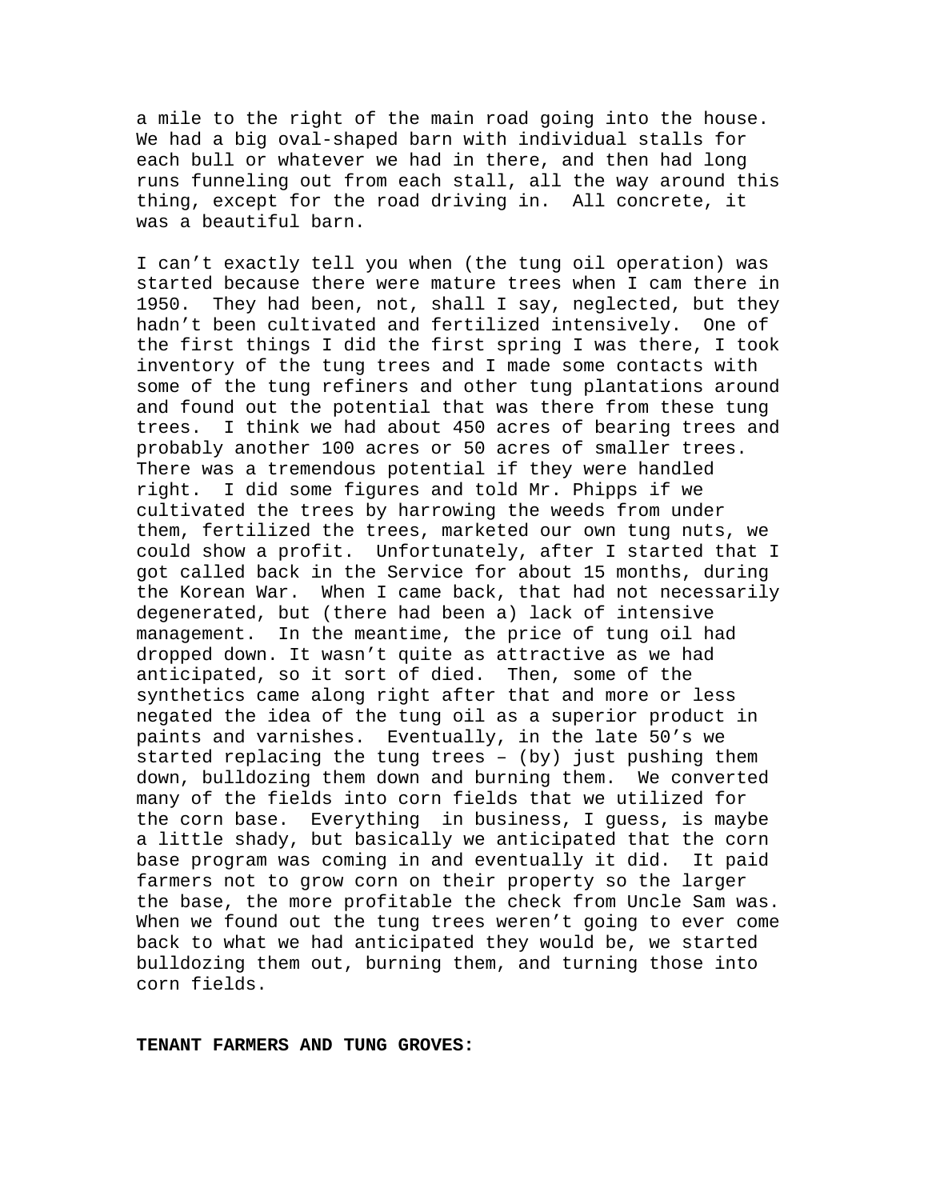a mile to the right of the main road going into the house. We had a big oval-shaped barn with individual stalls for each bull or whatever we had in there, and then had long runs funneling out from each stall, all the way around this thing, except for the road driving in. All concrete, it was a beautiful barn.

I can't exactly tell you when (the tung oil operation) was started because there were mature trees when I cam there in 1950. They had been, not, shall I say, neglected, but they hadn't been cultivated and fertilized intensively. One of the first things I did the first spring I was there, I took inventory of the tung trees and I made some contacts with some of the tung refiners and other tung plantations around and found out the potential that was there from these tung trees. I think we had about 450 acres of bearing trees and probably another 100 acres or 50 acres of smaller trees. There was a tremendous potential if they were handled right. I did some figures and told Mr. Phipps if we cultivated the trees by harrowing the weeds from under them, fertilized the trees, marketed our own tung nuts, we could show a profit. Unfortunately, after I started that I got called back in the Service for about 15 months, during the Korean War. When I came back, that had not necessarily degenerated, but (there had been a) lack of intensive management. In the meantime, the price of tung oil had dropped down. It wasn't quite as attractive as we had anticipated, so it sort of died. Then, some of the synthetics came along right after that and more or less negated the idea of the tung oil as a superior product in paints and varnishes. Eventually, in the late 50's we started replacing the tung trees – (by) just pushing them down, bulldozing them down and burning them. We converted many of the fields into corn fields that we utilized for the corn base. Everything in business, I guess, is maybe a little shady, but basically we anticipated that the corn base program was coming in and eventually it did. It paid farmers not to grow corn on their property so the larger the base, the more profitable the check from Uncle Sam was. When we found out the tung trees weren't going to ever come back to what we had anticipated they would be, we started bulldozing them out, burning them, and turning those into corn fields.

**TENANT FARMERS AND TUNG GROVES:**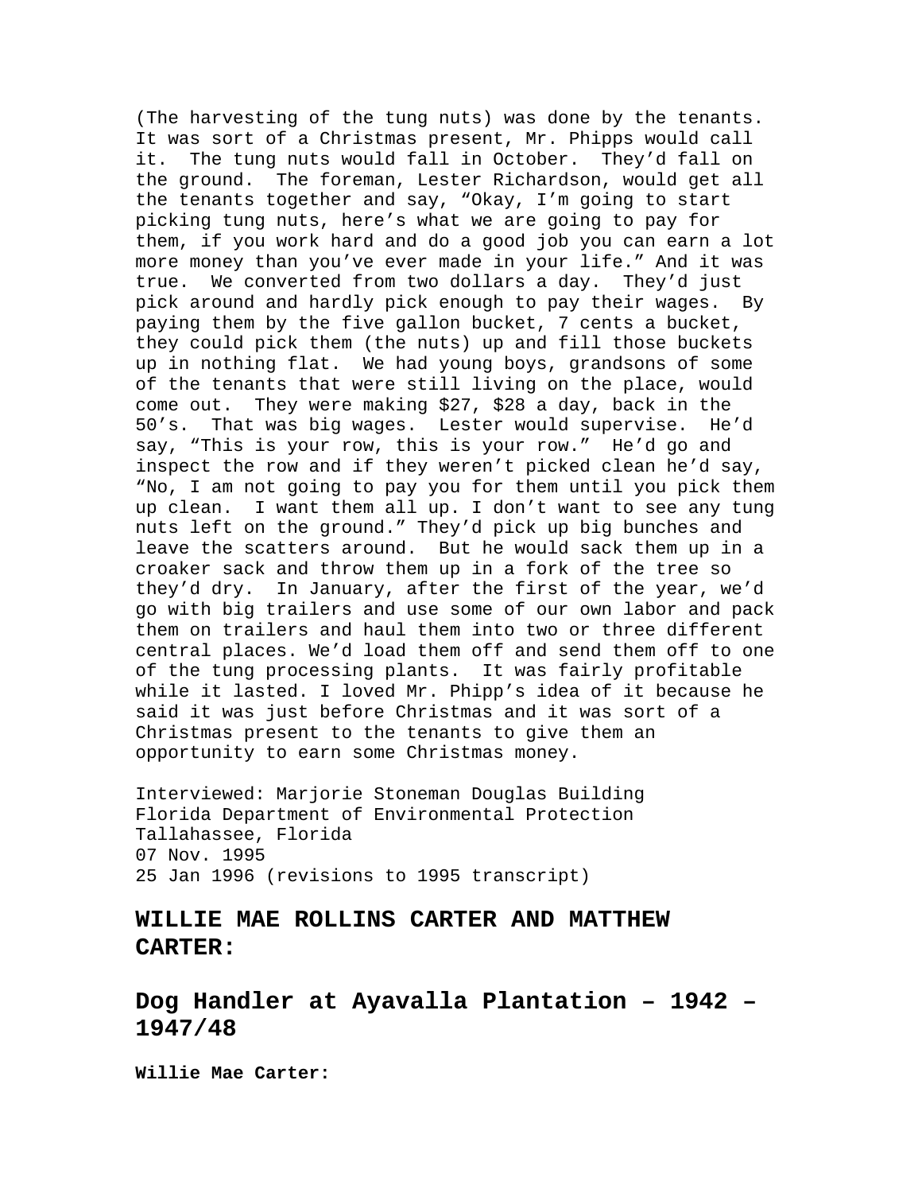(The harvesting of the tung nuts) was done by the tenants. It was sort of a Christmas present, Mr. Phipps would call it. The tung nuts would fall in October. They'd fall on the ground. The foreman, Lester Richardson, would get all the tenants together and say, "Okay, I'm going to start picking tung nuts, here's what we are going to pay for them, if you work hard and do a good job you can earn a lot more money than you've ever made in your life." And it was true. We converted from two dollars a day. They'd just pick around and hardly pick enough to pay their wages. By paying them by the five gallon bucket, 7 cents a bucket, they could pick them (the nuts) up and fill those buckets up in nothing flat. We had young boys, grandsons of some of the tenants that were still living on the place, would come out. They were making $27, $28 a day, back in the 50's. That was big wages. Lester would supervise. He'd say, "This is your row, this is your row." He'd go and inspect the row and if they weren't picked clean he'd say, "No, I am not going to pay you for them until you pick them up clean. I want them all up. I don't want to see any tung nuts left on the ground." They'd pick up big bunches and leave the scatters around. But he would sack them up in a croaker sack and throw them up in a fork of the tree so they'd dry. In January, after the first of the year, we'd go with big trailers and use some of our own labor and pack them on trailers and haul them into two or three different central places. We'd load them off and send them off to one of the tung processing plants. It was fairly profitable while it lasted. I loved Mr. Phipp's idea of it because he said it was just before Christmas and it was sort of a Christmas present to the tenants to give them an opportunity to earn some Christmas money.

Interviewed: Marjorie Stoneman Douglas Building
Florida Department of Environmental Protection
Tallahassee, Florida
07 Nov. 1995
25 Jan 1996 (revisions to 1995 transcript)

## WILLIE MAE ROLLINS CARTER AND MATTHEW CARTER:

## Dog Handler at Ayavalla Plantation – 1942 – 1947/48

**Willie Mae Carter:**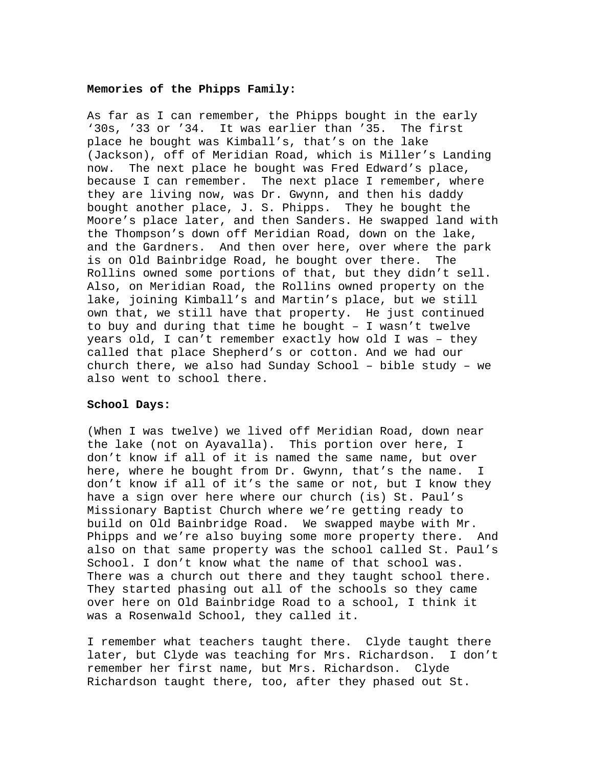**Memories of the Phipps Family:**

As far as I can remember, the Phipps bought in the early '30s, '33 or '34. It was earlier than '35. The first place he bought was Kimball's, that's on the lake (Jackson), off of Meridian Road, which is Miller's Landing now. The next place he bought was Fred Edward's place, because I can remember. The next place I remember, where they are living now, was Dr. Gwynn, and then his daddy bought another place, J. S. Phipps. They he bought the Moore's place later, and then Sanders. He swapped land with the Thompson's down off Meridian Road, down on the lake, and the Gardners. And then over here, over where the park is on Old Bainbridge Road, he bought over there. The Rollins owned some portions of that, but they didn't sell. Also, on Meridian Road, the Rollins owned property on the lake, joining Kimball's and Martin's place, but we still own that, we still have that property. He just continued to buy and during that time he bought – I wasn't twelve years old, I can't remember exactly how old I was – they called that place Shepherd's or cotton. And we had our church there, we also had Sunday School – bible study – we also went to school there.

**School Days:**

(When I was twelve) we lived off Meridian Road, down near the lake (not on Ayavalla). This portion over here, I don't know if all of it is named the same name, but over here, where he bought from Dr. Gwynn, that's the name. I don't know if all of it's the same or not, but I know they have a sign over here where our church (is) St. Paul's Missionary Baptist Church where we're getting ready to build on Old Bainbridge Road. We swapped maybe with Mr. Phipps and we're also buying some more property there. And also on that same property was the school called St. Paul's School. I don't know what the name of that school was. There was a church out there and they taught school there. They started phasing out all of the schools so they came over here on Old Bainbridge Road to a school, I think it was a Rosenwald School, they called it.

I remember what teachers taught there. Clyde taught there later, but Clyde was teaching for Mrs. Richardson. I don't remember her first name, but Mrs. Richardson. Clyde Richardson taught there, too, after they phased out St.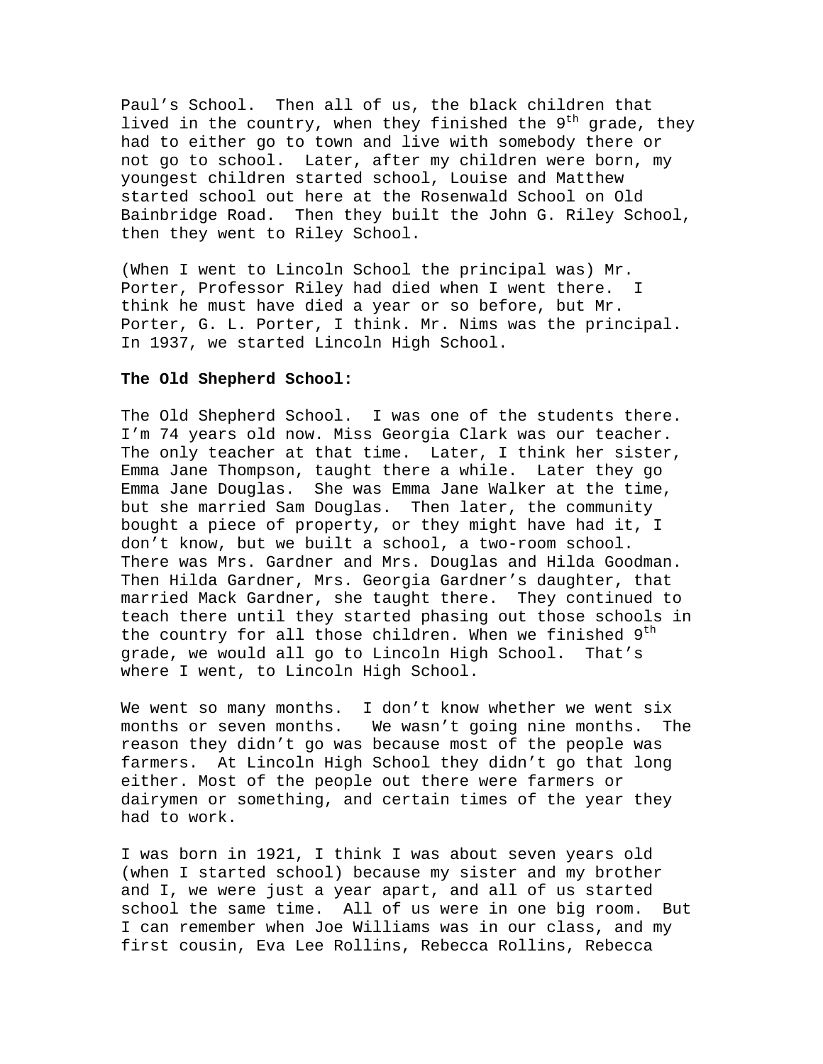Paul's School. Then all of us, the black children that lived in the country, when they finished the 9th grade, they had to either go to town and live with somebody there or not go to school. Later, after my children were born, my youngest children started school, Louise and Matthew started school out here at the Rosenwald School on Old Bainbridge Road. Then they built the John G. Riley School, then they went to Riley School.

(When I went to Lincoln School the principal was) Mr. Porter, Professor Riley had died when I went there. I think he must have died a year or so before, but Mr. Porter, G. L. Porter, I think. Mr. Nims was the principal. In 1937, we started Lincoln High School.

**The Old Shepherd School:**

The Old Shepherd School. I was one of the students there. I'm 74 years old now. Miss Georgia Clark was our teacher. The only teacher at that time. Later, I think her sister, Emma Jane Thompson, taught there a while. Later they go Emma Jane Douglas. She was Emma Jane Walker at the time, but she married Sam Douglas. Then later, the community bought a piece of property, or they might have had it, I don't know, but we built a school, a two-room school. There was Mrs. Gardner and Mrs. Douglas and Hilda Goodman. Then Hilda Gardner, Mrs. Georgia Gardner's daughter, that married Mack Gardner, she taught there. They continued to teach there until they started phasing out those schools in the country for all those children. When we finished 9th grade, we would all go to Lincoln High School. That's where I went, to Lincoln High School.

We went so many months. I don't know whether we went six months or seven months. We wasn't going nine months. The reason they didn't go was because most of the people was farmers. At Lincoln High School they didn't go that long either. Most of the people out there were farmers or dairymen or something, and certain times of the year they had to work.

I was born in 1921, I think I was about seven years old (when I started school) because my sister and my brother and I, we were just a year apart, and all of us started school the same time. All of us were in one big room. But I can remember when Joe Williams was in our class, and my first cousin, Eva Lee Rollins, Rebecca Rollins, Rebecca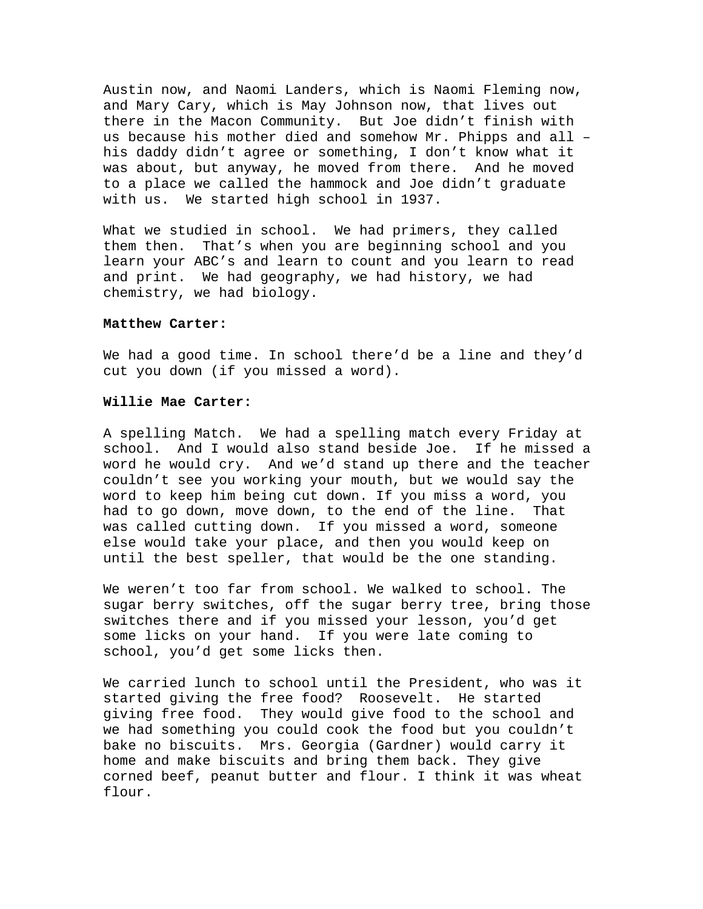Austin now, and Naomi Landers, which is Naomi Fleming now, and Mary Cary, which is May Johnson now, that lives out there in the Macon Community. But Joe didn't finish with us because his mother died and somehow Mr. Phipps and all – his daddy didn't agree or something, I don't know what it was about, but anyway, he moved from there. And he moved to a place we called the hammock and Joe didn't graduate with us. We started high school in 1937.

What we studied in school. We had primers, they called them then. That's when you are beginning school and you learn your ABC's and learn to count and you learn to read and print. We had geography, we had history, we had chemistry, we had biology.

**Matthew Carter:**

We had a good time. In school there'd be a line and they'd cut you down (if you missed a word).

**Willie Mae Carter:**

A spelling Match. We had a spelling match every Friday at school. And I would also stand beside Joe. If he missed a word he would cry. And we'd stand up there and the teacher couldn't see you working your mouth, but we would say the word to keep him being cut down. If you miss a word, you had to go down, move down, to the end of the line. That was called cutting down. If you missed a word, someone else would take your place, and then you would keep on until the best speller, that would be the one standing.

We weren't too far from school. We walked to school. The sugar berry switches, off the sugar berry tree, bring those switches there and if you missed your lesson, you'd get some licks on your hand. If you were late coming to school, you'd get some licks then.

We carried lunch to school until the President, who was it started giving the free food? Roosevelt. He started giving free food. They would give food to the school and we had something you could cook the food but you couldn't bake no biscuits. Mrs. Georgia (Gardner) would carry it home and make biscuits and bring them back. They give corned beef, peanut butter and flour. I think it was wheat flour.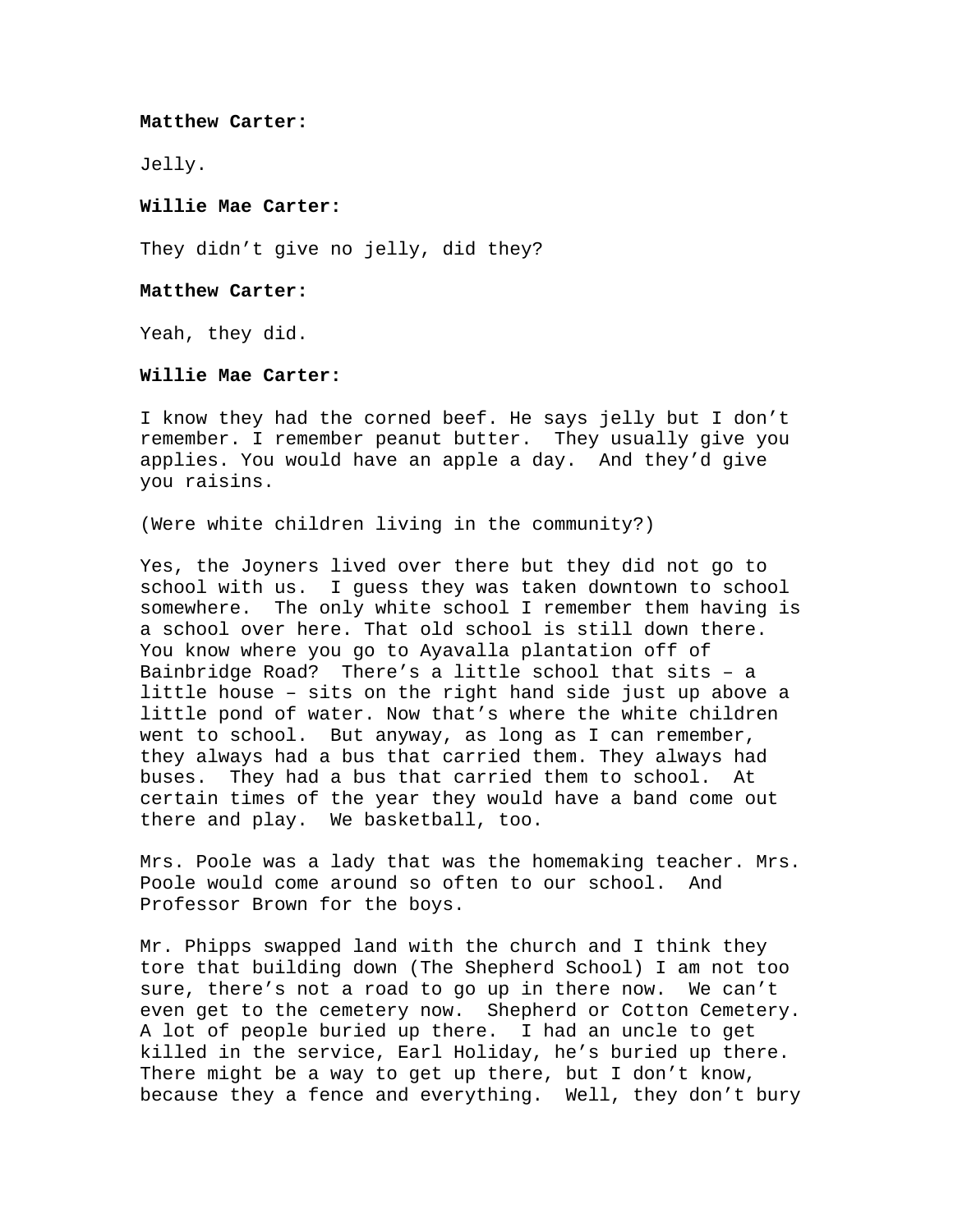**Matthew Carter:**

Jelly.

**Willie Mae Carter:**

They didn't give no jelly, did they?

**Matthew Carter:**

Yeah, they did.

**Willie Mae Carter:**

I know they had the corned beef. He says jelly but I don't remember. I remember peanut butter. They usually give you applies. You would have an apple a day. And they'd give you raisins.

(Were white children living in the community?)

Yes, the Joyners lived over there but they did not go to school with us. I guess they was taken downtown to school somewhere. The only white school I remember them having is a school over here. That old school is still down there. You know where you go to Ayavalla plantation off of Bainbridge Road? There's a little school that sits – a little house – sits on the right hand side just up above a little pond of water. Now that's where the white children went to school. But anyway, as long as I can remember, they always had a bus that carried them. They always had buses. They had a bus that carried them to school. At certain times of the year they would have a band come out there and play. We basketball, too.

Mrs. Poole was a lady that was the homemaking teacher. Mrs. Poole would come around so often to our school. And Professor Brown for the boys.

Mr. Phipps swapped land with the church and I think they tore that building down (The Shepherd School) I am not too sure, there's not a road to go up in there now. We can't even get to the cemetery now. Shepherd or Cotton Cemetery. A lot of people buried up there. I had an uncle to get killed in the service, Earl Holiday, he's buried up there. There might be a way to get up there, but I don't know, because they a fence and everything. Well, they don't bury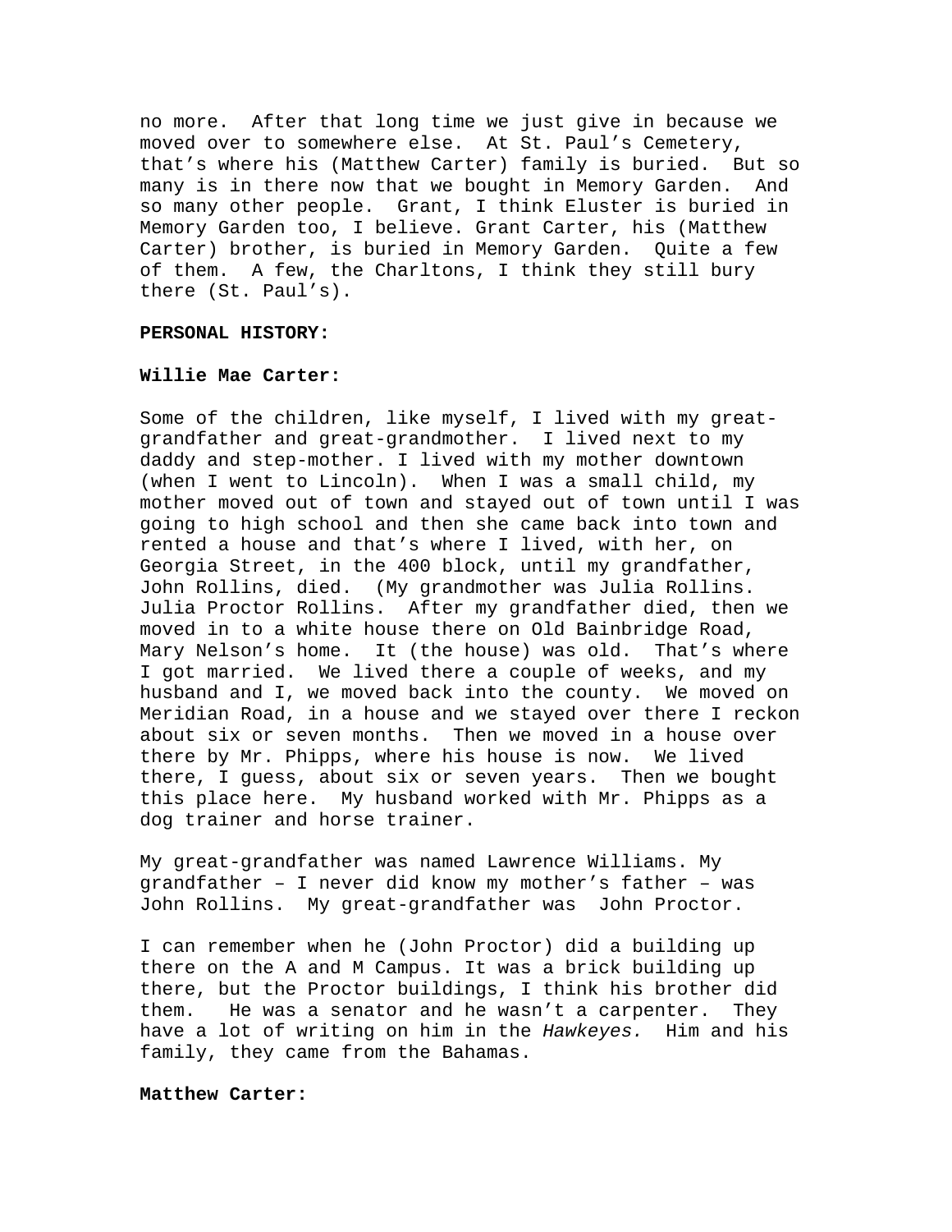no more. After that long time we just give in because we moved over to somewhere else. At St. Paul's Cemetery, that's where his (Matthew Carter) family is buried. But so many is in there now that we bought in Memory Garden. And so many other people. Grant, I think Eluster is buried in Memory Garden too, I believe. Grant Carter, his (Matthew Carter) brother, is buried in Memory Garden. Quite a few of them. A few, the Charltons, I think they still bury there (St. Paul's).

**PERSONAL HISTORY:**

**Willie Mae Carter:**

Some of the children, like myself, I lived with my great-grandfather and great-grandmother. I lived next to my daddy and step-mother. I lived with my mother downtown (when I went to Lincoln). When I was a small child, my mother moved out of town and stayed out of town until I was going to high school and then she came back into town and rented a house and that's where I lived, with her, on Georgia Street, in the 400 block, until my grandfather, John Rollins, died. (My grandmother was Julia Rollins. Julia Proctor Rollins. After my grandfather died, then we moved in to a white house there on Old Bainbridge Road, Mary Nelson's home. It (the house) was old. That's where I got married. We lived there a couple of weeks, and my husband and I, we moved back into the county. We moved on Meridian Road, in a house and we stayed over there I reckon about six or seven months. Then we moved in a house over there by Mr. Phipps, where his house is now. We lived there, I guess, about six or seven years. Then we bought this place here. My husband worked with Mr. Phipps as a dog trainer and horse trainer.

My great-grandfather was named Lawrence Williams. My grandfather – I never did know my mother's father – was John Rollins. My great-grandfather was John Proctor.

I can remember when he (John Proctor) did a building up there on the A and M Campus. It was a brick building up there, but the Proctor buildings, I think his brother did them. He was a senator and he wasn't a carpenter. They have a lot of writing on him in the *Hawkeyes.* Him and his family, they came from the Bahamas.

**Matthew Carter:**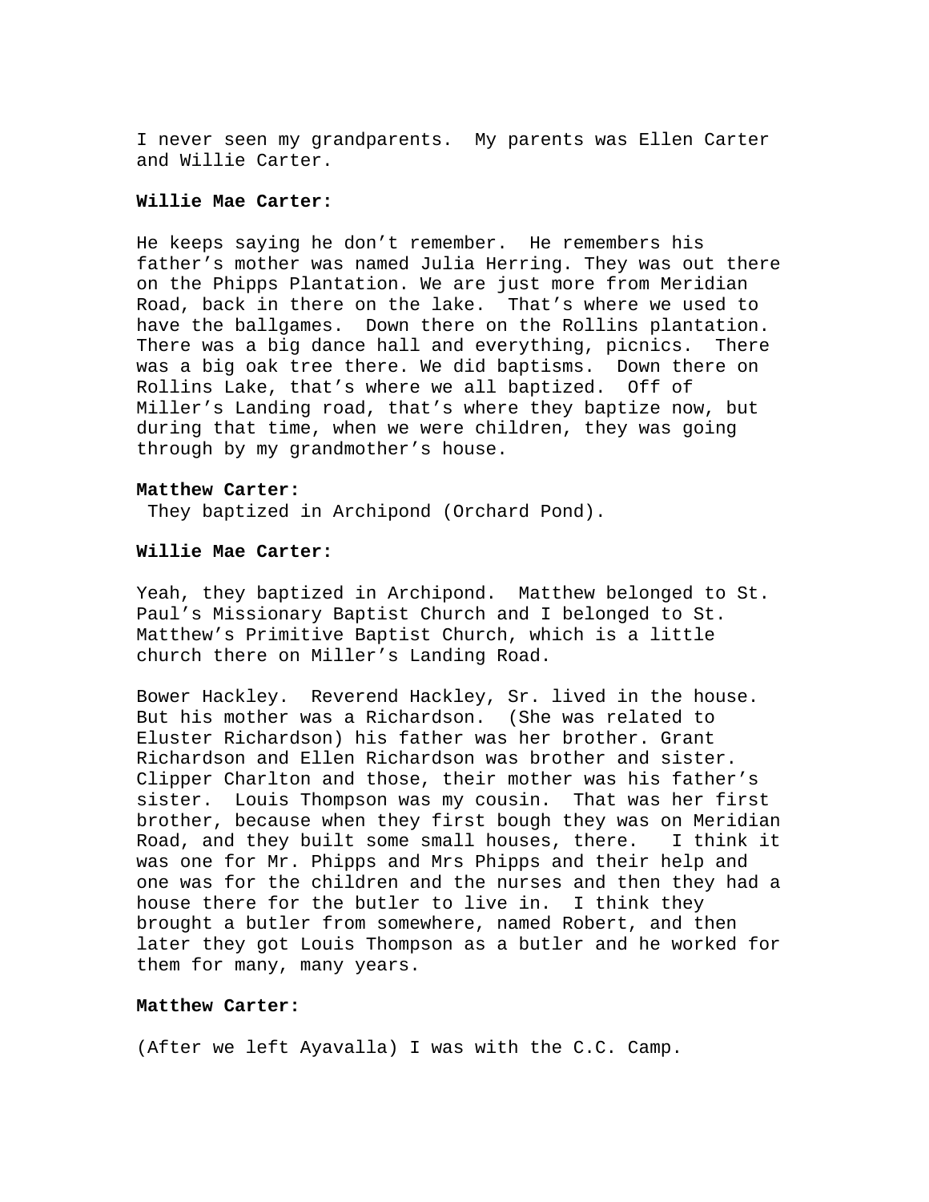I never seen my grandparents. My parents was Ellen Carter and Willie Carter.

**Willie Mae Carter:**

He keeps saying he don't remember. He remembers his father's mother was named Julia Herring. They was out there on the Phipps Plantation. We are just more from Meridian Road, back in there on the lake. That's where we used to have the ballgames. Down there on the Rollins plantation. There was a big dance hall and everything, picnics. There was a big oak tree there. We did baptisms. Down there on Rollins Lake, that's where we all baptized. Off of Miller's Landing road, that's where they baptize now, but during that time, when we were children, they was going through by my grandmother's house.

**Matthew Carter:**
They baptized in Archipond (Orchard Pond).

**Willie Mae Carter:**

Yeah, they baptized in Archipond. Matthew belonged to St. Paul's Missionary Baptist Church and I belonged to St. Matthew's Primitive Baptist Church, which is a little church there on Miller's Landing Road.

Bower Hackley. Reverend Hackley, Sr. lived in the house. But his mother was a Richardson. (She was related to Eluster Richardson) his father was her brother. Grant Richardson and Ellen Richardson was brother and sister. Clipper Charlton and those, their mother was his father's sister. Louis Thompson was my cousin. That was her first brother, because when they first bough they was on Meridian Road, and they built some small houses, there. I think it was one for Mr. Phipps and Mrs Phipps and their help and one was for the children and the nurses and then they had a house there for the butler to live in. I think they brought a butler from somewhere, named Robert, and then later they got Louis Thompson as a butler and he worked for them for many, many years.

**Matthew Carter:**

(After we left Ayavalla) I was with the C.C. Camp.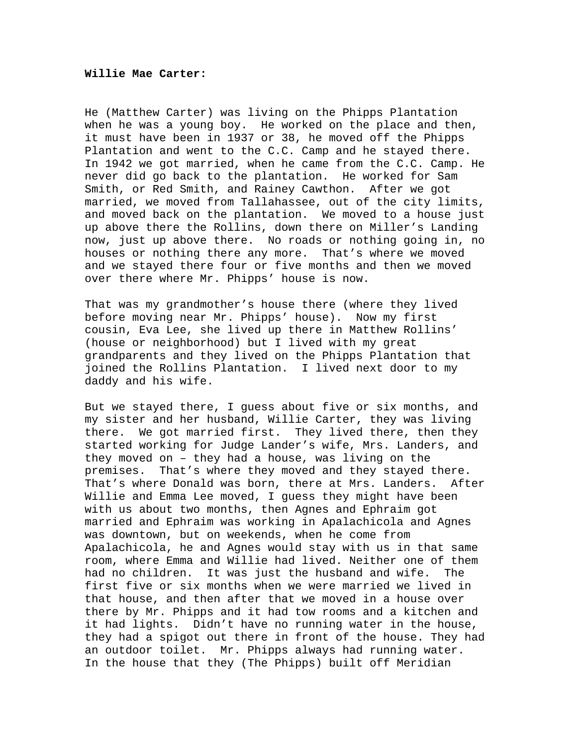**Willie Mae Carter:**

He (Matthew Carter) was living on the Phipps Plantation when he was a young boy. He worked on the place and then, it must have been in 1937 or 38, he moved off the Phipps Plantation and went to the C.C. Camp and he stayed there. In 1942 we got married, when he came from the C.C. Camp. He never did go back to the plantation. He worked for Sam Smith, or Red Smith, and Rainey Cawthon. After we got married, we moved from Tallahassee, out of the city limits, and moved back on the plantation. We moved to a house just up above there the Rollins, down there on Miller's Landing now, just up above there. No roads or nothing going in, no houses or nothing there any more. That's where we moved and we stayed there four or five months and then we moved over there where Mr. Phipps' house is now.

That was my grandmother's house there (where they lived before moving near Mr. Phipps' house). Now my first cousin, Eva Lee, she lived up there in Matthew Rollins' (house or neighborhood) but I lived with my great grandparents and they lived on the Phipps Plantation that joined the Rollins Plantation. I lived next door to my daddy and his wife.

But we stayed there, I guess about five or six months, and my sister and her husband, Willie Carter, they was living there. We got married first. They lived there, then they started working for Judge Lander's wife, Mrs. Landers, and they moved on – they had a house, was living on the premises. That's where they moved and they stayed there. That's where Donald was born, there at Mrs. Landers. After Willie and Emma Lee moved, I guess they might have been with us about two months, then Agnes and Ephraim got married and Ephraim was working in Apalachicola and Agnes was downtown, but on weekends, when he come from Apalachicola, he and Agnes would stay with us in that same room, where Emma and Willie had lived. Neither one of them had no children. It was just the husband and wife. The first five or six months when we were married we lived in that house, and then after that we moved in a house over there by Mr. Phipps and it had tow rooms and a kitchen and it had lights. Didn't have no running water in the house, they had a spigot out there in front of the house. They had an outdoor toilet. Mr. Phipps always had running water. In the house that they (The Phipps) built off Meridian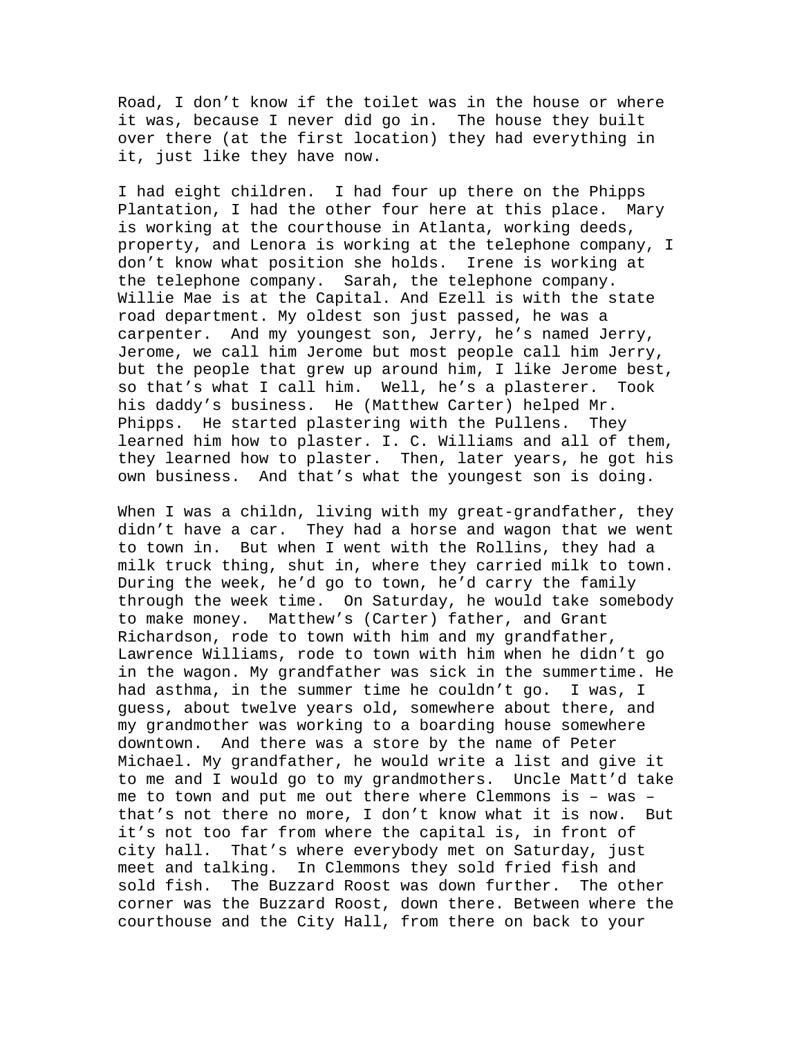Road, I don't know if the toilet was in the house or where it was, because I never did go in. The house they built over there (at the first location) they had everything in it, just like they have now.

I had eight children. I had four up there on the Phipps Plantation, I had the other four here at this place. Mary is working at the courthouse in Atlanta, working deeds, property, and Lenora is working at the telephone company, I don't know what position she holds. Irene is working at the telephone company. Sarah, the telephone company. Willie Mae is at the Capital. And Ezell is with the state road department. My oldest son just passed, he was a carpenter. And my youngest son, Jerry, he's named Jerry, Jerome, we call him Jerome but most people call him Jerry, but the people that grew up around him, I like Jerome best, so that's what I call him. Well, he's a plasterer. Took his daddy's business. He (Matthew Carter) helped Mr. Phipps. He started plastering with the Pullens. They learned him how to plaster. I. C. Williams and all of them, they learned how to plaster. Then, later years, he got his own business. And that's what the youngest son is doing.

When I was a childn, living with my great-grandfather, they didn't have a car. They had a horse and wagon that we went to town in. But when I went with the Rollins, they had a milk truck thing, shut in, where they carried milk to town. During the week, he'd go to town, he'd carry the family through the week time. On Saturday, he would take somebody to make money. Matthew's (Carter) father, and Grant Richardson, rode to town with him and my grandfather, Lawrence Williams, rode to town with him when he didn't go in the wagon. My grandfather was sick in the summertime. He had asthma, in the summer time he couldn't go. I was, I guess, about twelve years old, somewhere about there, and my grandmother was working to a boarding house somewhere downtown. And there was a store by the name of Peter Michael. My grandfather, he would write a list and give it to me and I would go to my grandmothers. Uncle Matt'd take me to town and put me out there where Clemmons is – was – that's not there no more, I don't know what it is now. But it's not too far from where the capital is, in front of city hall. That's where everybody met on Saturday, just meet and talking. In Clemmons they sold fried fish and sold fish. The Buzzard Roost was down further. The other corner was the Buzzard Roost, down there. Between where the courthouse and the City Hall, from there on back to your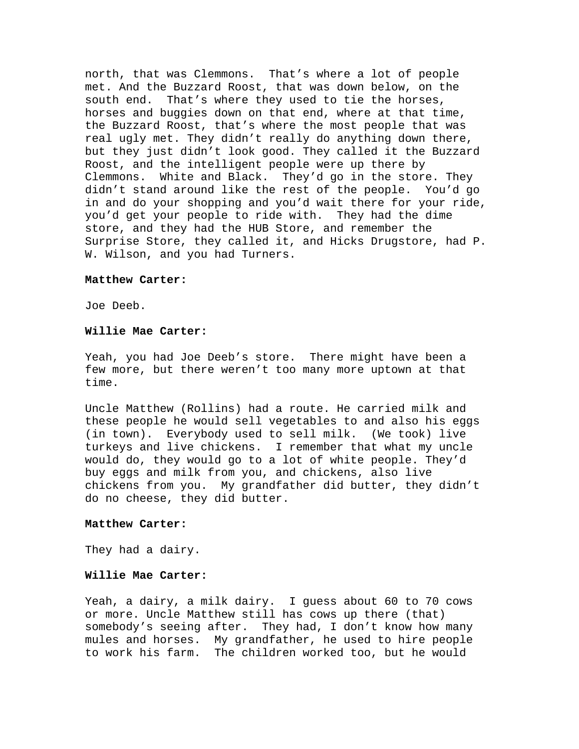north, that was Clemmons. That's where a lot of people met. And the Buzzard Roost, that was down below, on the south end. That's where they used to tie the horses, horses and buggies down on that end, where at that time, the Buzzard Roost, that's where the most people that was real ugly met. They didn't really do anything down there, but they just didn't look good. They called it the Buzzard Roost, and the intelligent people were up there by Clemmons. White and Black. They'd go in the store. They didn't stand around like the rest of the people. You'd go in and do your shopping and you'd wait there for your ride, you'd get your people to ride with. They had the dime store, and they had the HUB Store, and remember the Surprise Store, they called it, and Hicks Drugstore, had P. W. Wilson, and you had Turners.

**Matthew Carter:**

Joe Deeb.

**Willie Mae Carter:**

Yeah, you had Joe Deeb's store. There might have been a few more, but there weren't too many more uptown at that time.

Uncle Matthew (Rollins) had a route. He carried milk and these people he would sell vegetables to and also his eggs (in town). Everybody used to sell milk. (We took) live turkeys and live chickens. I remember that what my uncle would do, they would go to a lot of white people. They'd buy eggs and milk from you, and chickens, also live chickens from you. My grandfather did butter, they didn't do no cheese, they did butter.

**Matthew Carter:**

They had a dairy.

**Willie Mae Carter:**

Yeah, a dairy, a milk dairy. I guess about 60 to 70 cows or more. Uncle Matthew still has cows up there (that) somebody's seeing after. They had, I don't know how many mules and horses. My grandfather, he used to hire people to work his farm. The children worked too, but he would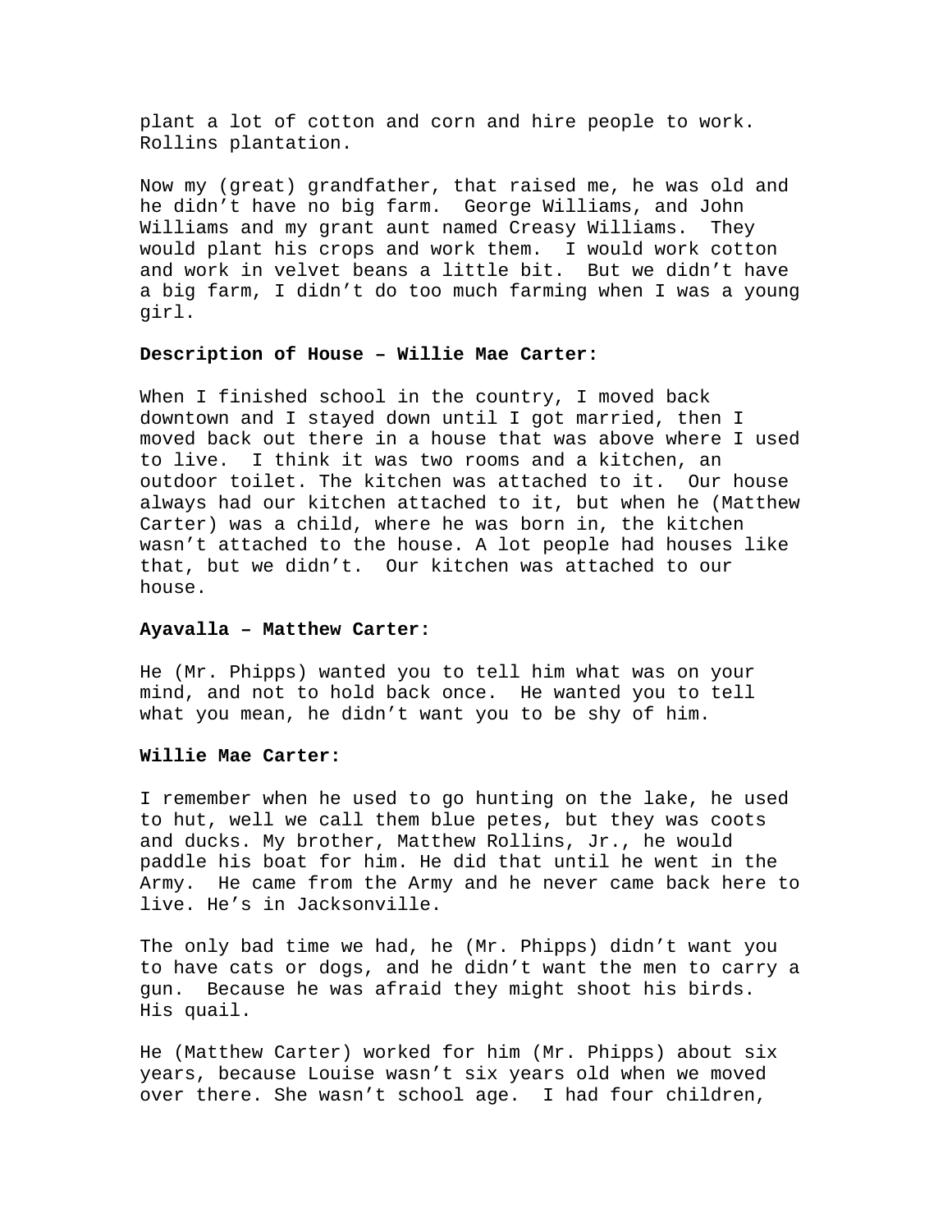plant a lot of cotton and corn and hire people to work. Rollins plantation.

Now my (great) grandfather, that raised me, he was old and he didn't have no big farm. George Williams, and John Williams and my grant aunt named Creasy Williams. They would plant his crops and work them. I would work cotton and work in velvet beans a little bit. But we didn't have a big farm, I didn't do too much farming when I was a young girl.

**Description of House – Willie Mae Carter:**

When I finished school in the country, I moved back downtown and I stayed down until I got married, then I moved back out there in a house that was above where I used to live. I think it was two rooms and a kitchen, an outdoor toilet. The kitchen was attached to it. Our house always had our kitchen attached to it, but when he (Matthew Carter) was a child, where he was born in, the kitchen wasn't attached to the house. A lot people had houses like that, but we didn't. Our kitchen was attached to our house.

**Ayavalla – Matthew Carter:**

He (Mr. Phipps) wanted you to tell him what was on your mind, and not to hold back once. He wanted you to tell what you mean, he didn't want you to be shy of him.

**Willie Mae Carter:**

I remember when he used to go hunting on the lake, he used to hut, well we call them blue petes, but they was coots and ducks. My brother, Matthew Rollins, Jr., he would paddle his boat for him. He did that until he went in the Army. He came from the Army and he never came back here to live. He's in Jacksonville.

The only bad time we had, he (Mr. Phipps) didn't want you to have cats or dogs, and he didn't want the men to carry a gun. Because he was afraid they might shoot his birds. His quail.

He (Matthew Carter) worked for him (Mr. Phipps) about six years, because Louise wasn't six years old when we moved over there. She wasn't school age. I had four children,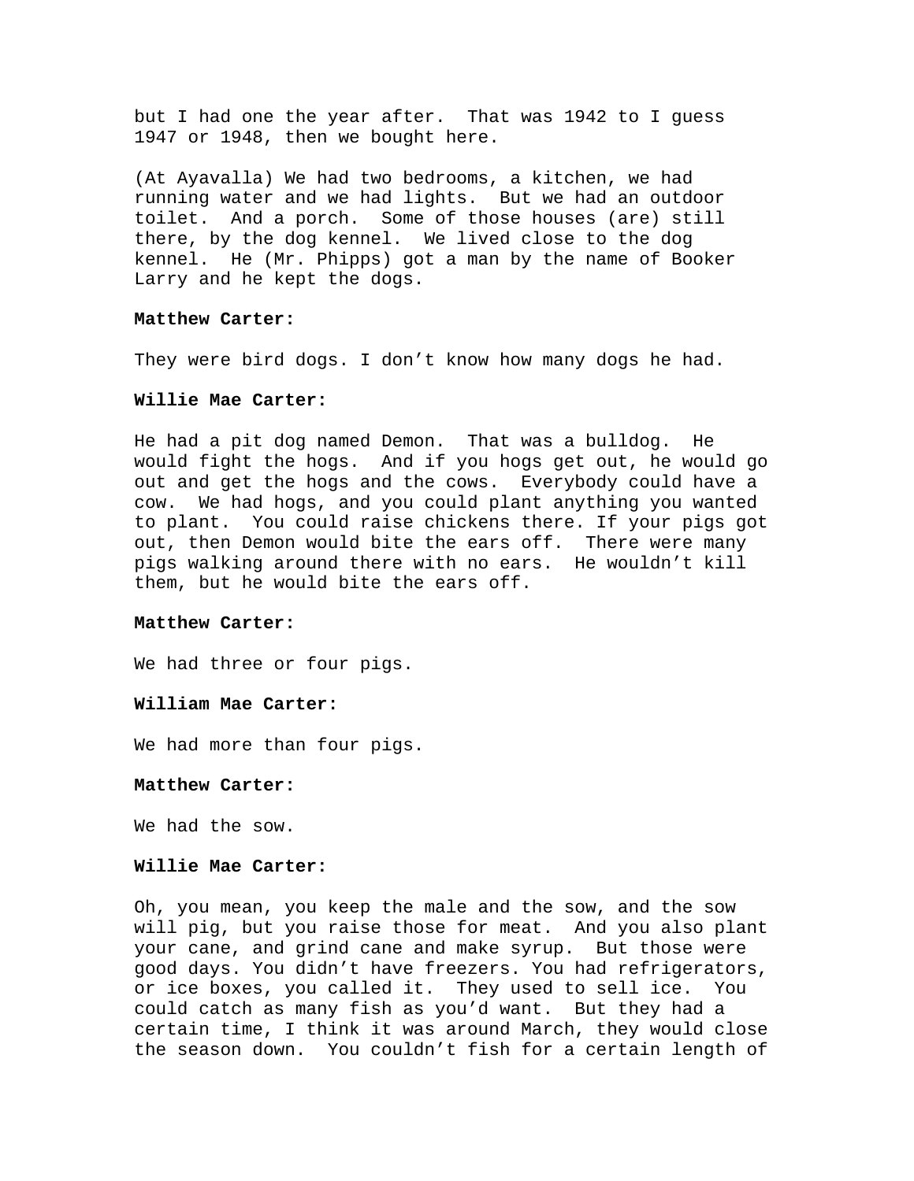but I had one the year after. That was 1942 to I guess 1947 or 1948, then we bought here.

(At Ayavalla) We had two bedrooms, a kitchen, we had running water and we had lights. But we had an outdoor toilet. And a porch. Some of those houses (are) still there, by the dog kennel. We lived close to the dog kennel. He (Mr. Phipps) got a man by the name of Booker Larry and he kept the dogs.

**Matthew Carter:**

They were bird dogs. I don't know how many dogs he had.

**Willie Mae Carter:**

He had a pit dog named Demon. That was a bulldog. He would fight the hogs. And if you hogs get out, he would go out and get the hogs and the cows. Everybody could have a cow. We had hogs, and you could plant anything you wanted to plant. You could raise chickens there. If your pigs got out, then Demon would bite the ears off. There were many pigs walking around there with no ears. He wouldn't kill them, but he would bite the ears off.

**Matthew Carter:**

We had three or four pigs.

**William Mae Carter:**

We had more than four pigs.

**Matthew Carter:**

We had the sow.

**Willie Mae Carter:**

Oh, you mean, you keep the male and the sow, and the sow will pig, but you raise those for meat. And you also plant your cane, and grind cane and make syrup. But those were good days. You didn't have freezers. You had refrigerators, or ice boxes, you called it. They used to sell ice. You could catch as many fish as you'd want. But they had a certain time, I think it was around March, they would close the season down. You couldn't fish for a certain length of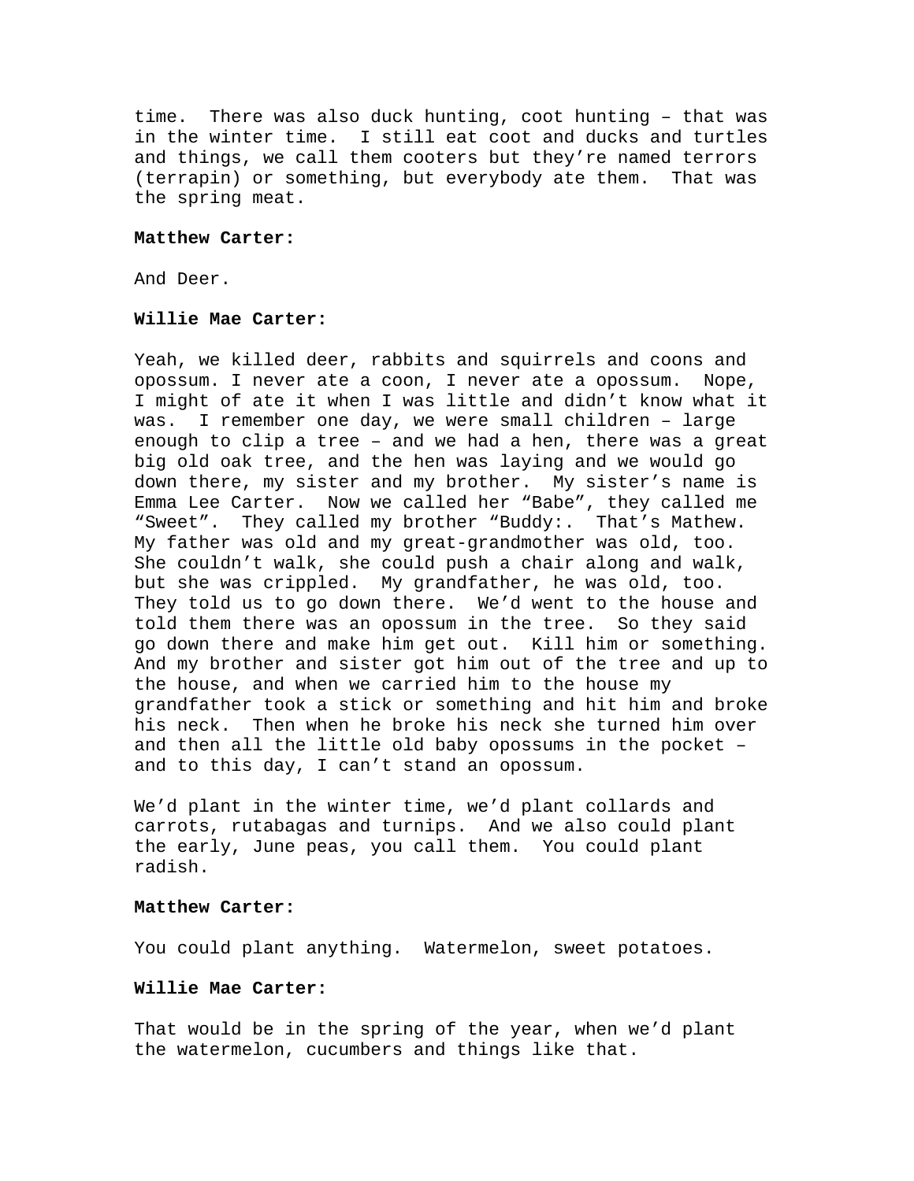time. There was also duck hunting, coot hunting – that was in the winter time. I still eat coot and ducks and turtles and things, we call them cooters but they're named terrors (terrapin) or something, but everybody ate them. That was the spring meat.

**Matthew Carter:**

And Deer.

**Willie Mae Carter:**

Yeah, we killed deer, rabbits and squirrels and coons and opossum. I never ate a coon, I never ate a opossum. Nope, I might of ate it when I was little and didn't know what it was. I remember one day, we were small children – large enough to clip a tree – and we had a hen, there was a great big old oak tree, and the hen was laying and we would go down there, my sister and my brother. My sister's name is Emma Lee Carter. Now we called her "Babe", they called me "Sweet". They called my brother "Buddy:. That's Mathew. My father was old and my great-grandmother was old, too. She couldn't walk, she could push a chair along and walk, but she was crippled. My grandfather, he was old, too. They told us to go down there. We'd went to the house and told them there was an opossum in the tree. So they said go down there and make him get out. Kill him or something. And my brother and sister got him out of the tree and up to the house, and when we carried him to the house my grandfather took a stick or something and hit him and broke his neck. Then when he broke his neck she turned him over and then all the little old baby opossums in the pocket – and to this day, I can't stand an opossum.

We'd plant in the winter time, we'd plant collards and carrots, rutabagas and turnips. And we also could plant the early, June peas, you call them. You could plant radish.

**Matthew Carter:**

You could plant anything. Watermelon, sweet potatoes.

**Willie Mae Carter:**

That would be in the spring of the year, when we'd plant the watermelon, cucumbers and things like that.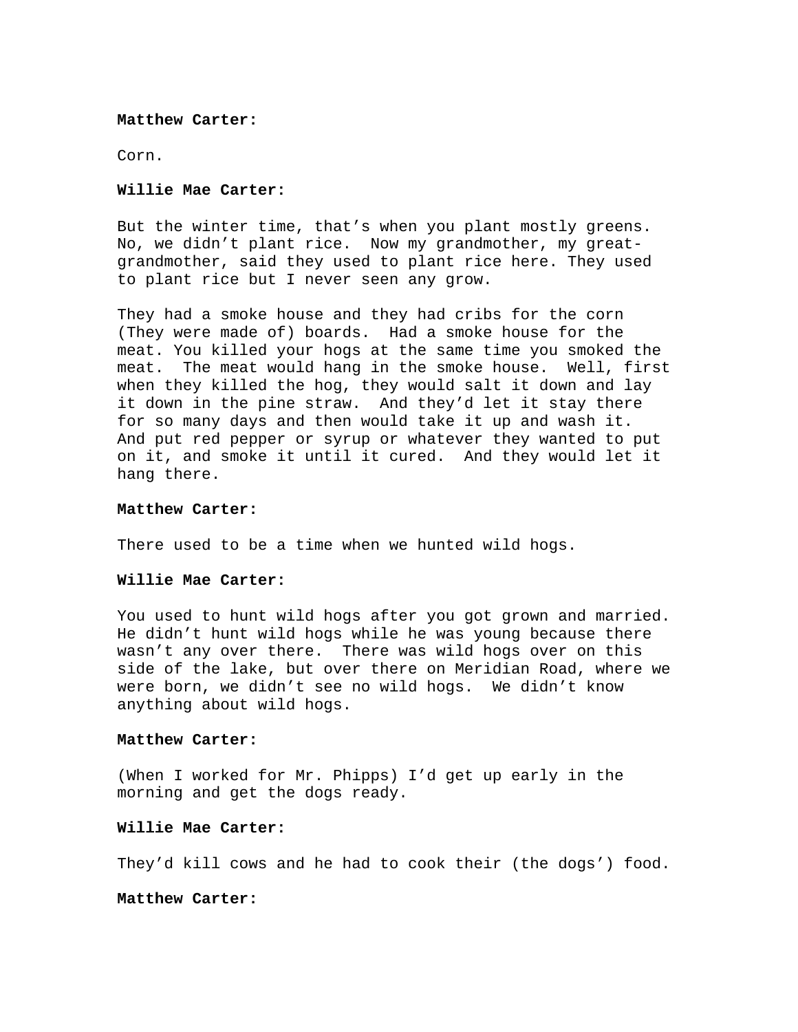**Matthew Carter:**

Corn.

**Willie Mae Carter:**

But the winter time, that's when you plant mostly greens. No, we didn't plant rice. Now my grandmother, my great-grandmother, said they used to plant rice here. They used to plant rice but I never seen any grow.

They had a smoke house and they had cribs for the corn (They were made of) boards. Had a smoke house for the meat. You killed your hogs at the same time you smoked the meat. The meat would hang in the smoke house. Well, first when they killed the hog, they would salt it down and lay it down in the pine straw. And they'd let it stay there for so many days and then would take it up and wash it. And put red pepper or syrup or whatever they wanted to put on it, and smoke it until it cured. And they would let it hang there.

**Matthew Carter:**

There used to be a time when we hunted wild hogs.

**Willie Mae Carter:**

You used to hunt wild hogs after you got grown and married. He didn't hunt wild hogs while he was young because there wasn't any over there. There was wild hogs over on this side of the lake, but over there on Meridian Road, where we were born, we didn't see no wild hogs. We didn't know anything about wild hogs.

**Matthew Carter:**

(When I worked for Mr. Phipps) I'd get up early in the morning and get the dogs ready.

**Willie Mae Carter:**

They'd kill cows and he had to cook their (the dogs') food.

**Matthew Carter:**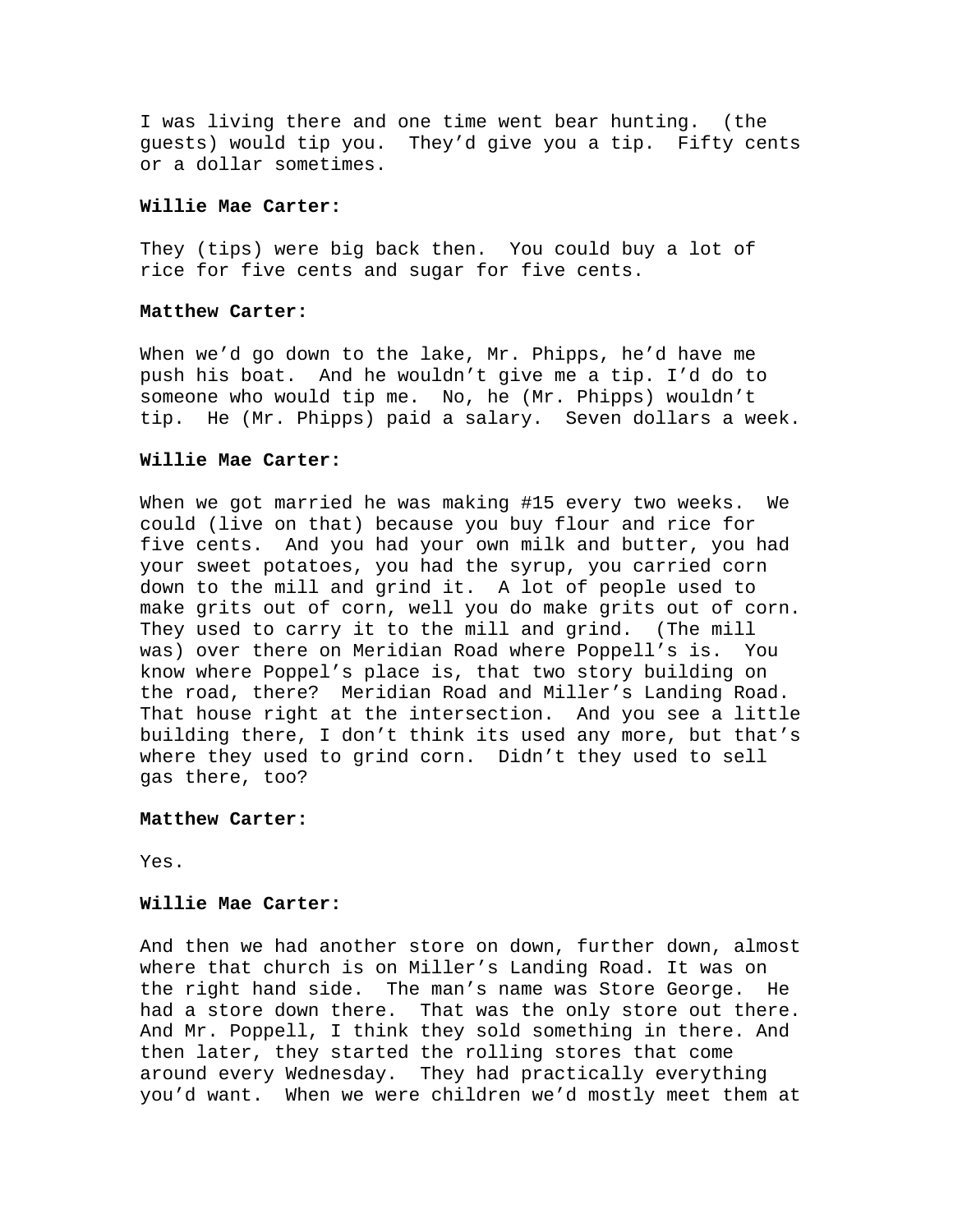I was living there and one time went bear hunting. (the guests) would tip you. They'd give you a tip. Fifty cents or a dollar sometimes.

**Willie Mae Carter:**

They (tips) were big back then. You could buy a lot of rice for five cents and sugar for five cents.

**Matthew Carter:**

When we'd go down to the lake, Mr. Phipps, he'd have me push his boat. And he wouldn't give me a tip. I'd do to someone who would tip me. No, he (Mr. Phipps) wouldn't tip. He (Mr. Phipps) paid a salary. Seven dollars a week.

**Willie Mae Carter:**

When we got married he was making #15 every two weeks. We could (live on that) because you buy flour and rice for five cents. And you had your own milk and butter, you had your sweet potatoes, you had the syrup, you carried corn down to the mill and grind it. A lot of people used to make grits out of corn, well you do make grits out of corn. They used to carry it to the mill and grind. (The mill was) over there on Meridian Road where Poppell's is. You know where Poppel's place is, that two story building on the road, there? Meridian Road and Miller's Landing Road. That house right at the intersection. And you see a little building there, I don't think its used any more, but that's where they used to grind corn. Didn't they used to sell gas there, too?

**Matthew Carter:**

Yes.

**Willie Mae Carter:**

And then we had another store on down, further down, almost where that church is on Miller's Landing Road. It was on the right hand side. The man's name was Store George. He had a store down there. That was the only store out there. And Mr. Poppell, I think they sold something in there. And then later, they started the rolling stores that come around every Wednesday. They had practically everything you'd want. When we were children we'd mostly meet them at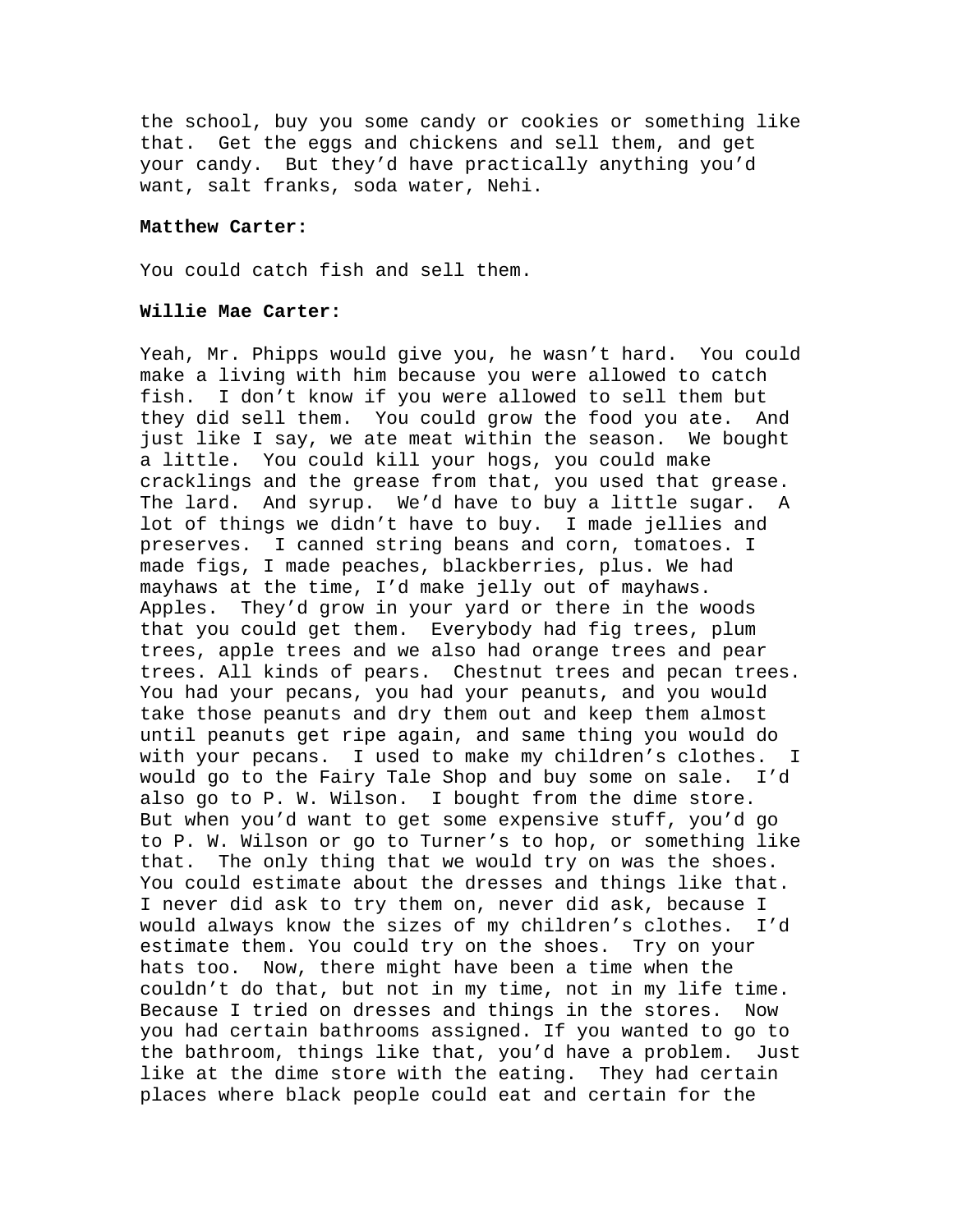the school, buy you some candy or cookies or something like that. Get the eggs and chickens and sell them, and get your candy. But they'd have practically anything you'd want, salt franks, soda water, Nehi.

**Matthew Carter:**

You could catch fish and sell them.

**Willie Mae Carter:**

Yeah, Mr. Phipps would give you, he wasn't hard. You could make a living with him because you were allowed to catch fish. I don't know if you were allowed to sell them but they did sell them. You could grow the food you ate. And just like I say, we ate meat within the season. We bought a little. You could kill your hogs, you could make cracklings and the grease from that, you used that grease. The lard. And syrup. We'd have to buy a little sugar. A lot of things we didn't have to buy. I made jellies and preserves. I canned string beans and corn, tomatoes. I made figs, I made peaches, blackberries, plus. We had mayhaws at the time, I'd make jelly out of mayhaws. Apples. They'd grow in your yard or there in the woods that you could get them. Everybody had fig trees, plum trees, apple trees and we also had orange trees and pear trees. All kinds of pears. Chestnut trees and pecan trees. You had your pecans, you had your peanuts, and you would take those peanuts and dry them out and keep them almost until peanuts get ripe again, and same thing you would do with your pecans. I used to make my children's clothes. I would go to the Fairy Tale Shop and buy some on sale. I'd also go to P. W. Wilson. I bought from the dime store. But when you'd want to get some expensive stuff, you'd go to P. W. Wilson or go to Turner's to hop, or something like that. The only thing that we would try on was the shoes. You could estimate about the dresses and things like that. I never did ask to try them on, never did ask, because I would always know the sizes of my children's clothes. I'd estimate them. You could try on the shoes. Try on your hats too. Now, there might have been a time when the couldn't do that, but not in my time, not in my life time. Because I tried on dresses and things in the stores. Now you had certain bathrooms assigned. If you wanted to go to the bathroom, things like that, you'd have a problem. Just like at the dime store with the eating. They had certain places where black people could eat and certain for the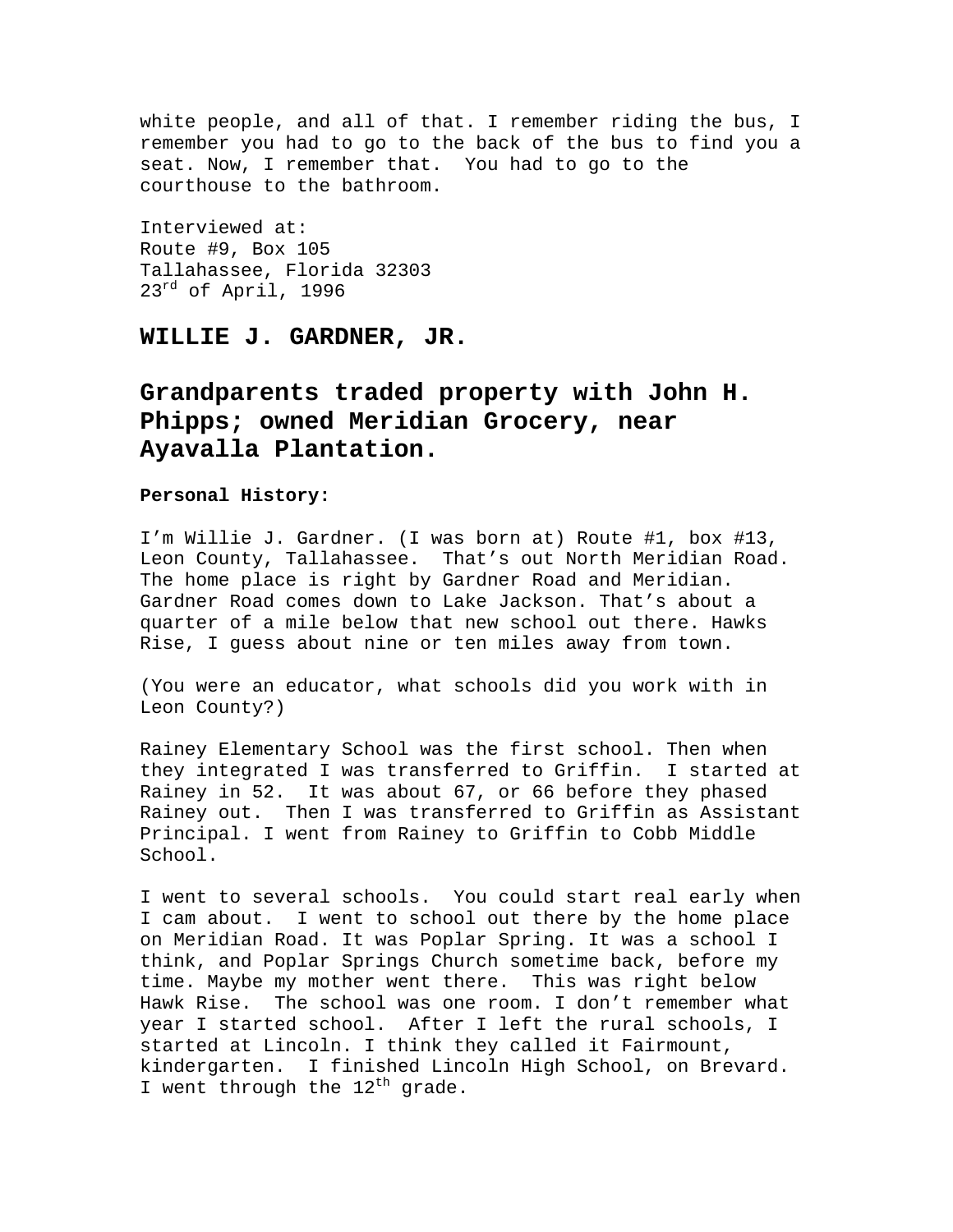white people, and all of that. I remember riding the bus, I remember you had to go to the back of the bus to find you a seat. Now, I remember that. You had to go to the courthouse to the bathroom.

Interviewed at:
Route #9, Box 105
Tallahassee, Florida 32303
23rd of April, 1996

## WILLIE J. GARDNER, JR.

## Grandparents traded property with John H. Phipps; owned Meridian Grocery, near Ayavalla Plantation.

**Personal History:**

I'm Willie J. Gardner. (I was born at) Route #1, box #13, Leon County, Tallahassee. That's out North Meridian Road. The home place is right by Gardner Road and Meridian. Gardner Road comes down to Lake Jackson. That's about a quarter of a mile below that new school out there. Hawks Rise, I guess about nine or ten miles away from town.

(You were an educator, what schools did you work with in Leon County?)

Rainey Elementary School was the first school. Then when they integrated I was transferred to Griffin. I started at Rainey in 52. It was about 67, or 66 before they phased Rainey out. Then I was transferred to Griffin as Assistant Principal. I went from Rainey to Griffin to Cobb Middle School.

I went to several schools. You could start real early when I cam about. I went to school out there by the home place on Meridian Road. It was Poplar Spring. It was a school I think, and Poplar Springs Church sometime back, before my time. Maybe my mother went there. This was right below Hawk Rise. The school was one room. I don't remember what year I started school. After I left the rural schools, I started at Lincoln. I think they called it Fairmount, kindergarten. I finished Lincoln High School, on Brevard. I went through the 12th grade.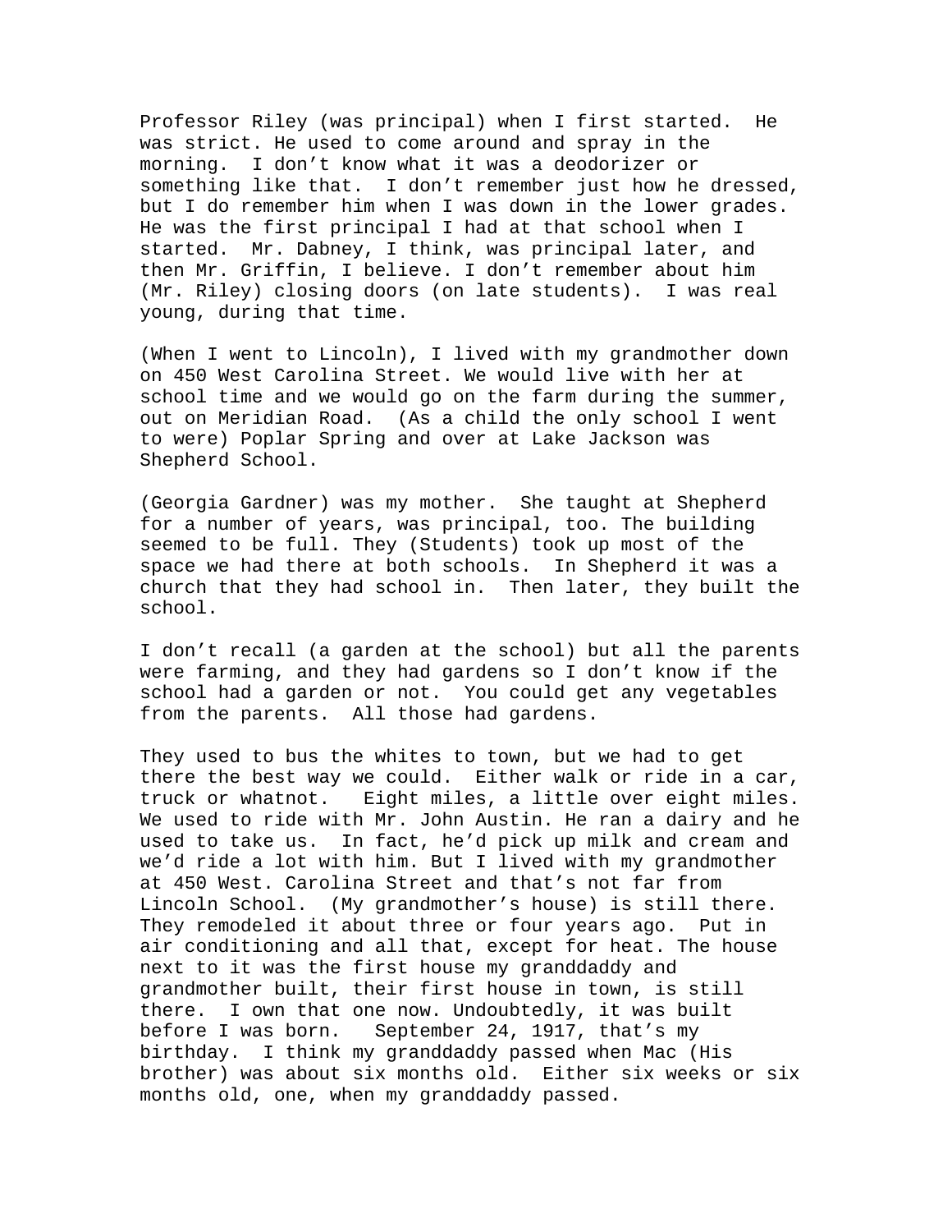Professor Riley (was principal) when I first started. He was strict. He used to come around and spray in the morning. I don't know what it was a deodorizer or something like that. I don't remember just how he dressed, but I do remember him when I was down in the lower grades. He was the first principal I had at that school when I started. Mr. Dabney, I think, was principal later, and then Mr. Griffin, I believe. I don't remember about him (Mr. Riley) closing doors (on late students). I was real young, during that time.

(When I went to Lincoln), I lived with my grandmother down on 450 West Carolina Street. We would live with her at school time and we would go on the farm during the summer, out on Meridian Road. (As a child the only school I went to were) Poplar Spring and over at Lake Jackson was Shepherd School.

(Georgia Gardner) was my mother. She taught at Shepherd for a number of years, was principal, too. The building seemed to be full. They (Students) took up most of the space we had there at both schools. In Shepherd it was a church that they had school in. Then later, they built the school.

I don't recall (a garden at the school) but all the parents were farming, and they had gardens so I don't know if the school had a garden or not. You could get any vegetables from the parents. All those had gardens.

They used to bus the whites to town, but we had to get there the best way we could. Either walk or ride in a car, truck or whatnot. Eight miles, a little over eight miles. We used to ride with Mr. John Austin. He ran a dairy and he used to take us. In fact, he'd pick up milk and cream and we'd ride a lot with him. But I lived with my grandmother at 450 West. Carolina Street and that's not far from Lincoln School. (My grandmother's house) is still there. They remodeled it about three or four years ago. Put in air conditioning and all that, except for heat. The house next to it was the first house my granddaddy and grandmother built, their first house in town, is still there. I own that one now. Undoubtedly, it was built before I was born. September 24, 1917, that's my birthday. I think my granddaddy passed when Mac (His brother) was about six months old. Either six weeks or six months old, one, when my granddaddy passed.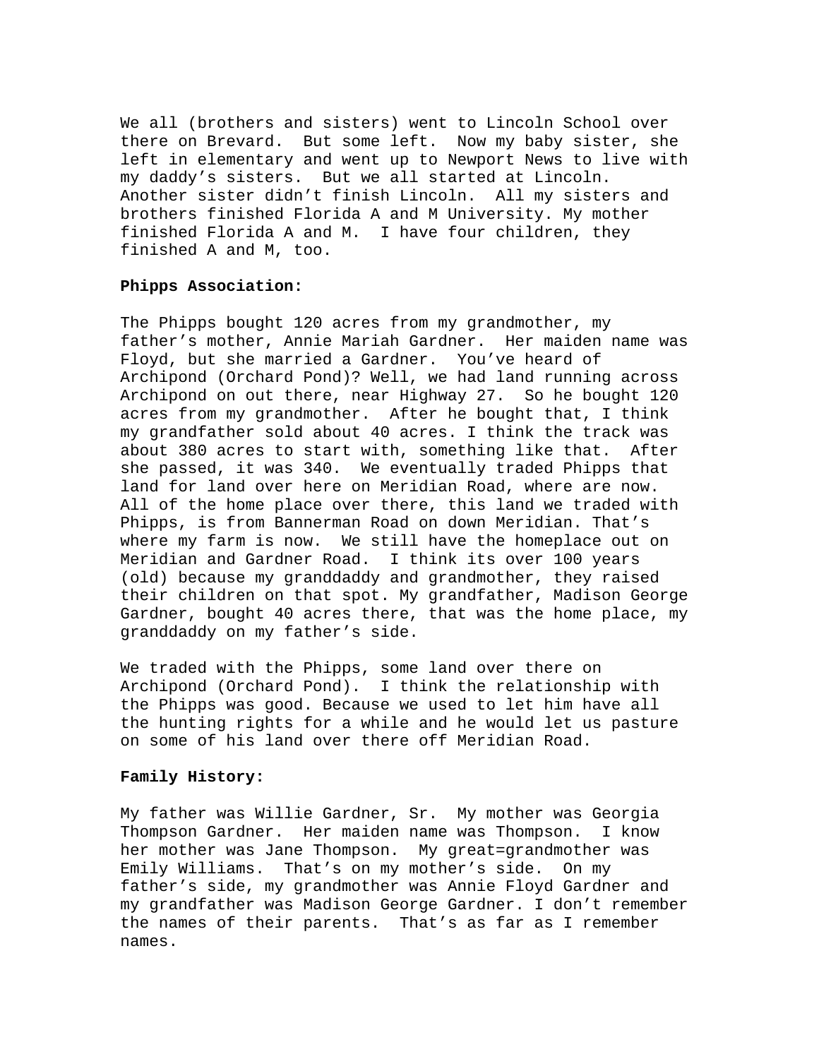We all (brothers and sisters) went to Lincoln School over there on Brevard. But some left. Now my baby sister, she left in elementary and went up to Newport News to live with my daddy's sisters. But we all started at Lincoln. Another sister didn't finish Lincoln. All my sisters and brothers finished Florida A and M University. My mother finished Florida A and M. I have four children, they finished A and M, too.

**Phipps Association:**

The Phipps bought 120 acres from my grandmother, my father's mother, Annie Mariah Gardner. Her maiden name was Floyd, but she married a Gardner. You've heard of Archipond (Orchard Pond)? Well, we had land running across Archipond on out there, near Highway 27. So he bought 120 acres from my grandmother. After he bought that, I think my grandfather sold about 40 acres. I think the track was about 380 acres to start with, something like that. After she passed, it was 340. We eventually traded Phipps that land for land over here on Meridian Road, where are now. All of the home place over there, this land we traded with Phipps, is from Bannerman Road on down Meridian. That's where my farm is now. We still have the homeplace out on Meridian and Gardner Road. I think its over 100 years (old) because my granddaddy and grandmother, they raised their children on that spot. My grandfather, Madison George Gardner, bought 40 acres there, that was the home place, my granddaddy on my father's side.

We traded with the Phipps, some land over there on Archipond (Orchard Pond). I think the relationship with the Phipps was good. Because we used to let him have all the hunting rights for a while and he would let us pasture on some of his land over there off Meridian Road.

**Family History:**

My father was Willie Gardner, Sr. My mother was Georgia Thompson Gardner. Her maiden name was Thompson. I know her mother was Jane Thompson. My great=grandmother was Emily Williams. That's on my mother's side. On my father's side, my grandmother was Annie Floyd Gardner and my grandfather was Madison George Gardner. I don't remember the names of their parents. That's as far as I remember names.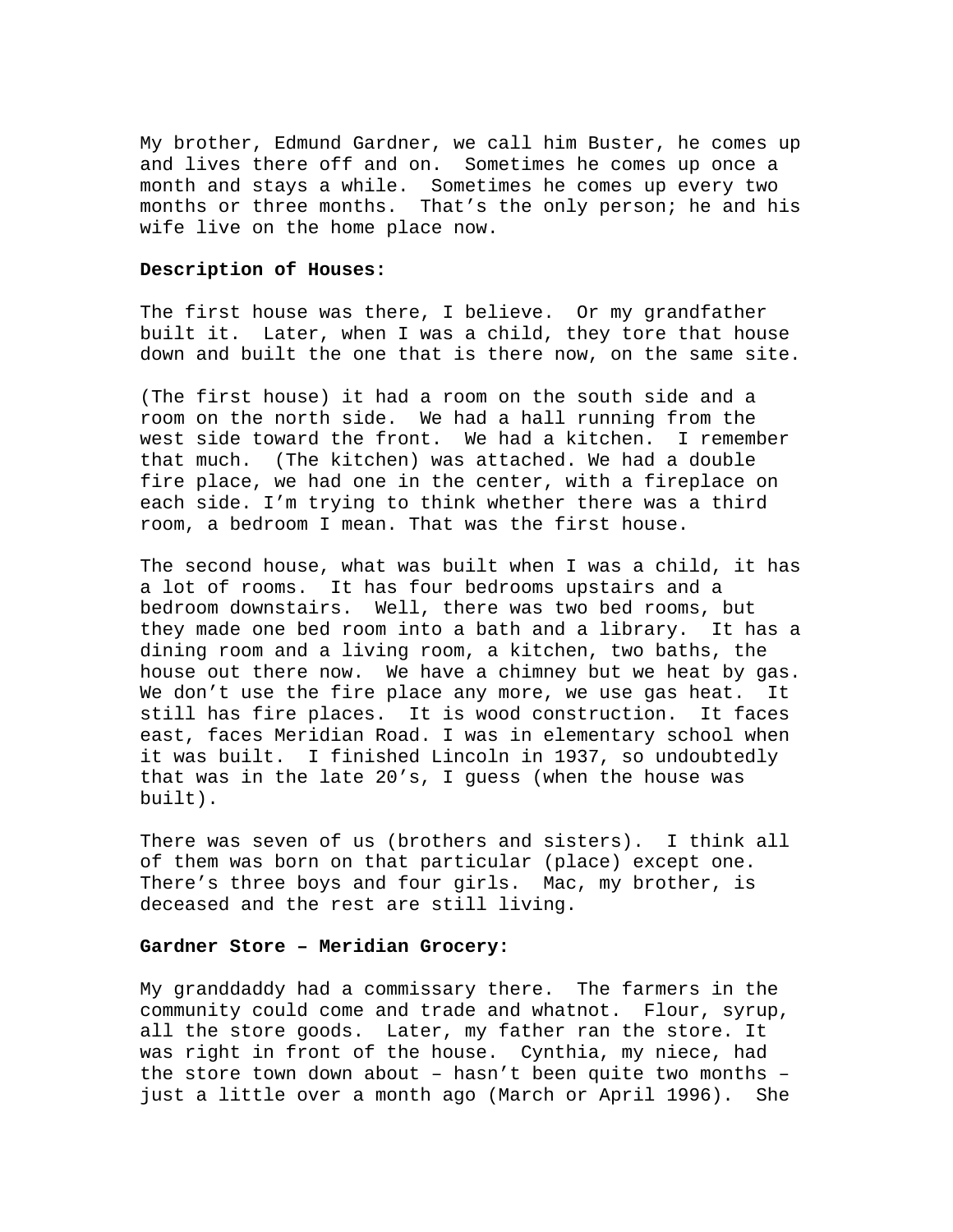My brother, Edmund Gardner, we call him Buster, he comes up and lives there off and on. Sometimes he comes up once a month and stays a while. Sometimes he comes up every two months or three months. That's the only person; he and his wife live on the home place now.

**Description of Houses:**

The first house was there, I believe. Or my grandfather built it. Later, when I was a child, they tore that house down and built the one that is there now, on the same site.

(The first house) it had a room on the south side and a room on the north side. We had a hall running from the west side toward the front. We had a kitchen. I remember that much. (The kitchen) was attached. We had a double fire place, we had one in the center, with a fireplace on each side. I'm trying to think whether there was a third room, a bedroom I mean. That was the first house.

The second house, what was built when I was a child, it has a lot of rooms. It has four bedrooms upstairs and a bedroom downstairs. Well, there was two bed rooms, but they made one bed room into a bath and a library. It has a dining room and a living room, a kitchen, two baths, the house out there now. We have a chimney but we heat by gas. We don't use the fire place any more, we use gas heat. It still has fire places. It is wood construction. It faces east, faces Meridian Road. I was in elementary school when it was built. I finished Lincoln in 1937, so undoubtedly that was in the late 20's, I guess (when the house was built).

There was seven of us (brothers and sisters). I think all of them was born on that particular (place) except one. There's three boys and four girls. Mac, my brother, is deceased and the rest are still living.

**Gardner Store – Meridian Grocery:**

My granddaddy had a commissary there. The farmers in the community could come and trade and whatnot. Flour, syrup, all the store goods. Later, my father ran the store. It was right in front of the house. Cynthia, my niece, had the store town down about – hasn't been quite two months – just a little over a month ago (March or April 1996). She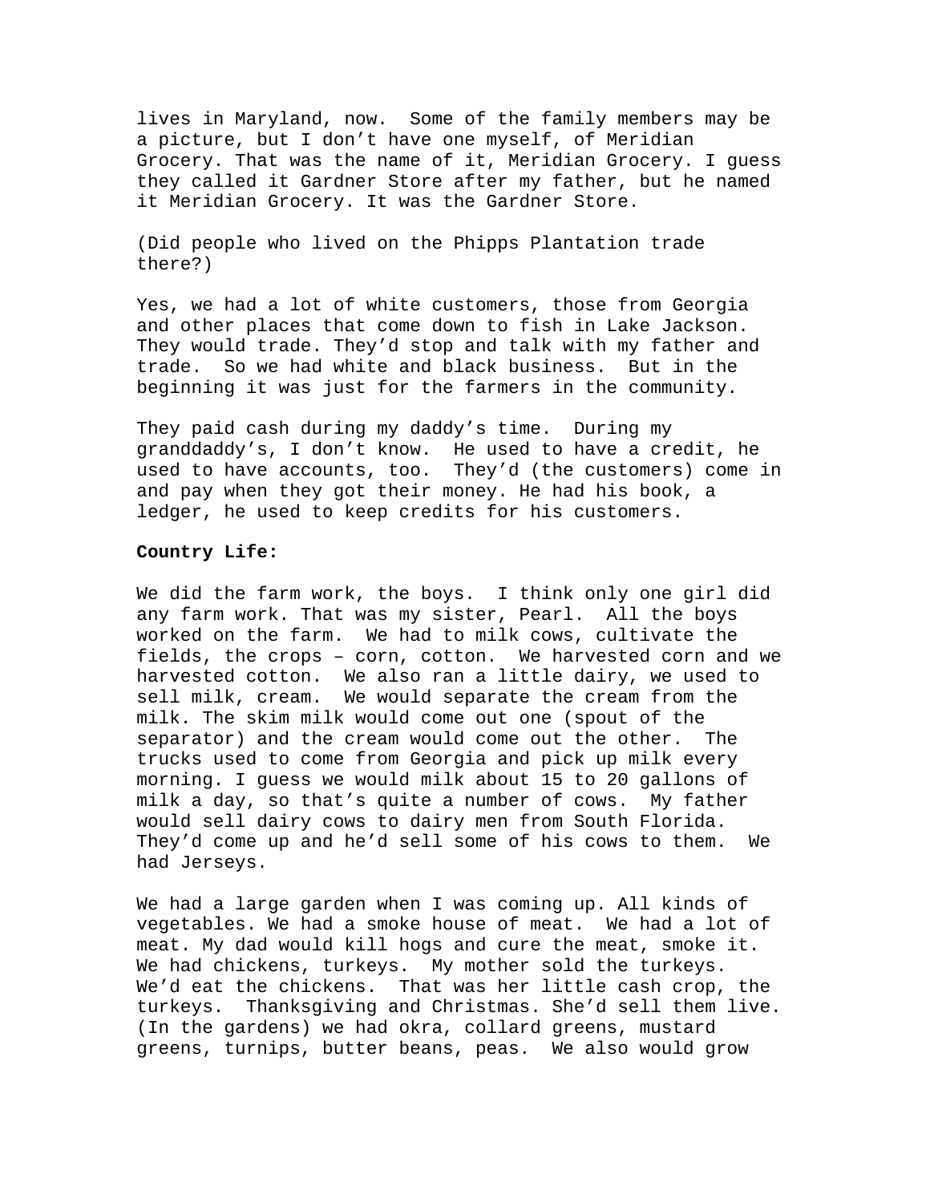lives in Maryland, now. Some of the family members may be a picture, but I don't have one myself, of Meridian Grocery. That was the name of it, Meridian Grocery. I guess they called it Gardner Store after my father, but he named it Meridian Grocery. It was the Gardner Store.

(Did people who lived on the Phipps Plantation trade there?)

Yes, we had a lot of white customers, those from Georgia and other places that come down to fish in Lake Jackson. They would trade. They'd stop and talk with my father and trade. So we had white and black business. But in the beginning it was just for the farmers in the community.

They paid cash during my daddy's time. During my granddaddy's, I don't know. He used to have a credit, he used to have accounts, too. They'd (the customers) come in and pay when they got their money. He had his book, a ledger, he used to keep credits for his customers.

**Country Life:**

We did the farm work, the boys. I think only one girl did any farm work. That was my sister, Pearl. All the boys worked on the farm. We had to milk cows, cultivate the fields, the crops – corn, cotton. We harvested corn and we harvested cotton. We also ran a little dairy, we used to sell milk, cream. We would separate the cream from the milk. The skim milk would come out one (spout of the separator) and the cream would come out the other. The trucks used to come from Georgia and pick up milk every morning. I guess we would milk about 15 to 20 gallons of milk a day, so that's quite a number of cows. My father would sell dairy cows to dairy men from South Florida. They'd come up and he'd sell some of his cows to them. We had Jerseys.

We had a large garden when I was coming up. All kinds of vegetables. We had a smoke house of meat. We had a lot of meat. My dad would kill hogs and cure the meat, smoke it. We had chickens, turkeys. My mother sold the turkeys. We'd eat the chickens. That was her little cash crop, the turkeys. Thanksgiving and Christmas. She'd sell them live. (In the gardens) we had okra, collard greens, mustard greens, turnips, butter beans, peas. We also would grow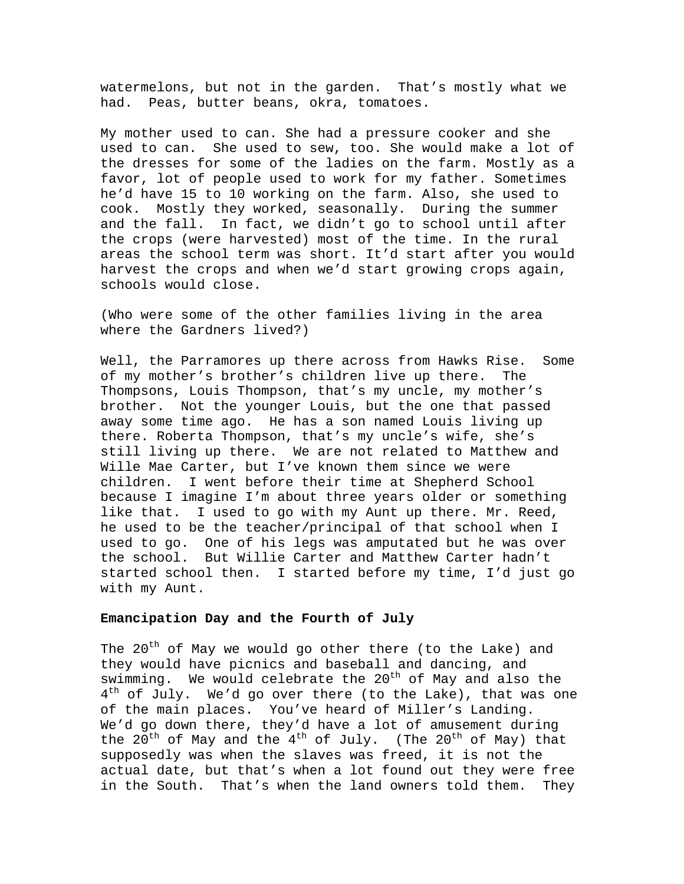watermelons, but not in the garden. That's mostly what we had. Peas, butter beans, okra, tomatoes.

My mother used to can. She had a pressure cooker and she used to can. She used to sew, too. She would make a lot of the dresses for some of the ladies on the farm. Mostly as a favor, lot of people used to work for my father. Sometimes he'd have 15 to 10 working on the farm. Also, she used to cook. Mostly they worked, seasonally. During the summer and the fall. In fact, we didn't go to school until after the crops (were harvested) most of the time. In the rural areas the school term was short. It'd start after you would harvest the crops and when we'd start growing crops again, schools would close.

(Who were some of the other families living in the area where the Gardners lived?)

Well, the Parramores up there across from Hawks Rise. Some of my mother's brother's children live up there. The Thompsons, Louis Thompson, that's my uncle, my mother's brother. Not the younger Louis, but the one that passed away some time ago. He has a son named Louis living up there. Roberta Thompson, that's my uncle's wife, she's still living up there. We are not related to Matthew and Wille Mae Carter, but I've known them since we were children. I went before their time at Shepherd School because I imagine I'm about three years older or something like that. I used to go with my Aunt up there. Mr. Reed, he used to be the teacher/principal of that school when I used to go. One of his legs was amputated but he was over the school. But Willie Carter and Matthew Carter hadn't started school then. I started before my time, I'd just go with my Aunt.

**Emancipation Day and the Fourth of July**

The 20th of May we would go other there (to the Lake) and they would have picnics and baseball and dancing, and swimming. We would celebrate the 20th of May and also the 4th of July. We'd go over there (to the Lake), that was one of the main places. You've heard of Miller's Landing. We'd go down there, they'd have a lot of amusement during the 20th of May and the 4th of July. (The 20th of May) that supposedly was when the slaves was freed, it is not the actual date, but that's when a lot found out they were free in the South. That's when the land owners told them. They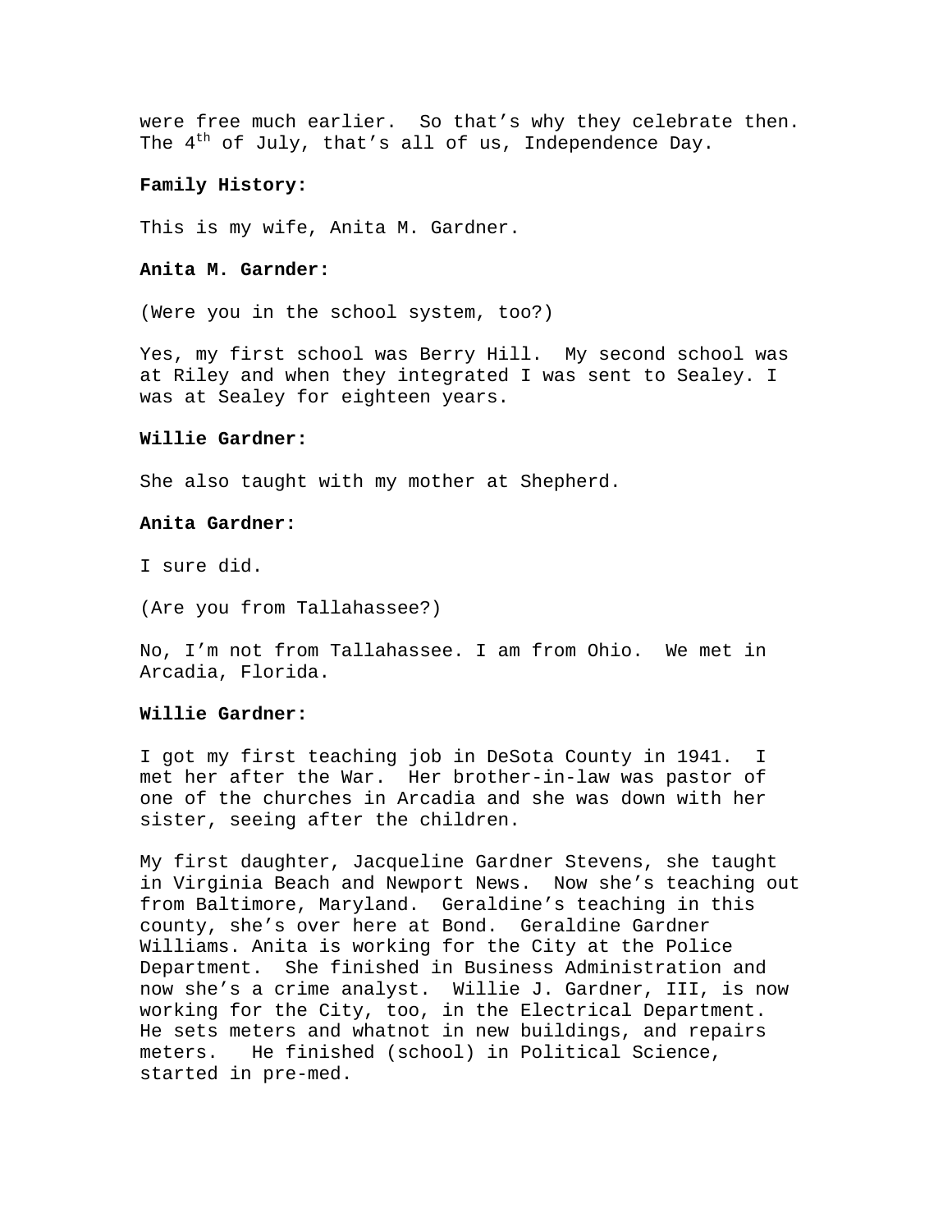were free much earlier. So that's why they celebrate then. The 4th of July, that's all of us, Independence Day.

**Family History:**

This is my wife, Anita M. Gardner.

**Anita M. Garnder:**

(Were you in the school system, too?)

Yes, my first school was Berry Hill. My second school was at Riley and when they integrated I was sent to Sealey. I was at Sealey for eighteen years.

**Willie Gardner:**

She also taught with my mother at Shepherd.

**Anita Gardner:**

I sure did.

(Are you from Tallahassee?)

No, I'm not from Tallahassee. I am from Ohio. We met in Arcadia, Florida.

**Willie Gardner:**

I got my first teaching job in DeSota County in 1941. I met her after the War. Her brother-in-law was pastor of one of the churches in Arcadia and she was down with her sister, seeing after the children.

My first daughter, Jacqueline Gardner Stevens, she taught in Virginia Beach and Newport News. Now she's teaching out from Baltimore, Maryland. Geraldine's teaching in this county, she's over here at Bond. Geraldine Gardner Williams. Anita is working for the City at the Police Department. She finished in Business Administration and now she's a crime analyst. Willie J. Gardner, III, is now working for the City, too, in the Electrical Department. He sets meters and whatnot in new buildings, and repairs meters. He finished (school) in Political Science, started in pre-med.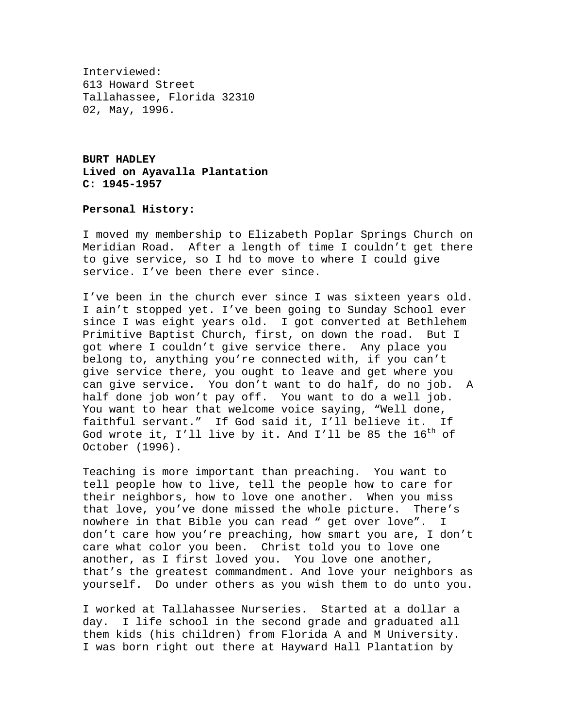Interviewed:
613 Howard Street
Tallahassee, Florida 32310
02, May, 1996.

**BURT HADLEY**
**Lived on Ayavalla Plantation**
**C: 1945-1957**

**Personal History:**

I moved my membership to Elizabeth Poplar Springs Church on Meridian Road. After a length of time I couldn't get there to give service, so I hd to move to where I could give service. I've been there ever since.

I've been in the church ever since I was sixteen years old. I ain't stopped yet. I've been going to Sunday School ever since I was eight years old. I got converted at Bethlehem Primitive Baptist Church, first, on down the road. But I got where I couldn't give service there. Any place you belong to, anything you're connected with, if you can't give service there, you ought to leave and get where you can give service. You don't want to do half, do no job. A half done job won't pay off. You want to do a well job. You want to hear that welcome voice saying, "Well done, faithful servant." If God said it, I'll believe it. If God wrote it, I'll live by it. And I'll be 85 the 16th of October (1996).

Teaching is more important than preaching. You want to tell people how to live, tell the people how to care for their neighbors, how to love one another. When you miss that love, you've done missed the whole picture. There's nowhere in that Bible you can read " get over love". I don't care how you're preaching, how smart you are, I don't care what color you been. Christ told you to love one another, as I first loved you. You love one another, that's the greatest commandment. And love your neighbors as yourself. Do under others as you wish them to do unto you.

I worked at Tallahassee Nurseries. Started at a dollar a day. I life school in the second grade and graduated all them kids (his children) from Florida A and M University. I was born right out there at Hayward Hall Plantation by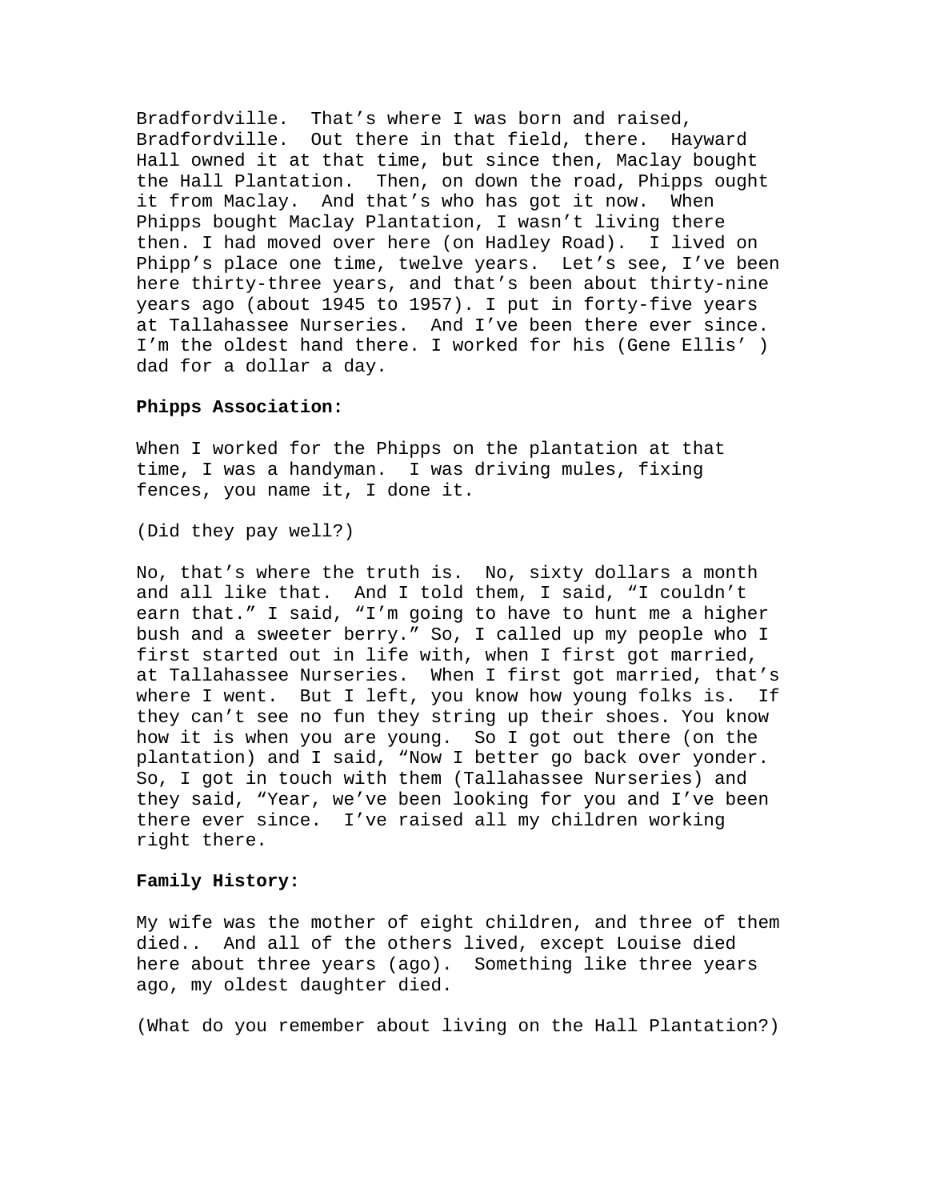Bradfordville. That's where I was born and raised, Bradfordville. Out there in that field, there. Hayward Hall owned it at that time, but since then, Maclay bought the Hall Plantation. Then, on down the road, Phipps ought it from Maclay. And that's who has got it now. When Phipps bought Maclay Plantation, I wasn't living there then. I had moved over here (on Hadley Road). I lived on Phipp's place one time, twelve years. Let's see, I've been here thirty-three years, and that's been about thirty-nine years ago (about 1945 to 1957). I put in forty-five years at Tallahassee Nurseries. And I've been there ever since. I'm the oldest hand there. I worked for his (Gene Ellis' ) dad for a dollar a day.

**Phipps Association:**

When I worked for the Phipps on the plantation at that time, I was a handyman. I was driving mules, fixing fences, you name it, I done it.

(Did they pay well?)

No, that's where the truth is. No, sixty dollars a month and all like that. And I told them, I said, "I couldn't earn that." I said, "I'm going to have to hunt me a higher bush and a sweeter berry." So, I called up my people who I first started out in life with, when I first got married, at Tallahassee Nurseries. When I first got married, that's where I went. But I left, you know how young folks is. If they can't see no fun they string up their shoes. You know how it is when you are young. So I got out there (on the plantation) and I said, "Now I better go back over yonder. So, I got in touch with them (Tallahassee Nurseries) and they said, "Year, we've been looking for you and I've been there ever since. I've raised all my children working right there.

**Family History:**

My wife was the mother of eight children, and three of them died.. And all of the others lived, except Louise died here about three years (ago). Something like three years ago, my oldest daughter died.

(What do you remember about living on the Hall Plantation?)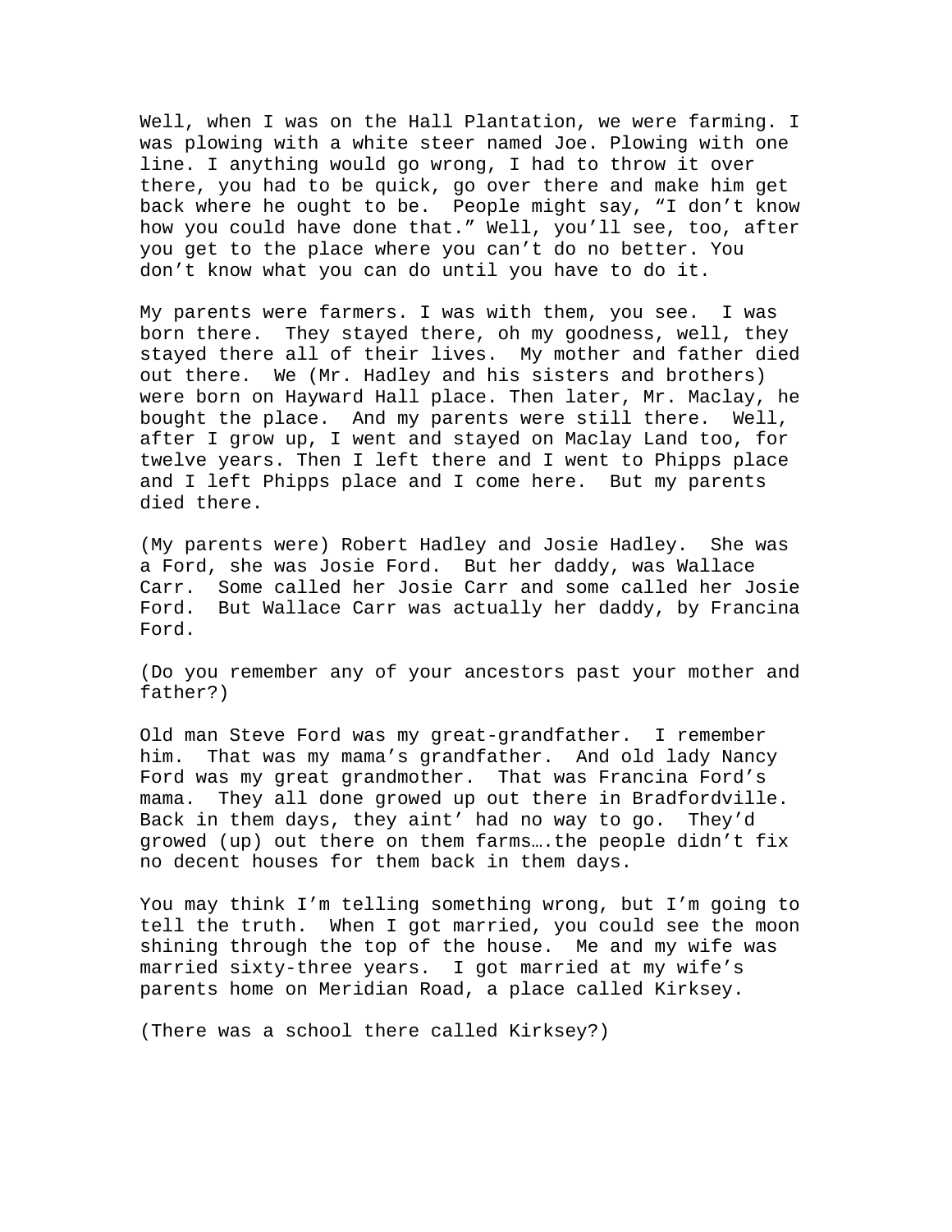Well, when I was on the Hall Plantation, we were farming. I was plowing with a white steer named Joe. Plowing with one line. I anything would go wrong, I had to throw it over there, you had to be quick, go over there and make him get back where he ought to be. People might say, “I don’t know how you could have done that.” Well, you’ll see, too, after you get to the place where you can’t do no better. You don’t know what you can do until you have to do it.

My parents were farmers. I was with them, you see. I was born there. They stayed there, oh my goodness, well, they stayed there all of their lives. My mother and father died out there. We (Mr. Hadley and his sisters and brothers) were born on Hayward Hall place. Then later, Mr. Maclay, he bought the place. And my parents were still there. Well, after I grow up, I went and stayed on Maclay Land too, for twelve years. Then I left there and I went to Phipps place and I left Phipps place and I come here. But my parents died there.

(My parents were) Robert Hadley and Josie Hadley. She was a Ford, she was Josie Ford. But her daddy, was Wallace Carr. Some called her Josie Carr and some called her Josie Ford. But Wallace Carr was actually her daddy, by Francina Ford.

(Do you remember any of your ancestors past your mother and father?)

Old man Steve Ford was my great-grandfather. I remember him. That was my mama’s grandfather. And old lady Nancy Ford was my great grandmother. That was Francina Ford’s mama. They all done growed up out there in Bradfordville. Back in them days, they aint’ had no way to go. They’d growed (up) out there on them farms….the people didn’t fix no decent houses for them back in them days.

You may think I’m telling something wrong, but I’m going to tell the truth. When I got married, you could see the moon shining through the top of the house. Me and my wife was married sixty-three years. I got married at my wife’s parents home on Meridian Road, a place called Kirksey.

(There was a school there called Kirksey?)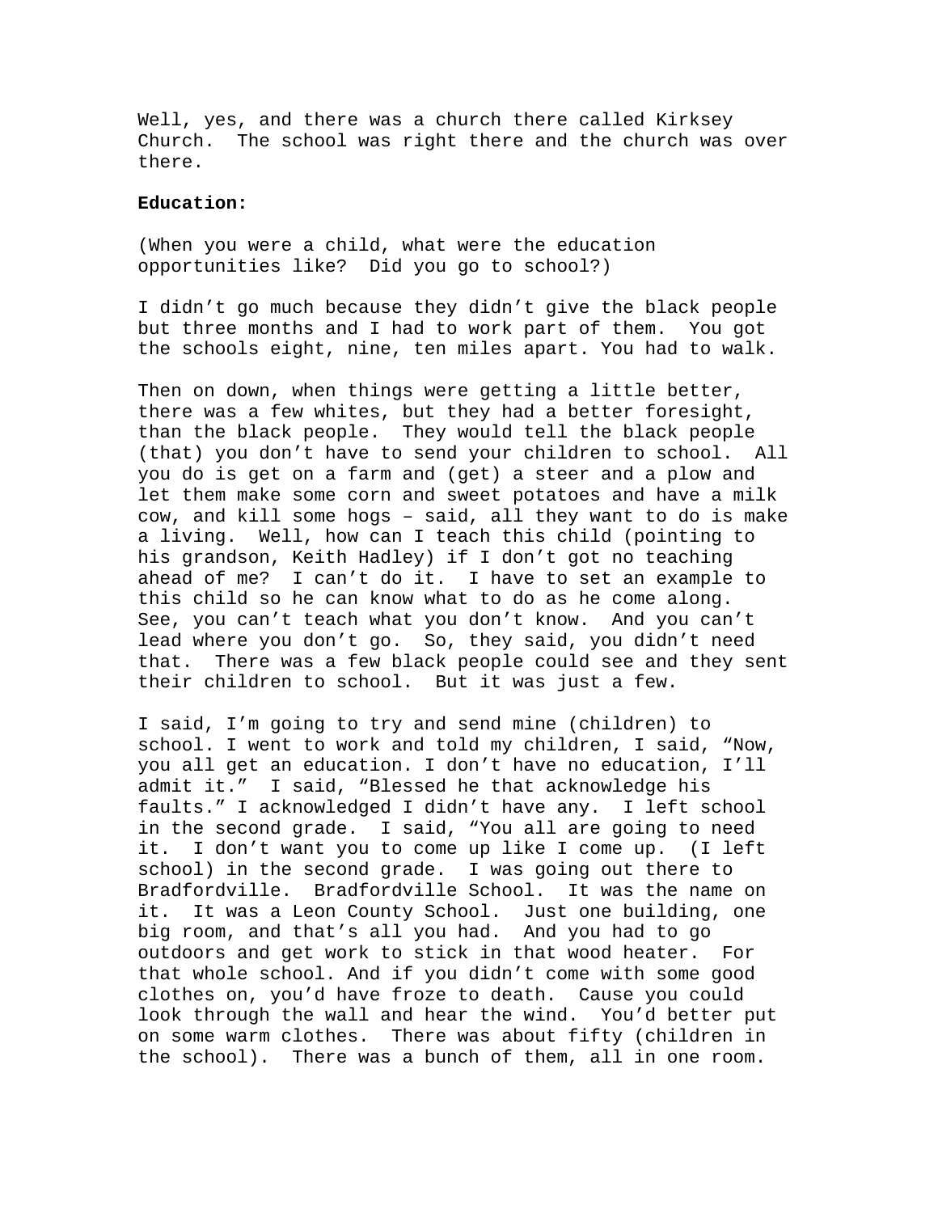Well, yes, and there was a church there called Kirksey Church. The school was right there and the church was over there.

**Education:**

(When you were a child, what were the education opportunities like? Did you go to school?)

I didn't go much because they didn't give the black people but three months and I had to work part of them. You got the schools eight, nine, ten miles apart. You had to walk.

Then on down, when things were getting a little better, there was a few whites, but they had a better foresight, than the black people. They would tell the black people (that) you don't have to send your children to school. All you do is get on a farm and (get) a steer and a plow and let them make some corn and sweet potatoes and have a milk cow, and kill some hogs – said, all they want to do is make a living. Well, how can I teach this child (pointing to his grandson, Keith Hadley) if I don't got no teaching ahead of me? I can't do it. I have to set an example to this child so he can know what to do as he come along. See, you can't teach what you don't know. And you can't lead where you don't go. So, they said, you didn't need that. There was a few black people could see and they sent their children to school. But it was just a few.

I said, I'm going to try and send mine (children) to school. I went to work and told my children, I said, "Now, you all get an education. I don't have no education, I'll admit it." I said, "Blessed he that acknowledge his faults." I acknowledged I didn't have any. I left school in the second grade. I said, "You all are going to need it. I don't want you to come up like I come up. (I left school) in the second grade. I was going out there to Bradfordville. Bradfordville School. It was the name on it. It was a Leon County School. Just one building, one big room, and that's all you had. And you had to go outdoors and get work to stick in that wood heater. For that whole school. And if you didn't come with some good clothes on, you'd have froze to death. Cause you could look through the wall and hear the wind. You'd better put on some warm clothes. There was about fifty (children in the school). There was a bunch of them, all in one room.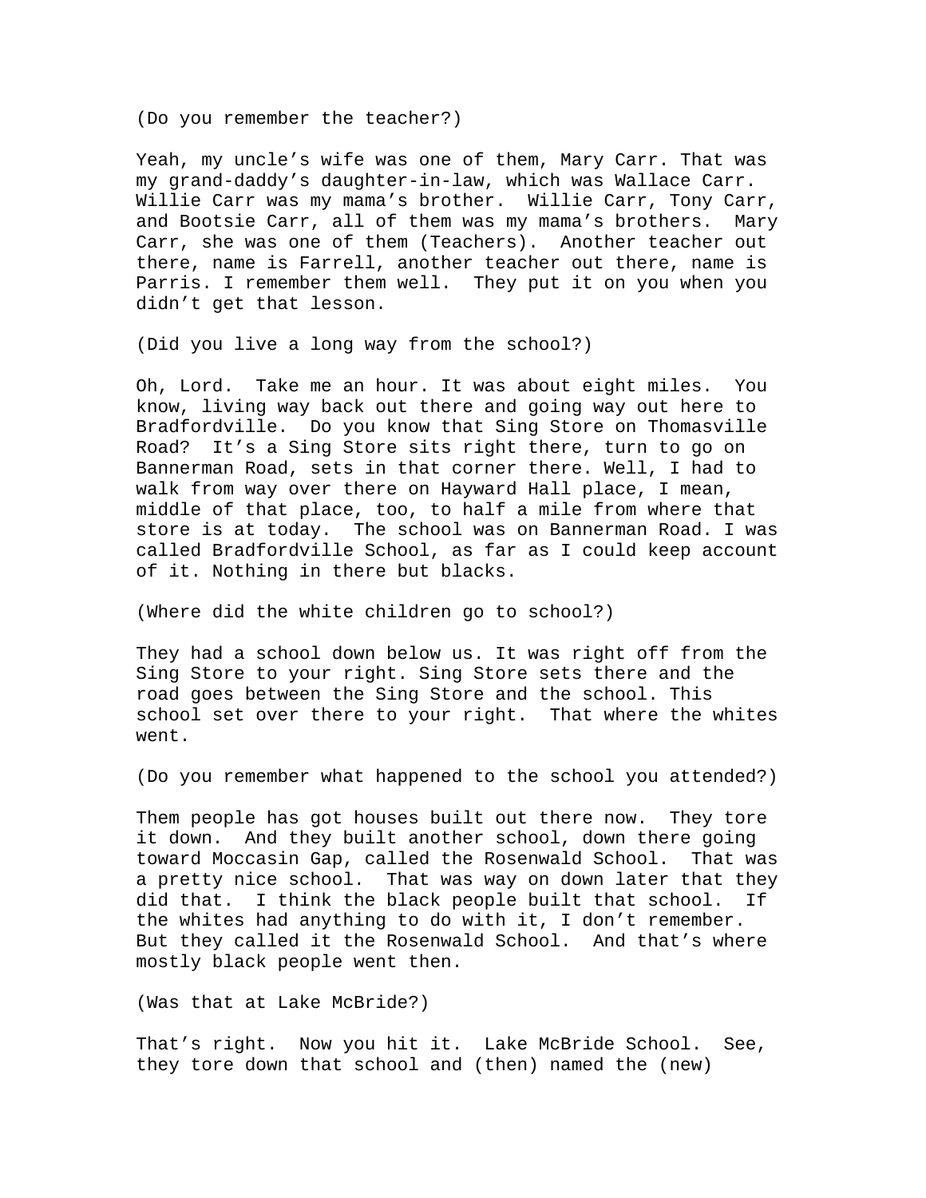(Do you remember the teacher?)

Yeah, my uncle's wife was one of them, Mary Carr. That was my grand-daddy's daughter-in-law, which was Wallace Carr. Willie Carr was my mama's brother. Willie Carr, Tony Carr, and Bootsie Carr, all of them was my mama's brothers. Mary Carr, she was one of them (Teachers). Another teacher out there, name is Farrell, another teacher out there, name is Parris. I remember them well. They put it on you when you didn't get that lesson.

(Did you live a long way from the school?)

Oh, Lord. Take me an hour. It was about eight miles. You know, living way back out there and going way out here to Bradfordville. Do you know that Sing Store on Thomasville Road? It's a Sing Store sits right there, turn to go on Bannerman Road, sets in that corner there. Well, I had to walk from way over there on Hayward Hall place, I mean, middle of that place, too, to half a mile from where that store is at today. The school was on Bannerman Road. I was called Bradfordville School, as far as I could keep account of it. Nothing in there but blacks.

(Where did the white children go to school?)

They had a school down below us. It was right off from the Sing Store to your right. Sing Store sets there and the road goes between the Sing Store and the school. This school set over there to your right. That where the whites went.

(Do you remember what happened to the school you attended?)

Them people has got houses built out there now. They tore it down. And they built another school, down there going toward Moccasin Gap, called the Rosenwald School. That was a pretty nice school. That was way on down later that they did that. I think the black people built that school. If the whites had anything to do with it, I don't remember. But they called it the Rosenwald School. And that's where mostly black people went then.

(Was that at Lake McBride?)

That's right. Now you hit it. Lake McBride School. See, they tore down that school and (then) named the (new)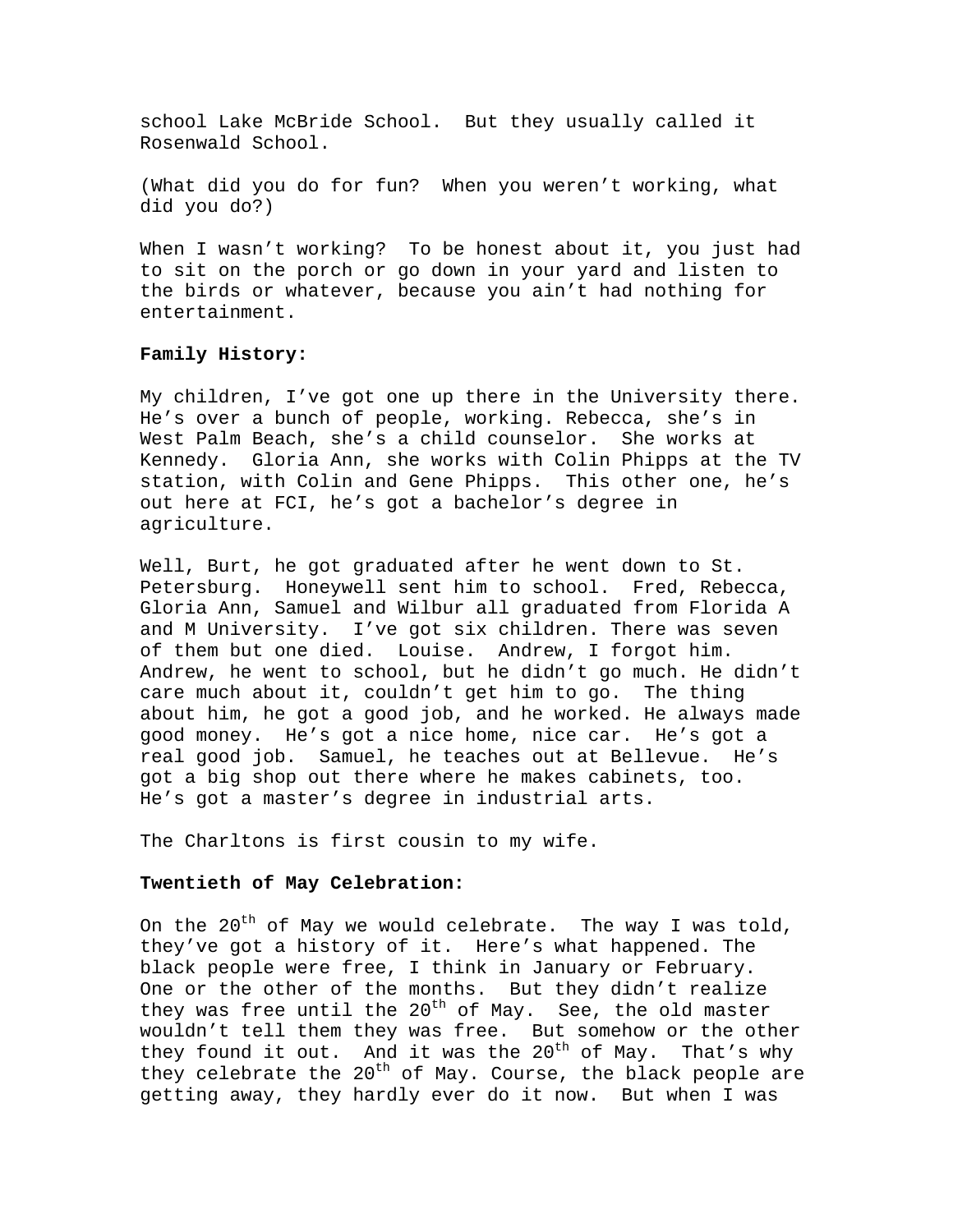school Lake McBride School. But they usually called it Rosenwald School.

(What did you do for fun? When you weren't working, what did you do?)

When I wasn't working? To be honest about it, you just had to sit on the porch or go down in your yard and listen to the birds or whatever, because you ain't had nothing for entertainment.

**Family History:**

My children, I've got one up there in the University there. He's over a bunch of people, working. Rebecca, she's in West Palm Beach, she's a child counselor. She works at Kennedy. Gloria Ann, she works with Colin Phipps at the TV station, with Colin and Gene Phipps. This other one, he's out here at FCI, he's got a bachelor's degree in agriculture.

Well, Burt, he got graduated after he went down to St. Petersburg. Honeywell sent him to school. Fred, Rebecca, Gloria Ann, Samuel and Wilbur all graduated from Florida A and M University. I've got six children. There was seven of them but one died. Louise. Andrew, I forgot him. Andrew, he went to school, but he didn't go much. He didn't care much about it, couldn't get him to go. The thing about him, he got a good job, and he worked. He always made good money. He's got a nice home, nice car. He's got a real good job. Samuel, he teaches out at Bellevue. He's got a big shop out there where he makes cabinets, too. He's got a master's degree in industrial arts.

The Charltons is first cousin to my wife.

**Twentieth of May Celebration:**

On the 20th of May we would celebrate. The way I was told, they've got a history of it. Here's what happened. The black people were free, I think in January or February. One or the other of the months. But they didn't realize they was free until the 20th of May. See, the old master wouldn't tell them they was free. But somehow or the other they found it out. And it was the 20th of May. That's why they celebrate the 20th of May. Course, the black people are getting away, they hardly ever do it now. But when I was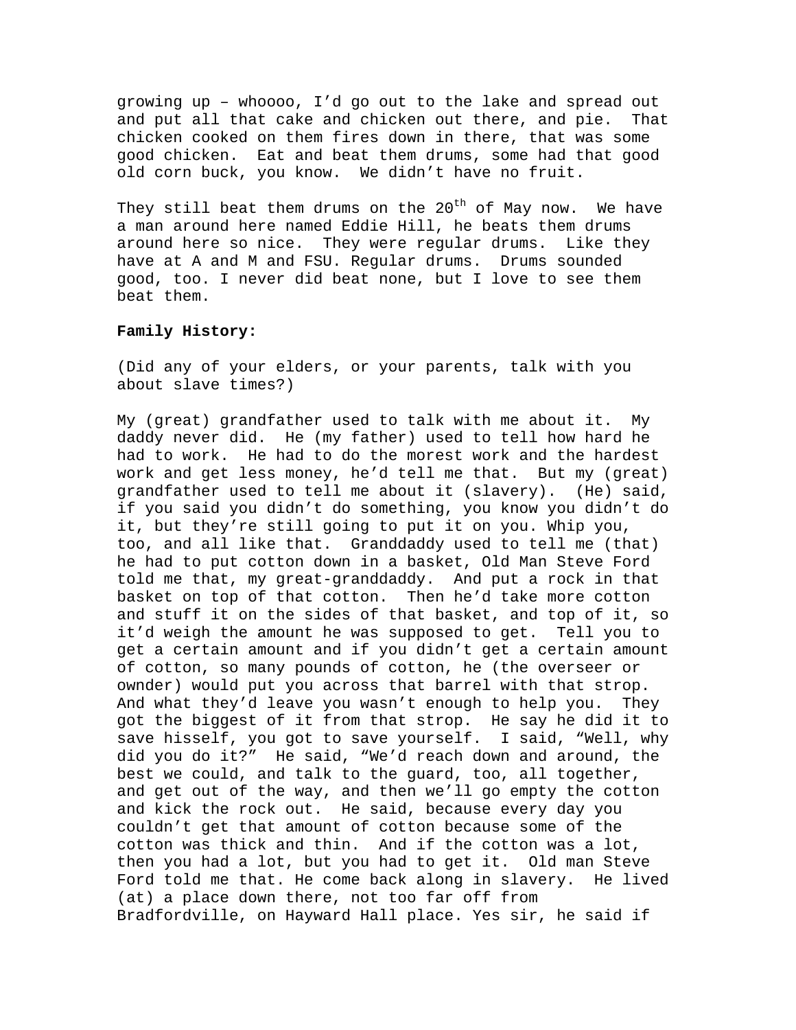growing up – whoooo, I'd go out to the lake and spread out and put all that cake and chicken out there, and pie. That chicken cooked on them fires down in there, that was some good chicken. Eat and beat them drums, some had that good old corn buck, you know. We didn't have no fruit.

They still beat them drums on the 20th of May now. We have a man around here named Eddie Hill, he beats them drums around here so nice. They were regular drums. Like they have at A and M and FSU. Regular drums. Drums sounded good, too. I never did beat none, but I love to see them beat them.

**Family History:**

(Did any of your elders, or your parents, talk with you about slave times?)

My (great) grandfather used to talk with me about it. My daddy never did. He (my father) used to tell how hard he had to work. He had to do the morest work and the hardest work and get less money, he'd tell me that. But my (great) grandfather used to tell me about it (slavery). (He) said, if you said you didn't do something, you know you didn't do it, but they're still going to put it on you. Whip you, too, and all like that. Granddaddy used to tell me (that) he had to put cotton down in a basket, Old Man Steve Ford told me that, my great-granddaddy. And put a rock in that basket on top of that cotton. Then he'd take more cotton and stuff it on the sides of that basket, and top of it, so it'd weigh the amount he was supposed to get. Tell you to get a certain amount and if you didn't get a certain amount of cotton, so many pounds of cotton, he (the overseer or ownder) would put you across that barrel with that strop. And what they'd leave you wasn't enough to help you. They got the biggest of it from that strop. He say he did it to save hisself, you got to save yourself. I said, "Well, why did you do it?" He said, "We'd reach down and around, the best we could, and talk to the guard, too, all together, and get out of the way, and then we'll go empty the cotton and kick the rock out. He said, because every day you couldn't get that amount of cotton because some of the cotton was thick and thin. And if the cotton was a lot, then you had a lot, but you had to get it. Old man Steve Ford told me that. He come back along in slavery. He lived (at) a place down there, not too far off from Bradfordville, on Hayward Hall place. Yes sir, he said if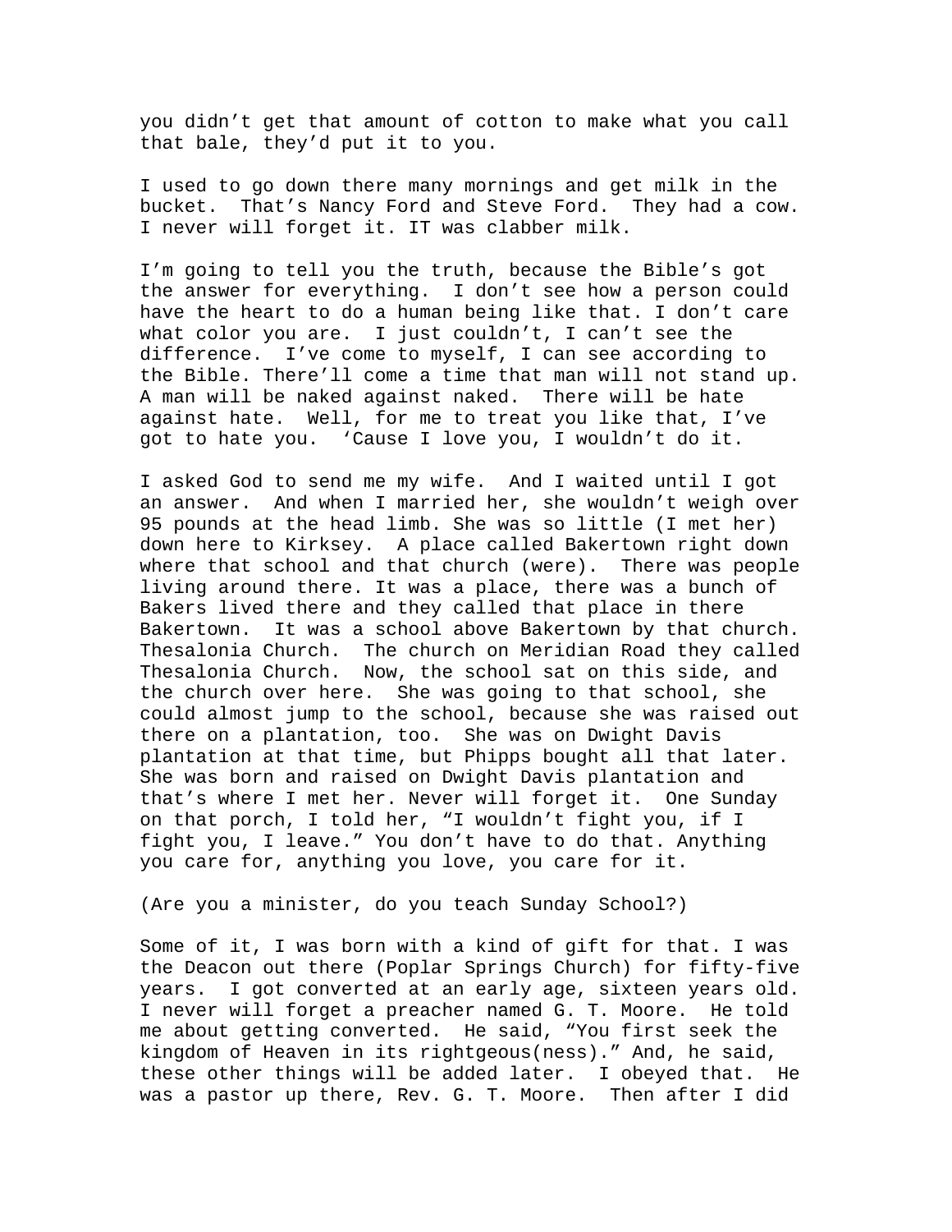you didn't get that amount of cotton to make what you call that bale, they'd put it to you.

I used to go down there many mornings and get milk in the bucket. That's Nancy Ford and Steve Ford. They had a cow. I never will forget it. IT was clabber milk.

I'm going to tell you the truth, because the Bible's got the answer for everything. I don't see how a person could have the heart to do a human being like that. I don't care what color you are. I just couldn't, I can't see the difference. I've come to myself, I can see according to the Bible. There'll come a time that man will not stand up. A man will be naked against naked. There will be hate against hate. Well, for me to treat you like that, I've got to hate you. 'Cause I love you, I wouldn't do it.

I asked God to send me my wife. And I waited until I got an answer. And when I married her, she wouldn't weigh over 95 pounds at the head limb. She was so little (I met her) down here to Kirksey. A place called Bakertown right down where that school and that church (were). There was people living around there. It was a place, there was a bunch of Bakers lived there and they called that place in there Bakertown. It was a school above Bakertown by that church. Thesalonia Church. The church on Meridian Road they called Thesalonia Church. Now, the school sat on this side, and the church over here. She was going to that school, she could almost jump to the school, because she was raised out there on a plantation, too. She was on Dwight Davis plantation at that time, but Phipps bought all that later. She was born and raised on Dwight Davis plantation and that's where I met her. Never will forget it. One Sunday on that porch, I told her, "I wouldn't fight you, if I fight you, I leave." You don't have to do that. Anything you care for, anything you love, you care for it.

(Are you a minister, do you teach Sunday School?)

Some of it, I was born with a kind of gift for that. I was the Deacon out there (Poplar Springs Church) for fifty-five years. I got converted at an early age, sixteen years old. I never will forget a preacher named G. T. Moore. He told me about getting converted. He said, "You first seek the kingdom of Heaven in its rightgeous(ness)." And, he said, these other things will be added later. I obeyed that. He was a pastor up there, Rev. G. T. Moore. Then after I did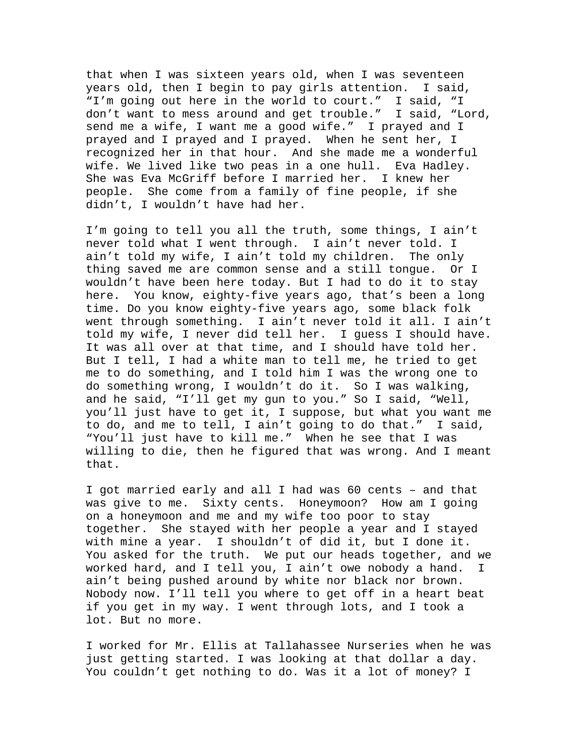that when I was sixteen years old, when I was seventeen years old, then I begin to pay girls attention. I said, "I'm going out here in the world to court." I said, "I don't want to mess around and get trouble." I said, "Lord, send me a wife, I want me a good wife." I prayed and I prayed and I prayed and I prayed. When he sent her, I recognized her in that hour. And she made me a wonderful wife. We lived like two peas in a one hull. Eva Hadley. She was Eva McGriff before I married her. I knew her people. She come from a family of fine people, if she didn't, I wouldn't have had her.

I'm going to tell you all the truth, some things, I ain't never told what I went through. I ain't never told. I ain't told my wife, I ain't told my children. The only thing saved me are common sense and a still tongue. Or I wouldn't have been here today. But I had to do it to stay here. You know, eighty-five years ago, that's been a long time. Do you know eighty-five years ago, some black folk went through something. I ain't never told it all. I ain't told my wife, I never did tell her. I guess I should have. It was all over at that time, and I should have told her. But I tell, I had a white man to tell me, he tried to get me to do something, and I told him I was the wrong one to do something wrong, I wouldn't do it. So I was walking, and he said, "I'll get my gun to you." So I said, "Well, you'll just have to get it, I suppose, but what you want me to do, and me to tell, I ain't going to do that." I said, "You'll just have to kill me." When he see that I was willing to die, then he figured that was wrong. And I meant that.

I got married early and all I had was 60 cents – and that was give to me. Sixty cents. Honeymoon? How am I going on a honeymoon and me and my wife too poor to stay together. She stayed with her people a year and I stayed with mine a year. I shouldn't of did it, but I done it. You asked for the truth. We put our heads together, and we worked hard, and I tell you, I ain't owe nobody a hand. I ain't being pushed around by white nor black nor brown. Nobody now. I'll tell you where to get off in a heart beat if you get in my way. I went through lots, and I took a lot. But no more.

I worked for Mr. Ellis at Tallahassee Nurseries when he was just getting started. I was looking at that dollar a day. You couldn't get nothing to do. Was it a lot of money? I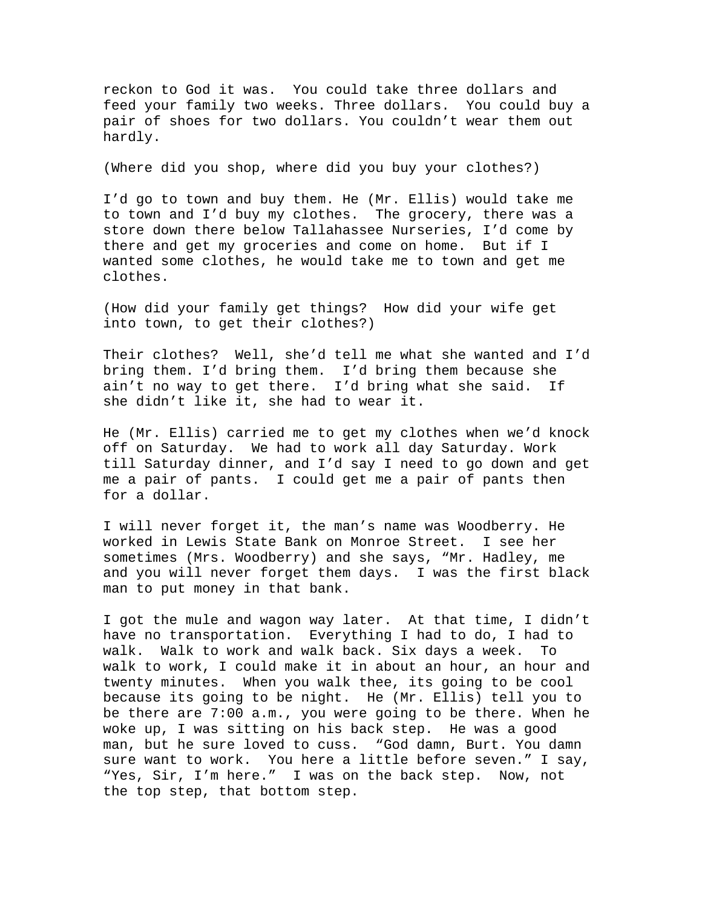reckon to God it was.  You could take three dollars and feed your family two weeks. Three dollars.  You could buy a pair of shoes for two dollars. You couldn't wear them out hardly.

(Where did you shop, where did you buy your clothes?)

I'd go to town and buy them. He (Mr. Ellis) would take me to town and I'd buy my clothes.  The grocery, there was a store down there below Tallahassee Nurseries, I'd come by there and get my groceries and come on home.  But if I wanted some clothes, he would take me to town and get me clothes.

(How did your family get things?  How did your wife get into town, to get their clothes?)

Their clothes?  Well, she'd tell me what she wanted and I'd bring them. I'd bring them.  I'd bring them because she ain't no way to get there.  I'd bring what she said.  If she didn't like it, she had to wear it.

He (Mr. Ellis) carried me to get my clothes when we'd knock off on Saturday.  We had to work all day Saturday. Work till Saturday dinner, and I'd say I need to go down and get me a pair of pants.  I could get me a pair of pants then for a dollar.

I will never forget it, the man's name was Woodberry. He worked in Lewis State Bank on Monroe Street.  I see her sometimes (Mrs. Woodberry) and she says, "Mr. Hadley, me and you will never forget them days.  I was the first black man to put money in that bank.

I got the mule and wagon way later.  At that time, I didn't have no transportation.  Everything I had to do, I had to walk.  Walk to work and walk back. Six days a week.  To walk to work, I could make it in about an hour, an hour and twenty minutes.  When you walk thee, its going to be cool because its going to be night.  He (Mr. Ellis) tell you to be there are 7:00 a.m., you were going to be there. When he woke up, I was sitting on his back step.  He was a good man, but he sure loved to cuss.  "God damn, Burt. You damn sure want to work.  You here a little before seven." I say, "Yes, Sir, I'm here."  I was on the back step.  Now, not the top step, that bottom step.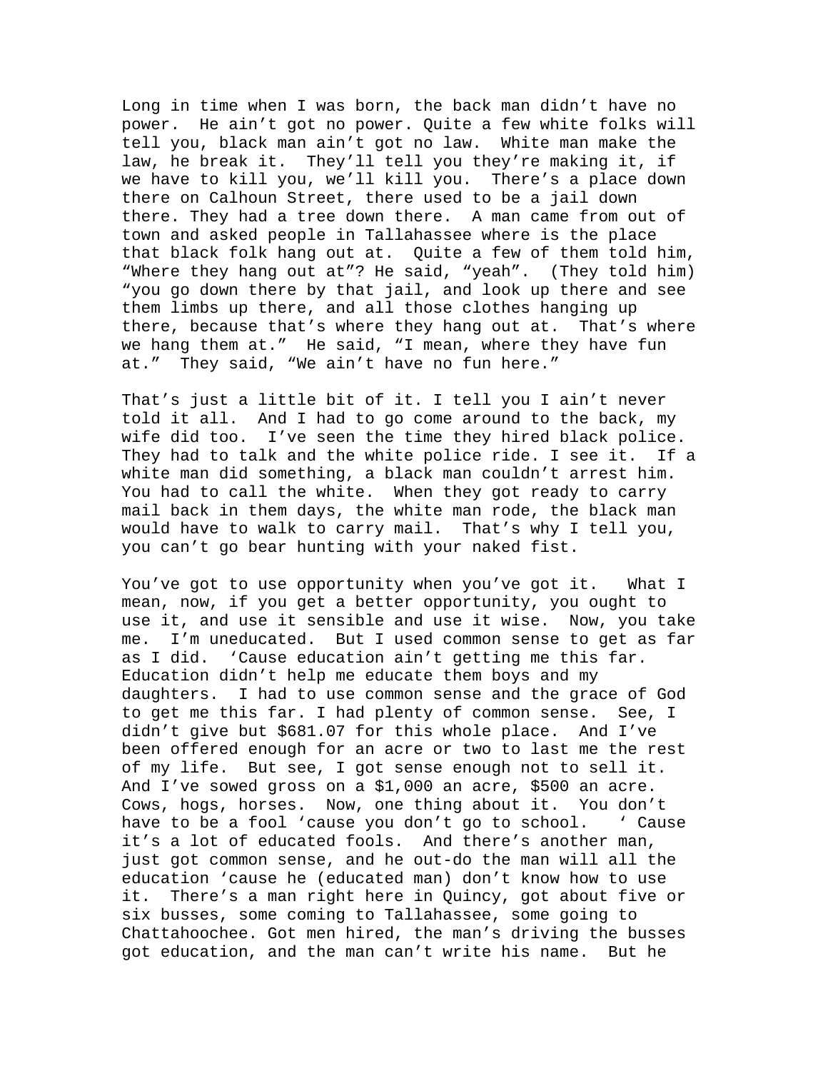Long in time when I was born, the back man didn't have no power. He ain't got no power. Quite a few white folks will tell you, black man ain't got no law. White man make the law, he break it. They'll tell you they're making it, if we have to kill you, we'll kill you. There's a place down there on Calhoun Street, there used to be a jail down there. They had a tree down there. A man came from out of town and asked people in Tallahassee where is the place that black folk hang out at. Quite a few of them told him, "Where they hang out at"? He said, "yeah". (They told him) "you go down there by that jail, and look up there and see them limbs up there, and all those clothes hanging up there, because that's where they hang out at. That's where we hang them at." He said, "I mean, where they have fun at." They said, "We ain't have no fun here."

That's just a little bit of it. I tell you I ain't never told it all. And I had to go come around to the back, my wife did too. I've seen the time they hired black police. They had to talk and the white police ride. I see it. If a white man did something, a black man couldn't arrest him. You had to call the white. When they got ready to carry mail back in them days, the white man rode, the black man would have to walk to carry mail. That's why I tell you, you can't go bear hunting with your naked fist.

You've got to use opportunity when you've got it. What I mean, now, if you get a better opportunity, you ought to use it, and use it sensible and use it wise. Now, you take me. I'm uneducated. But I used common sense to get as far as I did. 'Cause education ain't getting me this far. Education didn't help me educate them boys and my daughters. I had to use common sense and the grace of God to get me this far. I had plenty of common sense. See, I didn't give but $681.07 for this whole place. And I've been offered enough for an acre or two to last me the rest of my life. But see, I got sense enough not to sell it. And I've sowed gross on a $1,000 an acre, $500 an acre. Cows, hogs, horses. Now, one thing about it. You don't have to be a fool 'cause you don't go to school. ' Cause it's a lot of educated fools. And there's another man, just got common sense, and he out-do the man will all the education 'cause he (educated man) don't know how to use it. There's a man right here in Quincy, got about five or six busses, some coming to Tallahassee, some going to Chattahoochee. Got men hired, the man's driving the busses got education, and the man can't write his name. But he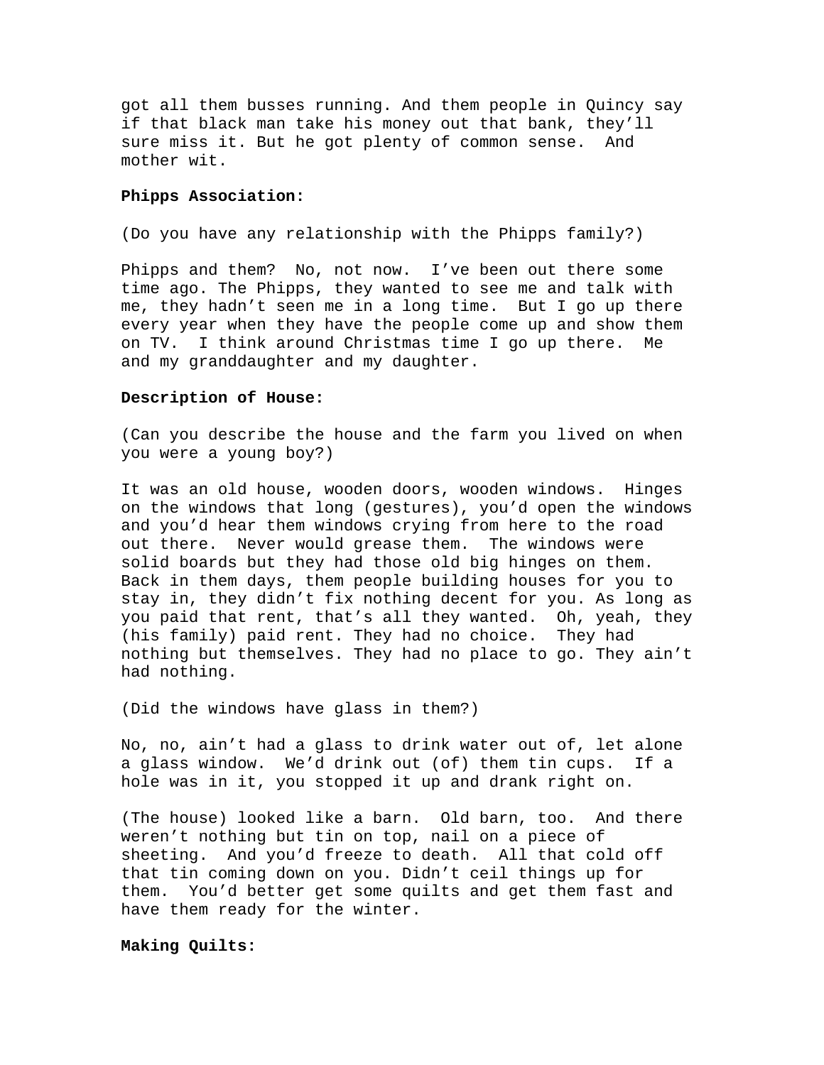got all them busses running. And them people in Quincy say if that black man take his money out that bank, they'll sure miss it. But he got plenty of common sense. And mother wit.

**Phipps Association:**

(Do you have any relationship with the Phipps family?)

Phipps and them? No, not now. I've been out there some time ago. The Phipps, they wanted to see me and talk with me, they hadn't seen me in a long time. But I go up there every year when they have the people come up and show them on TV. I think around Christmas time I go up there. Me and my granddaughter and my daughter.

**Description of House:**

(Can you describe the house and the farm you lived on when you were a young boy?)

It was an old house, wooden doors, wooden windows. Hinges on the windows that long (gestures), you'd open the windows and you'd hear them windows crying from here to the road out there. Never would grease them. The windows were solid boards but they had those old big hinges on them. Back in them days, them people building houses for you to stay in, they didn't fix nothing decent for you. As long as you paid that rent, that's all they wanted. Oh, yeah, they (his family) paid rent. They had no choice. They had nothing but themselves. They had no place to go. They ain't had nothing.

(Did the windows have glass in them?)

No, no, ain't had a glass to drink water out of, let alone a glass window. We'd drink out (of) them tin cups. If a hole was in it, you stopped it up and drank right on.

(The house) looked like a barn. Old barn, too. And there weren't nothing but tin on top, nail on a piece of sheeting. And you'd freeze to death. All that cold off that tin coming down on you. Didn't ceil things up for them. You'd better get some quilts and get them fast and have them ready for the winter.

**Making Quilts:**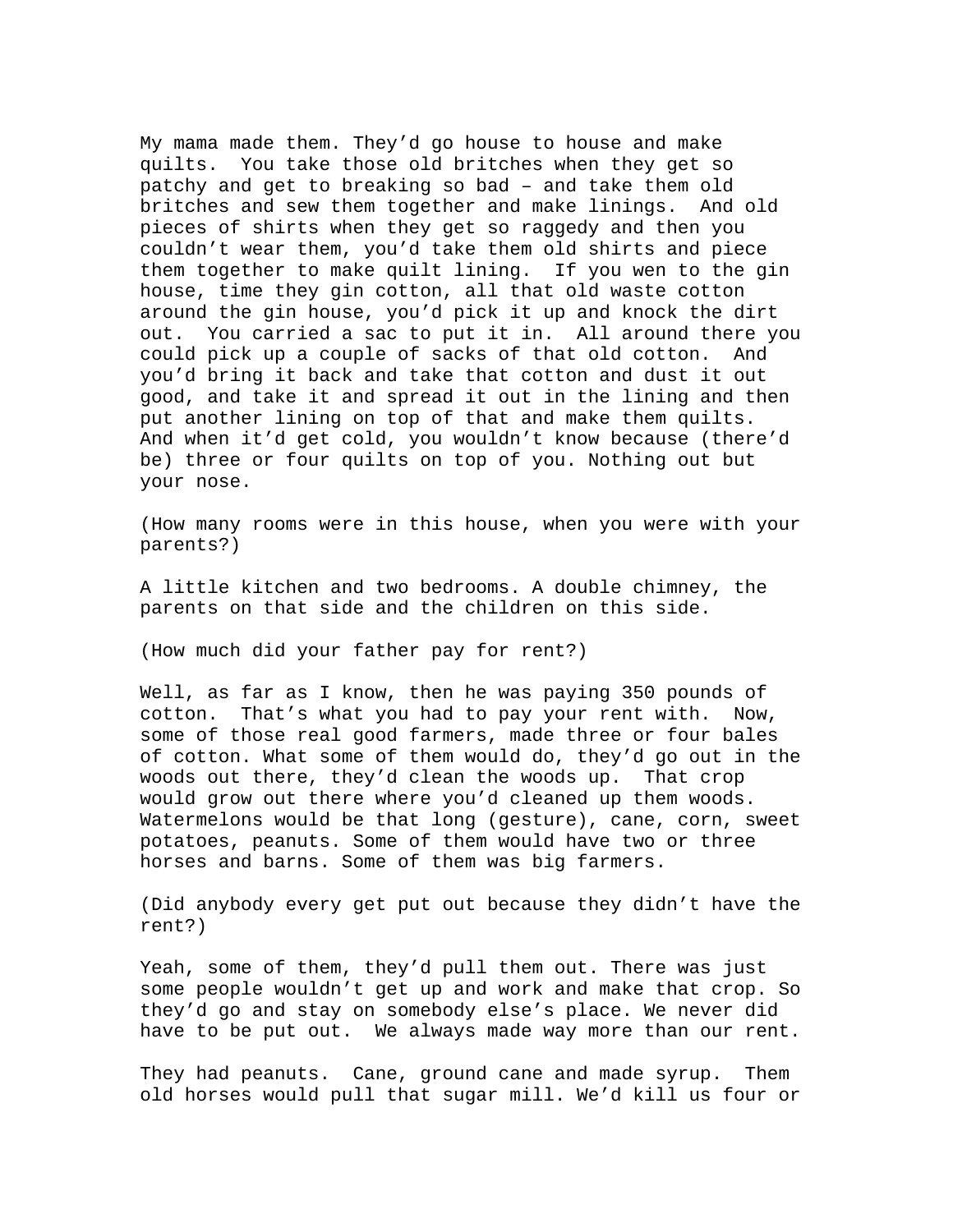My mama made them. They'd go house to house and make quilts. You take those old britches when they get so patchy and get to breaking so bad – and take them old britches and sew them together and make linings. And old pieces of shirts when they get so raggedy and then you couldn't wear them, you'd take them old shirts and piece them together to make quilt lining. If you wen to the gin house, time they gin cotton, all that old waste cotton around the gin house, you'd pick it up and knock the dirt out. You carried a sac to put it in. All around there you could pick up a couple of sacks of that old cotton. And you'd bring it back and take that cotton and dust it out good, and take it and spread it out in the lining and then put another lining on top of that and make them quilts. And when it'd get cold, you wouldn't know because (there'd be) three or four quilts on top of you. Nothing out but your nose.

(How many rooms were in this house, when you were with your parents?)

A little kitchen and two bedrooms. A double chimney, the parents on that side and the children on this side.

(How much did your father pay for rent?)

Well, as far as I know, then he was paying 350 pounds of cotton. That's what you had to pay your rent with. Now, some of those real good farmers, made three or four bales of cotton. What some of them would do, they'd go out in the woods out there, they'd clean the woods up. That crop would grow out there where you'd cleaned up them woods. Watermelons would be that long (gesture), cane, corn, sweet potatoes, peanuts. Some of them would have two or three horses and barns. Some of them was big farmers.

(Did anybody every get put out because they didn't have the rent?)

Yeah, some of them, they'd pull them out. There was just some people wouldn't get up and work and make that crop. So they'd go and stay on somebody else's place. We never did have to be put out. We always made way more than our rent.

They had peanuts. Cane, ground cane and made syrup. Them old horses would pull that sugar mill. We'd kill us four or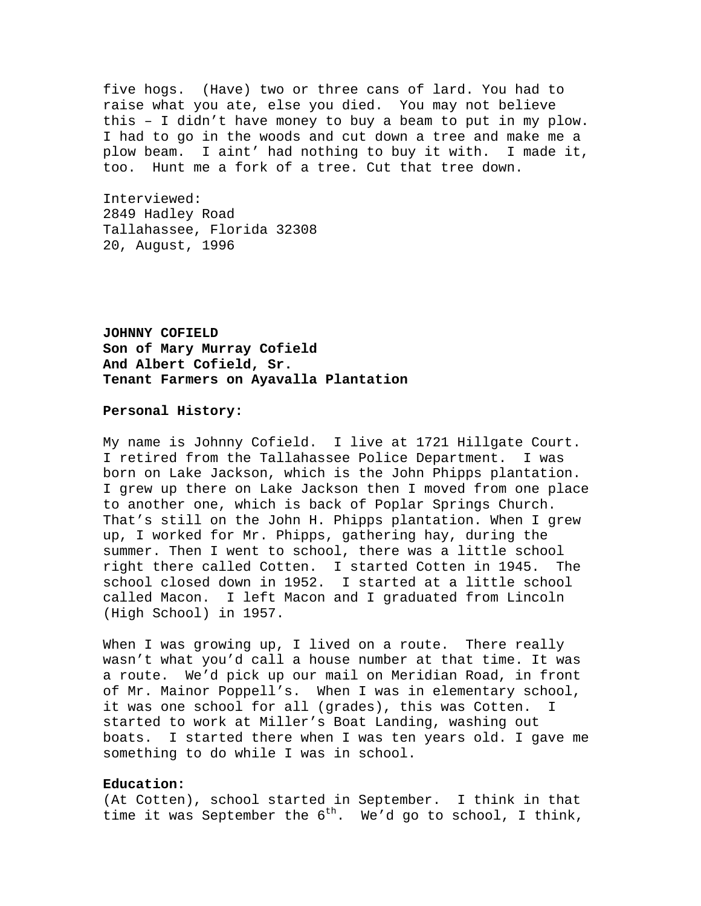five hogs. (Have) two or three cans of lard. You had to raise what you ate, else you died. You may not believe this – I didn't have money to buy a beam to put in my plow. I had to go in the woods and cut down a tree and make me a plow beam. I aint' had nothing to buy it with. I made it, too. Hunt me a fork of a tree. Cut that tree down.

Interviewed:
2849 Hadley Road
Tallahassee, Florida 32308
20, August, 1996

**JOHNNY COFIELD**
**Son of Mary Murray Cofield**
**And Albert Cofield, Sr.**
**Tenant Farmers on Ayavalla Plantation**

**Personal History:**

My name is Johnny Cofield. I live at 1721 Hillgate Court. I retired from the Tallahassee Police Department. I was born on Lake Jackson, which is the John Phipps plantation. I grew up there on Lake Jackson then I moved from one place to another one, which is back of Poplar Springs Church. That's still on the John H. Phipps plantation. When I grew up, I worked for Mr. Phipps, gathering hay, during the summer. Then I went to school, there was a little school right there called Cotten. I started Cotten in 1945. The school closed down in 1952. I started at a little school called Macon. I left Macon and I graduated from Lincoln (High School) in 1957.

When I was growing up, I lived on a route. There really wasn't what you'd call a house number at that time. It was a route. We'd pick up our mail on Meridian Road, in front of Mr. Mainor Poppell's. When I was in elementary school, it was one school for all (grades), this was Cotten. I started to work at Miller's Boat Landing, washing out boats. I started there when I was ten years old. I gave me something to do while I was in school.

**Education:**
(At Cotten), school started in September. I think in that time it was September the 6th. We'd go to school, I think,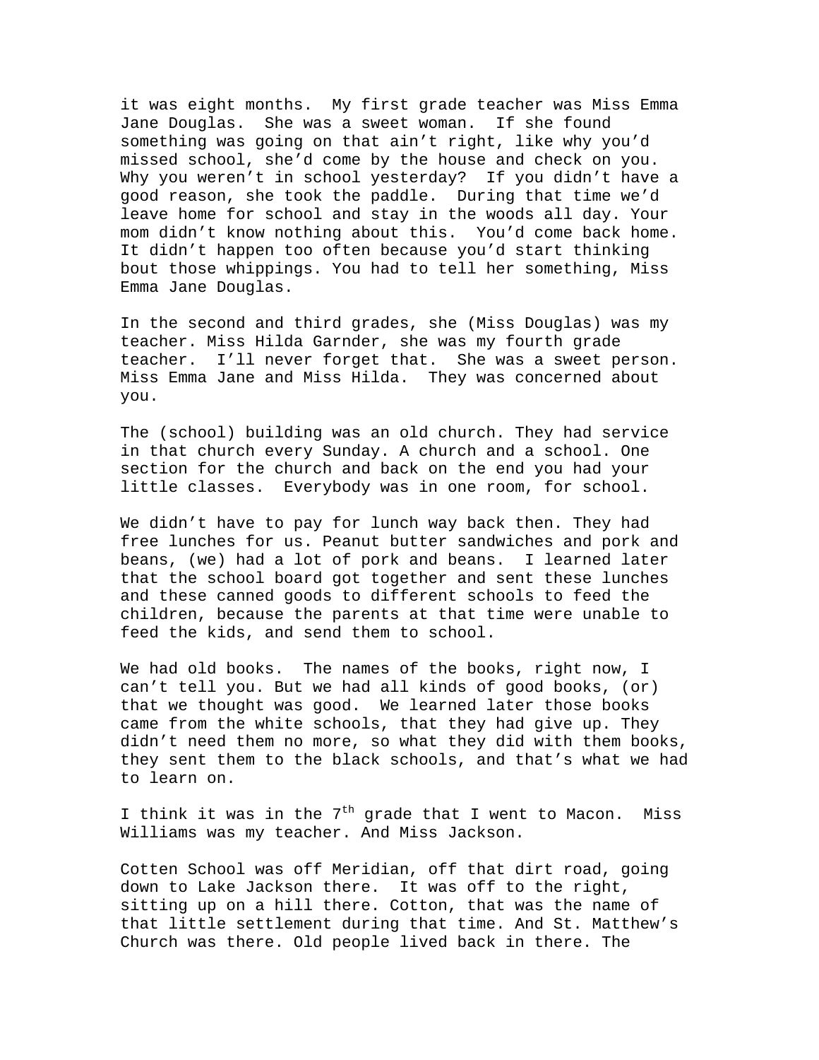it was eight months.  My first grade teacher was Miss Emma Jane Douglas.  She was a sweet woman.  If she found something was going on that ain't right, like why you'd missed school, she'd come by the house and check on you. Why you weren't in school yesterday?  If you didn't have a good reason, she took the paddle.  During that time we'd leave home for school and stay in the woods all day. Your mom didn't know nothing about this.  You'd come back home. It didn't happen too often because you'd start thinking bout those whippings. You had to tell her something, Miss Emma Jane Douglas.

In the second and third grades, she (Miss Douglas) was my teacher. Miss Hilda Garnder, she was my fourth grade teacher.  I'll never forget that.  She was a sweet person. Miss Emma Jane and Miss Hilda.  They was concerned about you.

The (school) building was an old church. They had service in that church every Sunday. A church and a school. One section for the church and back on the end you had your little classes.  Everybody was in one room, for school.

We didn't have to pay for lunch way back then. They had free lunches for us. Peanut butter sandwiches and pork and beans, (we) had a lot of pork and beans.  I learned later that the school board got together and sent these lunches and these canned goods to different schools to feed the children, because the parents at that time were unable to feed the kids, and send them to school.

We had old books.  The names of the books, right now, I can't tell you. But we had all kinds of good books, (or) that we thought was good.  We learned later those books came from the white schools, that they had give up. They didn't need them no more, so what they did with them books, they sent them to the black schools, and that's what we had to learn on.

I think it was in the 7th grade that I went to Macon.  Miss Williams was my teacher. And Miss Jackson.

Cotten School was off Meridian, off that dirt road, going down to Lake Jackson there.  It was off to the right, sitting up on a hill there. Cotton, that was the name of that little settlement during that time. And St. Matthew's Church was there. Old people lived back in there. The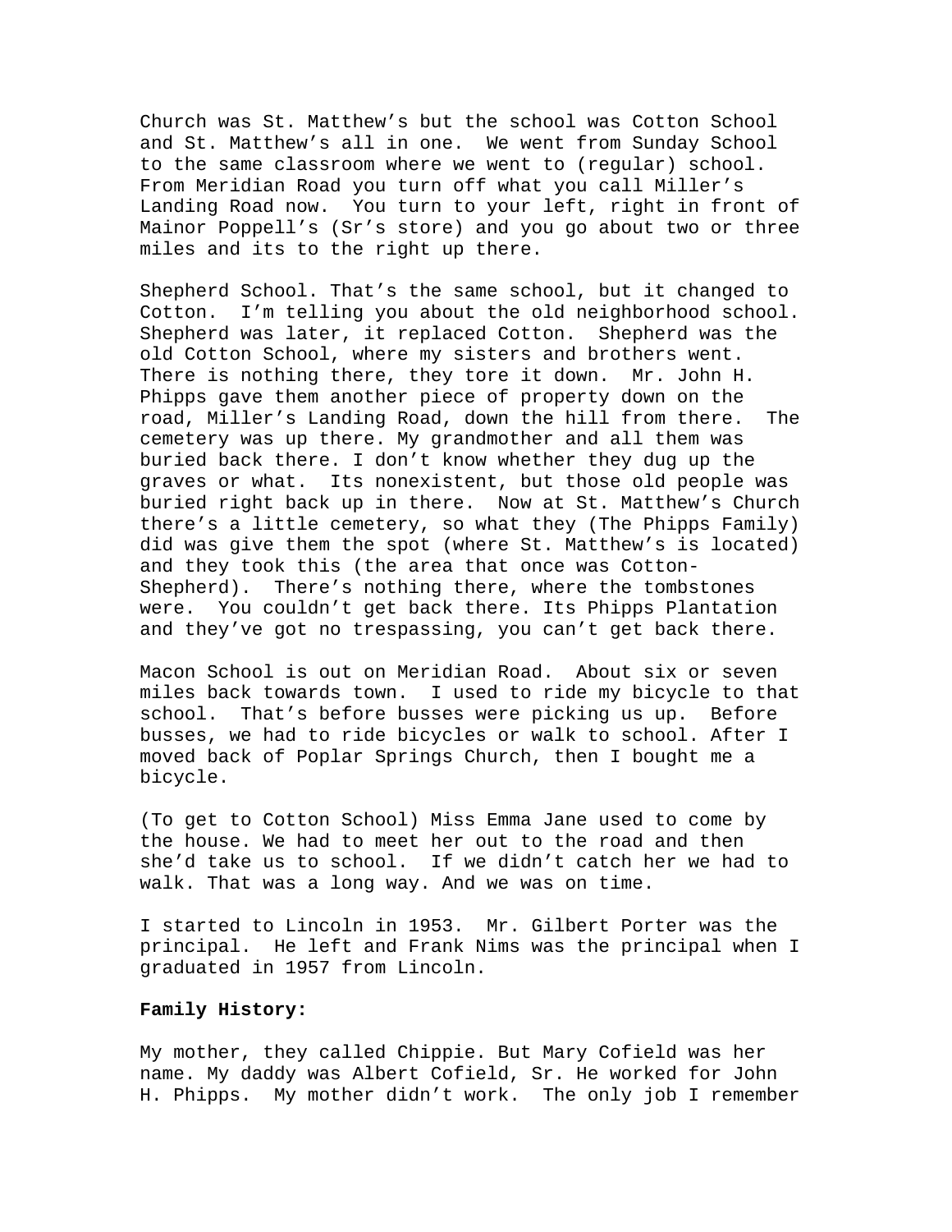Church was St. Matthew's but the school was Cotton School and St. Matthew's all in one. We went from Sunday School to the same classroom where we went to (regular) school. From Meridian Road you turn off what you call Miller's Landing Road now. You turn to your left, right in front of Mainor Poppell's (Sr's store) and you go about two or three miles and its to the right up there.

Shepherd School. That's the same school, but it changed to Cotton. I'm telling you about the old neighborhood school. Shepherd was later, it replaced Cotton. Shepherd was the old Cotton School, where my sisters and brothers went. There is nothing there, they tore it down. Mr. John H. Phipps gave them another piece of property down on the road, Miller's Landing Road, down the hill from there. The cemetery was up there. My grandmother and all them was buried back there. I don't know whether they dug up the graves or what. Its nonexistent, but those old people was buried right back up in there. Now at St. Matthew's Church there's a little cemetery, so what they (The Phipps Family) did was give them the spot (where St. Matthew's is located) and they took this (the area that once was Cotton-Shepherd). There's nothing there, where the tombstones were. You couldn't get back there. Its Phipps Plantation and they've got no trespassing, you can't get back there.

Macon School is out on Meridian Road. About six or seven miles back towards town. I used to ride my bicycle to that school. That's before busses were picking us up. Before busses, we had to ride bicycles or walk to school. After I moved back of Poplar Springs Church, then I bought me a bicycle.

(To get to Cotton School) Miss Emma Jane used to come by the house. We had to meet her out to the road and then she'd take us to school. If we didn't catch her we had to walk. That was a long way. And we was on time.

I started to Lincoln in 1953. Mr. Gilbert Porter was the principal. He left and Frank Nims was the principal when I graduated in 1957 from Lincoln.

**Family History:**

My mother, they called Chippie. But Mary Cofield was her name. My daddy was Albert Cofield, Sr. He worked for John H. Phipps. My mother didn't work. The only job I remember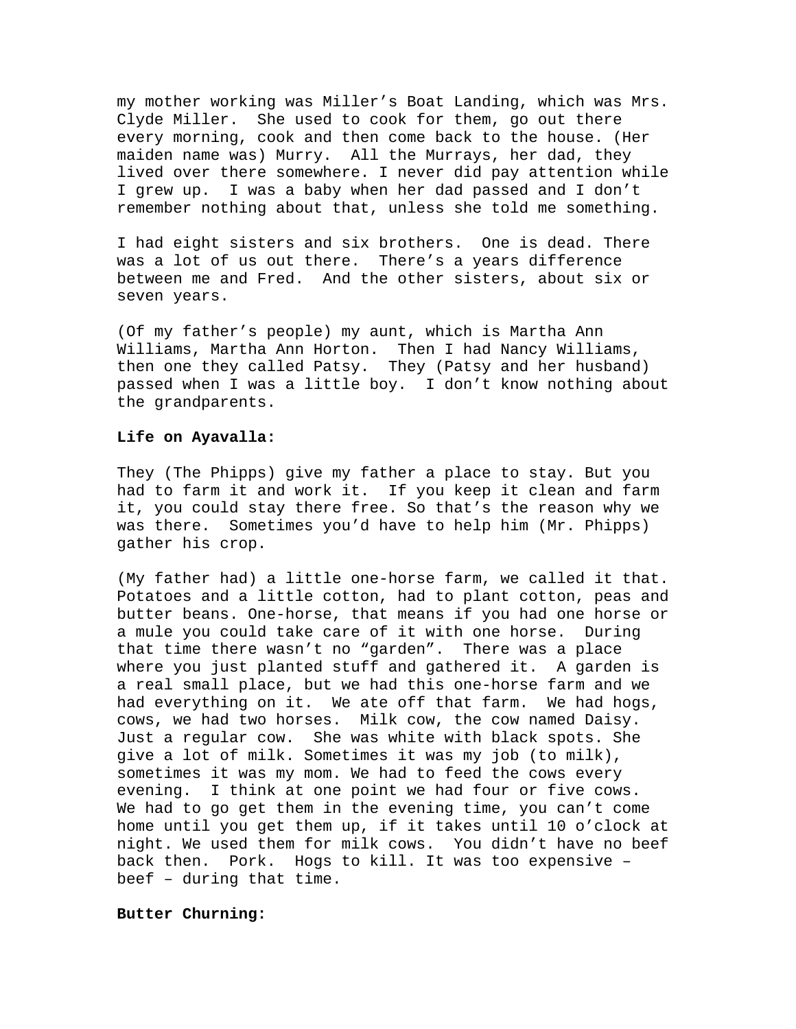my mother working was Miller's Boat Landing, which was Mrs. Clyde Miller. She used to cook for them, go out there every morning, cook and then come back to the house. (Her maiden name was) Murry. All the Murrays, her dad, they lived over there somewhere. I never did pay attention while I grew up. I was a baby when her dad passed and I don't remember nothing about that, unless she told me something.

I had eight sisters and six brothers. One is dead. There was a lot of us out there. There's a years difference between me and Fred. And the other sisters, about six or seven years.

(Of my father's people) my aunt, which is Martha Ann Williams, Martha Ann Horton. Then I had Nancy Williams, then one they called Patsy. They (Patsy and her husband) passed when I was a little boy. I don't know nothing about the grandparents.

**Life on Ayavalla:**

They (The Phipps) give my father a place to stay. But you had to farm it and work it. If you keep it clean and farm it, you could stay there free. So that's the reason why we was there. Sometimes you'd have to help him (Mr. Phipps) gather his crop.

(My father had) a little one-horse farm, we called it that. Potatoes and a little cotton, had to plant cotton, peas and butter beans. One-horse, that means if you had one horse or a mule you could take care of it with one horse. During that time there wasn't no "garden". There was a place where you just planted stuff and gathered it. A garden is a real small place, but we had this one-horse farm and we had everything on it. We ate off that farm. We had hogs, cows, we had two horses. Milk cow, the cow named Daisy. Just a regular cow. She was white with black spots. She give a lot of milk. Sometimes it was my job (to milk), sometimes it was my mom. We had to feed the cows every evening. I think at one point we had four or five cows. We had to go get them in the evening time, you can't come home until you get them up, if it takes until 10 o'clock at night. We used them for milk cows. You didn't have no beef back then. Pork. Hogs to kill. It was too expensive – beef – during that time.

**Butter Churning:**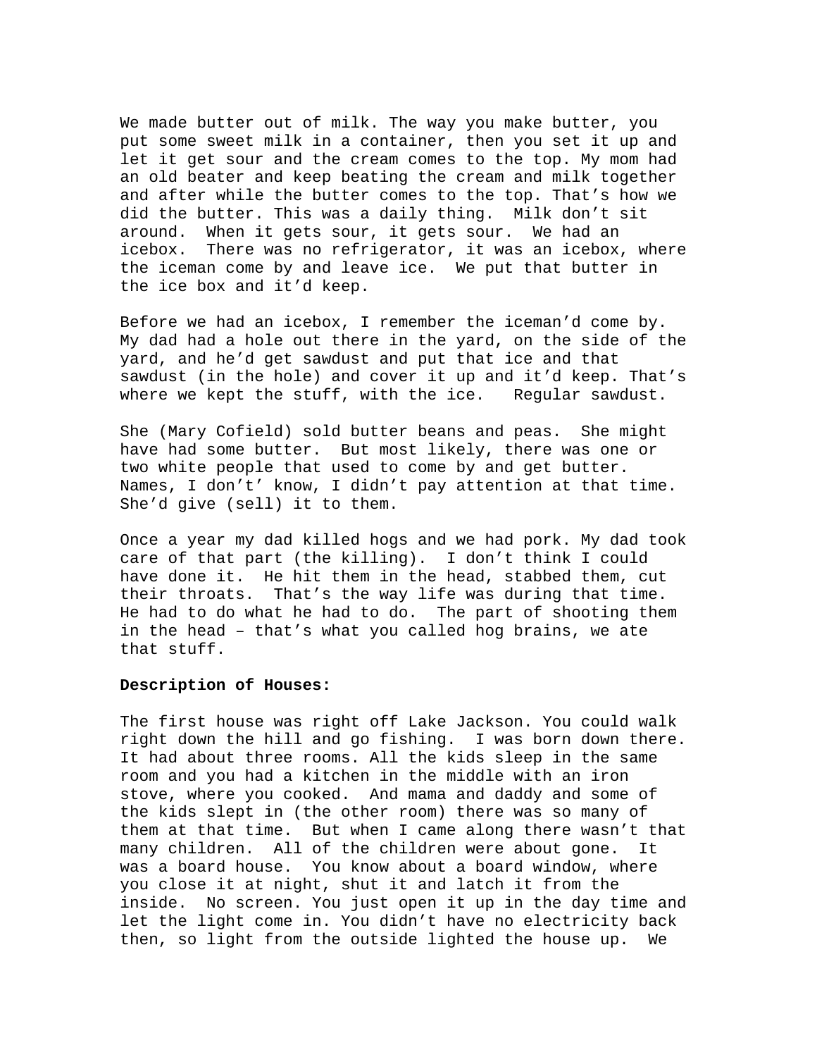We made butter out of milk. The way you make butter, you put some sweet milk in a container, then you set it up and let it get sour and the cream comes to the top. My mom had an old beater and keep beating the cream and milk together and after while the butter comes to the top. That's how we did the butter. This was a daily thing. Milk don't sit around. When it gets sour, it gets sour. We had an icebox. There was no refrigerator, it was an icebox, where the iceman come by and leave ice. We put that butter in the ice box and it'd keep.

Before we had an icebox, I remember the iceman'd come by. My dad had a hole out there in the yard, on the side of the yard, and he'd get sawdust and put that ice and that sawdust (in the hole) and cover it up and it'd keep. That's where we kept the stuff, with the ice. Regular sawdust.

She (Mary Cofield) sold butter beans and peas. She might have had some butter. But most likely, there was one or two white people that used to come by and get butter. Names, I don't' know, I didn't pay attention at that time. She'd give (sell) it to them.

Once a year my dad killed hogs and we had pork. My dad took care of that part (the killing). I don't think I could have done it. He hit them in the head, stabbed them, cut their throats. That's the way life was during that time. He had to do what he had to do. The part of shooting them in the head – that's what you called hog brains, we ate that stuff.

**Description of Houses:**

The first house was right off Lake Jackson. You could walk right down the hill and go fishing. I was born down there. It had about three rooms. All the kids sleep in the same room and you had a kitchen in the middle with an iron stove, where you cooked. And mama and daddy and some of the kids slept in (the other room) there was so many of them at that time. But when I came along there wasn't that many children. All of the children were about gone. It was a board house. You know about a board window, where you close it at night, shut it and latch it from the inside. No screen. You just open it up in the day time and let the light come in. You didn't have no electricity back then, so light from the outside lighted the house up. We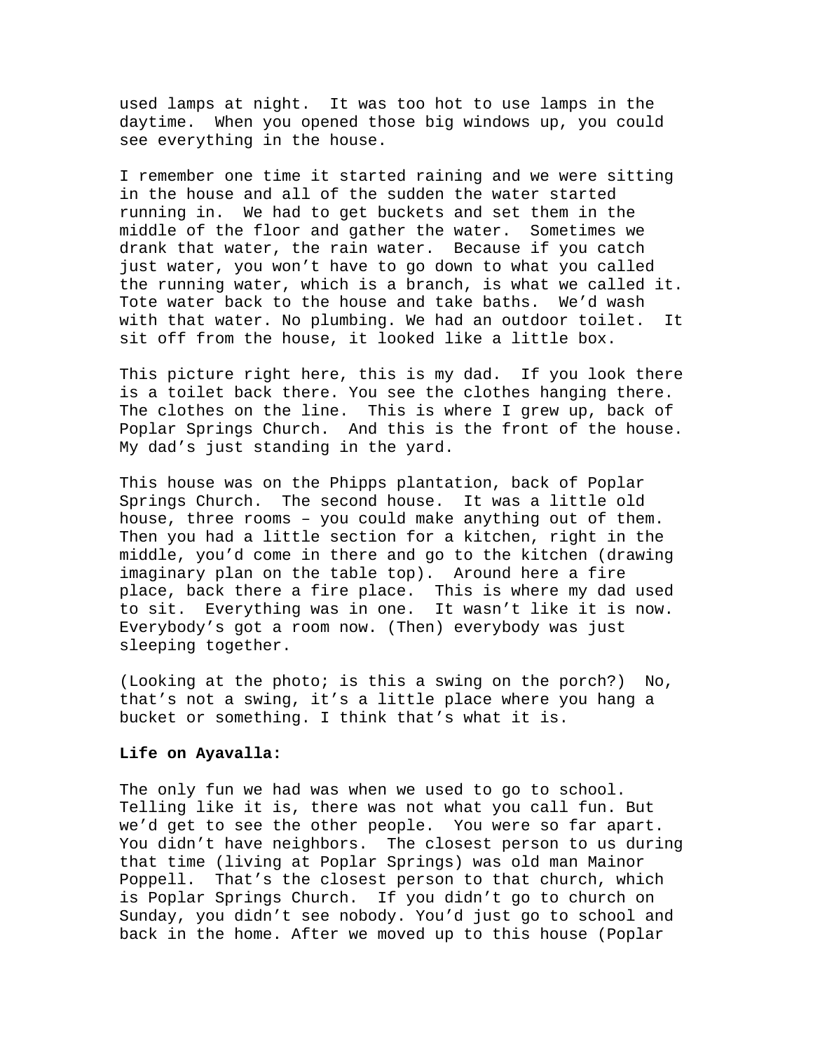used lamps at night. It was too hot to use lamps in the daytime. When you opened those big windows up, you could see everything in the house.

I remember one time it started raining and we were sitting in the house and all of the sudden the water started running in. We had to get buckets and set them in the middle of the floor and gather the water. Sometimes we drank that water, the rain water. Because if you catch just water, you won't have to go down to what you called the running water, which is a branch, is what we called it. Tote water back to the house and take baths. We'd wash with that water. No plumbing. We had an outdoor toilet. It sit off from the house, it looked like a little box.

This picture right here, this is my dad. If you look there is a toilet back there. You see the clothes hanging there. The clothes on the line. This is where I grew up, back of Poplar Springs Church. And this is the front of the house. My dad's just standing in the yard.

This house was on the Phipps plantation, back of Poplar Springs Church. The second house. It was a little old house, three rooms – you could make anything out of them. Then you had a little section for a kitchen, right in the middle, you'd come in there and go to the kitchen (drawing imaginary plan on the table top). Around here a fire place, back there a fire place. This is where my dad used to sit. Everything was in one. It wasn't like it is now. Everybody's got a room now. (Then) everybody was just sleeping together.

(Looking at the photo; is this a swing on the porch?) No, that's not a swing, it's a little place where you hang a bucket or something. I think that's what it is.

**Life on Ayavalla:**

The only fun we had was when we used to go to school. Telling like it is, there was not what you call fun. But we'd get to see the other people. You were so far apart. You didn't have neighbors. The closest person to us during that time (living at Poplar Springs) was old man Mainor Poppell. That's the closest person to that church, which is Poplar Springs Church. If you didn't go to church on Sunday, you didn't see nobody. You'd just go to school and back in the home. After we moved up to this house (Poplar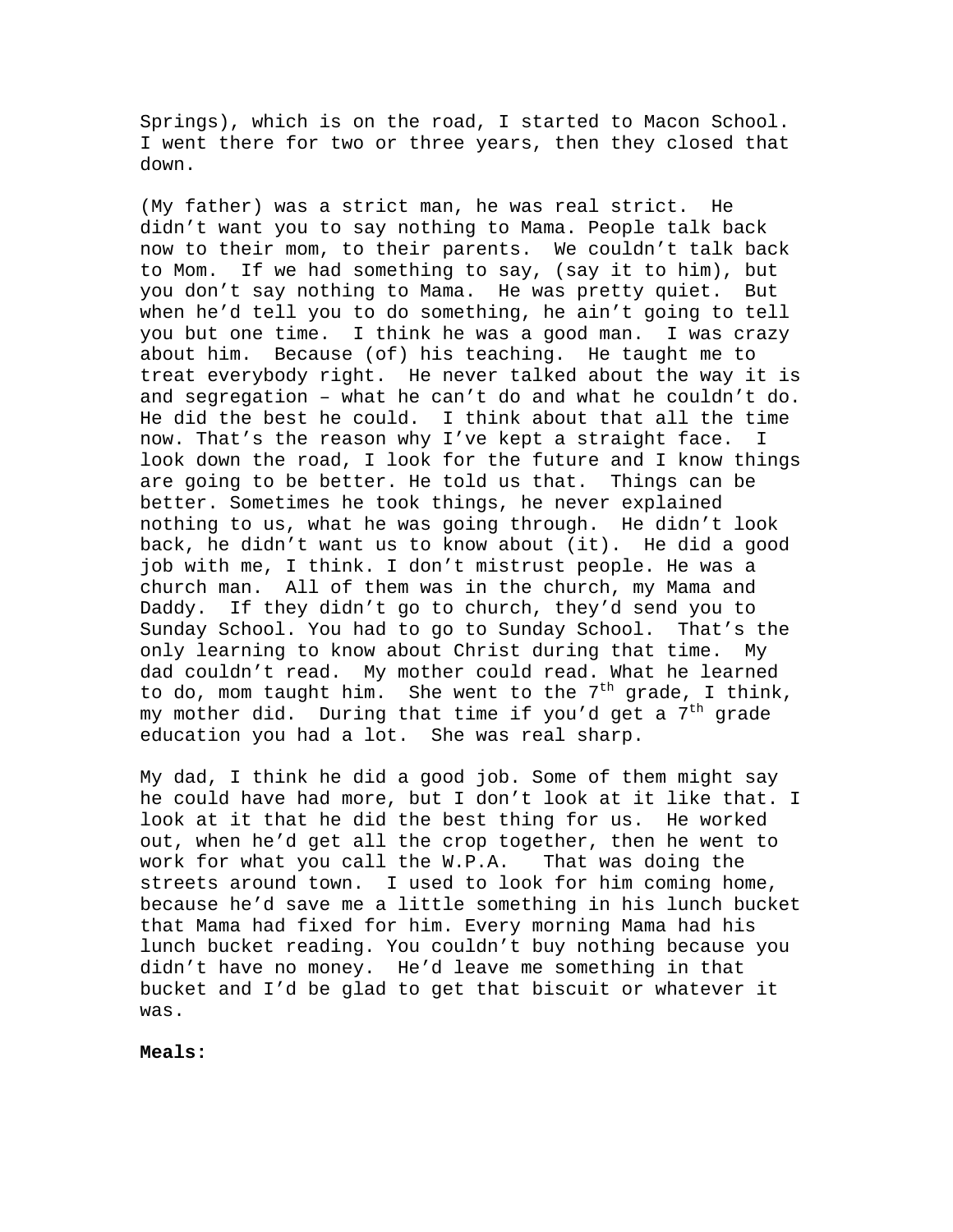Springs), which is on the road, I started to Macon School. I went there for two or three years, then they closed that down.

(My father) was a strict man, he was real strict. He didn't want you to say nothing to Mama. People talk back now to their mom, to their parents. We couldn't talk back to Mom. If we had something to say, (say it to him), but you don't say nothing to Mama. He was pretty quiet. But when he'd tell you to do something, he ain't going to tell you but one time. I think he was a good man. I was crazy about him. Because (of) his teaching. He taught me to treat everybody right. He never talked about the way it is and segregation – what he can't do and what he couldn't do. He did the best he could. I think about that all the time now. That's the reason why I've kept a straight face. I look down the road, I look for the future and I know things are going to be better. He told us that. Things can be better. Sometimes he took things, he never explained nothing to us, what he was going through. He didn't look back, he didn't want us to know about (it). He did a good job with me, I think. I don't mistrust people. He was a church man. All of them was in the church, my Mama and Daddy. If they didn't go to church, they'd send you to Sunday School. You had to go to Sunday School. That's the only learning to know about Christ during that time. My dad couldn't read. My mother could read. What he learned to do, mom taught him. She went to the 7th grade, I think, my mother did. During that time if you'd get a 7th grade education you had a lot. She was real sharp.

My dad, I think he did a good job. Some of them might say he could have had more, but I don't look at it like that. I look at it that he did the best thing for us. He worked out, when he'd get all the crop together, then he went to work for what you call the W.P.A. That was doing the streets around town. I used to look for him coming home, because he'd save me a little something in his lunch bucket that Mama had fixed for him. Every morning Mama had his lunch bucket reading. You couldn't buy nothing because you didn't have no money. He'd leave me something in that bucket and I'd be glad to get that biscuit or whatever it was.

**Meals:**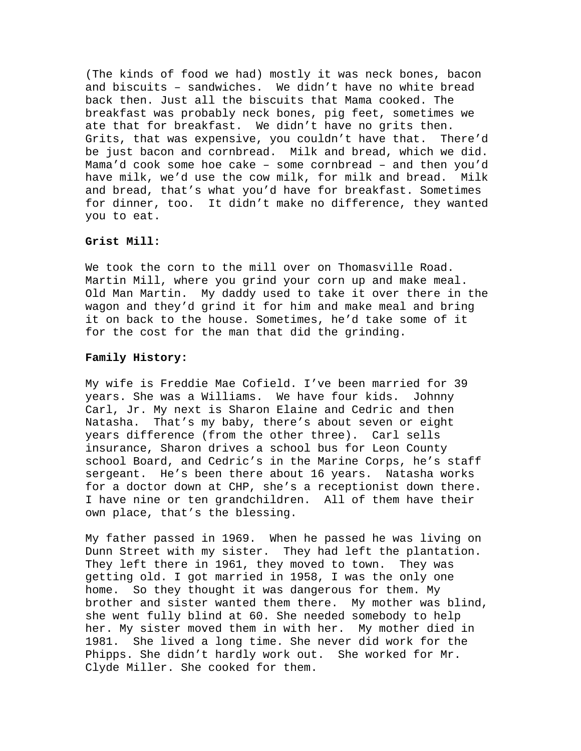(The kinds of food we had) mostly it was neck bones, bacon and biscuits – sandwiches. We didn't have no white bread back then. Just all the biscuits that Mama cooked. The breakfast was probably neck bones, pig feet, sometimes we ate that for breakfast. We didn't have no grits then. Grits, that was expensive, you couldn't have that. There'd be just bacon and cornbread. Milk and bread, which we did. Mama'd cook some hoe cake – some cornbread – and then you'd have milk, we'd use the cow milk, for milk and bread. Milk and bread, that's what you'd have for breakfast. Sometimes for dinner, too. It didn't make no difference, they wanted you to eat.

**Grist Mill:**

We took the corn to the mill over on Thomasville Road. Martin Mill, where you grind your corn up and make meal. Old Man Martin. My daddy used to take it over there in the wagon and they'd grind it for him and make meal and bring it on back to the house. Sometimes, he'd take some of it for the cost for the man that did the grinding.

**Family History:**

My wife is Freddie Mae Cofield. I've been married for 39 years. She was a Williams. We have four kids. Johnny Carl, Jr. My next is Sharon Elaine and Cedric and then Natasha. That's my baby, there's about seven or eight years difference (from the other three). Carl sells insurance, Sharon drives a school bus for Leon County school Board, and Cedric's in the Marine Corps, he's staff sergeant. He's been there about 16 years. Natasha works for a doctor down at CHP, she's a receptionist down there. I have nine or ten grandchildren. All of them have their own place, that's the blessing.

My father passed in 1969. When he passed he was living on Dunn Street with my sister. They had left the plantation. They left there in 1961, they moved to town. They was getting old. I got married in 1958, I was the only one home. So they thought it was dangerous for them. My brother and sister wanted them there. My mother was blind, she went fully blind at 60. She needed somebody to help her. My sister moved them in with her. My mother died in 1981. She lived a long time. She never did work for the Phipps. She didn't hardly work out. She worked for Mr. Clyde Miller. She cooked for them.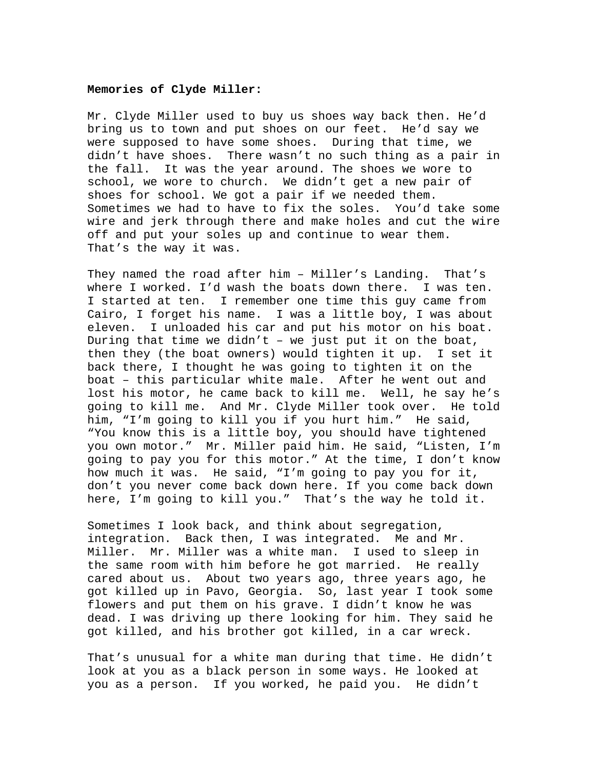**Memories of Clyde Miller:**

Mr. Clyde Miller used to buy us shoes way back then. He'd bring us to town and put shoes on our feet. He'd say we were supposed to have some shoes. During that time, we didn't have shoes. There wasn't no such thing as a pair in the fall. It was the year around. The shoes we wore to school, we wore to church. We didn't get a new pair of shoes for school. We got a pair if we needed them. Sometimes we had to have to fix the soles. You'd take some wire and jerk through there and make holes and cut the wire off and put your soles up and continue to wear them. That's the way it was.

They named the road after him – Miller's Landing. That's where I worked. I'd wash the boats down there. I was ten. I started at ten. I remember one time this guy came from Cairo, I forget his name. I was a little boy, I was about eleven. I unloaded his car and put his motor on his boat. During that time we didn't – we just put it on the boat, then they (the boat owners) would tighten it up. I set it back there, I thought he was going to tighten it on the boat – this particular white male. After he went out and lost his motor, he came back to kill me. Well, he say he's going to kill me. And Mr. Clyde Miller took over. He told him, "I'm going to kill you if you hurt him." He said, "You know this is a little boy, you should have tightened you own motor." Mr. Miller paid him. He said, "Listen, I'm going to pay you for this motor." At the time, I don't know how much it was. He said, "I'm going to pay you for it, don't you never come back down here. If you come back down here, I'm going to kill you." That's the way he told it.

Sometimes I look back, and think about segregation, integration. Back then, I was integrated. Me and Mr. Miller. Mr. Miller was a white man. I used to sleep in the same room with him before he got married. He really cared about us. About two years ago, three years ago, he got killed up in Pavo, Georgia. So, last year I took some flowers and put them on his grave. I didn't know he was dead. I was driving up there looking for him. They said he got killed, and his brother got killed, in a car wreck.

That's unusual for a white man during that time. He didn't look at you as a black person in some ways. He looked at you as a person. If you worked, he paid you. He didn't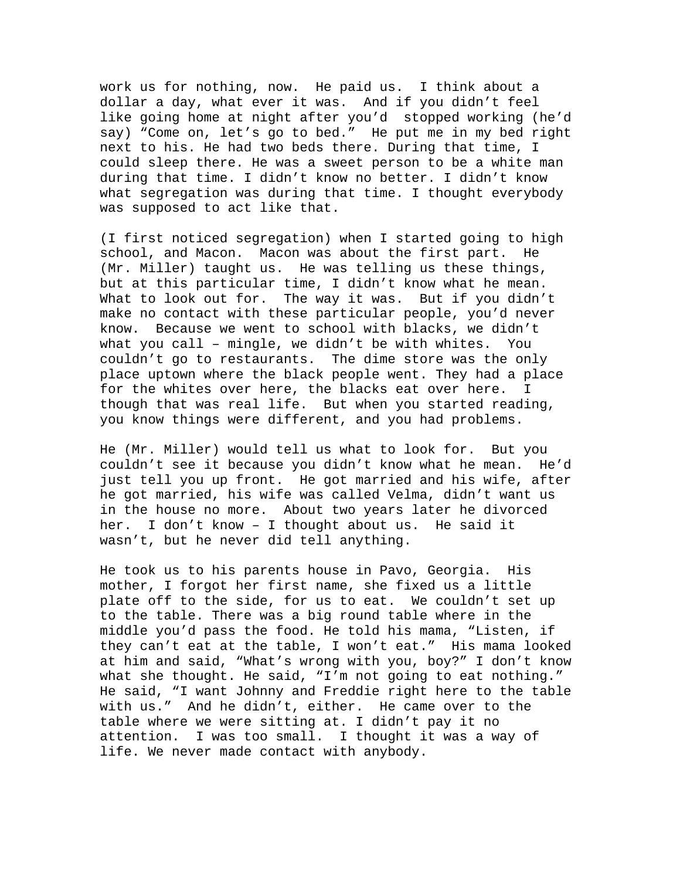work us for nothing, now. He paid us. I think about a dollar a day, what ever it was. And if you didn't feel like going home at night after you'd stopped working (he'd say) "Come on, let's go to bed." He put me in my bed right next to his. He had two beds there. During that time, I could sleep there. He was a sweet person to be a white man during that time. I didn't know no better. I didn't know what segregation was during that time. I thought everybody was supposed to act like that.

(I first noticed segregation) when I started going to high school, and Macon. Macon was about the first part. He (Mr. Miller) taught us. He was telling us these things, but at this particular time, I didn't know what he mean. What to look out for. The way it was. But if you didn't make no contact with these particular people, you'd never know. Because we went to school with blacks, we didn't what you call – mingle, we didn't be with whites. You couldn't go to restaurants. The dime store was the only place uptown where the black people went. They had a place for the whites over here, the blacks eat over here. I though that was real life. But when you started reading, you know things were different, and you had problems.

He (Mr. Miller) would tell us what to look for. But you couldn't see it because you didn't know what he mean. He'd just tell you up front. He got married and his wife, after he got married, his wife was called Velma, didn't want us in the house no more. About two years later he divorced her. I don't know – I thought about us. He said it wasn't, but he never did tell anything.

He took us to his parents house in Pavo, Georgia. His mother, I forgot her first name, she fixed us a little plate off to the side, for us to eat. We couldn't set up to the table. There was a big round table where in the middle you'd pass the food. He told his mama, "Listen, if they can't eat at the table, I won't eat." His mama looked at him and said, "What's wrong with you, boy?" I don't know what she thought. He said, "I'm not going to eat nothing." He said, "I want Johnny and Freddie right here to the table with us." And he didn't, either. He came over to the table where we were sitting at. I didn't pay it no attention. I was too small. I thought it was a way of life. We never made contact with anybody.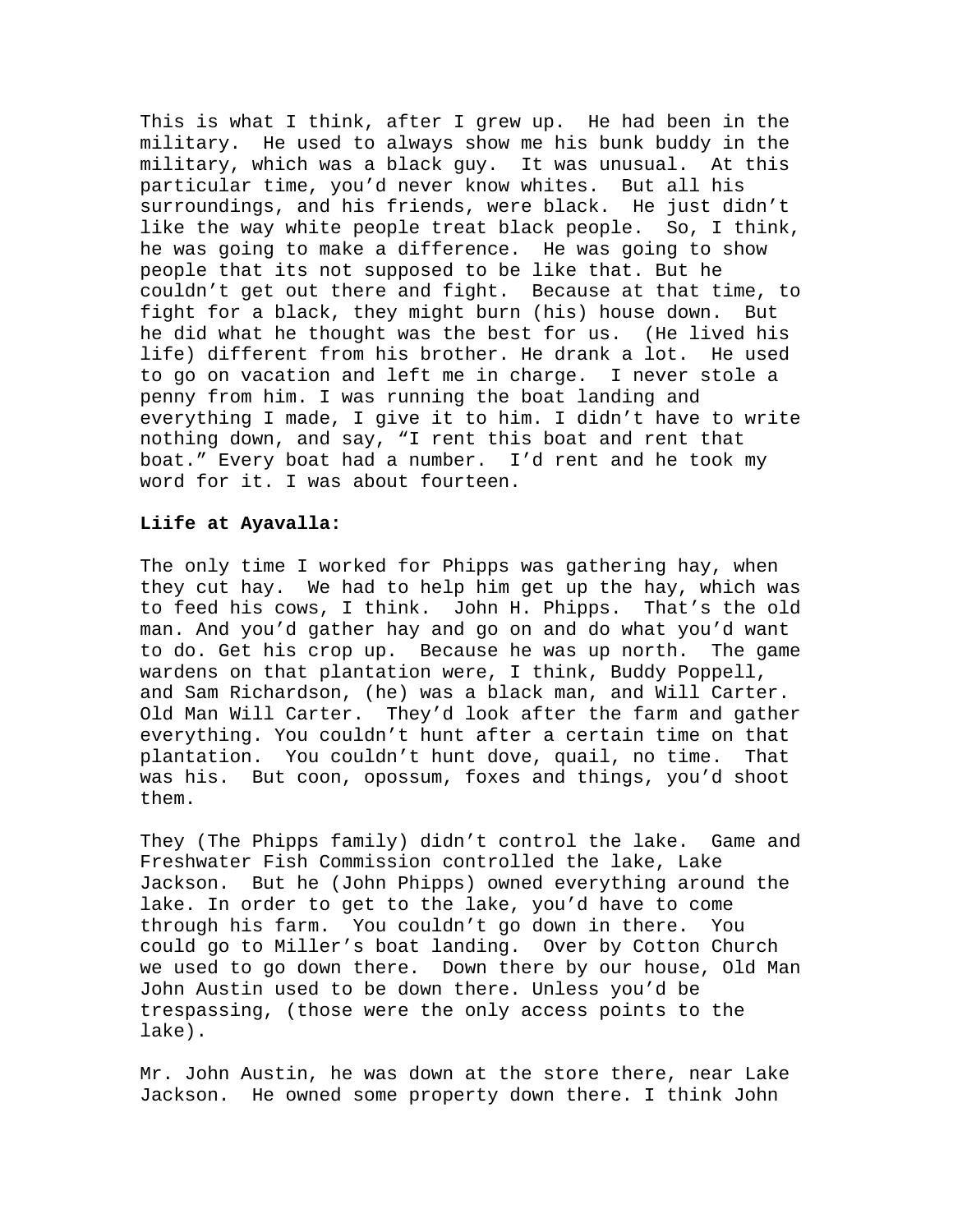This is what I think, after I grew up. He had been in the military. He used to always show me his bunk buddy in the military, which was a black guy. It was unusual. At this particular time, you'd never know whites. But all his surroundings, and his friends, were black. He just didn't like the way white people treat black people. So, I think, he was going to make a difference. He was going to show people that its not supposed to be like that. But he couldn't get out there and fight. Because at that time, to fight for a black, they might burn (his) house down. But he did what he thought was the best for us. (He lived his life) different from his brother. He drank a lot. He used to go on vacation and left me in charge. I never stole a penny from him. I was running the boat landing and everything I made, I give it to him. I didn't have to write nothing down, and say, "I rent this boat and rent that boat." Every boat had a number. I'd rent and he took my word for it. I was about fourteen.

**Liife at Ayavalla:**

The only time I worked for Phipps was gathering hay, when they cut hay. We had to help him get up the hay, which was to feed his cows, I think. John H. Phipps. That's the old man. And you'd gather hay and go on and do what you'd want to do. Get his crop up. Because he was up north. The game wardens on that plantation were, I think, Buddy Poppell, and Sam Richardson, (he) was a black man, and Will Carter. Old Man Will Carter. They'd look after the farm and gather everything. You couldn't hunt after a certain time on that plantation. You couldn't hunt dove, quail, no time. That was his. But coon, opossum, foxes and things, you'd shoot them.

They (The Phipps family) didn't control the lake. Game and Freshwater Fish Commission controlled the lake, Lake Jackson. But he (John Phipps) owned everything around the lake. In order to get to the lake, you'd have to come through his farm. You couldn't go down in there. You could go to Miller's boat landing. Over by Cotton Church we used to go down there. Down there by our house, Old Man John Austin used to be down there. Unless you'd be trespassing, (those were the only access points to the lake).

Mr. John Austin, he was down at the store there, near Lake Jackson. He owned some property down there. I think John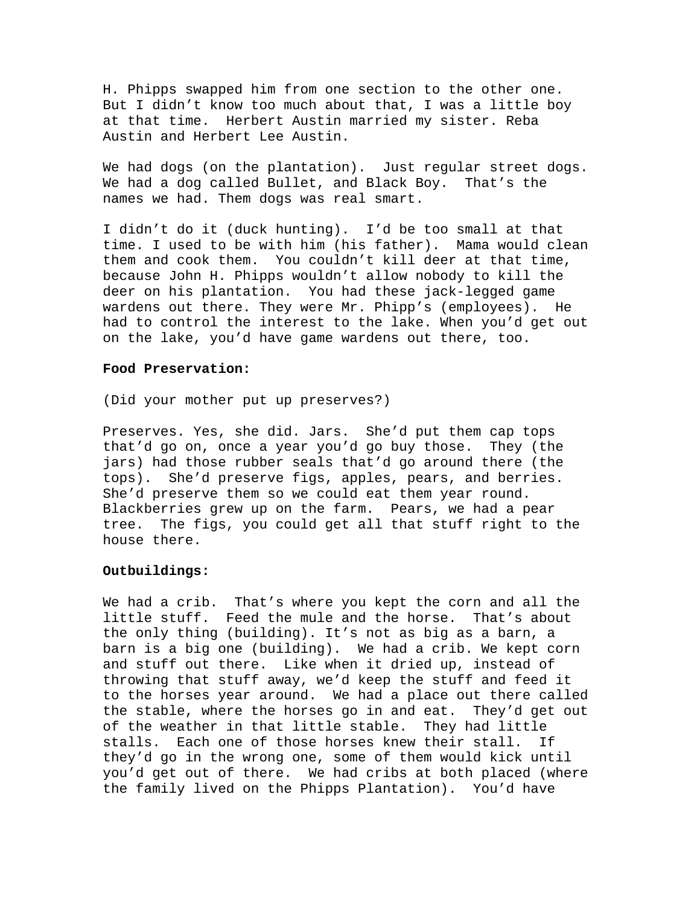H. Phipps swapped him from one section to the other one. But I didn't know too much about that, I was a little boy at that time. Herbert Austin married my sister. Reba Austin and Herbert Lee Austin.

We had dogs (on the plantation). Just regular street dogs. We had a dog called Bullet, and Black Boy. That's the names we had. Them dogs was real smart.

I didn't do it (duck hunting). I'd be too small at that time. I used to be with him (his father). Mama would clean them and cook them. You couldn't kill deer at that time, because John H. Phipps wouldn't allow nobody to kill the deer on his plantation. You had these jack-legged game wardens out there. They were Mr. Phipp's (employees). He had to control the interest to the lake. When you'd get out on the lake, you'd have game wardens out there, too.

**Food Preservation:**

(Did your mother put up preserves?)

Preserves. Yes, she did. Jars. She'd put them cap tops that'd go on, once a year you'd go buy those. They (the jars) had those rubber seals that'd go around there (the tops). She'd preserve figs, apples, pears, and berries. She'd preserve them so we could eat them year round. Blackberries grew up on the farm. Pears, we had a pear tree. The figs, you could get all that stuff right to the house there.

**Outbuildings:**

We had a crib. That's where you kept the corn and all the little stuff. Feed the mule and the horse. That's about the only thing (building). It's not as big as a barn, a barn is a big one (building). We had a crib. We kept corn and stuff out there. Like when it dried up, instead of throwing that stuff away, we'd keep the stuff and feed it to the horses year around. We had a place out there called the stable, where the horses go in and eat. They'd get out of the weather in that little stable. They had little stalls. Each one of those horses knew their stall. If they'd go in the wrong one, some of them would kick until you'd get out of there. We had cribs at both placed (where the family lived on the Phipps Plantation). You'd have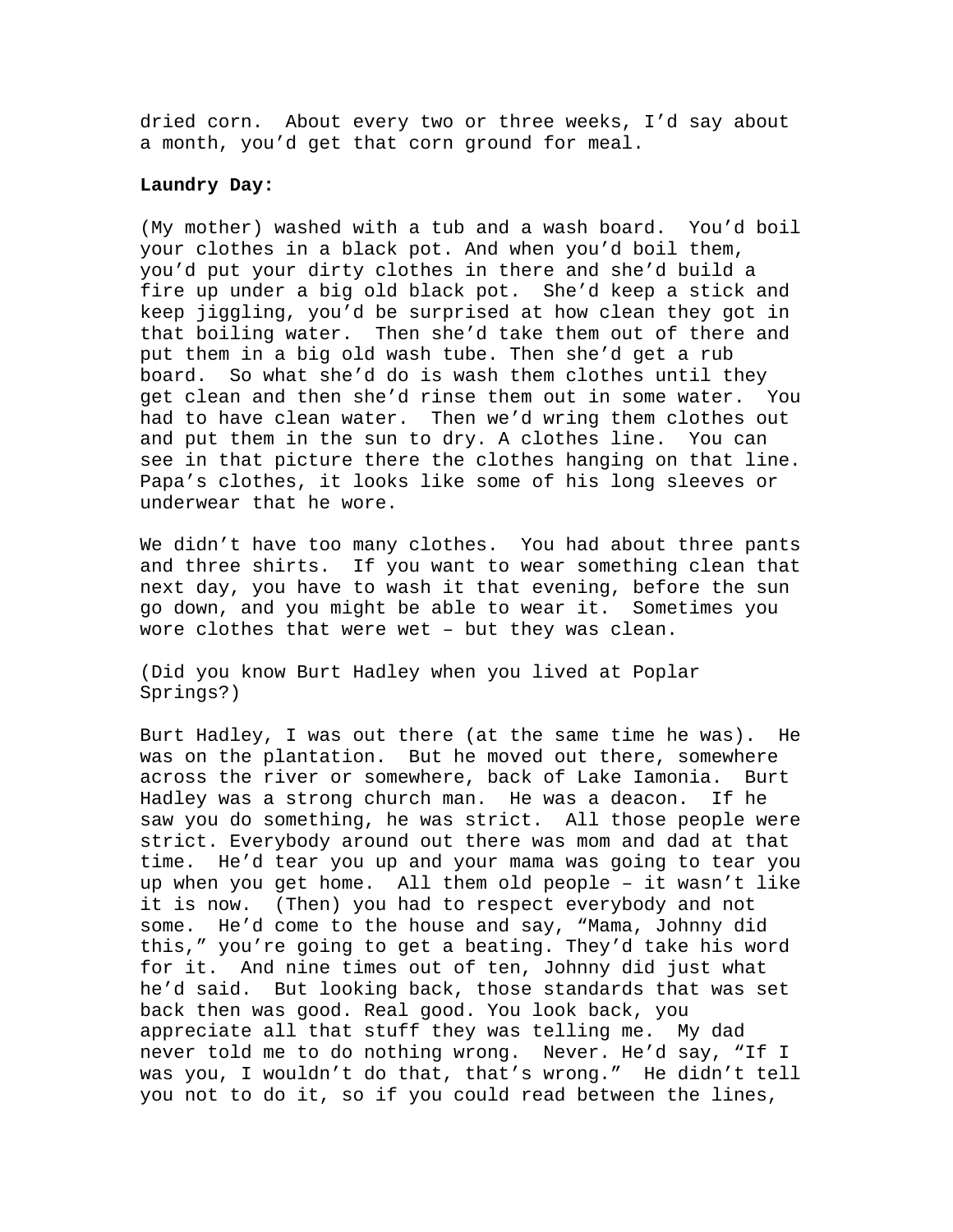dried corn. About every two or three weeks, I'd say about a month, you'd get that corn ground for meal.

**Laundry Day:**

(My mother) washed with a tub and a wash board. You'd boil your clothes in a black pot. And when you'd boil them, you'd put your dirty clothes in there and she'd build a fire up under a big old black pot. She'd keep a stick and keep jiggling, you'd be surprised at how clean they got in that boiling water. Then she'd take them out of there and put them in a big old wash tube. Then she'd get a rub board. So what she'd do is wash them clothes until they get clean and then she'd rinse them out in some water. You had to have clean water. Then we'd wring them clothes out and put them in the sun to dry. A clothes line. You can see in that picture there the clothes hanging on that line. Papa's clothes, it looks like some of his long sleeves or underwear that he wore.

We didn't have too many clothes. You had about three pants and three shirts. If you want to wear something clean that next day, you have to wash it that evening, before the sun go down, and you might be able to wear it. Sometimes you wore clothes that were wet – but they was clean.

(Did you know Burt Hadley when you lived at Poplar Springs?)

Burt Hadley, I was out there (at the same time he was). He was on the plantation. But he moved out there, somewhere across the river or somewhere, back of Lake Iamonia. Burt Hadley was a strong church man. He was a deacon. If he saw you do something, he was strict. All those people were strict. Everybody around out there was mom and dad at that time. He'd tear you up and your mama was going to tear you up when you get home. All them old people – it wasn't like it is now. (Then) you had to respect everybody and not some. He'd come to the house and say, "Mama, Johnny did this," you're going to get a beating. They'd take his word for it. And nine times out of ten, Johnny did just what he'd said. But looking back, those standards that was set back then was good. Real good. You look back, you appreciate all that stuff they was telling me. My dad never told me to do nothing wrong. Never. He'd say, "If I was you, I wouldn't do that, that's wrong." He didn't tell you not to do it, so if you could read between the lines,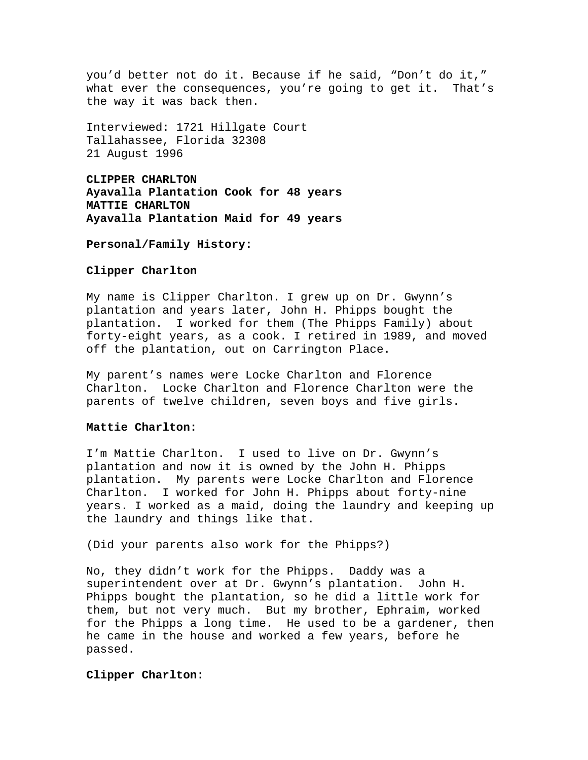you'd better not do it. Because if he said, "Don't do it," what ever the consequences, you're going to get it. That's the way it was back then.

Interviewed: 1721 Hillgate Court
Tallahassee, Florida 32308
21 August 1996

**CLIPPER CHARLTON**
**Ayavalla Plantation Cook for 48 years**
**MATTIE CHARLTON**
**Ayavalla Plantation Maid for 49 years**

**Personal/Family History:**

**Clipper Charlton**

My name is Clipper Charlton. I grew up on Dr. Gwynn's plantation and years later, John H. Phipps bought the plantation. I worked for them (The Phipps Family) about forty-eight years, as a cook. I retired in 1989, and moved off the plantation, out on Carrington Place.

My parent's names were Locke Charlton and Florence Charlton. Locke Charlton and Florence Charlton were the parents of twelve children, seven boys and five girls.

**Mattie Charlton:**

I'm Mattie Charlton. I used to live on Dr. Gwynn's plantation and now it is owned by the John H. Phipps plantation. My parents were Locke Charlton and Florence Charlton. I worked for John H. Phipps about forty-nine years. I worked as a maid, doing the laundry and keeping up the laundry and things like that.

(Did your parents also work for the Phipps?)

No, they didn't work for the Phipps. Daddy was a superintendent over at Dr. Gwynn's plantation. John H. Phipps bought the plantation, so he did a little work for them, but not very much. But my brother, Ephraim, worked for the Phipps a long time. He used to be a gardener, then he came in the house and worked a few years, before he passed.

**Clipper Charlton:**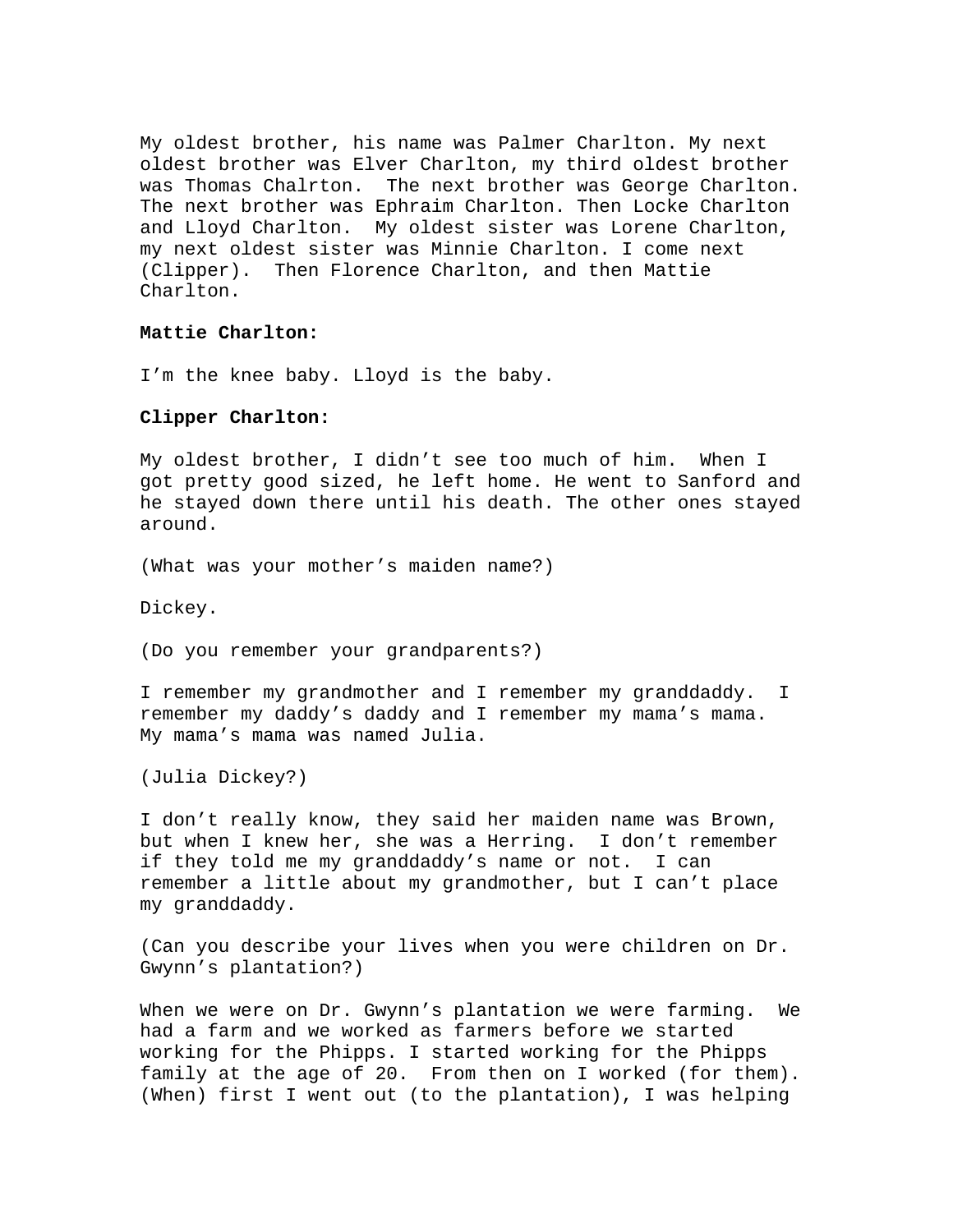My oldest brother, his name was Palmer Charlton. My next oldest brother was Elver Charlton, my third oldest brother was Thomas Chalrton. The next brother was George Charlton. The next brother was Ephraim Charlton. Then Locke Charlton and Lloyd Charlton. My oldest sister was Lorene Charlton, my next oldest sister was Minnie Charlton. I come next (Clipper). Then Florence Charlton, and then Mattie Charlton.

**Mattie Charlton:**

I'm the knee baby. Lloyd is the baby.

**Clipper Charlton:**

My oldest brother, I didn't see too much of him. When I got pretty good sized, he left home. He went to Sanford and he stayed down there until his death. The other ones stayed around.

(What was your mother's maiden name?)

Dickey.

(Do you remember your grandparents?)

I remember my grandmother and I remember my granddaddy. I remember my daddy's daddy and I remember my mama's mama. My mama's mama was named Julia.

(Julia Dickey?)

I don't really know, they said her maiden name was Brown, but when I knew her, she was a Herring. I don't remember if they told me my granddaddy's name or not. I can remember a little about my grandmother, but I can't place my granddaddy.

(Can you describe your lives when you were children on Dr. Gwynn's plantation?)

When we were on Dr. Gwynn's plantation we were farming. We had a farm and we worked as farmers before we started working for the Phipps. I started working for the Phipps family at the age of 20. From then on I worked (for them). (When) first I went out (to the plantation), I was helping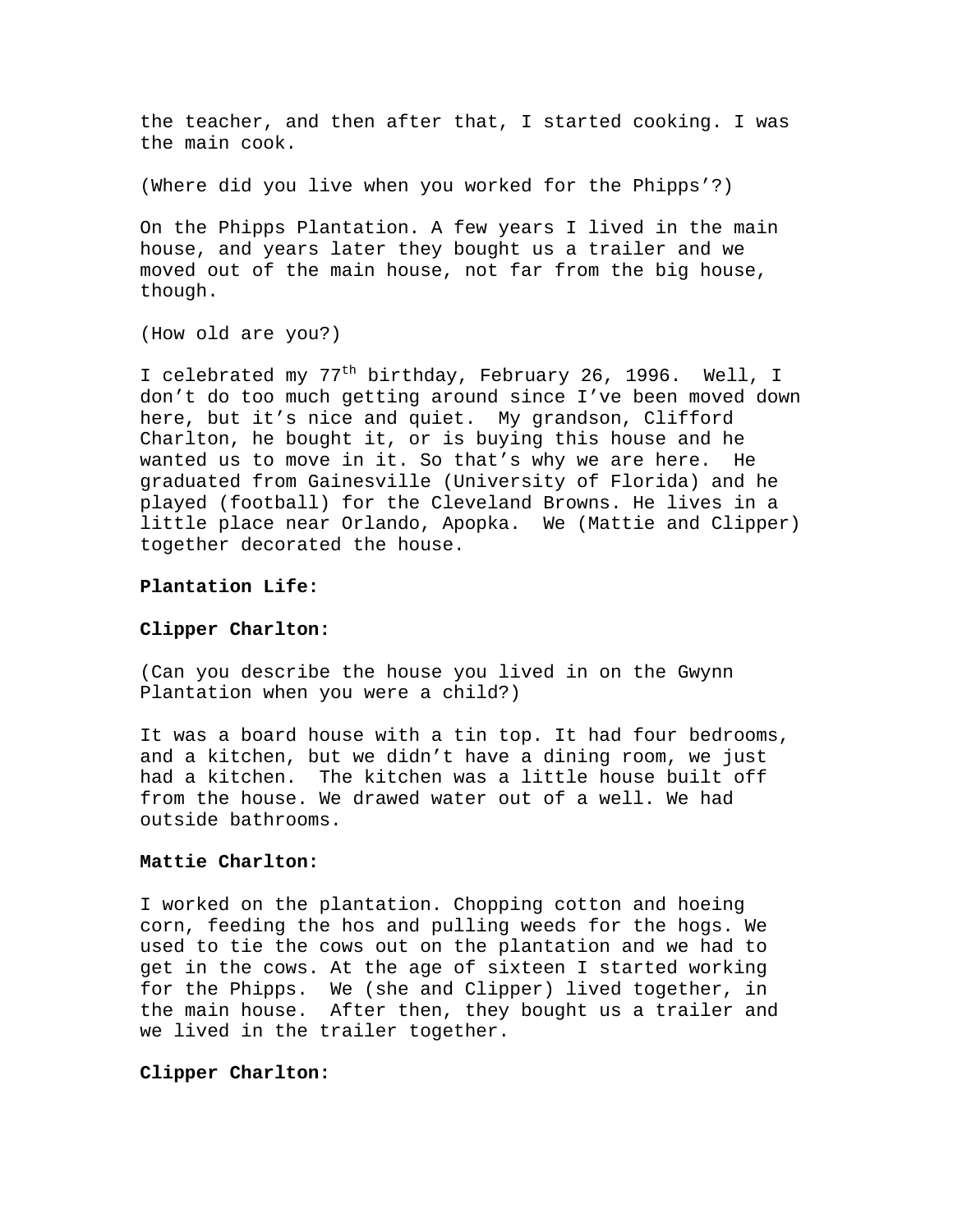the teacher, and then after that, I started cooking. I was the main cook.

(Where did you live when you worked for the Phipps'?)

On the Phipps Plantation. A few years I lived in the main house, and years later they bought us a trailer and we moved out of the main house, not far from the big house, though.

(How old are you?)

I celebrated my 77th birthday, February 26, 1996. Well, I don't do too much getting around since I've been moved down here, but it's nice and quiet. My grandson, Clifford Charlton, he bought it, or is buying this house and he wanted us to move in it. So that's why we are here. He graduated from Gainesville (University of Florida) and he played (football) for the Cleveland Browns. He lives in a little place near Orlando, Apopka. We (Mattie and Clipper) together decorated the house.

**Plantation Life:**

**Clipper Charlton:**

(Can you describe the house you lived in on the Gwynn Plantation when you were a child?)

It was a board house with a tin top. It had four bedrooms, and a kitchen, but we didn't have a dining room, we just had a kitchen. The kitchen was a little house built off from the house. We drawed water out of a well. We had outside bathrooms.

**Mattie Charlton:**

I worked on the plantation. Chopping cotton and hoeing corn, feeding the hos and pulling weeds for the hogs. We used to tie the cows out on the plantation and we had to get in the cows. At the age of sixteen I started working for the Phipps. We (she and Clipper) lived together, in the main house. After then, they bought us a trailer and we lived in the trailer together.

**Clipper Charlton:**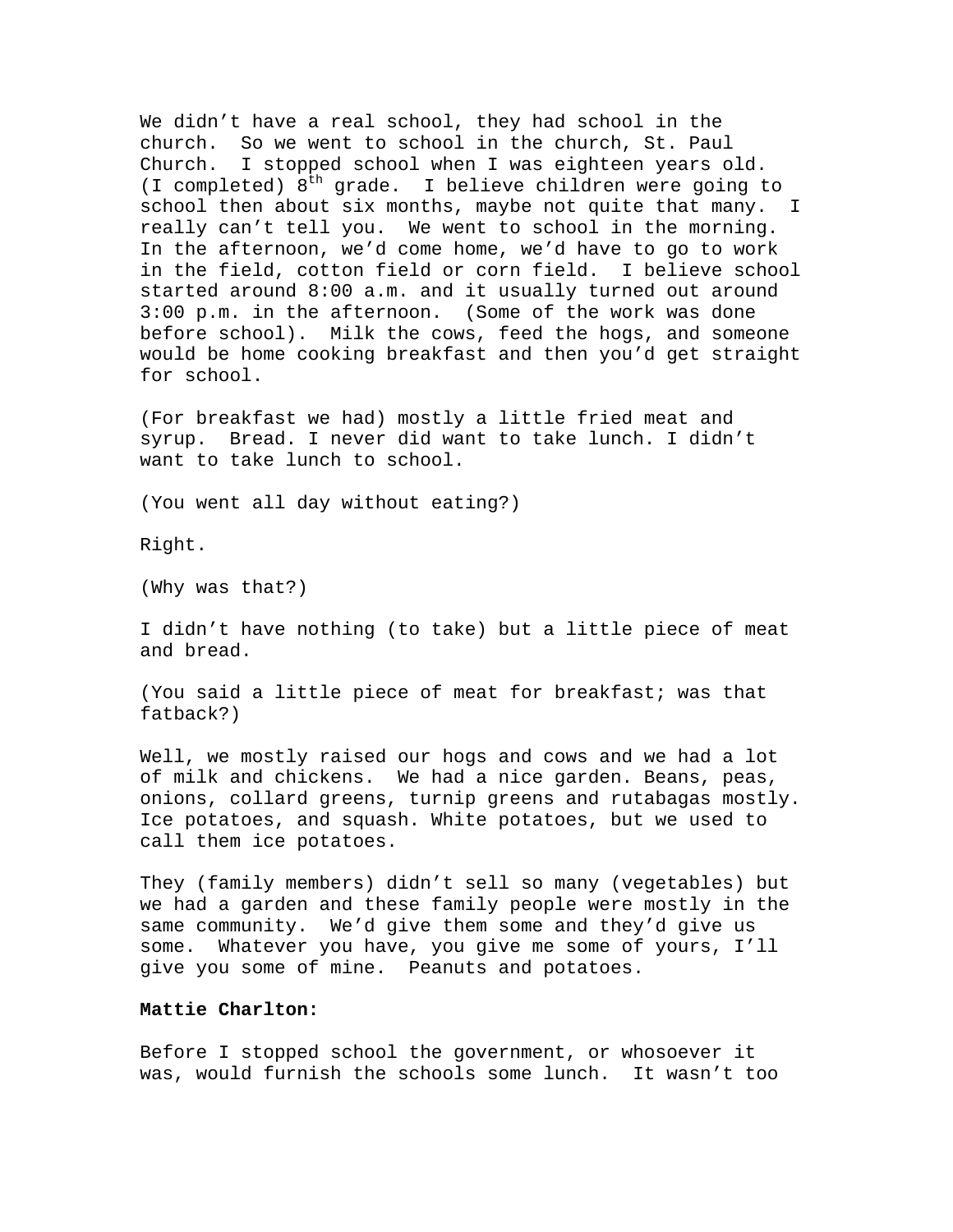We didn't have a real school, they had school in the church. So we went to school in the church, St. Paul Church. I stopped school when I was eighteen years old. (I completed) 8th grade. I believe children were going to school then about six months, maybe not quite that many. I really can't tell you. We went to school in the morning. In the afternoon, we'd come home, we'd have to go to work in the field, cotton field or corn field. I believe school started around 8:00 a.m. and it usually turned out around 3:00 p.m. in the afternoon. (Some of the work was done before school). Milk the cows, feed the hogs, and someone would be home cooking breakfast and then you'd get straight for school.

(For breakfast we had) mostly a little fried meat and syrup. Bread. I never did want to take lunch. I didn't want to take lunch to school.

(You went all day without eating?)

Right.

(Why was that?)

I didn't have nothing (to take) but a little piece of meat and bread.

(You said a little piece of meat for breakfast; was that fatback?)

Well, we mostly raised our hogs and cows and we had a lot of milk and chickens. We had a nice garden. Beans, peas, onions, collard greens, turnip greens and rutabagas mostly. Ice potatoes, and squash. White potatoes, but we used to call them ice potatoes.

They (family members) didn't sell so many (vegetables) but we had a garden and these family people were mostly in the same community. We'd give them some and they'd give us some. Whatever you have, you give me some of yours, I'll give you some of mine. Peanuts and potatoes.

**Mattie Charlton:**

Before I stopped school the government, or whosoever it was, would furnish the schools some lunch. It wasn't too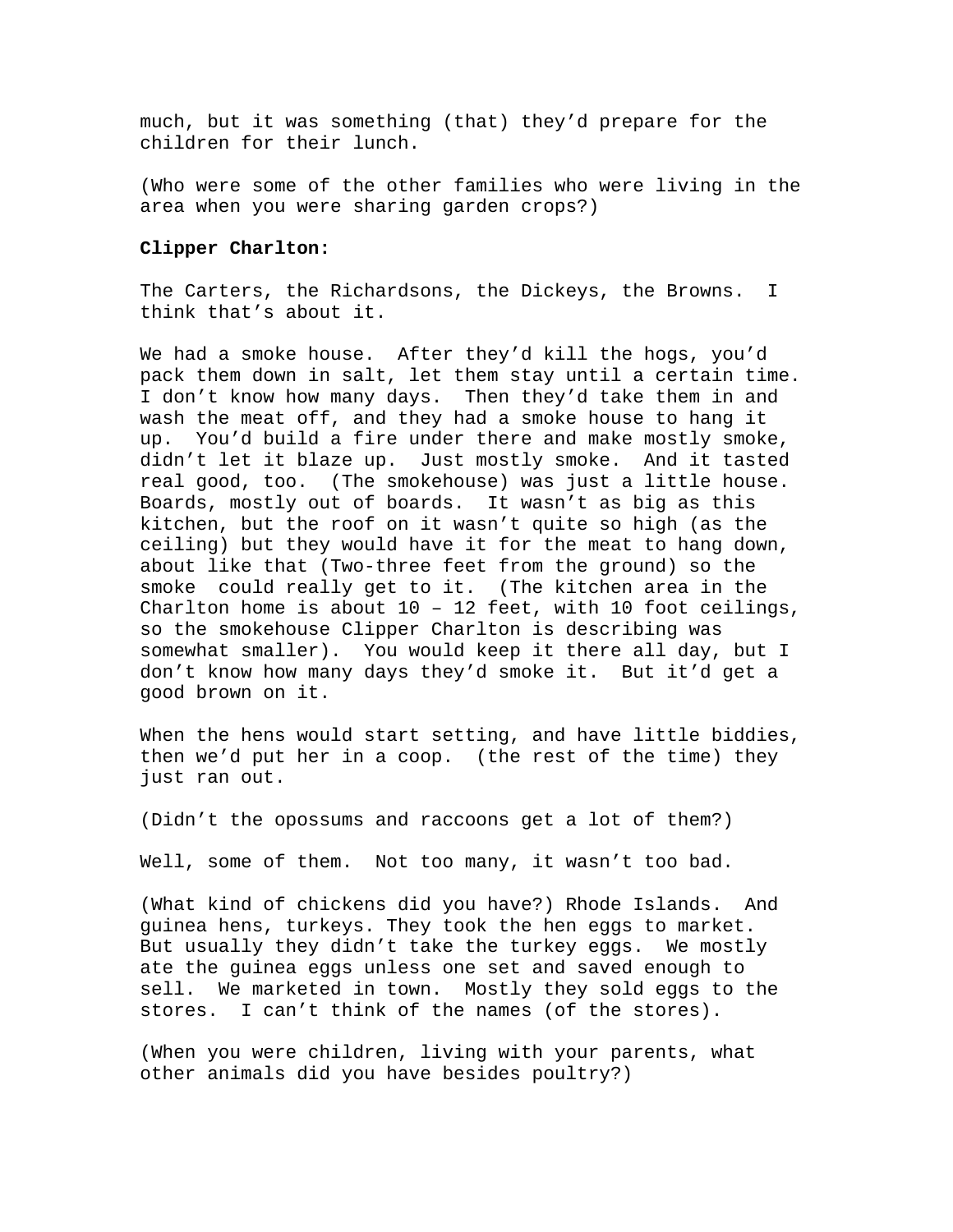much, but it was something (that) they'd prepare for the children for their lunch.

(Who were some of the other families who were living in the area when you were sharing garden crops?)

**Clipper Charlton:**

The Carters, the Richardsons, the Dickeys, the Browns. I think that's about it.

We had a smoke house. After they'd kill the hogs, you'd pack them down in salt, let them stay until a certain time. I don't know how many days. Then they'd take them in and wash the meat off, and they had a smoke house to hang it up. You'd build a fire under there and make mostly smoke, didn't let it blaze up. Just mostly smoke. And it tasted real good, too. (The smokehouse) was just a little house. Boards, mostly out of boards. It wasn't as big as this kitchen, but the roof on it wasn't quite so high (as the ceiling) but they would have it for the meat to hang down, about like that (Two-three feet from the ground) so the smoke could really get to it. (The kitchen area in the Charlton home is about 10 – 12 feet, with 10 foot ceilings, so the smokehouse Clipper Charlton is describing was somewhat smaller). You would keep it there all day, but I don't know how many days they'd smoke it. But it'd get a good brown on it.

When the hens would start setting, and have little biddies, then we'd put her in a coop. (the rest of the time) they just ran out.

(Didn't the opossums and raccoons get a lot of them?)

Well, some of them. Not too many, it wasn't too bad.

(What kind of chickens did you have?) Rhode Islands. And guinea hens, turkeys. They took the hen eggs to market. But usually they didn't take the turkey eggs. We mostly ate the guinea eggs unless one set and saved enough to sell. We marketed in town. Mostly they sold eggs to the stores. I can't think of the names (of the stores).

(When you were children, living with your parents, what other animals did you have besides poultry?)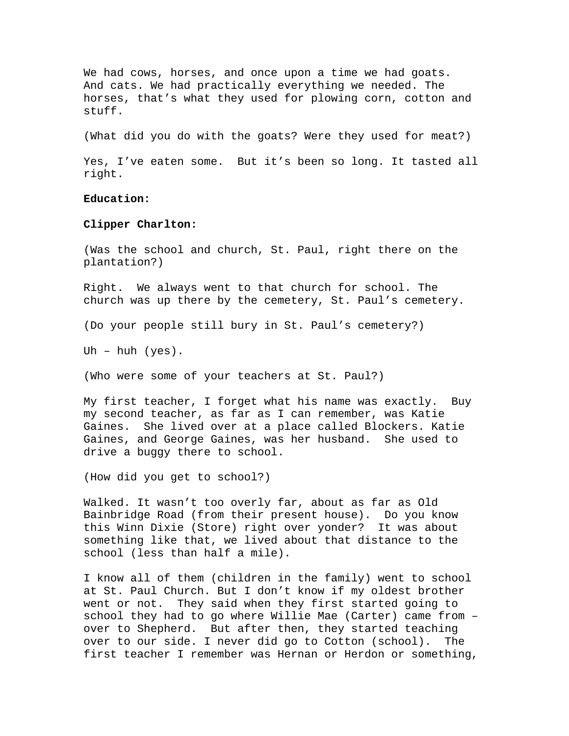We had cows, horses, and once upon a time we had goats. And cats. We had practically everything we needed. The horses, that's what they used for plowing corn, cotton and stuff.

(What did you do with the goats? Were they used for meat?)

Yes, I've eaten some. But it's been so long. It tasted all right.

**Education:**

**Clipper Charlton:**

(Was the school and church, St. Paul, right there on the plantation?)

Right. We always went to that church for school. The church was up there by the cemetery, St. Paul's cemetery.

(Do your people still bury in St. Paul's cemetery?)

Uh – huh (yes).

(Who were some of your teachers at St. Paul?)

My first teacher, I forget what his name was exactly. Buy my second teacher, as far as I can remember, was Katie Gaines. She lived over at a place called Blockers. Katie Gaines, and George Gaines, was her husband. She used to drive a buggy there to school.

(How did you get to school?)

Walked. It wasn't too overly far, about as far as Old Bainbridge Road (from their present house). Do you know this Winn Dixie (Store) right over yonder? It was about something like that, we lived about that distance to the school (less than half a mile).

I know all of them (children in the family) went to school at St. Paul Church. But I don't know if my oldest brother went or not. They said when they first started going to school they had to go where Willie Mae (Carter) came from – over to Shepherd. But after then, they started teaching over to our side. I never did go to Cotton (school). The first teacher I remember was Hernan or Herdon or something,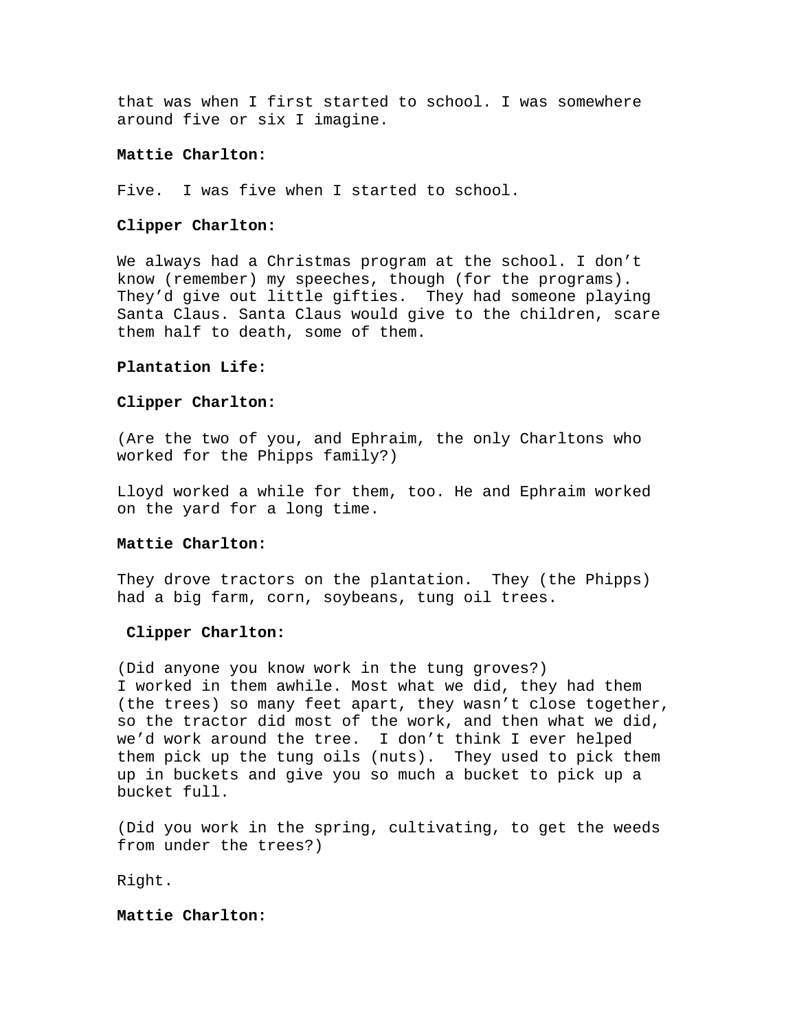that was when I first started to school. I was somewhere around five or six I imagine.

**Mattie Charlton:**

Five.  I was five when I started to school.

**Clipper Charlton:**

We always had a Christmas program at the school. I don't know (remember) my speeches, though (for the programs). They'd give out little gifties.  They had someone playing Santa Claus. Santa Claus would give to the children, scare them half to death, some of them.

**Plantation Life:**

**Clipper Charlton:**

(Are the two of you, and Ephraim, the only Charltons who worked for the Phipps family?)

Lloyd worked a while for them, too. He and Ephraim worked on the yard for a long time.

**Mattie Charlton:**

They drove tractors on the plantation.  They (the Phipps) had a big farm, corn, soybeans, tung oil trees.

**Clipper Charlton:**

(Did anyone you know work in the tung groves?)
I worked in them awhile. Most what we did, they had them (the trees) so many feet apart, they wasn't close together, so the tractor did most of the work, and then what we did, we'd work around the tree.  I don't think I ever helped them pick up the tung oils (nuts).  They used to pick them up in buckets and give you so much a bucket to pick up a bucket full.

(Did you work in the spring, cultivating, to get the weeds from under the trees?)

Right.

**Mattie Charlton:**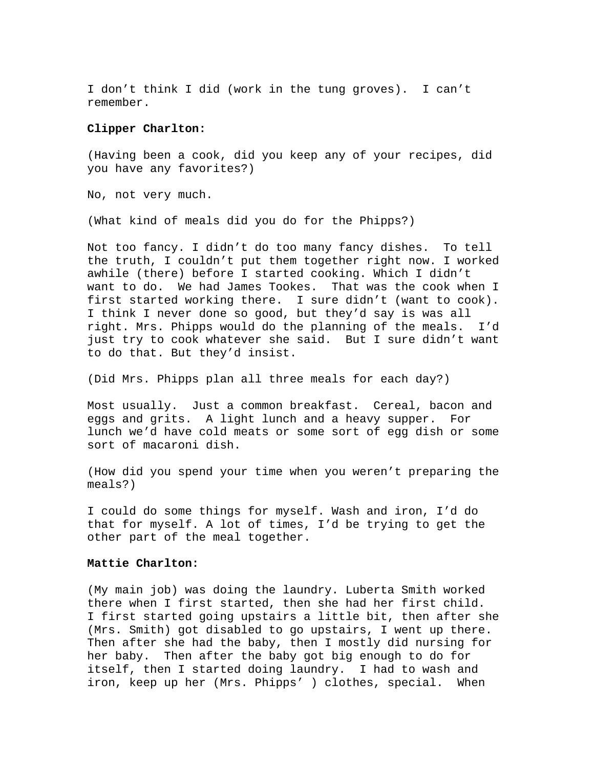I don't think I did (work in the tung groves). I can't remember.

**Clipper Charlton:**

(Having been a cook, did you keep any of your recipes, did you have any favorites?)

No, not very much.

(What kind of meals did you do for the Phipps?)

Not too fancy. I didn't do too many fancy dishes. To tell the truth, I couldn't put them together right now. I worked awhile (there) before I started cooking. Which I didn't want to do. We had James Tookes. That was the cook when I first started working there. I sure didn't (want to cook). I think I never done so good, but they'd say is was all right. Mrs. Phipps would do the planning of the meals. I'd just try to cook whatever she said. But I sure didn't want to do that. But they'd insist.

(Did Mrs. Phipps plan all three meals for each day?)

Most usually. Just a common breakfast. Cereal, bacon and eggs and grits. A light lunch and a heavy supper. For lunch we'd have cold meats or some sort of egg dish or some sort of macaroni dish.

(How did you spend your time when you weren't preparing the meals?)

I could do some things for myself. Wash and iron, I'd do that for myself. A lot of times, I'd be trying to get the other part of the meal together.

**Mattie Charlton:**

(My main job) was doing the laundry. Luberta Smith worked there when I first started, then she had her first child. I first started going upstairs a little bit, then after she (Mrs. Smith) got disabled to go upstairs, I went up there. Then after she had the baby, then I mostly did nursing for her baby. Then after the baby got big enough to do for itself, then I started doing laundry. I had to wash and iron, keep up her (Mrs. Phipps' ) clothes, special. When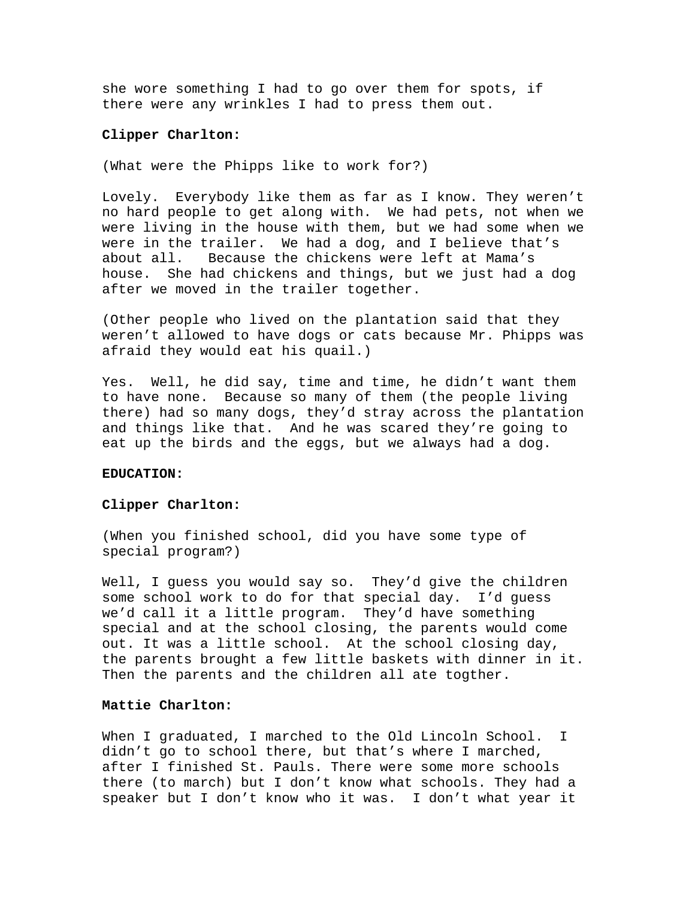she wore something I had to go over them for spots, if there were any wrinkles I had to press them out.

**Clipper Charlton:**

(What were the Phipps like to work for?)

Lovely. Everybody like them as far as I know. They weren't no hard people to get along with. We had pets, not when we were living in the house with them, but we had some when we were in the trailer. We had a dog, and I believe that's about all. Because the chickens were left at Mama's house. She had chickens and things, but we just had a dog after we moved in the trailer together.

(Other people who lived on the plantation said that they weren't allowed to have dogs or cats because Mr. Phipps was afraid they would eat his quail.)

Yes. Well, he did say, time and time, he didn't want them to have none. Because so many of them (the people living there) had so many dogs, they'd stray across the plantation and things like that. And he was scared they're going to eat up the birds and the eggs, but we always had a dog.

**EDUCATION:**

**Clipper Charlton:**

(When you finished school, did you have some type of special program?)

Well, I guess you would say so. They'd give the children some school work to do for that special day. I'd guess we'd call it a little program. They'd have something special and at the school closing, the parents would come out. It was a little school. At the school closing day, the parents brought a few little baskets with dinner in it. Then the parents and the children all ate togther.

**Mattie Charlton:**

When I graduated, I marched to the Old Lincoln School. I didn't go to school there, but that's where I marched, after I finished St. Pauls. There were some more schools there (to march) but I don't know what schools. They had a speaker but I don't know who it was. I don't what year it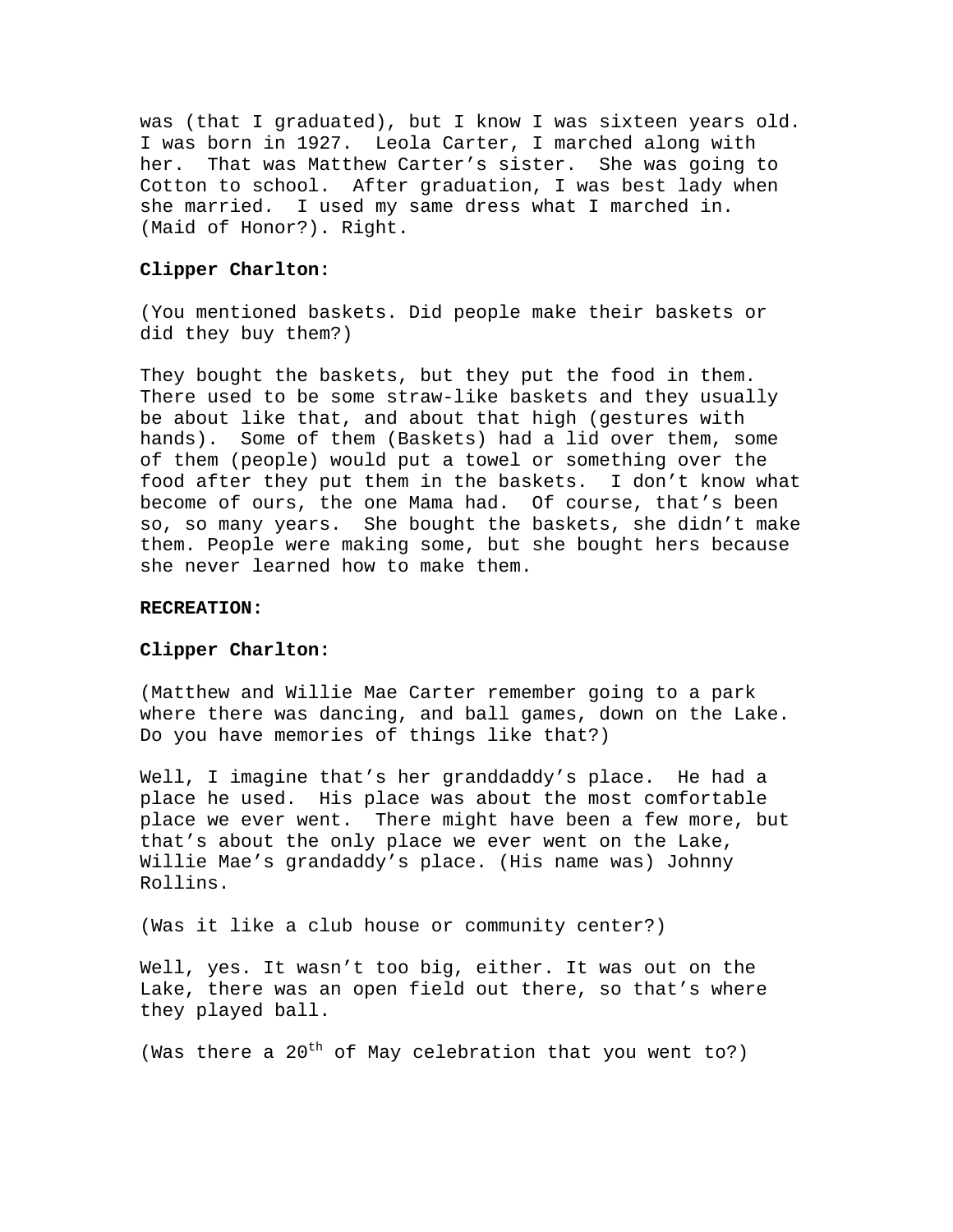was (that I graduated), but I know I was sixteen years old. I was born in 1927. Leola Carter, I marched along with her. That was Matthew Carter's sister. She was going to Cotton to school. After graduation, I was best lady when she married. I used my same dress what I marched in. (Maid of Honor?). Right.

**Clipper Charlton:**

(You mentioned baskets. Did people make their baskets or did they buy them?)

They bought the baskets, but they put the food in them. There used to be some straw-like baskets and they usually be about like that, and about that high (gestures with hands). Some of them (Baskets) had a lid over them, some of them (people) would put a towel or something over the food after they put them in the baskets. I don't know what become of ours, the one Mama had. Of course, that's been so, so many years. She bought the baskets, she didn't make them. People were making some, but she bought hers because she never learned how to make them.

**RECREATION:**

**Clipper Charlton:**

(Matthew and Willie Mae Carter remember going to a park where there was dancing, and ball games, down on the Lake. Do you have memories of things like that?)

Well, I imagine that's her granddaddy's place. He had a place he used. His place was about the most comfortable place we ever went. There might have been a few more, but that's about the only place we ever went on the Lake, Willie Mae's grandaddy's place. (His name was) Johnny Rollins.

(Was it like a club house or community center?)

Well, yes. It wasn't too big, either. It was out on the Lake, there was an open field out there, so that's where they played ball.

(Was there a 20th of May celebration that you went to?)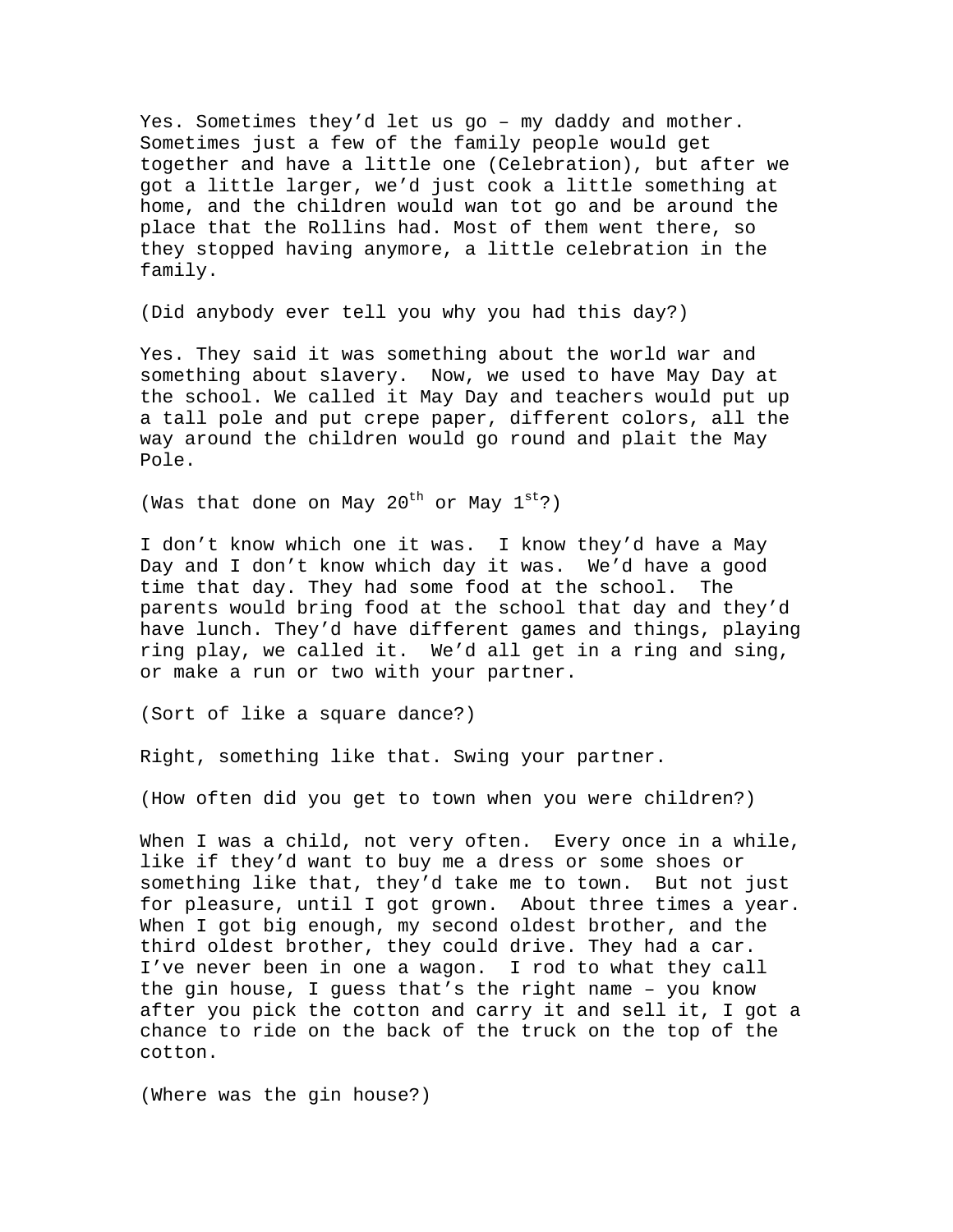Yes. Sometimes they'd let us go – my daddy and mother. Sometimes just a few of the family people would get together and have a little one (Celebration), but after we got a little larger, we'd just cook a little something at home, and the children would wan tot go and be around the place that the Rollins had. Most of them went there, so they stopped having anymore, a little celebration in the family.

(Did anybody ever tell you why you had this day?)

Yes. They said it was something about the world war and something about slavery. Now, we used to have May Day at the school. We called it May Day and teachers would put up a tall pole and put crepe paper, different colors, all the way around the children would go round and plait the May Pole.

(Was that done on May 20th or May 1st?)

I don't know which one it was. I know they'd have a May Day and I don't know which day it was. We'd have a good time that day. They had some food at the school. The parents would bring food at the school that day and they'd have lunch. They'd have different games and things, playing ring play, we called it. We'd all get in a ring and sing, or make a run or two with your partner.

(Sort of like a square dance?)

Right, something like that. Swing your partner.

(How often did you get to town when you were children?)

When I was a child, not very often. Every once in a while, like if they'd want to buy me a dress or some shoes or something like that, they'd take me to town. But not just for pleasure, until I got grown. About three times a year. When I got big enough, my second oldest brother, and the third oldest brother, they could drive. They had a car. I've never been in one a wagon. I rod to what they call the gin house, I guess that's the right name – you know after you pick the cotton and carry it and sell it, I got a chance to ride on the back of the truck on the top of the cotton.

(Where was the gin house?)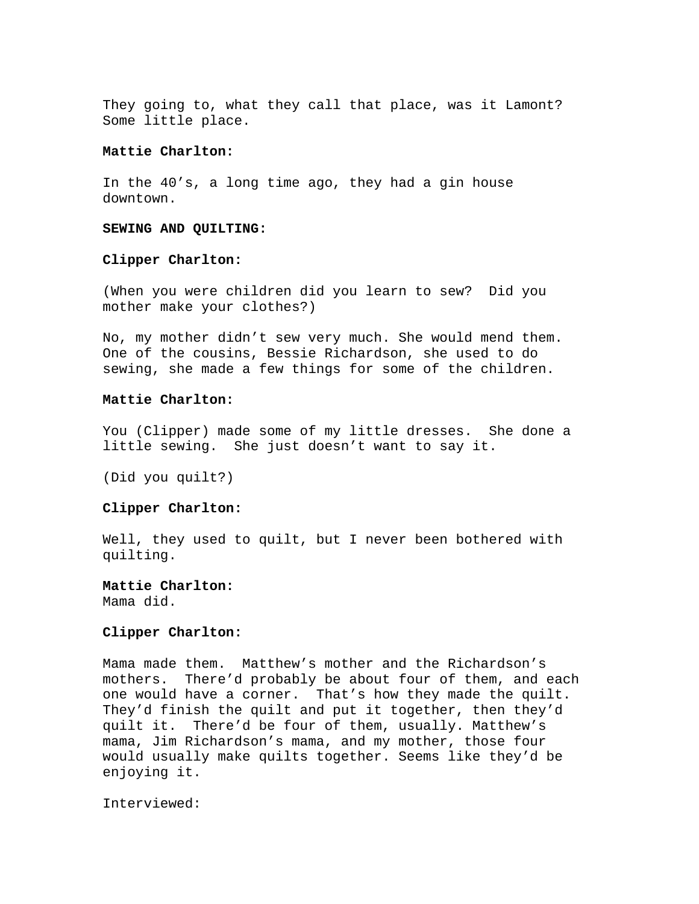They going to, what they call that place, was it Lamont? Some little place.

**Mattie Charlton:**

In the 40's, a long time ago, they had a gin house downtown.

**SEWING AND QUILTING:**

**Clipper Charlton:**

(When you were children did you learn to sew? Did you mother make your clothes?)

No, my mother didn't sew very much. She would mend them. One of the cousins, Bessie Richardson, she used to do sewing, she made a few things for some of the children.

**Mattie Charlton:**

You (Clipper) made some of my little dresses. She done a little sewing. She just doesn't want to say it.

(Did you quilt?)

**Clipper Charlton:**

Well, they used to quilt, but I never been bothered with quilting.

**Mattie Charlton:**
Mama did.

**Clipper Charlton:**

Mama made them. Matthew's mother and the Richardson's mothers. There'd probably be about four of them, and each one would have a corner. That's how they made the quilt. They'd finish the quilt and put it together, then they'd quilt it. There'd be four of them, usually. Matthew's mama, Jim Richardson's mama, and my mother, those four would usually make quilts together. Seems like they'd be enjoying it.

Interviewed: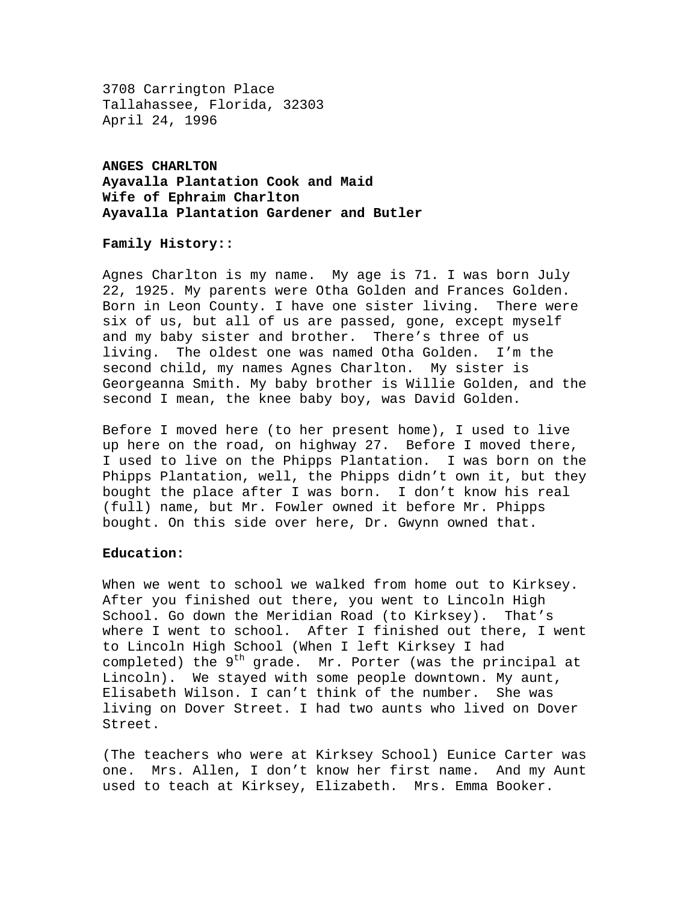3708 Carrington Place
Tallahassee, Florida, 32303
April 24, 1996

**ANGES CHARLTON**
**Ayavalla Plantation Cook and Maid**
**Wife of Ephraim Charlton**
**Ayavalla Plantation Gardener and Butler**

**Family History::**

Agnes Charlton is my name. My age is 71. I was born July 22, 1925. My parents were Otha Golden and Frances Golden. Born in Leon County. I have one sister living. There were six of us, but all of us are passed, gone, except myself and my baby sister and brother. There's three of us living. The oldest one was named Otha Golden. I'm the second child, my names Agnes Charlton. My sister is Georgeanna Smith. My baby brother is Willie Golden, and the second I mean, the knee baby boy, was David Golden.

Before I moved here (to her present home), I used to live up here on the road, on highway 27. Before I moved there, I used to live on the Phipps Plantation. I was born on the Phipps Plantation, well, the Phipps didn't own it, but they bought the place after I was born. I don't know his real (full) name, but Mr. Fowler owned it before Mr. Phipps bought. On this side over here, Dr. Gwynn owned that.

**Education:**

When we went to school we walked from home out to Kirksey. After you finished out there, you went to Lincoln High School. Go down the Meridian Road (to Kirksey). That's where I went to school. After I finished out there, I went to Lincoln High School (When I left Kirksey I had completed) the 9th grade. Mr. Porter (was the principal at Lincoln). We stayed with some people downtown. My aunt, Elisabeth Wilson. I can't think of the number. She was living on Dover Street. I had two aunts who lived on Dover Street.

(The teachers who were at Kirksey School) Eunice Carter was one. Mrs. Allen, I don't know her first name. And my Aunt used to teach at Kirksey, Elizabeth. Mrs. Emma Booker.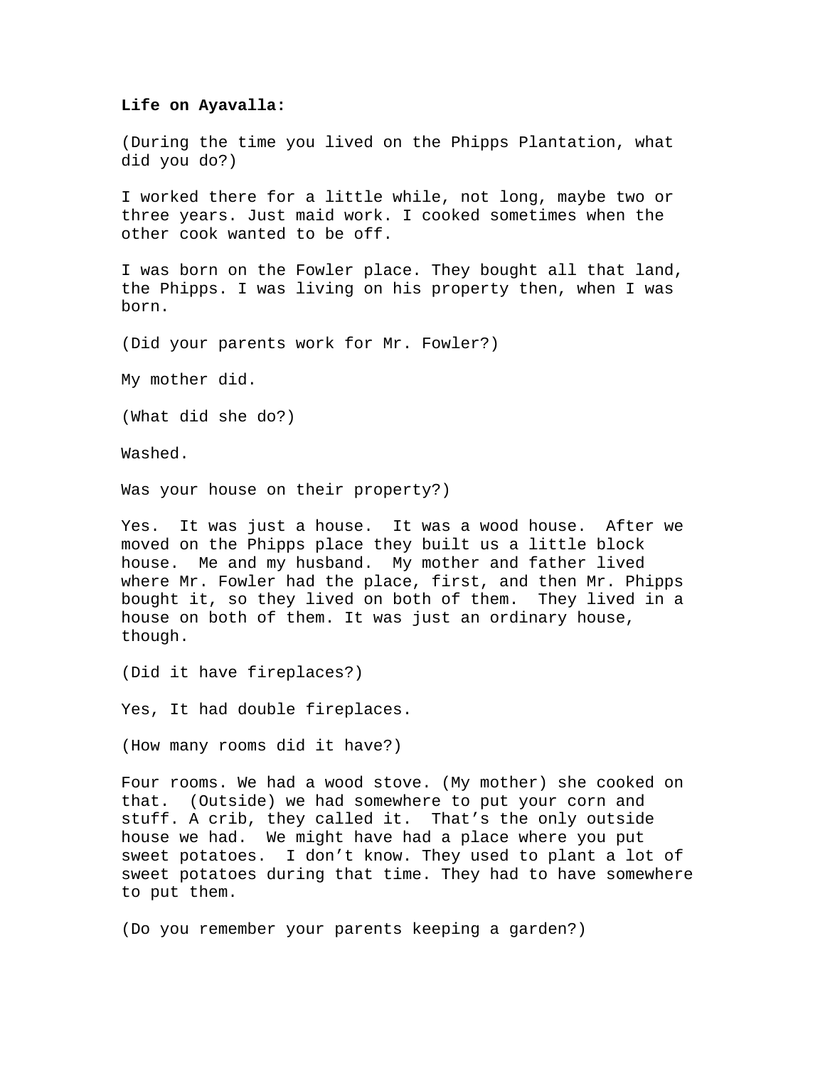**Life on Ayavalla:**

(During the time you lived on the Phipps Plantation, what did you do?)

I worked there for a little while, not long, maybe two or three years. Just maid work. I cooked sometimes when the other cook wanted to be off.

I was born on the Fowler place. They bought all that land, the Phipps. I was living on his property then, when I was born.

(Did your parents work for Mr. Fowler?)

My mother did.

(What did she do?)

Washed.

Was your house on their property?)

Yes. It was just a house. It was a wood house. After we moved on the Phipps place they built us a little block house. Me and my husband. My mother and father lived where Mr. Fowler had the place, first, and then Mr. Phipps bought it, so they lived on both of them. They lived in a house on both of them. It was just an ordinary house, though.

(Did it have fireplaces?)

Yes, It had double fireplaces.

(How many rooms did it have?)

Four rooms. We had a wood stove. (My mother) she cooked on that. (Outside) we had somewhere to put your corn and stuff. A crib, they called it. That's the only outside house we had. We might have had a place where you put sweet potatoes. I don't know. They used to plant a lot of sweet potatoes during that time. They had to have somewhere to put them.

(Do you remember your parents keeping a garden?)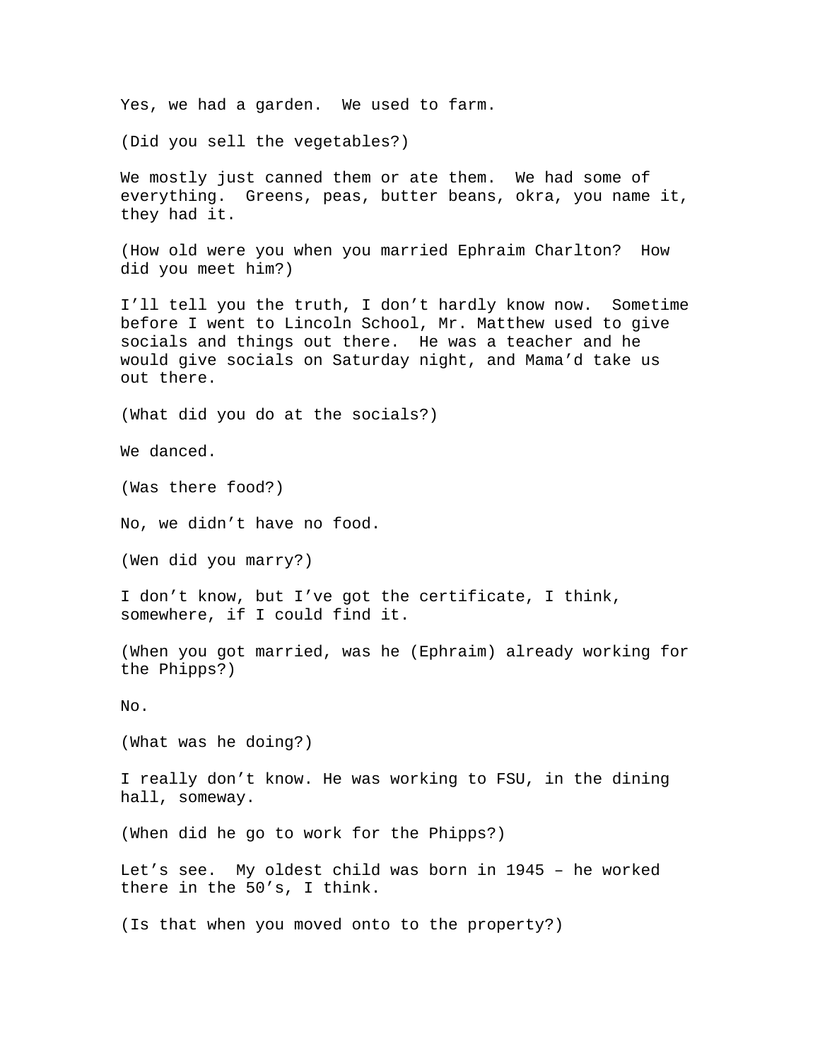Yes, we had a garden.  We used to farm.

(Did you sell the vegetables?)

We mostly just canned them or ate them.  We had some of everything.  Greens, peas, butter beans, okra, you name it, they had it.

(How old were you when you married Ephraim Charlton?  How did you meet him?)

I'll tell you the truth, I don't hardly know now.  Sometime before I went to Lincoln School, Mr. Matthew used to give socials and things out there.  He was a teacher and he would give socials on Saturday night, and Mama'd take us out there.

(What did you do at the socials?)

We danced.

(Was there food?)

No, we didn't have no food.

(Wen did you marry?)

I don't know, but I've got the certificate, I think, somewhere, if I could find it.

(When you got married, was he (Ephraim) already working for the Phipps?)

No.

(What was he doing?)

I really don't know. He was working to FSU, in the dining hall, someway.

(When did he go to work for the Phipps?)

Let's see.  My oldest child was born in 1945 – he worked there in the 50's, I think.

(Is that when you moved onto to the property?)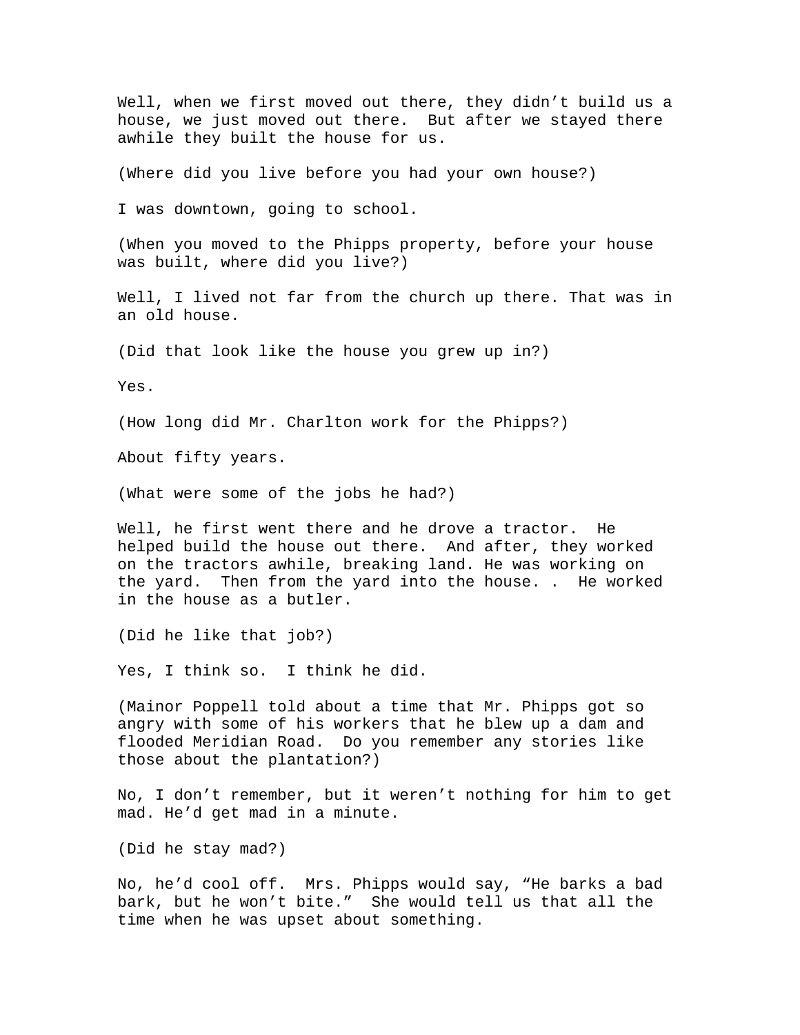Well, when we first moved out there, they didn't build us a house, we just moved out there. But after we stayed there awhile they built the house for us.

(Where did you live before you had your own house?)

I was downtown, going to school.

(When you moved to the Phipps property, before your house was built, where did you live?)

Well, I lived not far from the church up there. That was in an old house.

(Did that look like the house you grew up in?)

Yes.

(How long did Mr. Charlton work for the Phipps?)

About fifty years.

(What were some of the jobs he had?)

Well, he first went there and he drove a tractor. He helped build the house out there. And after, they worked on the tractors awhile, breaking land. He was working on the yard. Then from the yard into the house. . He worked in the house as a butler.

(Did he like that job?)

Yes, I think so. I think he did.

(Mainor Poppell told about a time that Mr. Phipps got so angry with some of his workers that he blew up a dam and flooded Meridian Road. Do you remember any stories like those about the plantation?)

No, I don't remember, but it weren't nothing for him to get mad. He'd get mad in a minute.

(Did he stay mad?)

No, he'd cool off. Mrs. Phipps would say, "He barks a bad bark, but he won't bite." She would tell us that all the time when he was upset about something.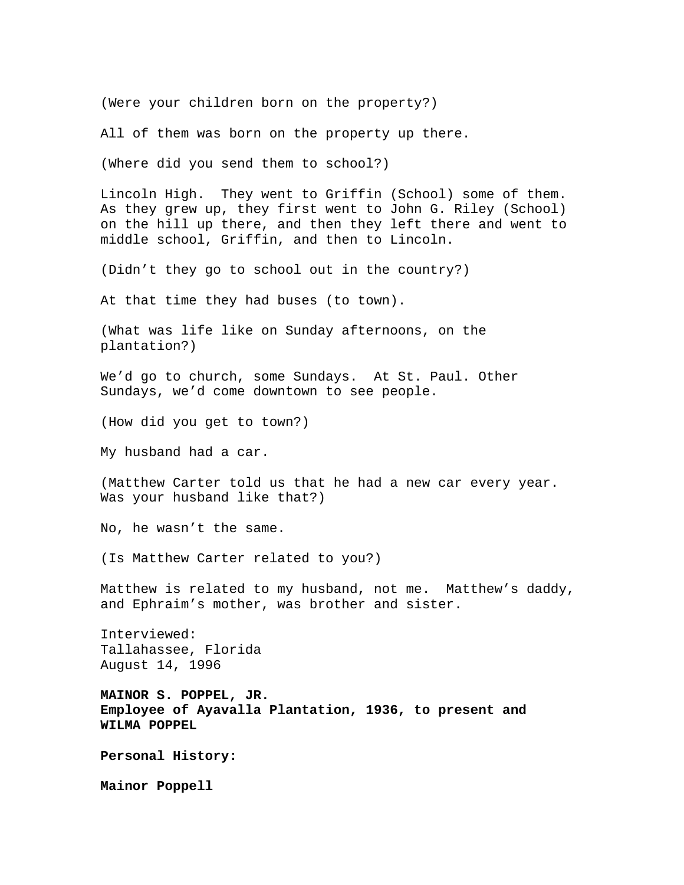(Were your children born on the property?)

All of them was born on the property up there.

(Where did you send them to school?)

Lincoln High. They went to Griffin (School) some of them. As they grew up, they first went to John G. Riley (School) on the hill up there, and then they left there and went to middle school, Griffin, and then to Lincoln.

(Didn't they go to school out in the country?)

At that time they had buses (to town).

(What was life like on Sunday afternoons, on the plantation?)

We'd go to church, some Sundays. At St. Paul. Other Sundays, we'd come downtown to see people.

(How did you get to town?)

My husband had a car.

(Matthew Carter told us that he had a new car every year. Was your husband like that?)

No, he wasn't the same.

(Is Matthew Carter related to you?)

Matthew is related to my husband, not me. Matthew's daddy, and Ephraim's mother, was brother and sister.

Interviewed:
Tallahassee, Florida
August 14, 1996

**MAINOR S. POPPEL, JR.**
**Employee of Ayavalla Plantation, 1936, to present and**
**WILMA POPPEL**

**Personal History:**

**Mainor Poppell**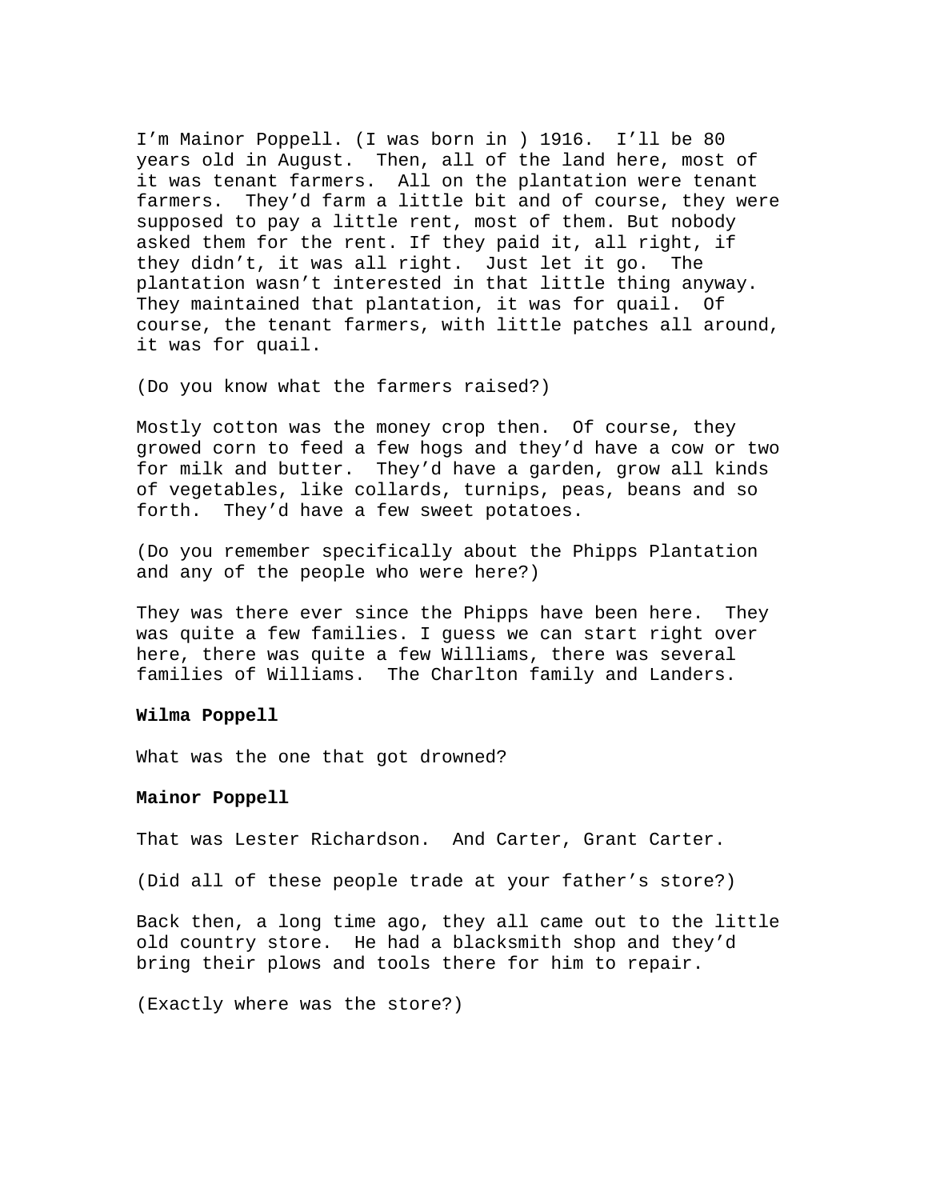I'm Mainor Poppell. (I was born in ) 1916. I'll be 80 years old in August. Then, all of the land here, most of it was tenant farmers. All on the plantation were tenant farmers. They'd farm a little bit and of course, they were supposed to pay a little rent, most of them. But nobody asked them for the rent. If they paid it, all right, if they didn't, it was all right. Just let it go. The plantation wasn't interested in that little thing anyway. They maintained that plantation, it was for quail. Of course, the tenant farmers, with little patches all around, it was for quail.

(Do you know what the farmers raised?)

Mostly cotton was the money crop then. Of course, they growed corn to feed a few hogs and they'd have a cow or two for milk and butter. They'd have a garden, grow all kinds of vegetables, like collards, turnips, peas, beans and so forth. They'd have a few sweet potatoes.

(Do you remember specifically about the Phipps Plantation and any of the people who were here?)

They was there ever since the Phipps have been here. They was quite a few families. I guess we can start right over here, there was quite a few Williams, there was several families of Williams. The Charlton family and Landers.

**Wilma Poppell**

What was the one that got drowned?

**Mainor Poppell**

That was Lester Richardson. And Carter, Grant Carter.

(Did all of these people trade at your father's store?)

Back then, a long time ago, they all came out to the little old country store. He had a blacksmith shop and they'd bring their plows and tools there for him to repair.

(Exactly where was the store?)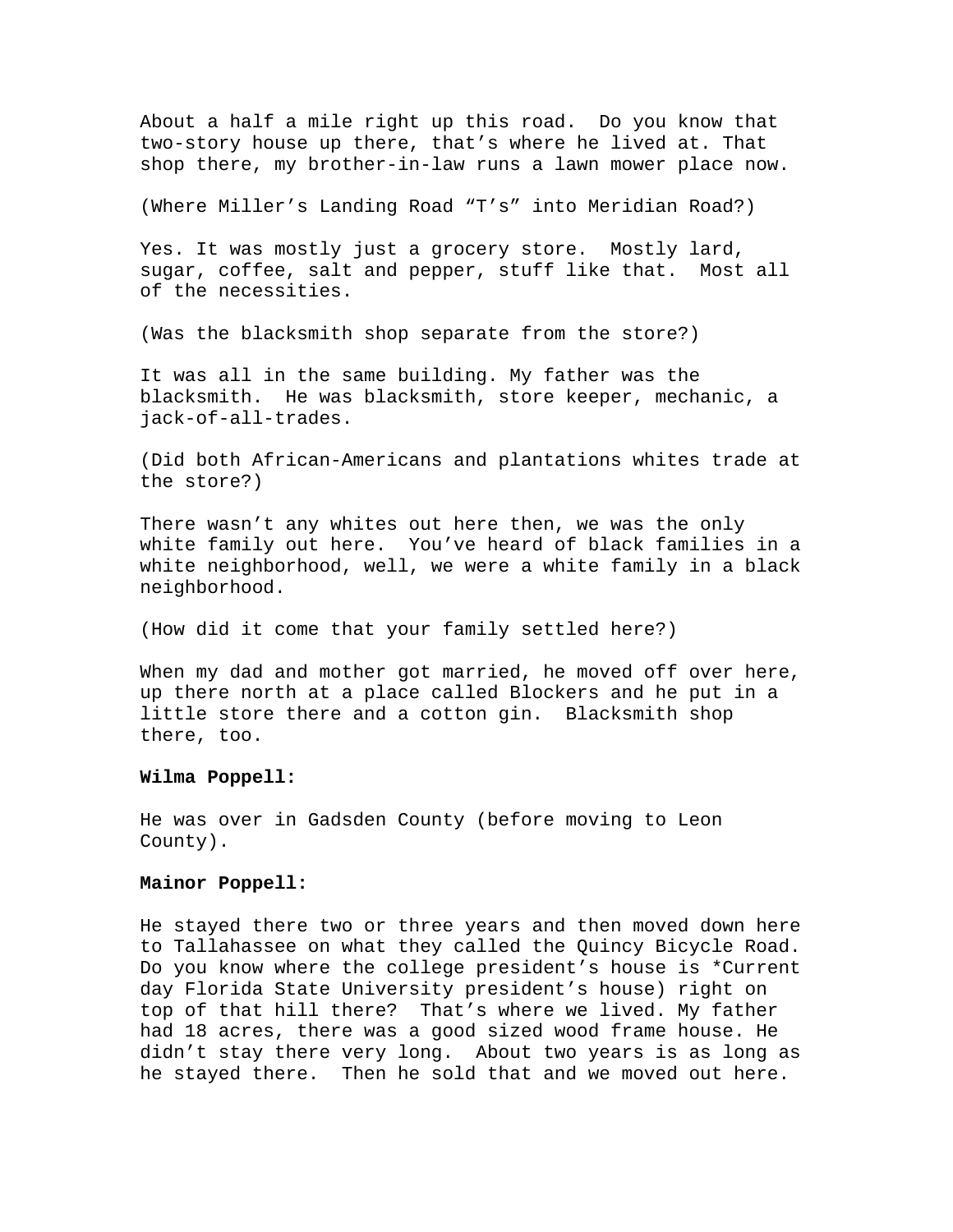About a half a mile right up this road.  Do you know that two-story house up there, that's where he lived at. That shop there, my brother-in-law runs a lawn mower place now.

(Where Miller's Landing Road "T's" into Meridian Road?)

Yes. It was mostly just a grocery store.  Mostly lard, sugar, coffee, salt and pepper, stuff like that.  Most all of the necessities.

(Was the blacksmith shop separate from the store?)

It was all in the same building. My father was the blacksmith.  He was blacksmith, store keeper, mechanic, a jack-of-all-trades.

(Did both African-Americans and plantations whites trade at the store?)

There wasn't any whites out here then, we was the only white family out here.  You've heard of black families in a white neighborhood, well, we were a white family in a black neighborhood.

(How did it come that your family settled here?)

When my dad and mother got married, he moved off over here, up there north at a place called Blockers and he put in a little store there and a cotton gin.  Blacksmith shop there, too.

**Wilma Poppell:**

He was over in Gadsden County (before moving to Leon County).

**Mainor Poppell:**

He stayed there two or three years and then moved down here to Tallahassee on what they called the Quincy Bicycle Road. Do you know where the college president's house is *Current day Florida State University president's house) right on top of that hill there?  That's where we lived. My father had 18 acres, there was a good sized wood frame house. He didn't stay there very long.  About two years is as long as he stayed there.  Then he sold that and we moved out here.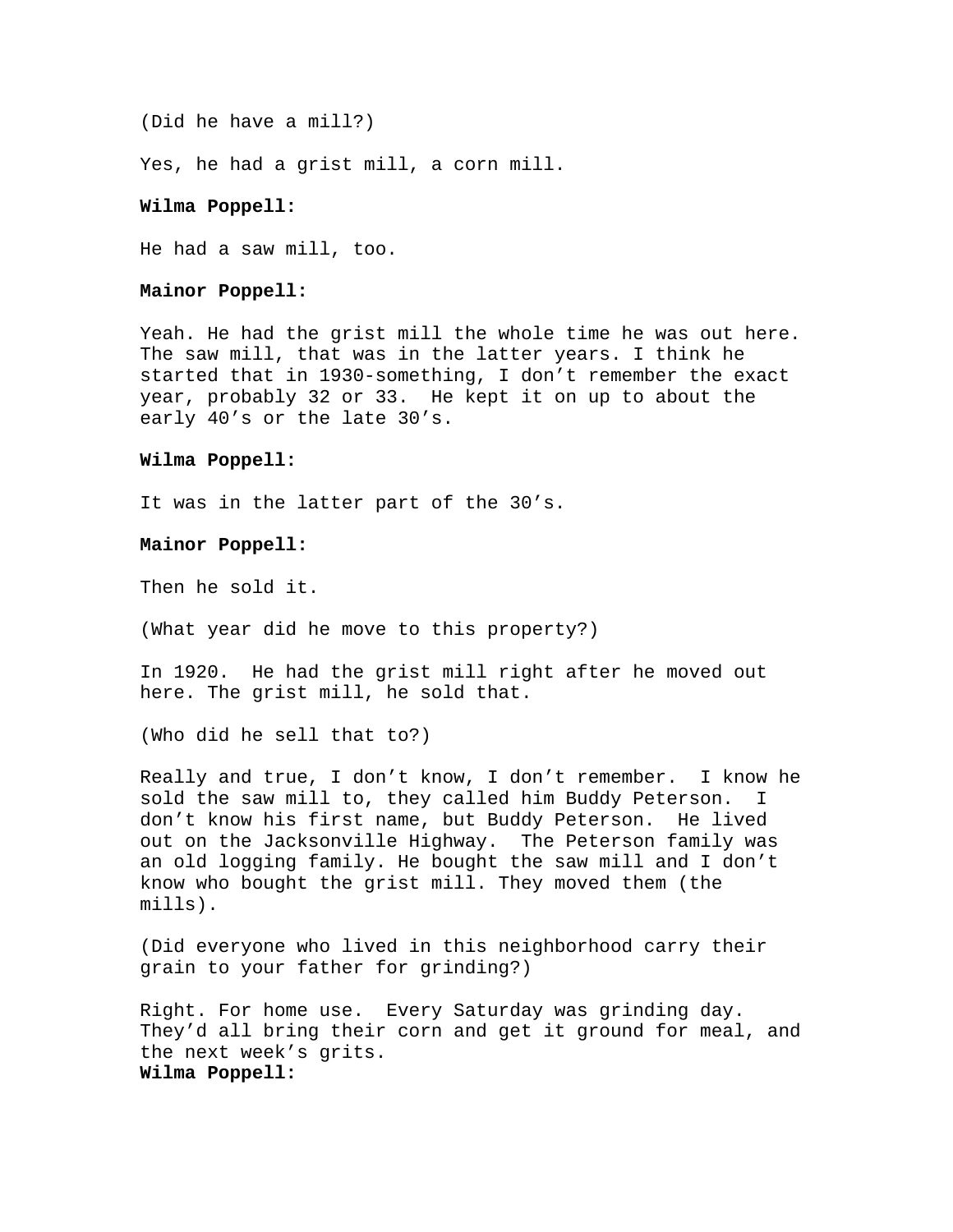(Did he have a mill?)

Yes, he had a grist mill, a corn mill.

**Wilma Poppell:**

He had a saw mill, too.

**Mainor Poppell:**

Yeah. He had the grist mill the whole time he was out here. The saw mill, that was in the latter years. I think he started that in 1930-something, I don't remember the exact year, probably 32 or 33. He kept it on up to about the early 40's or the late 30's.

**Wilma Poppell:**

It was in the latter part of the 30's.

**Mainor Poppell:**

Then he sold it.

(What year did he move to this property?)

In 1920. He had the grist mill right after he moved out here. The grist mill, he sold that.

(Who did he sell that to?)

Really and true, I don't know, I don't remember. I know he sold the saw mill to, they called him Buddy Peterson. I don't know his first name, but Buddy Peterson. He lived out on the Jacksonville Highway. The Peterson family was an old logging family. He bought the saw mill and I don't know who bought the grist mill. They moved them (the mills).

(Did everyone who lived in this neighborhood carry their grain to your father for grinding?)

Right. For home use. Every Saturday was grinding day. They'd all bring their corn and get it ground for meal, and the next week's grits.

**Wilma Poppell:**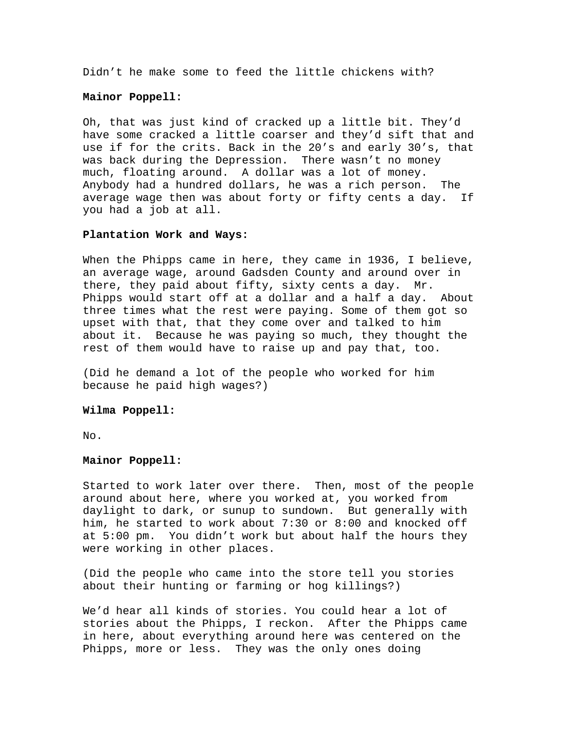Didn't he make some to feed the little chickens with?

**Mainor Poppell:**

Oh, that was just kind of cracked up a little bit. They'd have some cracked a little coarser and they'd sift that and use if for the crits. Back in the 20's and early 30's, that was back during the Depression. There wasn't no money much, floating around. A dollar was a lot of money. Anybody had a hundred dollars, he was a rich person. The average wage then was about forty or fifty cents a day. If you had a job at all.

**Plantation Work and Ways:**

When the Phipps came in here, they came in 1936, I believe, an average wage, around Gadsden County and around over in there, they paid about fifty, sixty cents a day. Mr. Phipps would start off at a dollar and a half a day. About three times what the rest were paying. Some of them got so upset with that, that they come over and talked to him about it. Because he was paying so much, they thought the rest of them would have to raise up and pay that, too.

(Did he demand a lot of the people who worked for him because he paid high wages?)

**Wilma Poppell:**

No.

**Mainor Poppell:**

Started to work later over there. Then, most of the people around about here, where you worked at, you worked from daylight to dark, or sunup to sundown. But generally with him, he started to work about 7:30 or 8:00 and knocked off at 5:00 pm. You didn't work but about half the hours they were working in other places.

(Did the people who came into the store tell you stories about their hunting or farming or hog killings?)

We'd hear all kinds of stories. You could hear a lot of stories about the Phipps, I reckon. After the Phipps came in here, about everything around here was centered on the Phipps, more or less. They was the only ones doing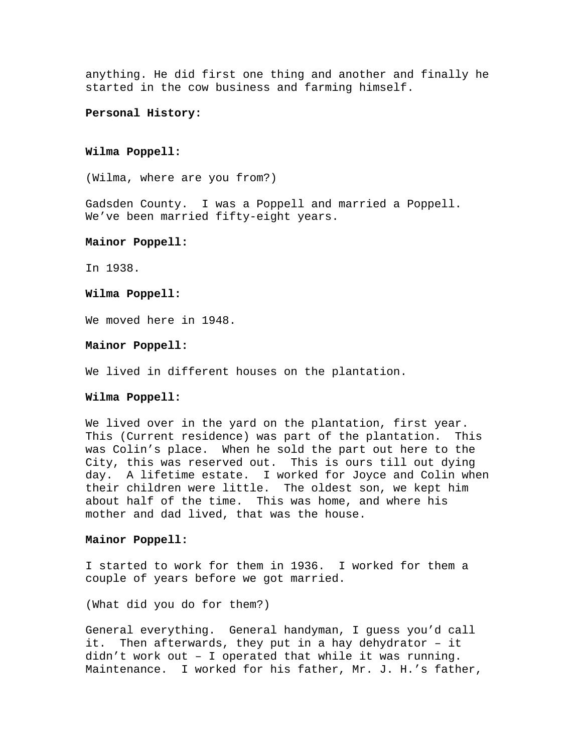anything. He did first one thing and another and finally he started in the cow business and farming himself.

**Personal History:**

**Wilma Poppell:**

(Wilma, where are you from?)

Gadsden County. I was a Poppell and married a Poppell. We've been married fifty-eight years.

**Mainor Poppell:**

In 1938.

**Wilma Poppell:**

We moved here in 1948.

**Mainor Poppell:**

We lived in different houses on the plantation.

**Wilma Poppell:**

We lived over in the yard on the plantation, first year. This (Current residence) was part of the plantation. This was Colin's place. When he sold the part out here to the City, this was reserved out. This is ours till out dying day. A lifetime estate. I worked for Joyce and Colin when their children were little. The oldest son, we kept him about half of the time. This was home, and where his mother and dad lived, that was the house.

**Mainor Poppell:**

I started to work for them in 1936. I worked for them a couple of years before we got married.

(What did you do for them?)

General everything. General handyman, I guess you'd call it. Then afterwards, they put in a hay dehydrator – it didn't work out – I operated that while it was running. Maintenance. I worked for his father, Mr. J. H.'s father,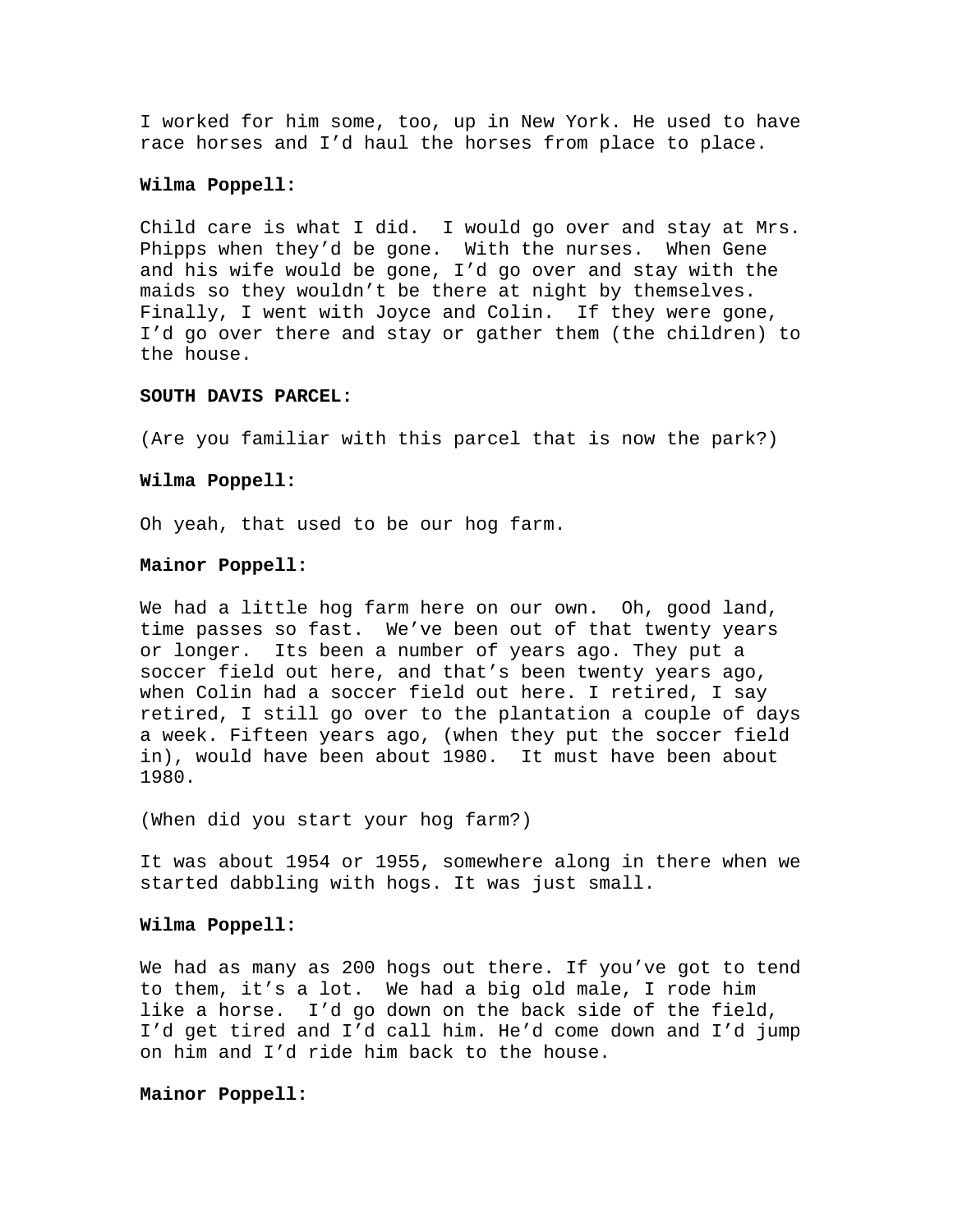I worked for him some, too, up in New York. He used to have race horses and I'd haul the horses from place to place.

**Wilma Poppell:**

Child care is what I did. I would go over and stay at Mrs. Phipps when they'd be gone. With the nurses. When Gene and his wife would be gone, I'd go over and stay with the maids so they wouldn't be there at night by themselves. Finally, I went with Joyce and Colin. If they were gone, I'd go over there and stay or gather them (the children) to the house.

**SOUTH DAVIS PARCEL:**

(Are you familiar with this parcel that is now the park?)

**Wilma Poppell:**

Oh yeah, that used to be our hog farm.

**Mainor Poppell:**

We had a little hog farm here on our own. Oh, good land, time passes so fast. We've been out of that twenty years or longer. Its been a number of years ago. They put a soccer field out here, and that's been twenty years ago, when Colin had a soccer field out here. I retired, I say retired, I still go over to the plantation a couple of days a week. Fifteen years ago, (when they put the soccer field in), would have been about 1980. It must have been about 1980.

(When did you start your hog farm?)

It was about 1954 or 1955, somewhere along in there when we started dabbling with hogs. It was just small.

**Wilma Poppell:**

We had as many as 200 hogs out there. If you've got to tend to them, it's a lot. We had a big old male, I rode him like a horse. I'd go down on the back side of the field, I'd get tired and I'd call him. He'd come down and I'd jump on him and I'd ride him back to the house.

**Mainor Poppell:**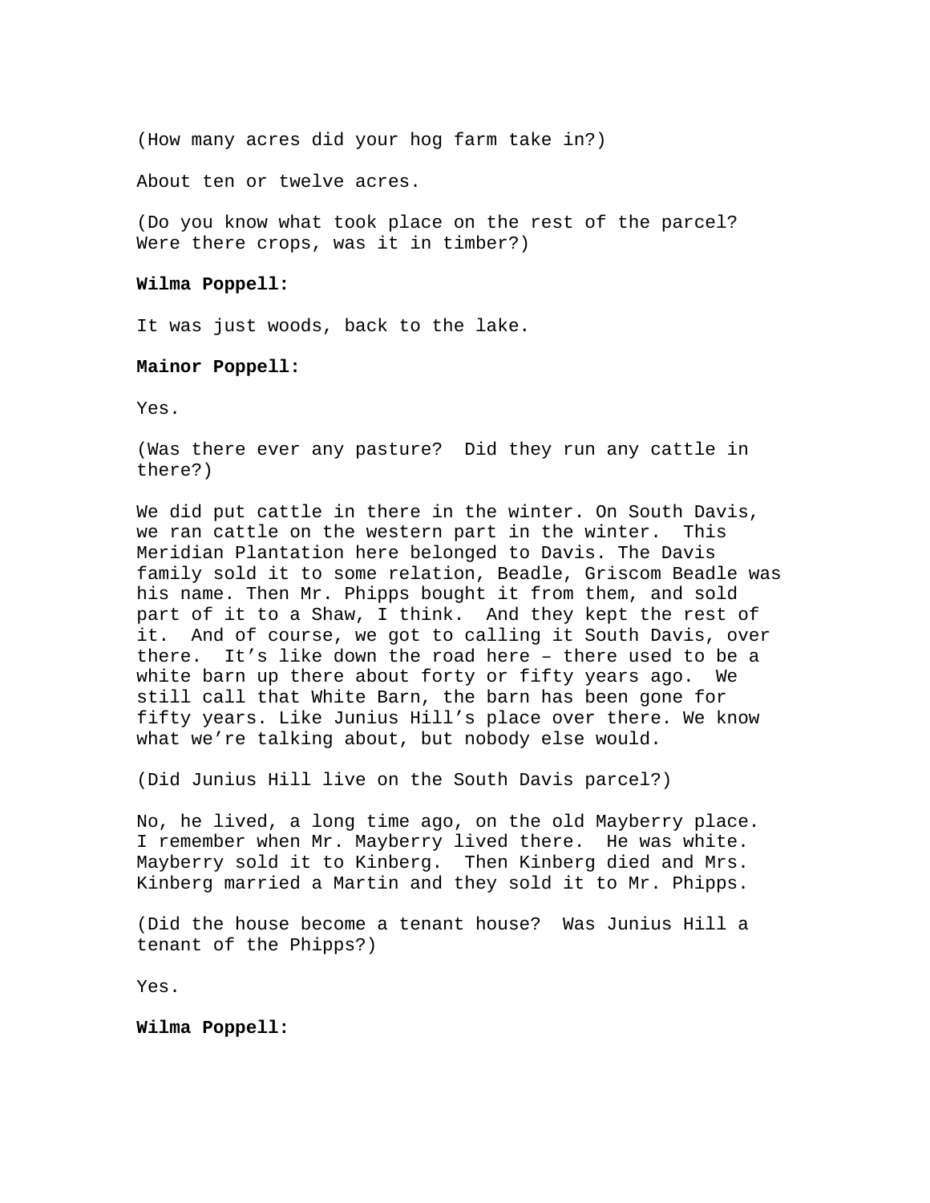(How many acres did your hog farm take in?)

About ten or twelve acres.

(Do you know what took place on the rest of the parcel? Were there crops, was it in timber?)

**Wilma Poppell:**

It was just woods, back to the lake.

**Mainor Poppell:**

Yes.

(Was there ever any pasture? Did they run any cattle in there?)

We did put cattle in there in the winter. On South Davis, we ran cattle on the western part in the winter. This Meridian Plantation here belonged to Davis. The Davis family sold it to some relation, Beadle, Griscom Beadle was his name. Then Mr. Phipps bought it from them, and sold part of it to a Shaw, I think. And they kept the rest of it. And of course, we got to calling it South Davis, over there. It's like down the road here – there used to be a white barn up there about forty or fifty years ago. We still call that White Barn, the barn has been gone for fifty years. Like Junius Hill's place over there. We know what we're talking about, but nobody else would.

(Did Junius Hill live on the South Davis parcel?)

No, he lived, a long time ago, on the old Mayberry place. I remember when Mr. Mayberry lived there. He was white. Mayberry sold it to Kinberg. Then Kinberg died and Mrs. Kinberg married a Martin and they sold it to Mr. Phipps.

(Did the house become a tenant house? Was Junius Hill a tenant of the Phipps?)

Yes.

**Wilma Poppell:**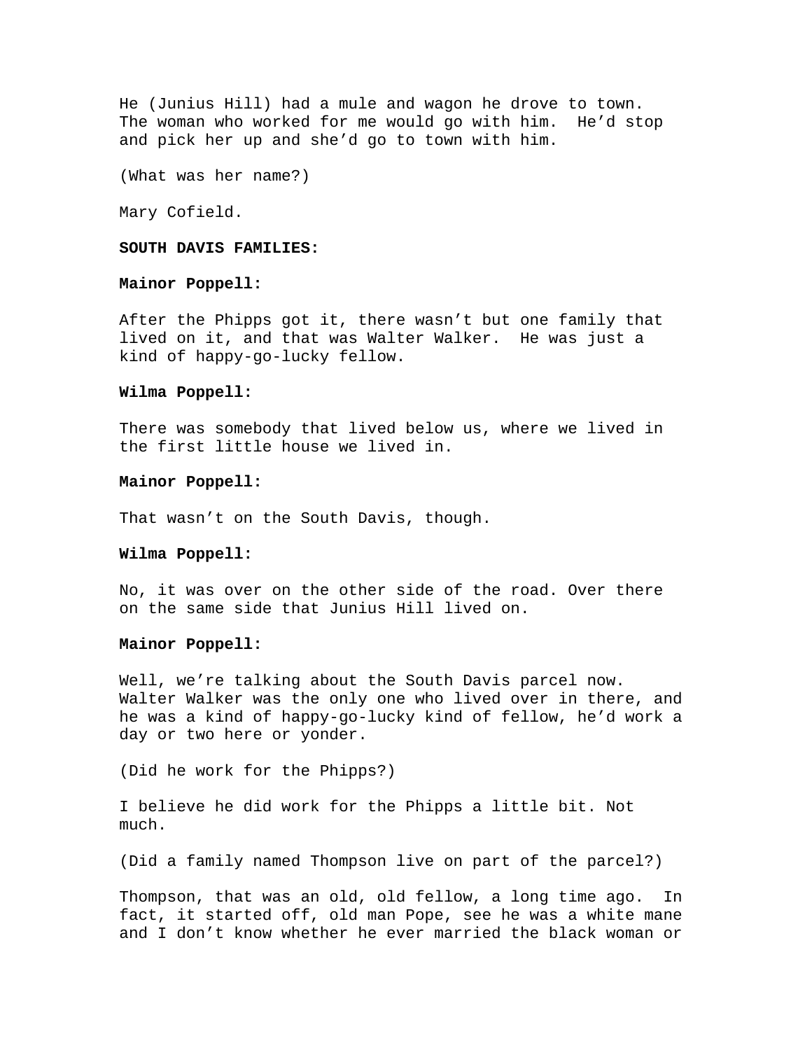He (Junius Hill) had a mule and wagon he drove to town. The woman who worked for me would go with him. He'd stop and pick her up and she'd go to town with him.

(What was her name?)

Mary Cofield.

**SOUTH DAVIS FAMILIES:**

**Mainor Poppell:**

After the Phipps got it, there wasn't but one family that lived on it, and that was Walter Walker. He was just a kind of happy-go-lucky fellow.

**Wilma Poppell:**

There was somebody that lived below us, where we lived in the first little house we lived in.

**Mainor Poppell:**

That wasn't on the South Davis, though.

**Wilma Poppell:**

No, it was over on the other side of the road. Over there on the same side that Junius Hill lived on.

**Mainor Poppell:**

Well, we're talking about the South Davis parcel now. Walter Walker was the only one who lived over in there, and he was a kind of happy-go-lucky kind of fellow, he'd work a day or two here or yonder.

(Did he work for the Phipps?)

I believe he did work for the Phipps a little bit. Not much.

(Did a family named Thompson live on part of the parcel?)

Thompson, that was an old, old fellow, a long time ago. In fact, it started off, old man Pope, see he was a white mane and I don't know whether he ever married the black woman or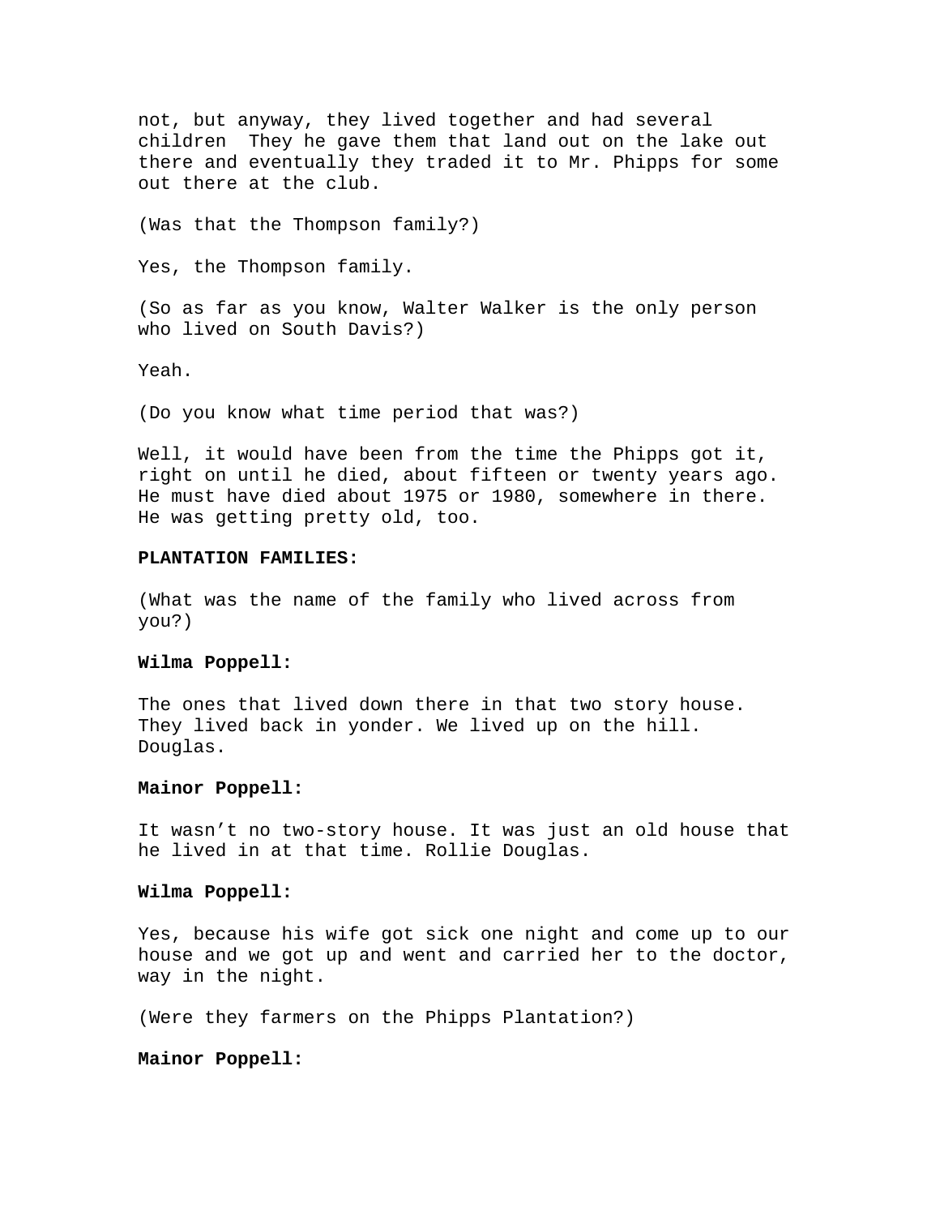not, but anyway, they lived together and had several children  They he gave them that land out on the lake out there and eventually they traded it to Mr. Phipps for some out there at the club.

(Was that the Thompson family?)

Yes, the Thompson family.

(So as far as you know, Walter Walker is the only person who lived on South Davis?)

Yeah.

(Do you know what time period that was?)

Well, it would have been from the time the Phipps got it, right on until he died, about fifteen or twenty years ago. He must have died about 1975 or 1980, somewhere in there. He was getting pretty old, too.

**PLANTATION FAMILIES:**

(What was the name of the family who lived across from you?)

**Wilma Poppell:**

The ones that lived down there in that two story house. They lived back in yonder. We lived up on the hill. Douglas.

**Mainor Poppell:**

It wasn't no two-story house. It was just an old house that he lived in at that time. Rollie Douglas.

**Wilma Poppell:**

Yes, because his wife got sick one night and come up to our house and we got up and went and carried her to the doctor, way in the night.

(Were they farmers on the Phipps Plantation?)

**Mainor Poppell:**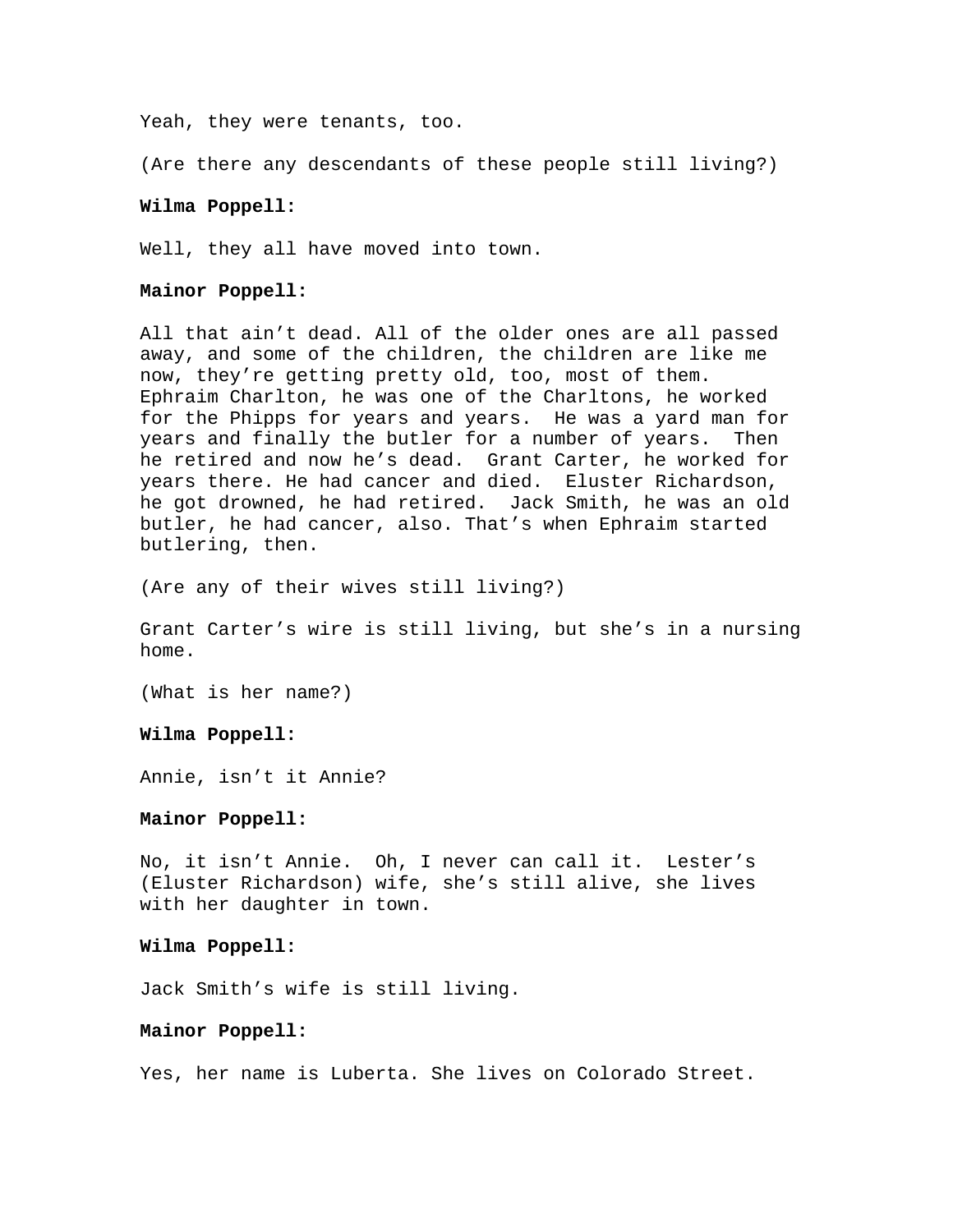Yeah, they were tenants, too.

(Are there any descendants of these people still living?)

**Wilma Poppell:**

Well, they all have moved into town.

**Mainor Poppell:**

All that ain't dead. All of the older ones are all passed away, and some of the children, the children are like me now, they're getting pretty old, too, most of them. Ephraim Charlton, he was one of the Charltons, he worked for the Phipps for years and years. He was a yard man for years and finally the butler for a number of years. Then he retired and now he's dead. Grant Carter, he worked for years there. He had cancer and died. Eluster Richardson, he got drowned, he had retired. Jack Smith, he was an old butler, he had cancer, also. That's when Ephraim started butlering, then.

(Are any of their wives still living?)

Grant Carter's wire is still living, but she's in a nursing home.

(What is her name?)

**Wilma Poppell:**

Annie, isn't it Annie?

**Mainor Poppell:**

No, it isn't Annie. Oh, I never can call it. Lester's (Eluster Richardson) wife, she's still alive, she lives with her daughter in town.

**Wilma Poppell:**

Jack Smith's wife is still living.

**Mainor Poppell:**

Yes, her name is Luberta. She lives on Colorado Street.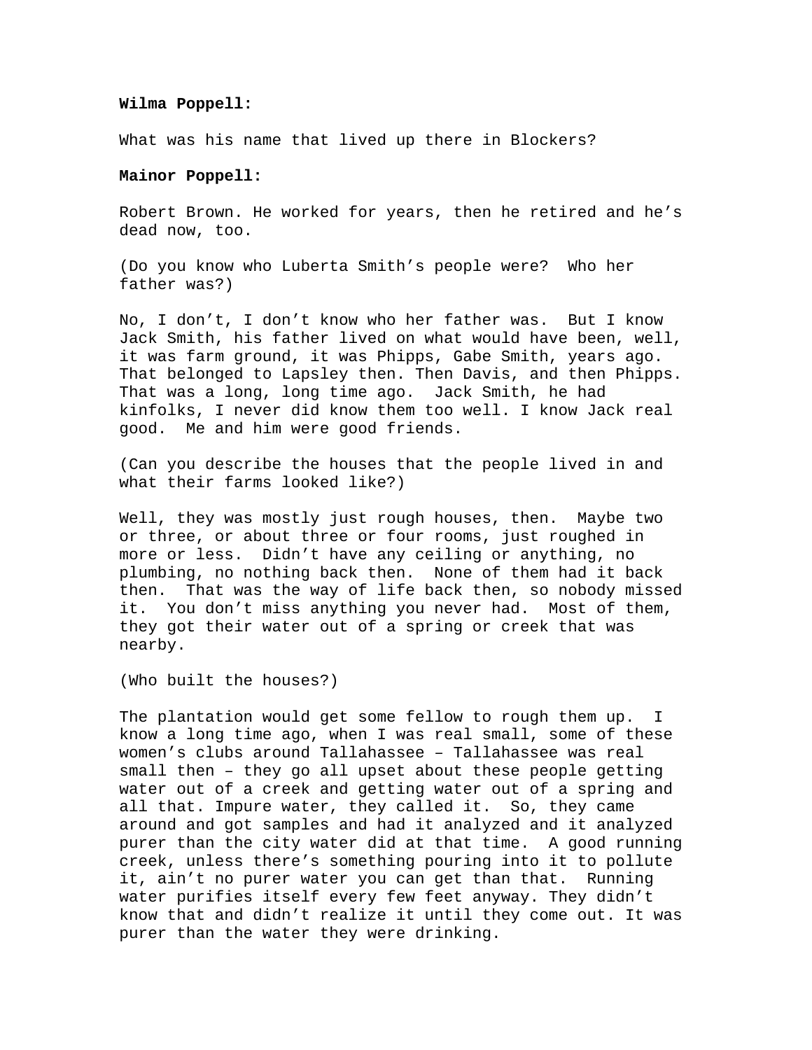**Wilma Poppell:**

What was his name that lived up there in Blockers?

**Mainor Poppell:**

Robert Brown. He worked for years, then he retired and he's dead now, too.

(Do you know who Luberta Smith's people were? Who her father was?)

No, I don't, I don't know who her father was. But I know Jack Smith, his father lived on what would have been, well, it was farm ground, it was Phipps, Gabe Smith, years ago. That belonged to Lapsley then. Then Davis, and then Phipps. That was a long, long time ago. Jack Smith, he had kinfolks, I never did know them too well. I know Jack real good. Me and him were good friends.

(Can you describe the houses that the people lived in and what their farms looked like?)

Well, they was mostly just rough houses, then. Maybe two or three, or about three or four rooms, just roughed in more or less. Didn't have any ceiling or anything, no plumbing, no nothing back then. None of them had it back then. That was the way of life back then, so nobody missed it. You don't miss anything you never had. Most of them, they got their water out of a spring or creek that was nearby.

(Who built the houses?)

The plantation would get some fellow to rough them up. I know a long time ago, when I was real small, some of these women's clubs around Tallahassee – Tallahassee was real small then – they go all upset about these people getting water out of a creek and getting water out of a spring and all that. Impure water, they called it. So, they came around and got samples and had it analyzed and it analyzed purer than the city water did at that time. A good running creek, unless there's something pouring into it to pollute it, ain't no purer water you can get than that. Running water purifies itself every few feet anyway. They didn't know that and didn't realize it until they come out. It was purer than the water they were drinking.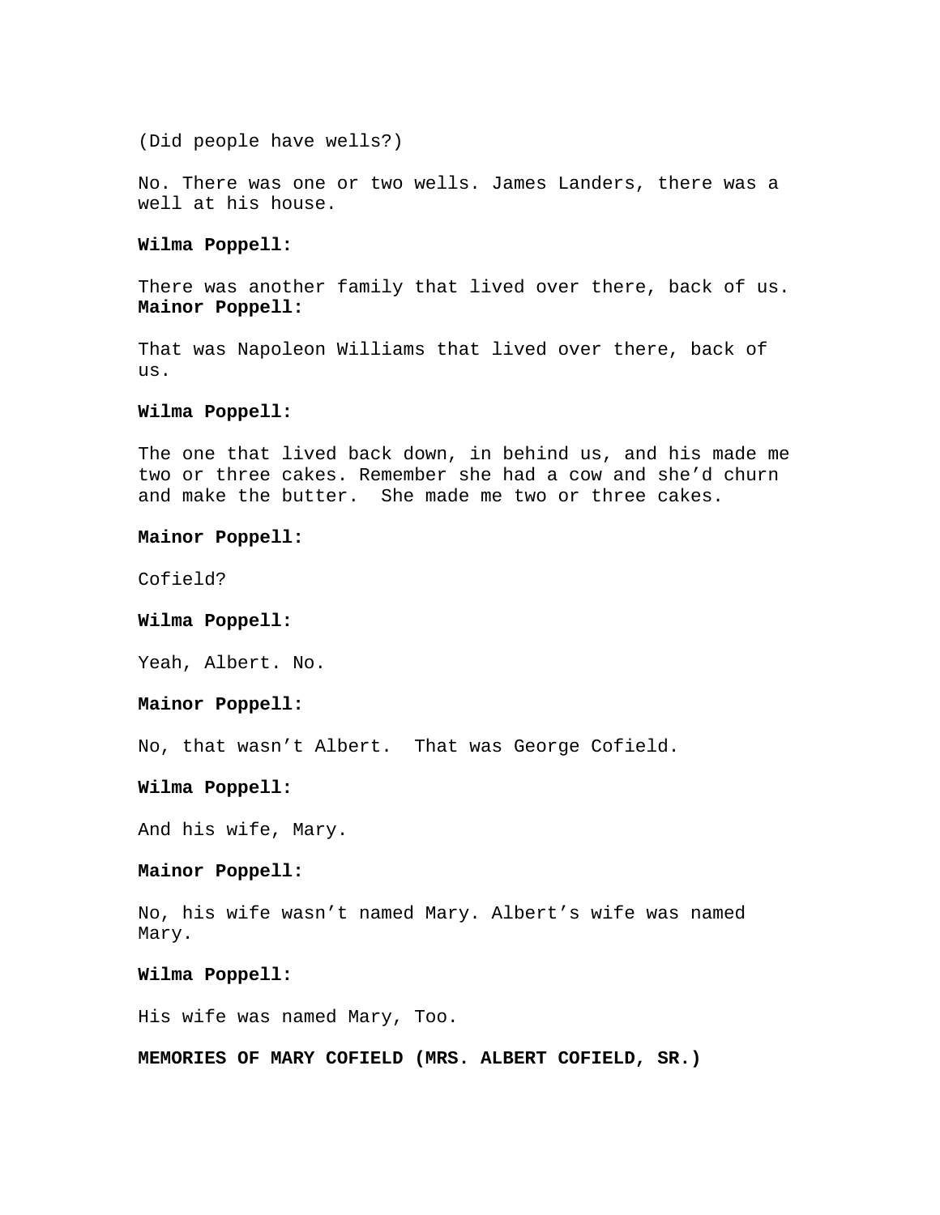(Did people have wells?)

No. There was one or two wells. James Landers, there was a well at his house.

**Wilma Poppell:**

There was another family that lived over there, back of us.
**Mainor Poppell:**

That was Napoleon Williams that lived over there, back of us.

**Wilma Poppell:**

The one that lived back down, in behind us, and his made me two or three cakes. Remember she had a cow and she'd churn and make the butter. She made me two or three cakes.

**Mainor Poppell:**

Cofield?

**Wilma Poppell:**

Yeah, Albert. No.

**Mainor Poppell:**

No, that wasn't Albert. That was George Cofield.

**Wilma Poppell:**

And his wife, Mary.

**Mainor Poppell:**

No, his wife wasn't named Mary. Albert's wife was named Mary.

**Wilma Poppell:**

His wife was named Mary, Too.

**MEMORIES OF MARY COFIELD (MRS. ALBERT COFIELD, SR.)**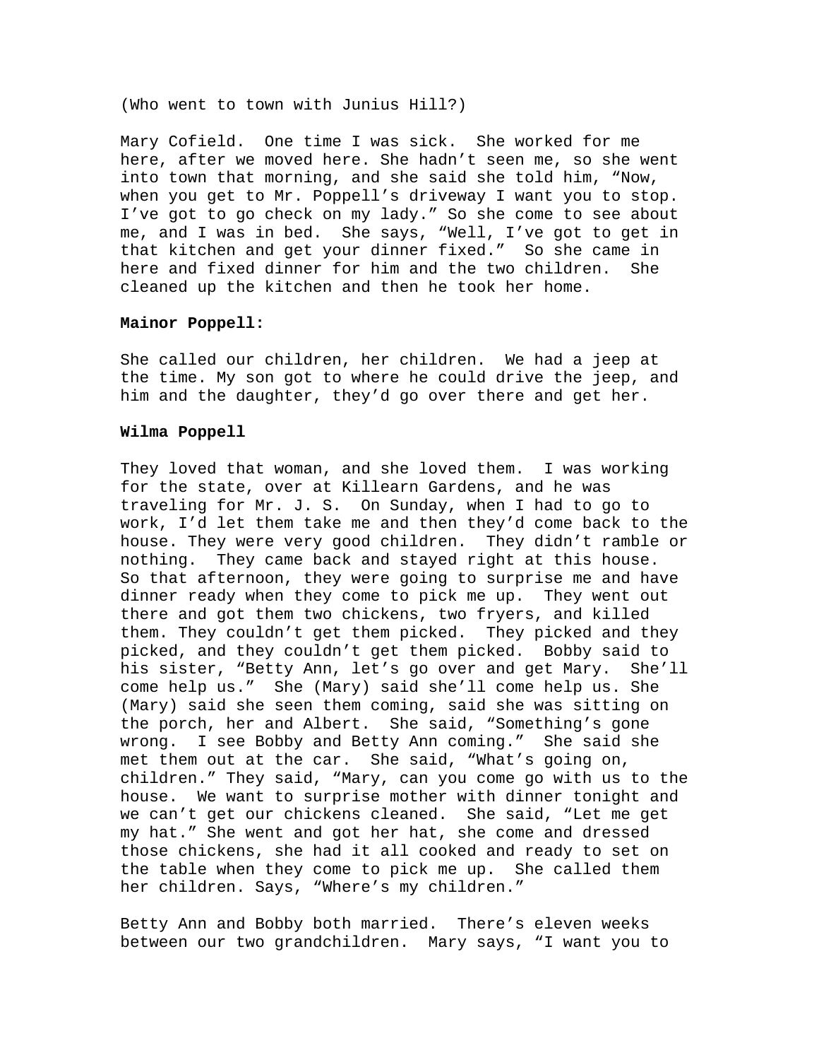(Who went to town with Junius Hill?)

Mary Cofield. One time I was sick. She worked for me here, after we moved here. She hadn't seen me, so she went into town that morning, and she said she told him, "Now, when you get to Mr. Poppell's driveway I want you to stop. I've got to go check on my lady." So she come to see about me, and I was in bed. She says, "Well, I've got to get in that kitchen and get your dinner fixed." So she came in here and fixed dinner for him and the two children. She cleaned up the kitchen and then he took her home.

**Mainor Poppell:**

She called our children, her children. We had a jeep at the time. My son got to where he could drive the jeep, and him and the daughter, they'd go over there and get her.

**Wilma Poppell**

They loved that woman, and she loved them. I was working for the state, over at Killearn Gardens, and he was traveling for Mr. J. S. On Sunday, when I had to go to work, I'd let them take me and then they'd come back to the house. They were very good children. They didn't ramble or nothing. They came back and stayed right at this house. So that afternoon, they were going to surprise me and have dinner ready when they come to pick me up. They went out there and got them two chickens, two fryers, and killed them. They couldn't get them picked. They picked and they picked, and they couldn't get them picked. Bobby said to his sister, "Betty Ann, let's go over and get Mary. She'll come help us." She (Mary) said she'll come help us. She (Mary) said she seen them coming, said she was sitting on the porch, her and Albert. She said, "Something's gone wrong. I see Bobby and Betty Ann coming." She said she met them out at the car. She said, "What's going on, children." They said, "Mary, can you come go with us to the house. We want to surprise mother with dinner tonight and we can't get our chickens cleaned. She said, "Let me get my hat." She went and got her hat, she come and dressed those chickens, she had it all cooked and ready to set on the table when they come to pick me up. She called them her children. Says, "Where's my children."

Betty Ann and Bobby both married. There's eleven weeks between our two grandchildren. Mary says, "I want you to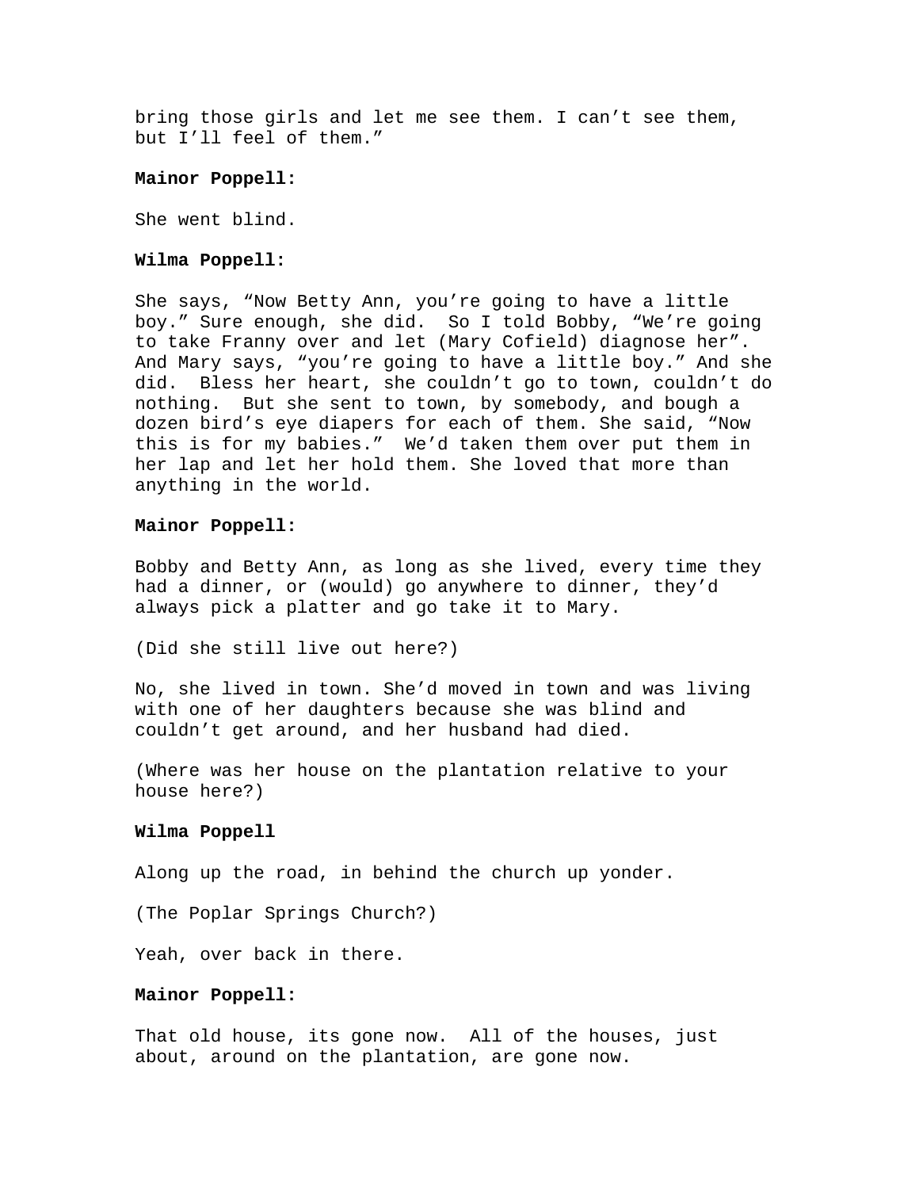bring those girls and let me see them. I can't see them, but I'll feel of them."

**Mainor Poppell:**

She went blind.

**Wilma Poppell:**

She says, "Now Betty Ann, you're going to have a little boy." Sure enough, she did. So I told Bobby, "We're going to take Franny over and let (Mary Cofield) diagnose her". And Mary says, "you're going to have a little boy." And she did. Bless her heart, she couldn't go to town, couldn't do nothing. But she sent to town, by somebody, and bough a dozen bird's eye diapers for each of them. She said, "Now this is for my babies." We'd taken them over put them in her lap and let her hold them. She loved that more than anything in the world.

**Mainor Poppell:**

Bobby and Betty Ann, as long as she lived, every time they had a dinner, or (would) go anywhere to dinner, they'd always pick a platter and go take it to Mary.

(Did she still live out here?)

No, she lived in town. She'd moved in town and was living with one of her daughters because she was blind and couldn't get around, and her husband had died.

(Where was her house on the plantation relative to your house here?)

**Wilma Poppell**

Along up the road, in behind the church up yonder.

(The Poplar Springs Church?)

Yeah, over back in there.

**Mainor Poppell:**

That old house, its gone now. All of the houses, just about, around on the plantation, are gone now.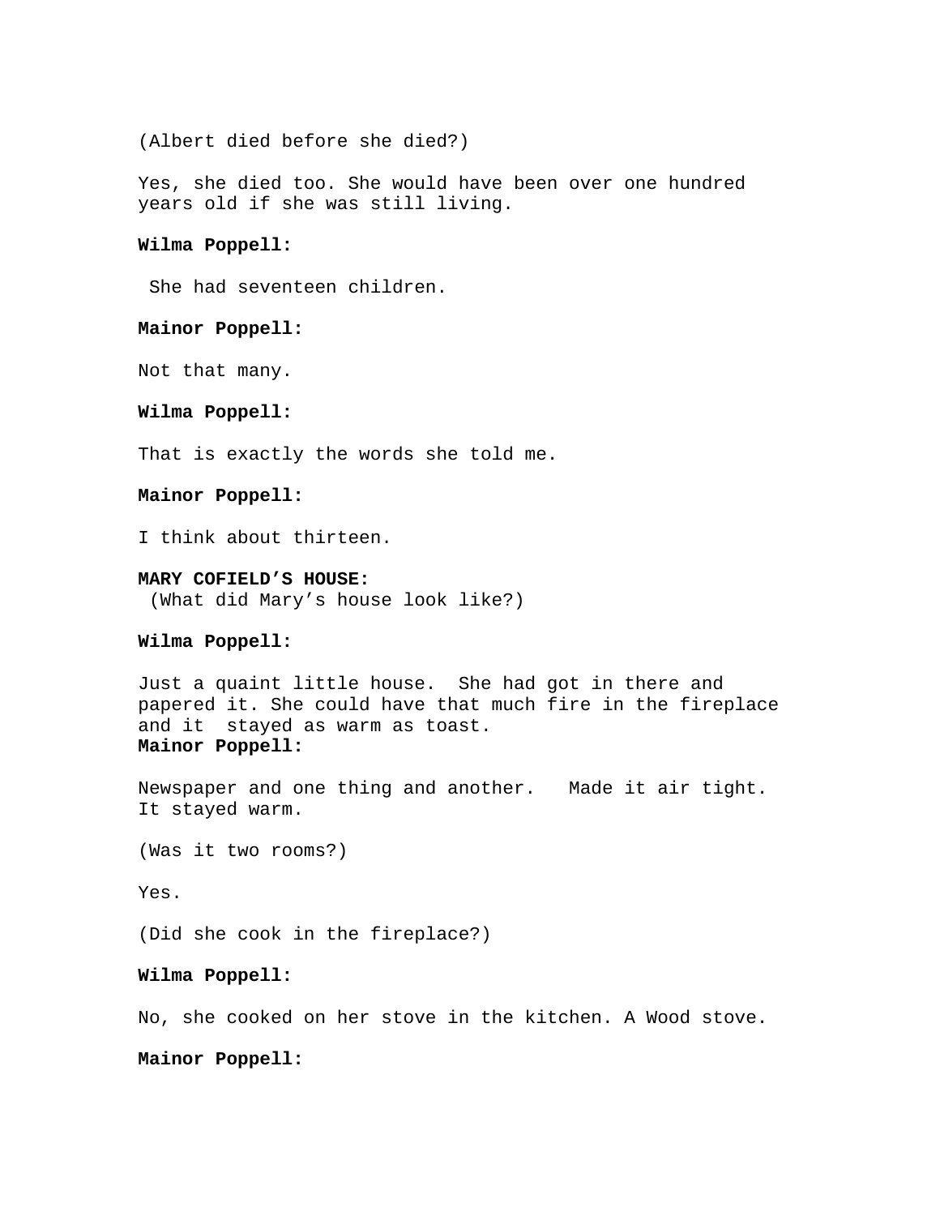(Albert died before she died?)

Yes, she died too. She would have been over one hundred years old if she was still living.

**Wilma Poppell:**

She had seventeen children.

**Mainor Poppell:**

Not that many.

**Wilma Poppell:**

That is exactly the words she told me.

**Mainor Poppell:**

I think about thirteen.

**MARY COFIELD'S HOUSE:**
(What did Mary's house look like?)

**Wilma Poppell:**

Just a quaint little house. She had got in there and papered it. She could have that much fire in the fireplace and it stayed as warm as toast.
**Mainor Poppell:**

Newspaper and one thing and another. Made it air tight. It stayed warm.

(Was it two rooms?)

Yes.

(Did she cook in the fireplace?)

**Wilma Poppell:**

No, she cooked on her stove in the kitchen. A Wood stove.

**Mainor Poppell:**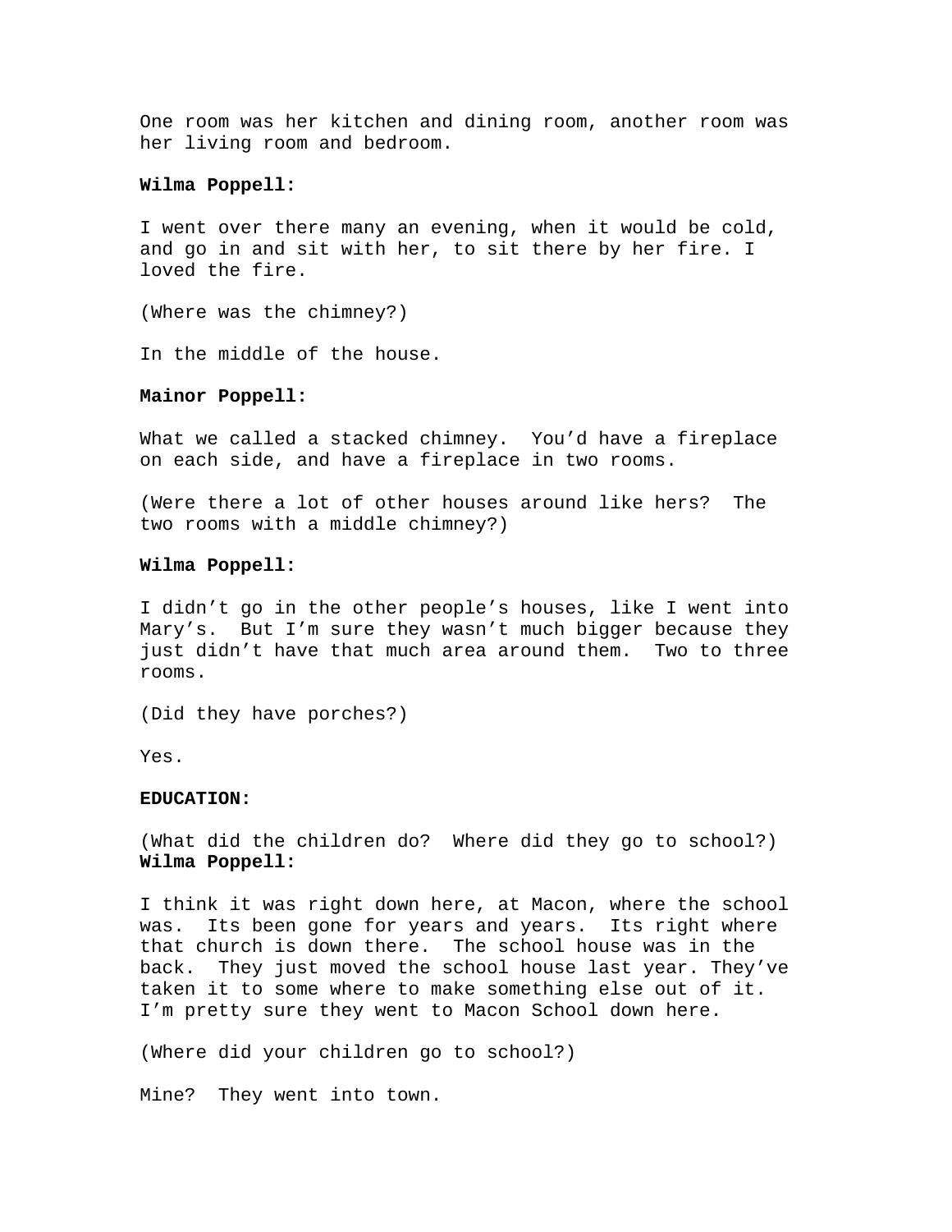One room was her kitchen and dining room, another room was her living room and bedroom.

**Wilma Poppell:**

I went over there many an evening, when it would be cold, and go in and sit with her, to sit there by her fire. I loved the fire.

(Where was the chimney?)

In the middle of the house.

**Mainor Poppell:**

What we called a stacked chimney. You'd have a fireplace on each side, and have a fireplace in two rooms.

(Were there a lot of other houses around like hers? The two rooms with a middle chimney?)

**Wilma Poppell:**

I didn't go in the other people's houses, like I went into Mary's. But I'm sure they wasn't much bigger because they just didn't have that much area around them. Two to three rooms.

(Did they have porches?)

Yes.

**EDUCATION:**

(What did the children do? Where did they go to school?)
**Wilma Poppell:**

I think it was right down here, at Macon, where the school was. Its been gone for years and years. Its right where that church is down there. The school house was in the back. They just moved the school house last year. They've taken it to some where to make something else out of it. I'm pretty sure they went to Macon School down here.

(Where did your children go to school?)

Mine? They went into town.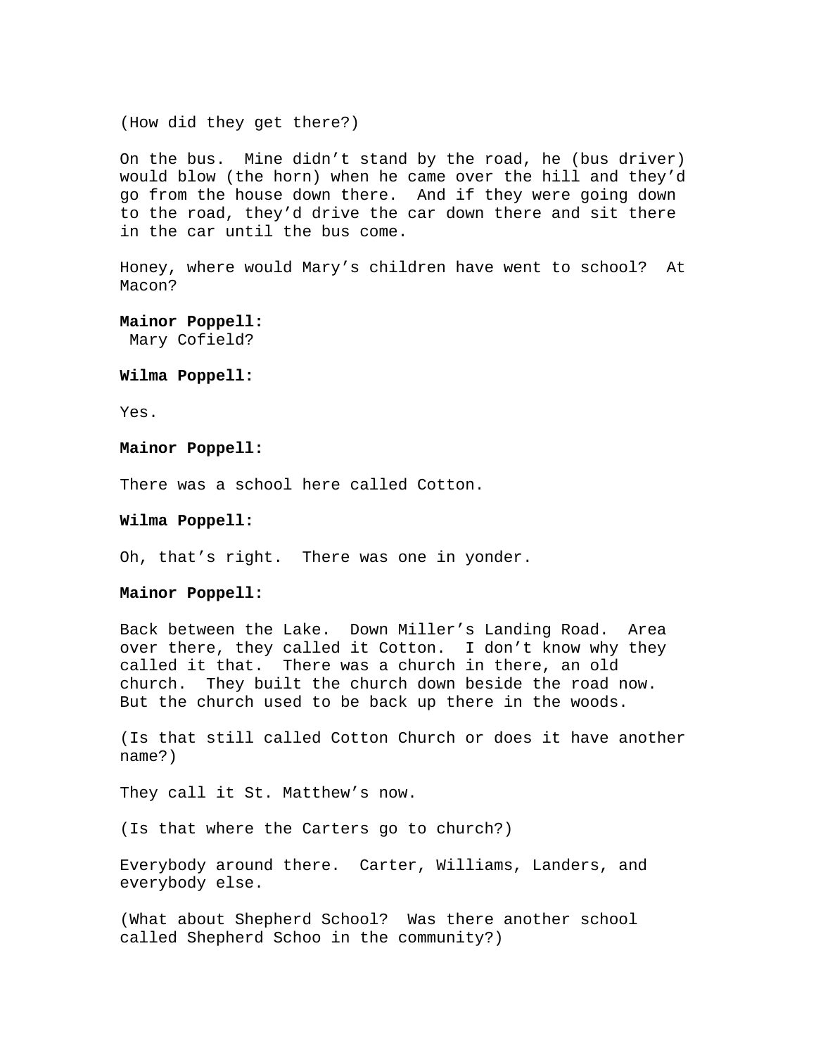(How did they get there?)

On the bus. Mine didn't stand by the road, he (bus driver) would blow (the horn) when he came over the hill and they'd go from the house down there. And if they were going down to the road, they'd drive the car down there and sit there in the car until the bus come.

Honey, where would Mary's children have went to school? At Macon?

**Mainor Poppell:**

Mary Cofield?

**Wilma Poppell:**

Yes.

**Mainor Poppell:**

There was a school here called Cotton.

**Wilma Poppell:**

Oh, that's right. There was one in yonder.

**Mainor Poppell:**

Back between the Lake. Down Miller's Landing Road. Area over there, they called it Cotton. I don't know why they called it that. There was a church in there, an old church. They built the church down beside the road now. But the church used to be back up there in the woods.

(Is that still called Cotton Church or does it have another name?)

They call it St. Matthew's now.

(Is that where the Carters go to church?)

Everybody around there. Carter, Williams, Landers, and everybody else.

(What about Shepherd School? Was there another school called Shepherd Schoo in the community?)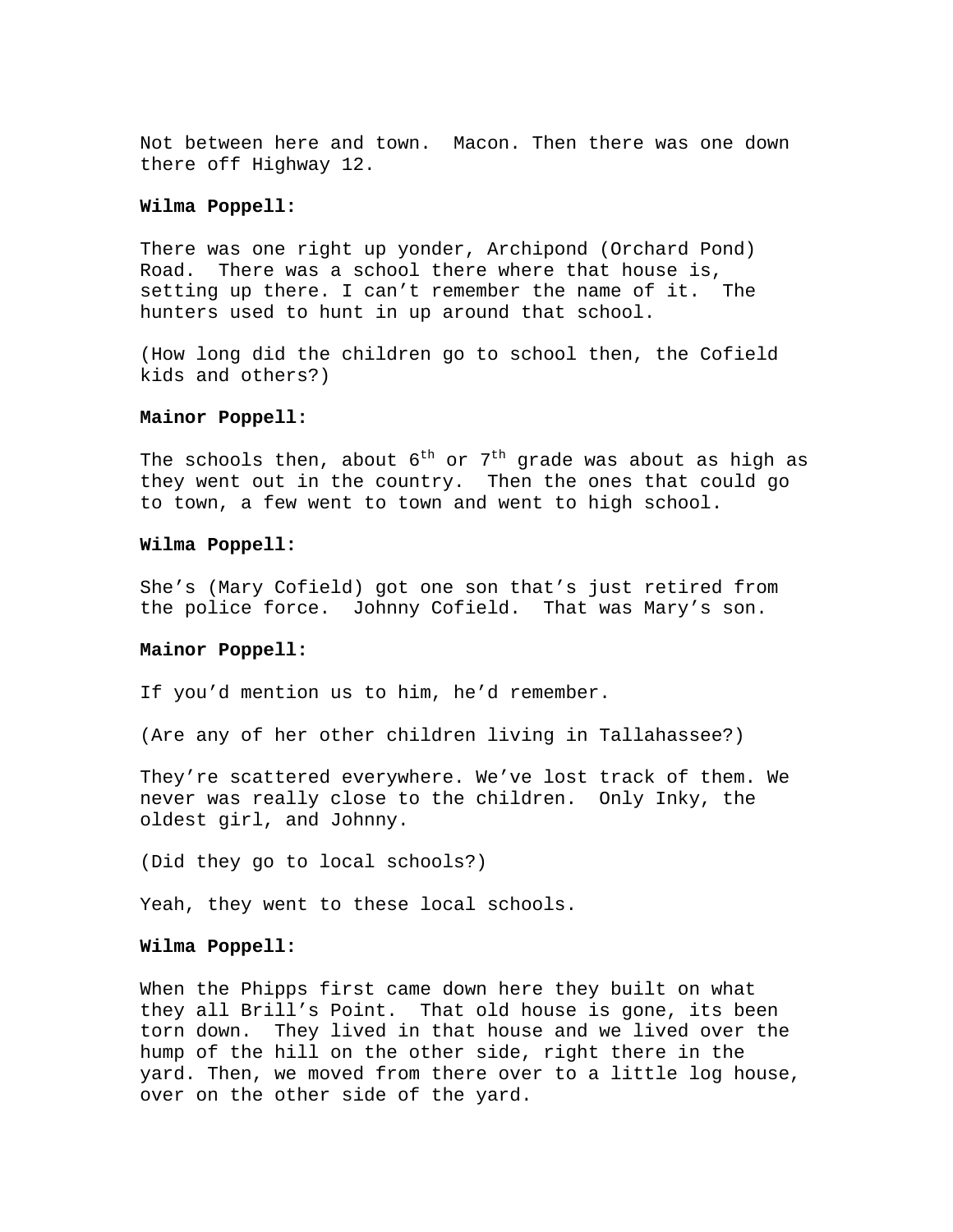Not between here and town. Macon. Then there was one down there off Highway 12.

**Wilma Poppell:**

There was one right up yonder, Archipond (Orchard Pond) Road. There was a school there where that house is, setting up there. I can't remember the name of it. The hunters used to hunt in up around that school.

(How long did the children go to school then, the Cofield kids and others?)

**Mainor Poppell:**

The schools then, about 6th or 7th grade was about as high as they went out in the country. Then the ones that could go to town, a few went to town and went to high school.

**Wilma Poppell:**

She's (Mary Cofield) got one son that's just retired from the police force. Johnny Cofield. That was Mary's son.

**Mainor Poppell:**

If you'd mention us to him, he'd remember.

(Are any of her other children living in Tallahassee?)

They're scattered everywhere. We've lost track of them. We never was really close to the children. Only Inky, the oldest girl, and Johnny.

(Did they go to local schools?)

Yeah, they went to these local schools.

**Wilma Poppell:**

When the Phipps first came down here they built on what they all Brill's Point. That old house is gone, its been torn down. They lived in that house and we lived over the hump of the hill on the other side, right there in the yard. Then, we moved from there over to a little log house, over on the other side of the yard.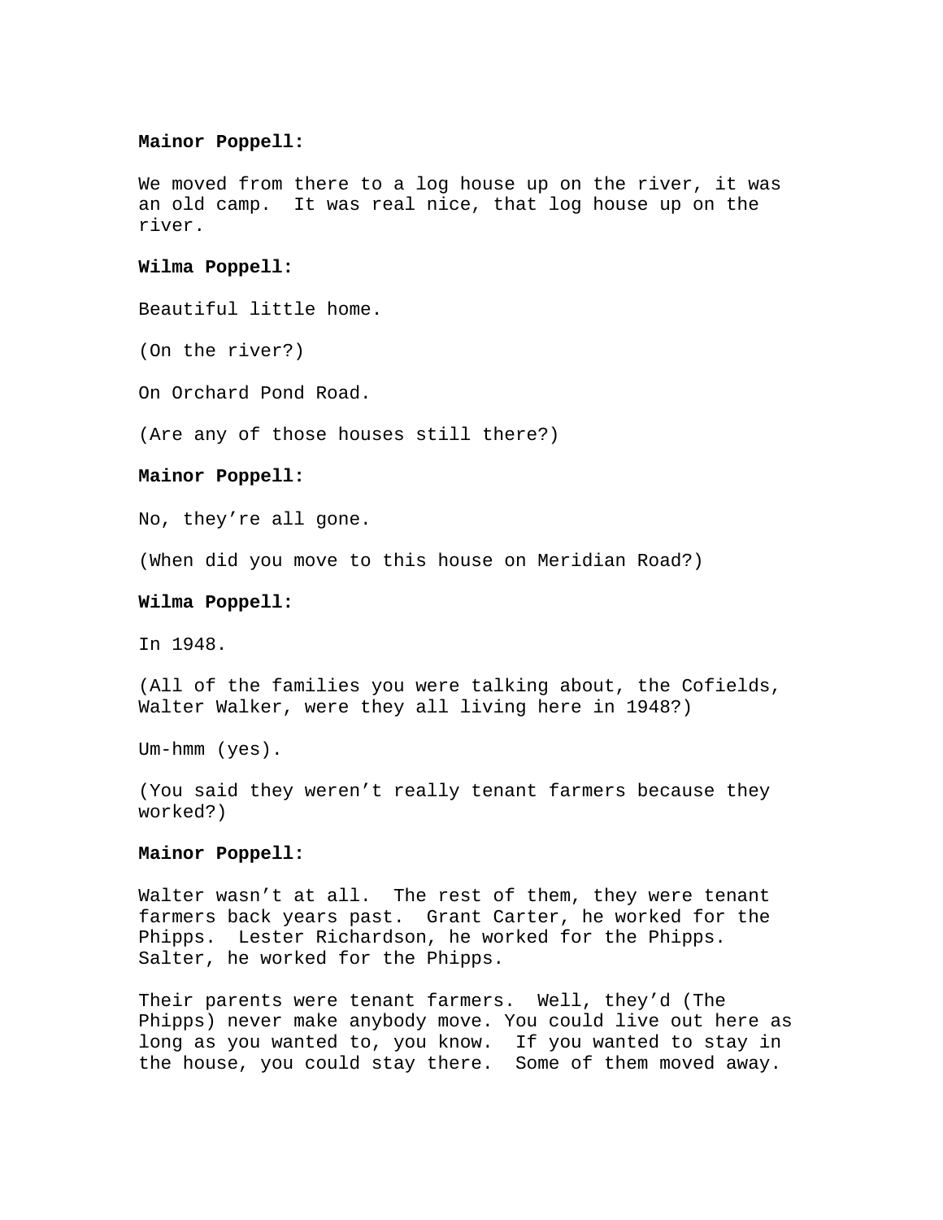**Mainor Poppell:**

We moved from there to a log house up on the river, it was an old camp.  It was real nice, that log house up on the river.

**Wilma Poppell:**

Beautiful little home.

(On the river?)

On Orchard Pond Road.

(Are any of those houses still there?)

**Mainor Poppell:**

No, they're all gone.

(When did you move to this house on Meridian Road?)

**Wilma Poppell:**

In 1948.

(All of the families you were talking about, the Cofields, Walter Walker, were they all living here in 1948?)

Um-hmm (yes).

(You said they weren't really tenant farmers because they worked?)

**Mainor Poppell:**

Walter wasn't at all.  The rest of them, they were tenant farmers back years past.  Grant Carter, he worked for the Phipps.  Lester Richardson, he worked for the Phipps.  Salter, he worked for the Phipps.

Their parents were tenant farmers.  Well, they'd (The Phipps) never make anybody move. You could live out here as long as you wanted to, you know.  If you wanted to stay in the house, you could stay there.  Some of them moved away.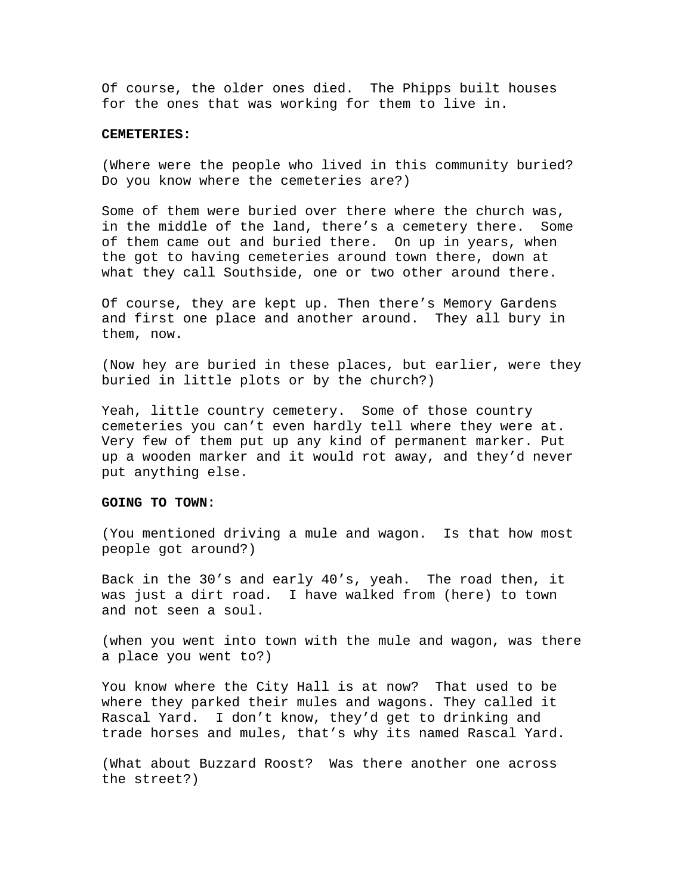Of course, the older ones died. The Phipps built houses for the ones that was working for them to live in.

**CEMETERIES:**

(Where were the people who lived in this community buried? Do you know where the cemeteries are?)

Some of them were buried over there where the church was, in the middle of the land, there's a cemetery there. Some of them came out and buried there. On up in years, when the got to having cemeteries around town there, down at what they call Southside, one or two other around there.

Of course, they are kept up. Then there's Memory Gardens and first one place and another around. They all bury in them, now.

(Now hey are buried in these places, but earlier, were they buried in little plots or by the church?)

Yeah, little country cemetery. Some of those country cemeteries you can't even hardly tell where they were at. Very few of them put up any kind of permanent marker. Put up a wooden marker and it would rot away, and they'd never put anything else.

**GOING TO TOWN:**

(You mentioned driving a mule and wagon. Is that how most people got around?)

Back in the 30's and early 40's, yeah. The road then, it was just a dirt road. I have walked from (here) to town and not seen a soul.

(when you went into town with the mule and wagon, was there a place you went to?)

You know where the City Hall is at now? That used to be where they parked their mules and wagons. They called it Rascal Yard. I don't know, they'd get to drinking and trade horses and mules, that's why its named Rascal Yard.

(What about Buzzard Roost? Was there another one across the street?)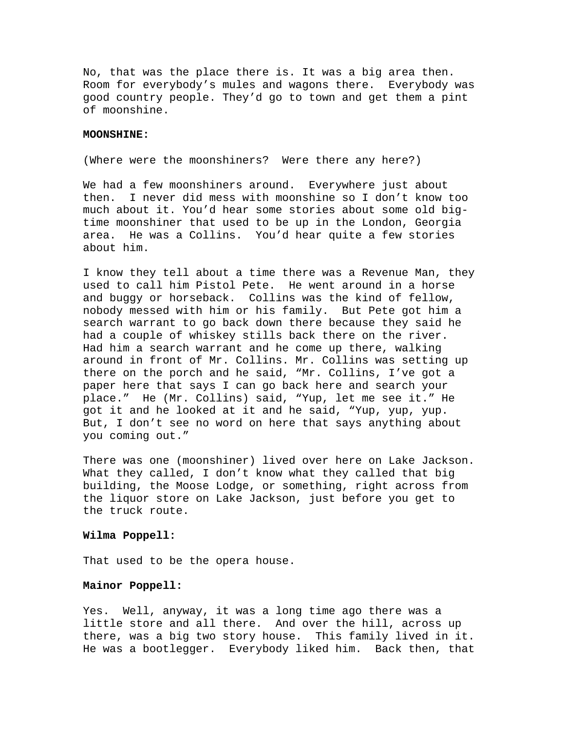No, that was the place there is. It was a big area then. Room for everybody's mules and wagons there. Everybody was good country people. They'd go to town and get them a pint of moonshine.

**MOONSHINE:**

(Where were the moonshiners? Were there any here?)

We had a few moonshiners around. Everywhere just about then. I never did mess with moonshine so I don't know too much about it. You'd hear some stories about some old big-time moonshiner that used to be up in the London, Georgia area. He was a Collins. You'd hear quite a few stories about him.

I know they tell about a time there was a Revenue Man, they used to call him Pistol Pete. He went around in a horse and buggy or horseback. Collins was the kind of fellow, nobody messed with him or his family. But Pete got him a search warrant to go back down there because they said he had a couple of whiskey stills back there on the river. Had him a search warrant and he come up there, walking around in front of Mr. Collins. Mr. Collins was setting up there on the porch and he said, "Mr. Collins, I've got a paper here that says I can go back here and search your place." He (Mr. Collins) said, "Yup, let me see it." He got it and he looked at it and he said, "Yup, yup, yup. But, I don't see no word on here that says anything about you coming out."

There was one (moonshiner) lived over here on Lake Jackson. What they called, I don't know what they called that big building, the Moose Lodge, or something, right across from the liquor store on Lake Jackson, just before you get to the truck route.

**Wilma Poppell:**

That used to be the opera house.

**Mainor Poppell:**

Yes. Well, anyway, it was a long time ago there was a little store and all there. And over the hill, across up there, was a big two story house. This family lived in it. He was a bootlegger. Everybody liked him. Back then, that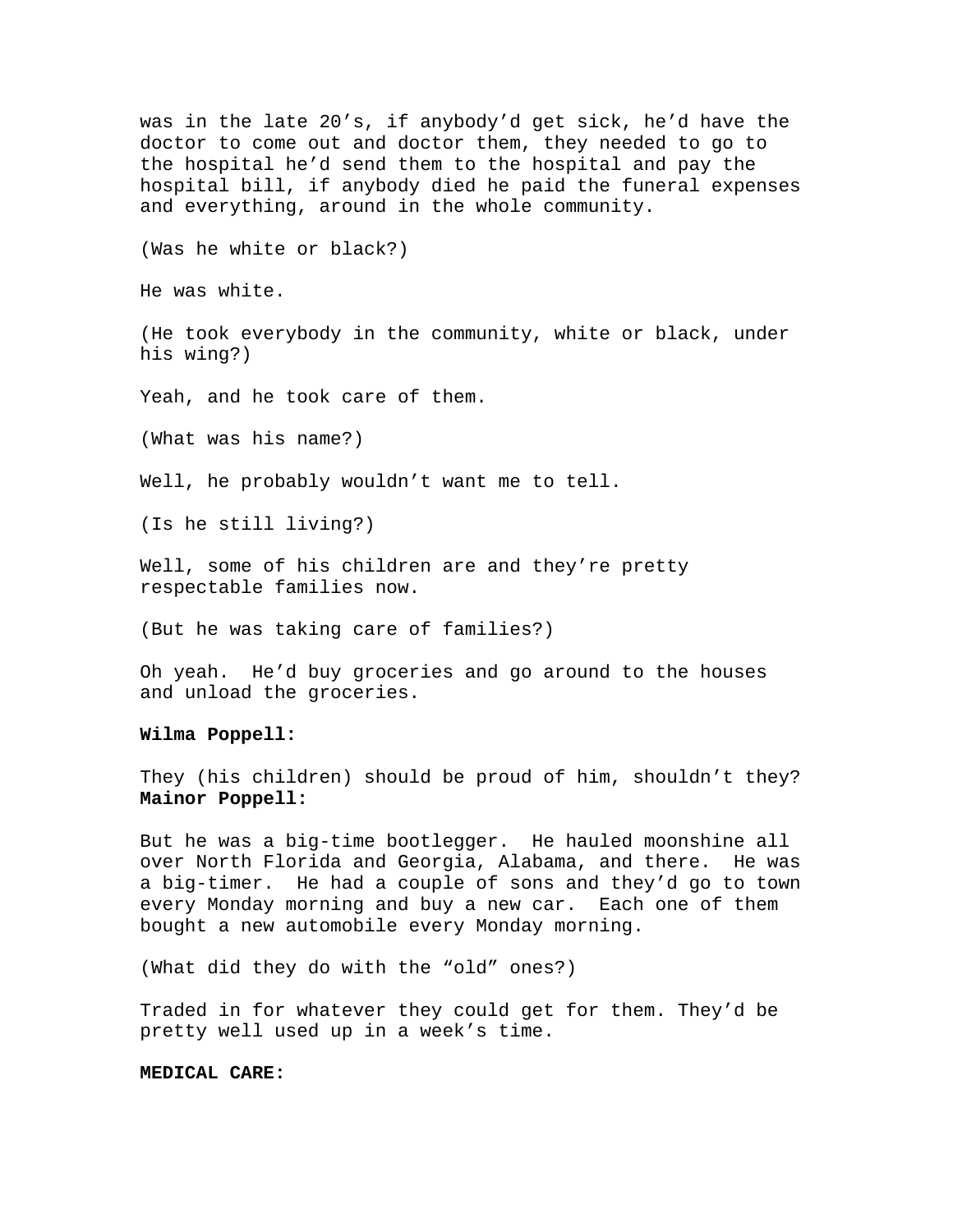was in the late 20's, if anybody'd get sick, he'd have the doctor to come out and doctor them, they needed to go to the hospital he'd send them to the hospital and pay the hospital bill, if anybody died he paid the funeral expenses and everything, around in the whole community.

(Was he white or black?)

He was white.

(He took everybody in the community, white or black, under his wing?)

Yeah, and he took care of them.

(What was his name?)

Well, he probably wouldn't want me to tell.

(Is he still living?)

Well, some of his children are and they're pretty respectable families now.

(But he was taking care of families?)

Oh yeah.  He'd buy groceries and go around to the houses and unload the groceries.

**Wilma Poppell:**

They (his children) should be proud of him, shouldn't they?

**Mainor Poppell:**

But he was a big-time bootlegger.  He hauled moonshine all over North Florida and Georgia, Alabama, and there.  He was a big-timer.  He had a couple of sons and they'd go to town every Monday morning and buy a new car.  Each one of them bought a new automobile every Monday morning.

(What did they do with the "old" ones?)

Traded in for whatever they could get for them. They'd be pretty well used up in a week's time.

**MEDICAL CARE:**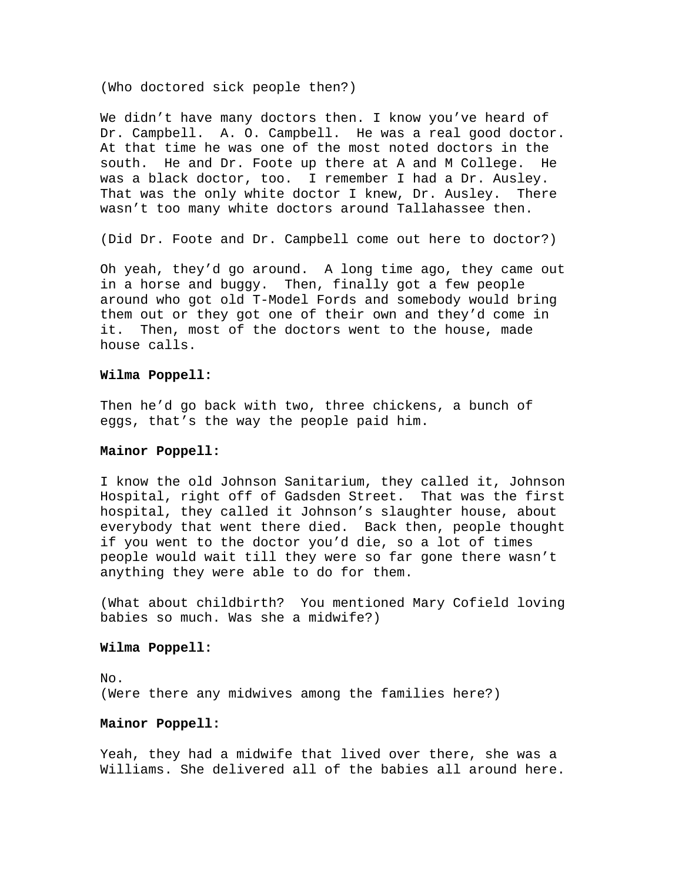(Who doctored sick people then?)

We didn't have many doctors then. I know you've heard of Dr. Campbell. A. O. Campbell. He was a real good doctor. At that time he was one of the most noted doctors in the south. He and Dr. Foote up there at A and M College. He was a black doctor, too. I remember I had a Dr. Ausley. That was the only white doctor I knew, Dr. Ausley. There wasn't too many white doctors around Tallahassee then.

(Did Dr. Foote and Dr. Campbell come out here to doctor?)

Oh yeah, they'd go around. A long time ago, they came out in a horse and buggy. Then, finally got a few people around who got old T-Model Fords and somebody would bring them out or they got one of their own and they'd come in it. Then, most of the doctors went to the house, made house calls.

**Wilma Poppell:**

Then he'd go back with two, three chickens, a bunch of eggs, that's the way the people paid him.

**Mainor Poppell:**

I know the old Johnson Sanitarium, they called it, Johnson Hospital, right off of Gadsden Street. That was the first hospital, they called it Johnson's slaughter house, about everybody that went there died. Back then, people thought if you went to the doctor you'd die, so a lot of times people would wait till they were so far gone there wasn't anything they were able to do for them.

(What about childbirth? You mentioned Mary Cofield loving babies so much. Was she a midwife?)

**Wilma Poppell:**

No.
(Were there any midwives among the families here?)

**Mainor Poppell:**

Yeah, they had a midwife that lived over there, she was a Williams. She delivered all of the babies all around here.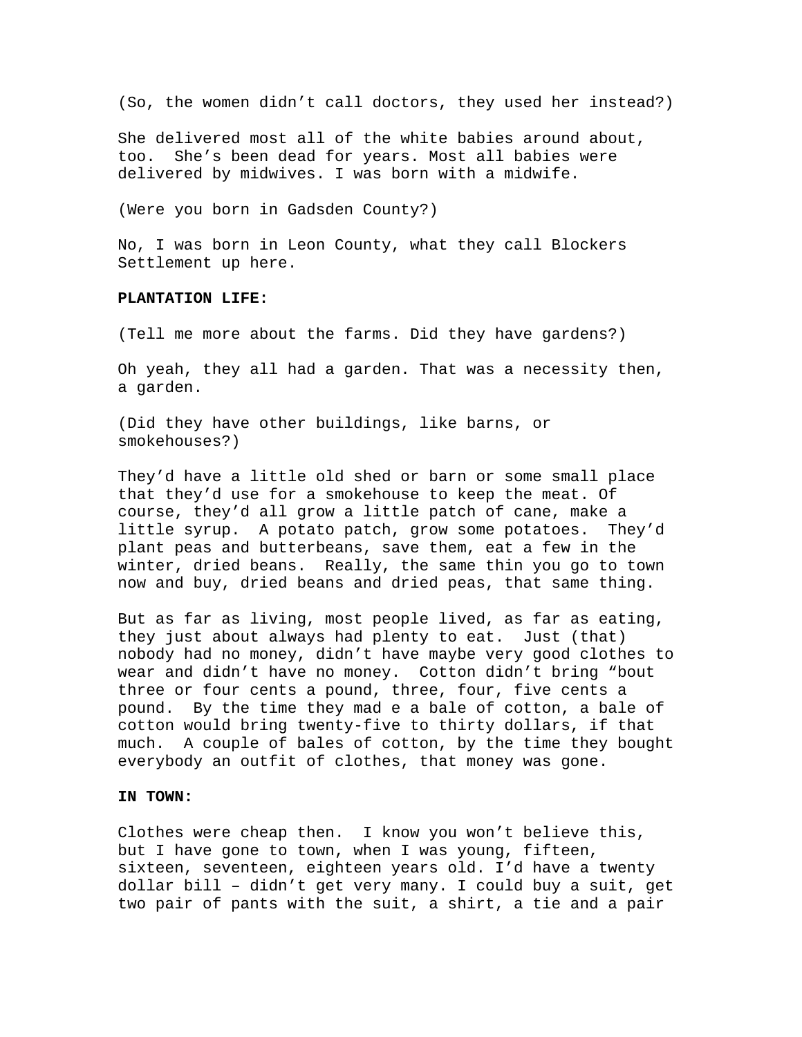(So, the women didn't call doctors, they used her instead?)

She delivered most all of the white babies around about, too. She's been dead for years. Most all babies were delivered by midwives. I was born with a midwife.

(Were you born in Gadsden County?)

No, I was born in Leon County, what they call Blockers Settlement up here.

**PLANTATION LIFE:**

(Tell me more about the farms. Did they have gardens?)

Oh yeah, they all had a garden. That was a necessity then, a garden.

(Did they have other buildings, like barns, or smokehouses?)

They'd have a little old shed or barn or some small place that they'd use for a smokehouse to keep the meat. Of course, they'd all grow a little patch of cane, make a little syrup. A potato patch, grow some potatoes. They'd plant peas and butterbeans, save them, eat a few in the winter, dried beans. Really, the same thin you go to town now and buy, dried beans and dried peas, that same thing.

But as far as living, most people lived, as far as eating, they just about always had plenty to eat. Just (that) nobody had no money, didn't have maybe very good clothes to wear and didn't have no money. Cotton didn't bring "bout three or four cents a pound, three, four, five cents a pound. By the time they mad e a bale of cotton, a bale of cotton would bring twenty-five to thirty dollars, if that much. A couple of bales of cotton, by the time they bought everybody an outfit of clothes, that money was gone.

**IN TOWN:**

Clothes were cheap then. I know you won't believe this, but I have gone to town, when I was young, fifteen, sixteen, seventeen, eighteen years old. I'd have a twenty dollar bill – didn't get very many. I could buy a suit, get two pair of pants with the suit, a shirt, a tie and a pair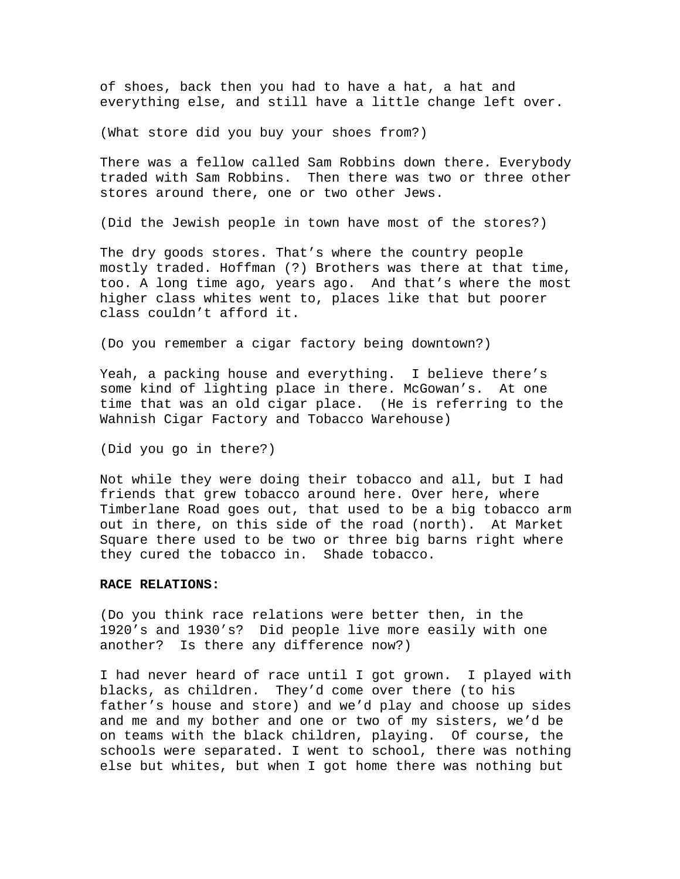of shoes, back then you had to have a hat, a hat and everything else, and still have a little change left over.

(What store did you buy your shoes from?)

There was a fellow called Sam Robbins down there. Everybody traded with Sam Robbins. Then there was two or three other stores around there, one or two other Jews.

(Did the Jewish people in town have most of the stores?)

The dry goods stores. That's where the country people mostly traded. Hoffman (?) Brothers was there at that time, too. A long time ago, years ago. And that's where the most higher class whites went to, places like that but poorer class couldn't afford it.

(Do you remember a cigar factory being downtown?)

Yeah, a packing house and everything. I believe there's some kind of lighting place in there. McGowan's. At one time that was an old cigar place. (He is referring to the Wahnish Cigar Factory and Tobacco Warehouse)

(Did you go in there?)

Not while they were doing their tobacco and all, but I had friends that grew tobacco around here. Over here, where Timberlane Road goes out, that used to be a big tobacco arm out in there, on this side of the road (north). At Market Square there used to be two or three big barns right where they cured the tobacco in. Shade tobacco.

**RACE RELATIONS:**

(Do you think race relations were better then, in the 1920's and 1930's? Did people live more easily with one another? Is there any difference now?)

I had never heard of race until I got grown. I played with blacks, as children. They'd come over there (to his father's house and store) and we'd play and choose up sides and me and my bother and one or two of my sisters, we'd be on teams with the black children, playing. Of course, the schools were separated. I went to school, there was nothing else but whites, but when I got home there was nothing but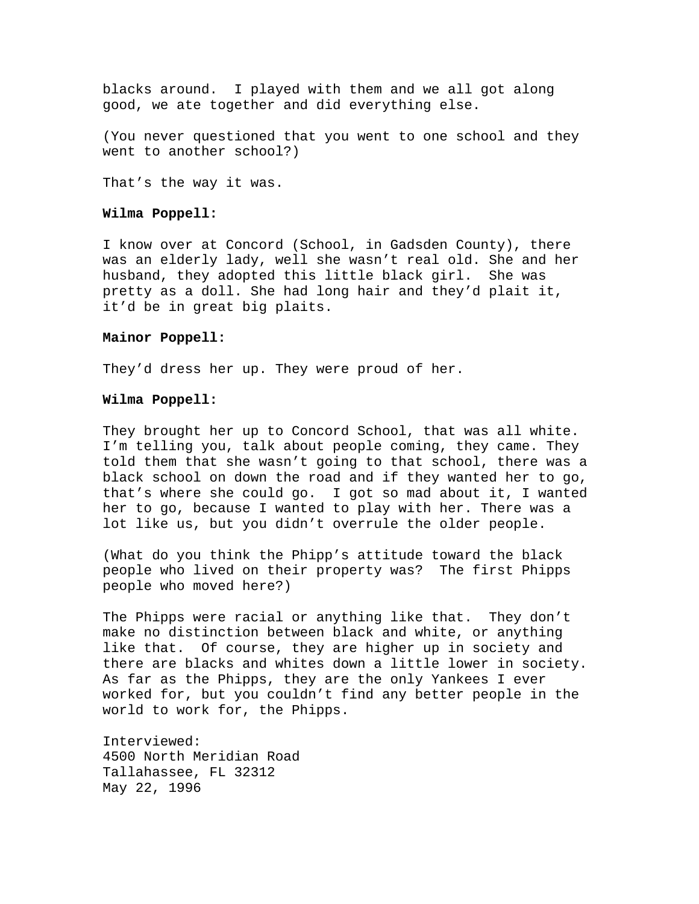blacks around. I played with them and we all got along good, we ate together and did everything else.

(You never questioned that you went to one school and they went to another school?)

That's the way it was.

**Wilma Poppell:**

I know over at Concord (School, in Gadsden County), there was an elderly lady, well she wasn't real old. She and her husband, they adopted this little black girl. She was pretty as a doll. She had long hair and they'd plait it, it'd be in great big plaits.

**Mainor Poppell:**

They'd dress her up. They were proud of her.

**Wilma Poppell:**

They brought her up to Concord School, that was all white. I'm telling you, talk about people coming, they came. They told them that she wasn't going to that school, there was a black school on down the road and if they wanted her to go, that's where she could go. I got so mad about it, I wanted her to go, because I wanted to play with her. There was a lot like us, but you didn't overrule the older people.

(What do you think the Phipp's attitude toward the black people who lived on their property was? The first Phipps people who moved here?)

The Phipps were racial or anything like that. They don't make no distinction between black and white, or anything like that. Of course, they are higher up in society and there are blacks and whites down a little lower in society. As far as the Phipps, they are the only Yankees I ever worked for, but you couldn't find any better people in the world to work for, the Phipps.

Interviewed:
4500 North Meridian Road
Tallahassee, FL 32312
May 22, 1996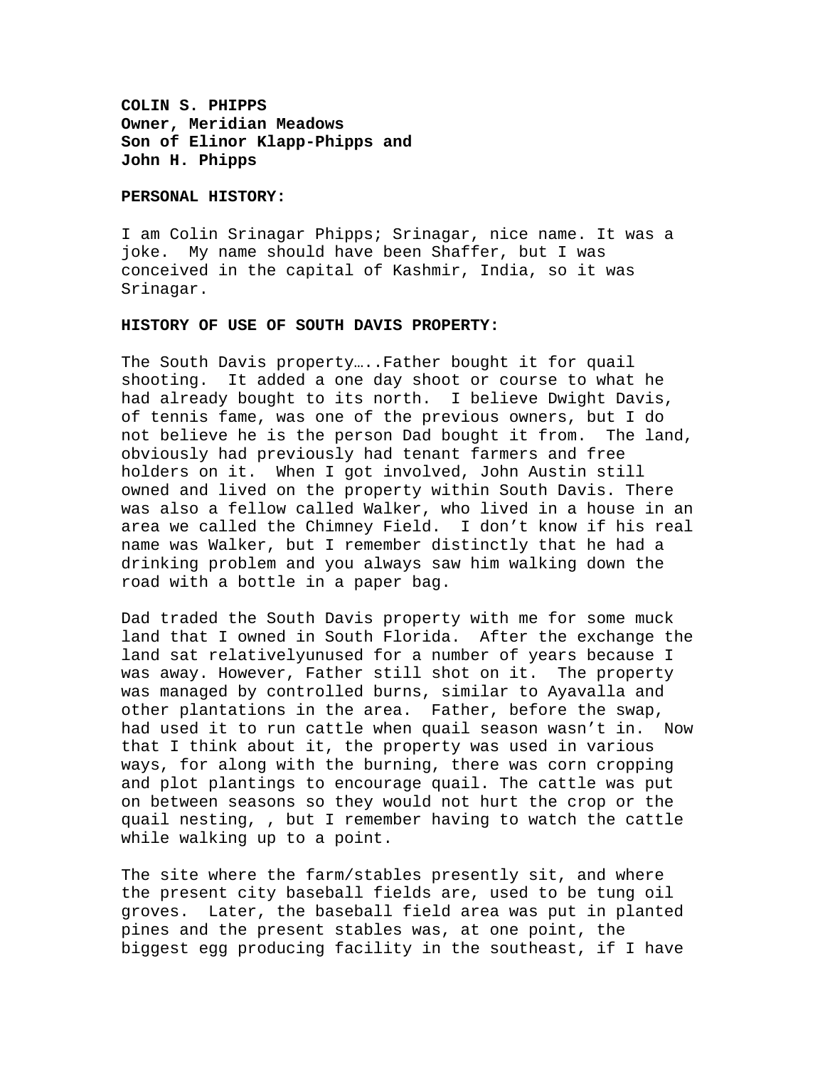**COLIN S. PHIPPS**
**Owner, Meridian Meadows**
**Son of Elinor Klapp-Phipps and**
**John H. Phipps**

**PERSONAL HISTORY:**

I am Colin Srinagar Phipps; Srinagar, nice name. It was a joke. My name should have been Shaffer, but I was conceived in the capital of Kashmir, India, so it was Srinagar.

**HISTORY OF USE OF SOUTH DAVIS PROPERTY:**

The South Davis property…..Father bought it for quail shooting. It added a one day shoot or course to what he had already bought to its north. I believe Dwight Davis, of tennis fame, was one of the previous owners, but I do not believe he is the person Dad bought it from. The land, obviously had previously had tenant farmers and free holders on it. When I got involved, John Austin still owned and lived on the property within South Davis. There was also a fellow called Walker, who lived in a house in an area we called the Chimney Field. I don't know if his real name was Walker, but I remember distinctly that he had a drinking problem and you always saw him walking down the road with a bottle in a paper bag.

Dad traded the South Davis property with me for some muck land that I owned in South Florida. After the exchange the land sat relativelyunused for a number of years because I was away. However, Father still shot on it. The property was managed by controlled burns, similar to Ayavalla and other plantations in the area. Father, before the swap, had used it to run cattle when quail season wasn't in. Now that I think about it, the property was used in various ways, for along with the burning, there was corn cropping and plot plantings to encourage quail. The cattle was put on between seasons so they would not hurt the crop or the quail nesting, , but I remember having to watch the cattle while walking up to a point.

The site where the farm/stables presently sit, and where the present city baseball fields are, used to be tung oil groves. Later, the baseball field area was put in planted pines and the present stables was, at one point, the biggest egg producing facility in the southeast, if I have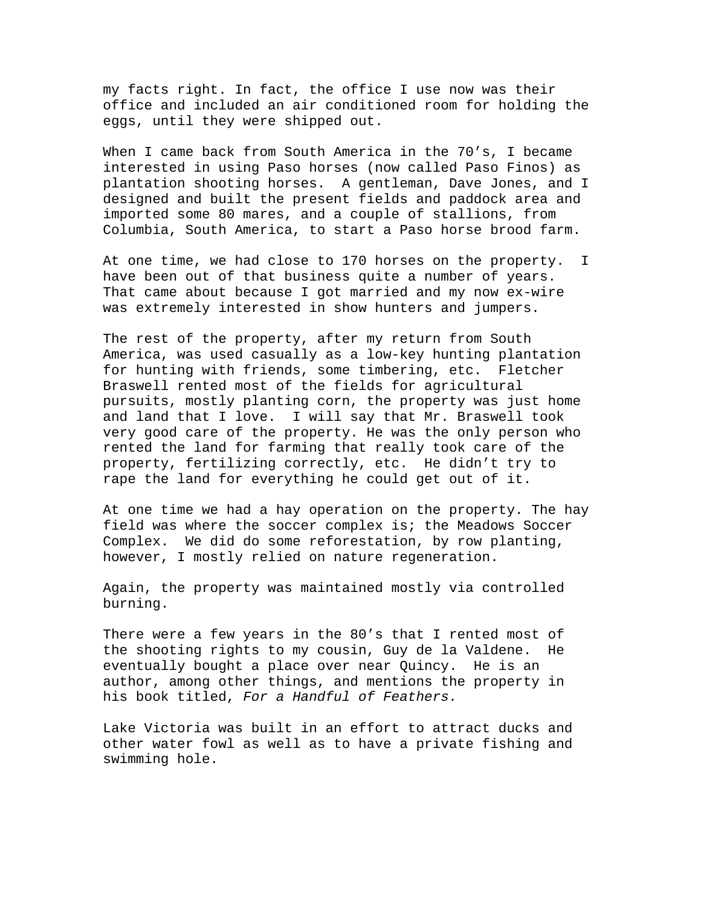my facts right. In fact, the office I use now was their office and included an air conditioned room for holding the eggs, until they were shipped out.

When I came back from South America in the 70's, I became interested in using Paso horses (now called Paso Finos) as plantation shooting horses. A gentleman, Dave Jones, and I designed and built the present fields and paddock area and imported some 80 mares, and a couple of stallions, from Columbia, South America, to start a Paso horse brood farm.

At one time, we had close to 170 horses on the property. I have been out of that business quite a number of years. That came about because I got married and my now ex-wire was extremely interested in show hunters and jumpers.

The rest of the property, after my return from South America, was used casually as a low-key hunting plantation for hunting with friends, some timbering, etc. Fletcher Braswell rented most of the fields for agricultural pursuits, mostly planting corn, the property was just home and land that I love. I will say that Mr. Braswell took very good care of the property. He was the only person who rented the land for farming that really took care of the property, fertilizing correctly, etc. He didn't try to rape the land for everything he could get out of it.

At one time we had a hay operation on the property. The hay field was where the soccer complex is; the Meadows Soccer Complex. We did do some reforestation, by row planting, however, I mostly relied on nature regeneration.

Again, the property was maintained mostly via controlled burning.

There were a few years in the 80's that I rented most of the shooting rights to my cousin, Guy de la Valdene. He eventually bought a place over near Quincy. He is an author, among other things, and mentions the property in his book titled, *For a Handful of Feathers.*

Lake Victoria was built in an effort to attract ducks and other water fowl as well as to have a private fishing and swimming hole.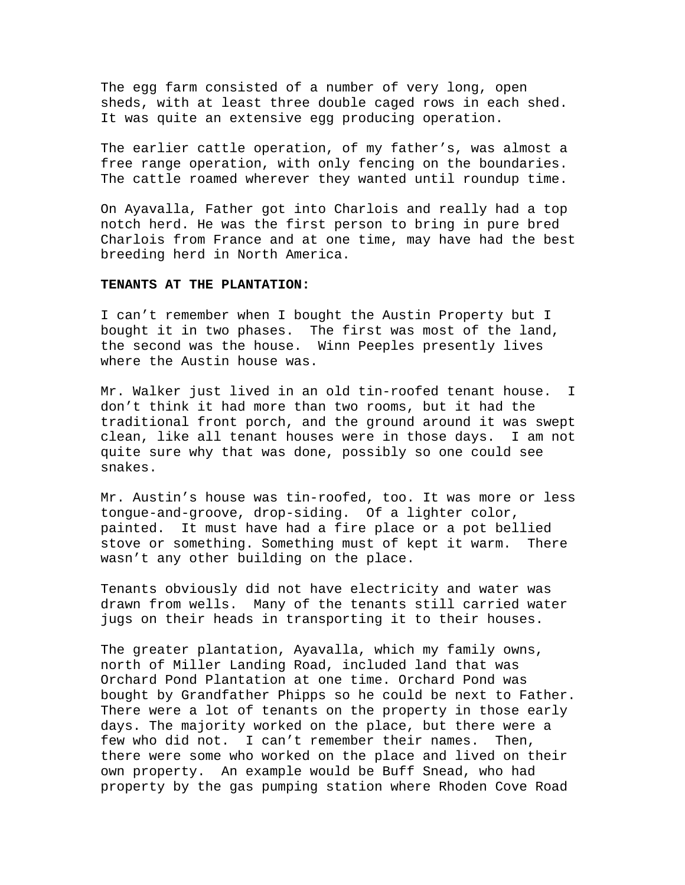The egg farm consisted of a number of very long, open sheds, with at least three double caged rows in each shed. It was quite an extensive egg producing operation.

The earlier cattle operation, of my father's, was almost a free range operation, with only fencing on the boundaries. The cattle roamed wherever they wanted until roundup time.

On Ayavalla, Father got into Charlois and really had a top notch herd. He was the first person to bring in pure bred Charlois from France and at one time, may have had the best breeding herd in North America.

**TENANTS AT THE PLANTATION:**

I can't remember when I bought the Austin Property but I bought it in two phases. The first was most of the land, the second was the house. Winn Peeples presently lives where the Austin house was.

Mr. Walker just lived in an old tin-roofed tenant house. I don't think it had more than two rooms, but it had the traditional front porch, and the ground around it was swept clean, like all tenant houses were in those days. I am not quite sure why that was done, possibly so one could see snakes.

Mr. Austin's house was tin-roofed, too. It was more or less tongue-and-groove, drop-siding. Of a lighter color, painted. It must have had a fire place or a pot bellied stove or something. Something must of kept it warm. There wasn't any other building on the place.

Tenants obviously did not have electricity and water was drawn from wells. Many of the tenants still carried water jugs on their heads in transporting it to their houses.

The greater plantation, Ayavalla, which my family owns, north of Miller Landing Road, included land that was Orchard Pond Plantation at one time. Orchard Pond was bought by Grandfather Phipps so he could be next to Father. There were a lot of tenants on the property in those early days. The majority worked on the place, but there were a few who did not. I can't remember their names. Then, there were some who worked on the place and lived on their own property. An example would be Buff Snead, who had property by the gas pumping station where Rhoden Cove Road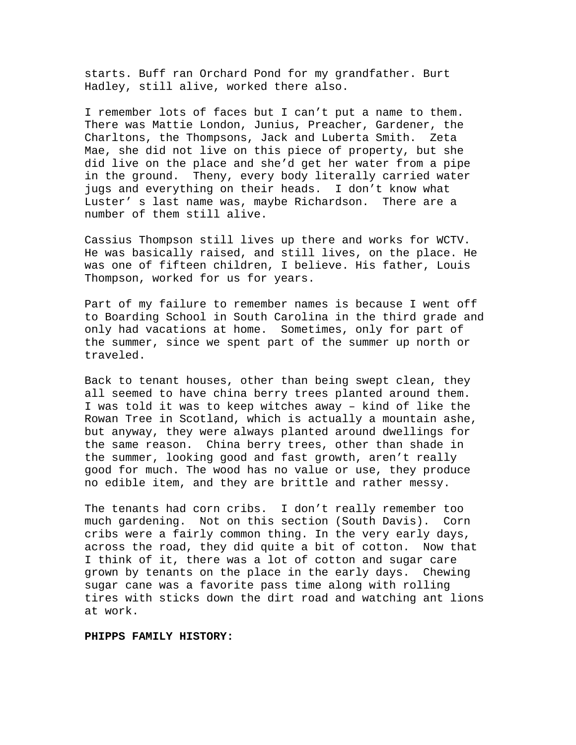starts. Buff ran Orchard Pond for my grandfather. Burt Hadley, still alive, worked there also.

I remember lots of faces but I can't put a name to them. There was Mattie London, Junius, Preacher, Gardener, the Charltons, the Thompsons, Jack and Luberta Smith. Zeta Mae, she did not live on this piece of property, but she did live on the place and she'd get her water from a pipe in the ground. Theny, every body literally carried water jugs and everything on their heads. I don't know what Luster' s last name was, maybe Richardson. There are a number of them still alive.

Cassius Thompson still lives up there and works for WCTV. He was basically raised, and still lives, on the place. He was one of fifteen children, I believe. His father, Louis Thompson, worked for us for years.

Part of my failure to remember names is because I went off to Boarding School in South Carolina in the third grade and only had vacations at home. Sometimes, only for part of the summer, since we spent part of the summer up north or traveled.

Back to tenant houses, other than being swept clean, they all seemed to have china berry trees planted around them. I was told it was to keep witches away – kind of like the Rowan Tree in Scotland, which is actually a mountain ashe, but anyway, they were always planted around dwellings for the same reason. China berry trees, other than shade in the summer, looking good and fast growth, aren't really good for much. The wood has no value or use, they produce no edible item, and they are brittle and rather messy.

The tenants had corn cribs. I don't really remember too much gardening. Not on this section (South Davis). Corn cribs were a fairly common thing. In the very early days, across the road, they did quite a bit of cotton. Now that I think of it, there was a lot of cotton and sugar care grown by tenants on the place in the early days. Chewing sugar cane was a favorite pass time along with rolling tires with sticks down the dirt road and watching ant lions at work.

**PHIPPS FAMILY HISTORY:**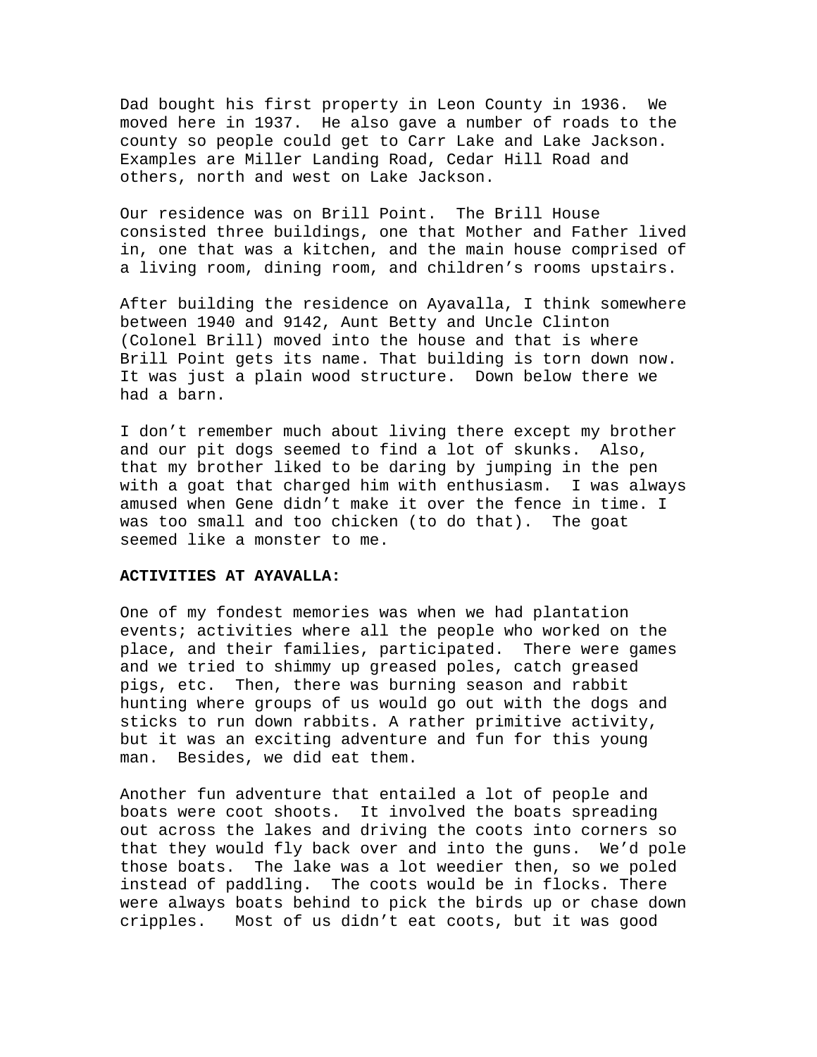Dad bought his first property in Leon County in 1936. We moved here in 1937. He also gave a number of roads to the county so people could get to Carr Lake and Lake Jackson. Examples are Miller Landing Road, Cedar Hill Road and others, north and west on Lake Jackson.

Our residence was on Brill Point. The Brill House consisted three buildings, one that Mother and Father lived in, one that was a kitchen, and the main house comprised of a living room, dining room, and children's rooms upstairs.

After building the residence on Ayavalla, I think somewhere between 1940 and 9142, Aunt Betty and Uncle Clinton (Colonel Brill) moved into the house and that is where Brill Point gets its name. That building is torn down now. It was just a plain wood structure. Down below there we had a barn.

I don't remember much about living there except my brother and our pit dogs seemed to find a lot of skunks. Also, that my brother liked to be daring by jumping in the pen with a goat that charged him with enthusiasm. I was always amused when Gene didn't make it over the fence in time. I was too small and too chicken (to do that). The goat seemed like a monster to me.

**ACTIVITIES AT AYAVALLA:**

One of my fondest memories was when we had plantation events; activities where all the people who worked on the place, and their families, participated. There were games and we tried to shimmy up greased poles, catch greased pigs, etc. Then, there was burning season and rabbit hunting where groups of us would go out with the dogs and sticks to run down rabbits. A rather primitive activity, but it was an exciting adventure and fun for this young man. Besides, we did eat them.

Another fun adventure that entailed a lot of people and boats were coot shoots. It involved the boats spreading out across the lakes and driving the coots into corners so that they would fly back over and into the guns. We'd pole those boats. The lake was a lot weedier then, so we poled instead of paddling. The coots would be in flocks. There were always boats behind to pick the birds up or chase down cripples. Most of us didn't eat coots, but it was good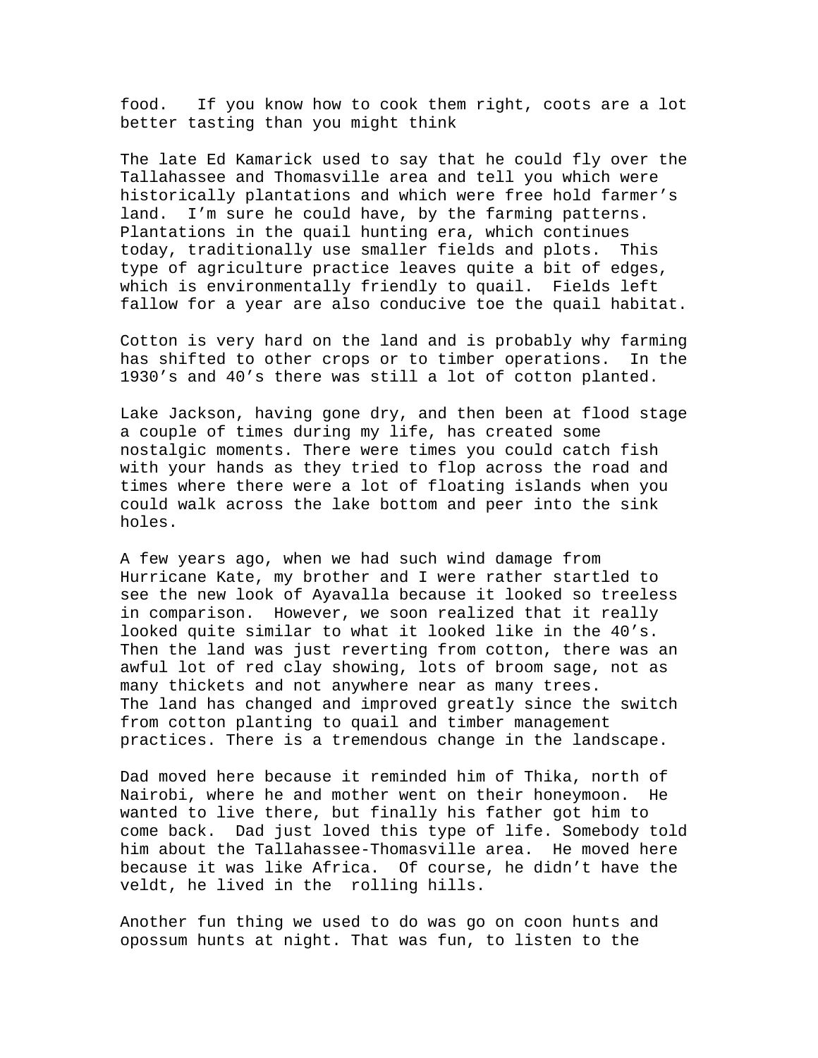food.   If you know how to cook them right, coots are a lot better tasting than you might think

The late Ed Kamarick used to say that he could fly over the Tallahassee and Thomasville area and tell you which were historically plantations and which were free hold farmer's land.  I'm sure he could have, by the farming patterns. Plantations in the quail hunting era, which continues today, traditionally use smaller fields and plots.  This type of agriculture practice leaves quite a bit of edges, which is environmentally friendly to quail.  Fields left fallow for a year are also conducive toe the quail habitat.

Cotton is very hard on the land and is probably why farming has shifted to other crops or to timber operations.  In the 1930's and 40's there was still a lot of cotton planted.

Lake Jackson, having gone dry, and then been at flood stage a couple of times during my life, has created some nostalgic moments. There were times you could catch fish with your hands as they tried to flop across the road and times where there were a lot of floating islands when you could walk across the lake bottom and peer into the sink holes.

A few years ago, when we had such wind damage from Hurricane Kate, my brother and I were rather startled to see the new look of Ayavalla because it looked so treeless in comparison.  However, we soon realized that it really looked quite similar to what it looked like in the 40's. Then the land was just reverting from cotton, there was an awful lot of red clay showing, lots of broom sage, not as many thickets and not anywhere near as many trees.
The land has changed and improved greatly since the switch from cotton planting to quail and timber management practices. There is a tremendous change in the landscape.

Dad moved here because it reminded him of Thika, north of Nairobi, where he and mother went on their honeymoon.  He wanted to live there, but finally his father got him to come back.  Dad just loved this type of life. Somebody told him about the Tallahassee-Thomasville area.  He moved here because it was like Africa.  Of course, he didn't have the veldt, he lived in the  rolling hills.

Another fun thing we used to do was go on coon hunts and opossum hunts at night. That was fun, to listen to the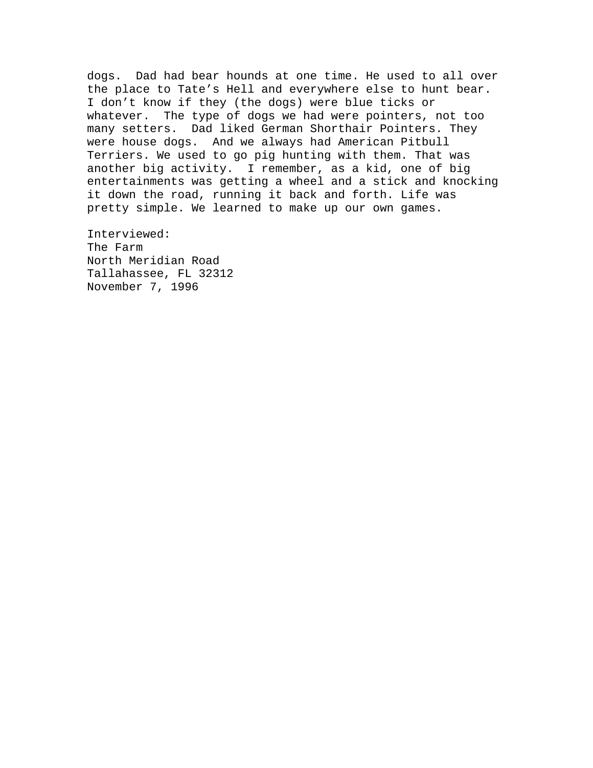dogs. Dad had bear hounds at one time. He used to all over the place to Tate's Hell and everywhere else to hunt bear. I don't know if they (the dogs) were blue ticks or whatever. The type of dogs we had were pointers, not too many setters. Dad liked German Shorthair Pointers. They were house dogs. And we always had American Pitbull Terriers. We used to go pig hunting with them. That was another big activity. I remember, as a kid, one of big entertainments was getting a wheel and a stick and knocking it down the road, running it back and forth. Life was pretty simple. We learned to make up our own games.

Interviewed:
The Farm
North Meridian Road
Tallahassee, FL 32312
November 7, 1996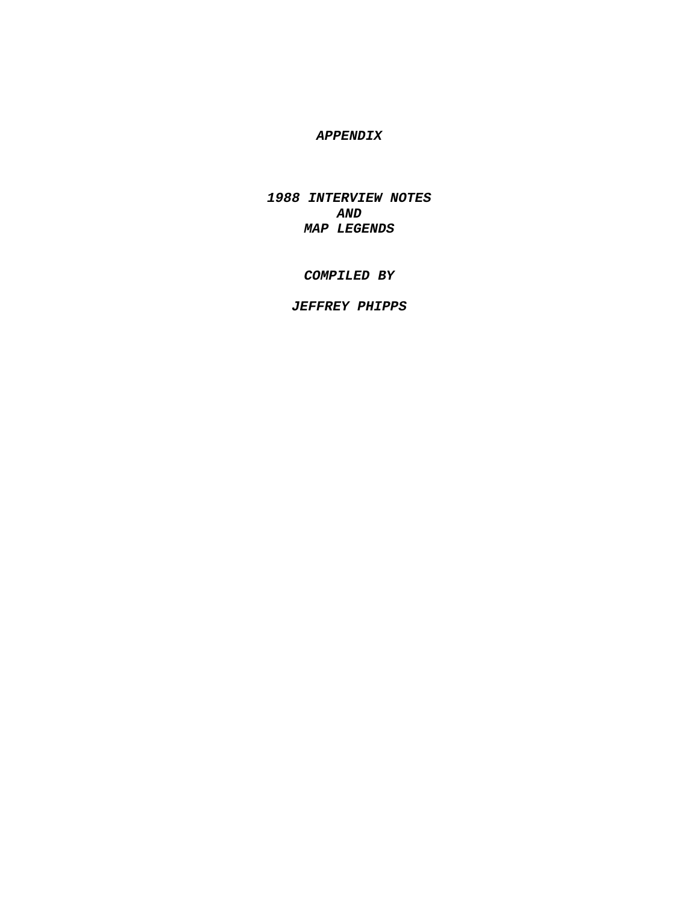# ***APPENDIX***

## ***1988 INTERVIEW NOTES***
## ***AND***
## ***MAP LEGENDS***

***COMPILED BY***

***JEFFREY PHIPPS***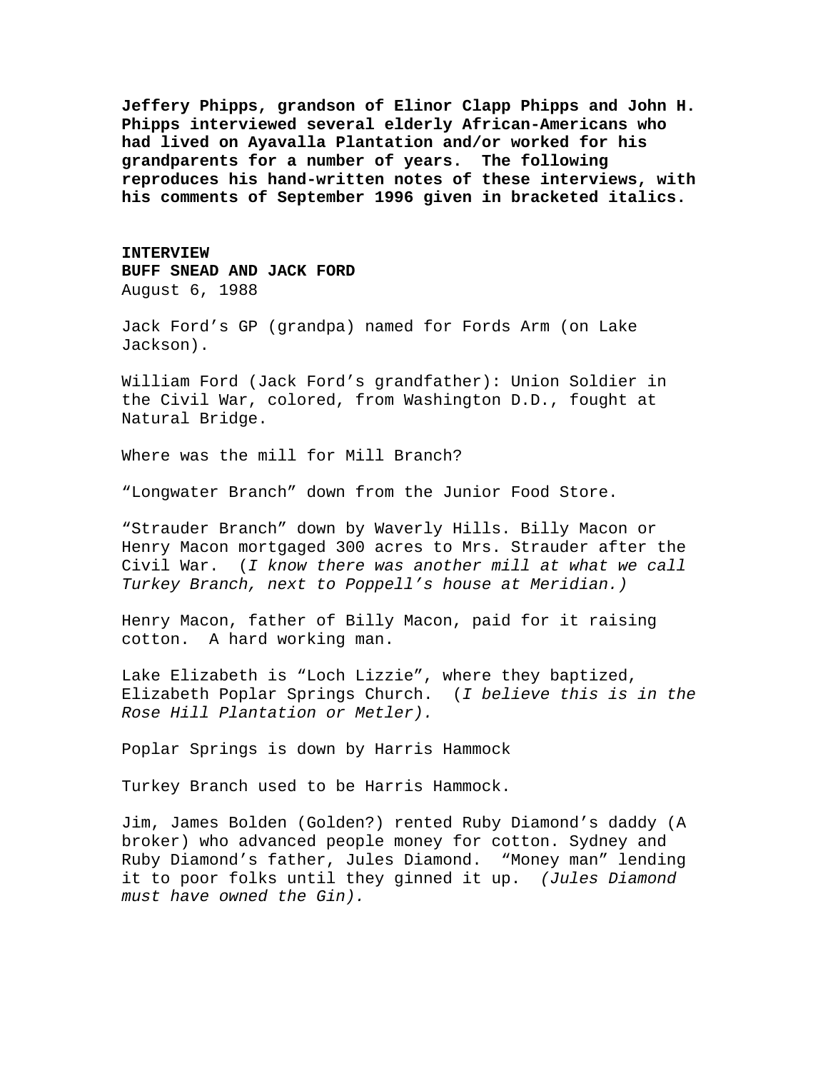**Jeffery Phipps, grandson of Elinor Clapp Phipps and John H. Phipps interviewed several elderly African-Americans who had lived on Ayavalla Plantation and/or worked for his grandparents for a number of years. The following reproduces his hand-written notes of these interviews, with his comments of September 1996 given in bracketed italics.**

**INTERVIEW**
**BUFF SNEAD AND JACK FORD**
August 6, 1988

Jack Ford's GP (grandpa) named for Fords Arm (on Lake Jackson).

William Ford (Jack Ford's grandfather): Union Soldier in the Civil War, colored, from Washington D.D., fought at Natural Bridge.

Where was the mill for Mill Branch?

"Longwater Branch" down from the Junior Food Store.

"Strauder Branch" down by Waverly Hills. Billy Macon or Henry Macon mortgaged 300 acres to Mrs. Strauder after the Civil War. (*I know there was another mill at what we call Turkey Branch, next to Poppell's house at Meridian.)*

Henry Macon, father of Billy Macon, paid for it raising cotton. A hard working man.

Lake Elizabeth is "Loch Lizzie", where they baptized, Elizabeth Poplar Springs Church. (*I believe this is in the Rose Hill Plantation or Metler).*

Poplar Springs is down by Harris Hammock

Turkey Branch used to be Harris Hammock.

Jim, James Bolden (Golden?) rented Ruby Diamond's daddy (A broker) who advanced people money for cotton. Sydney and Ruby Diamond's father, Jules Diamond. "Money man" lending it to poor folks until they ginned it up. *(Jules Diamond must have owned the Gin).*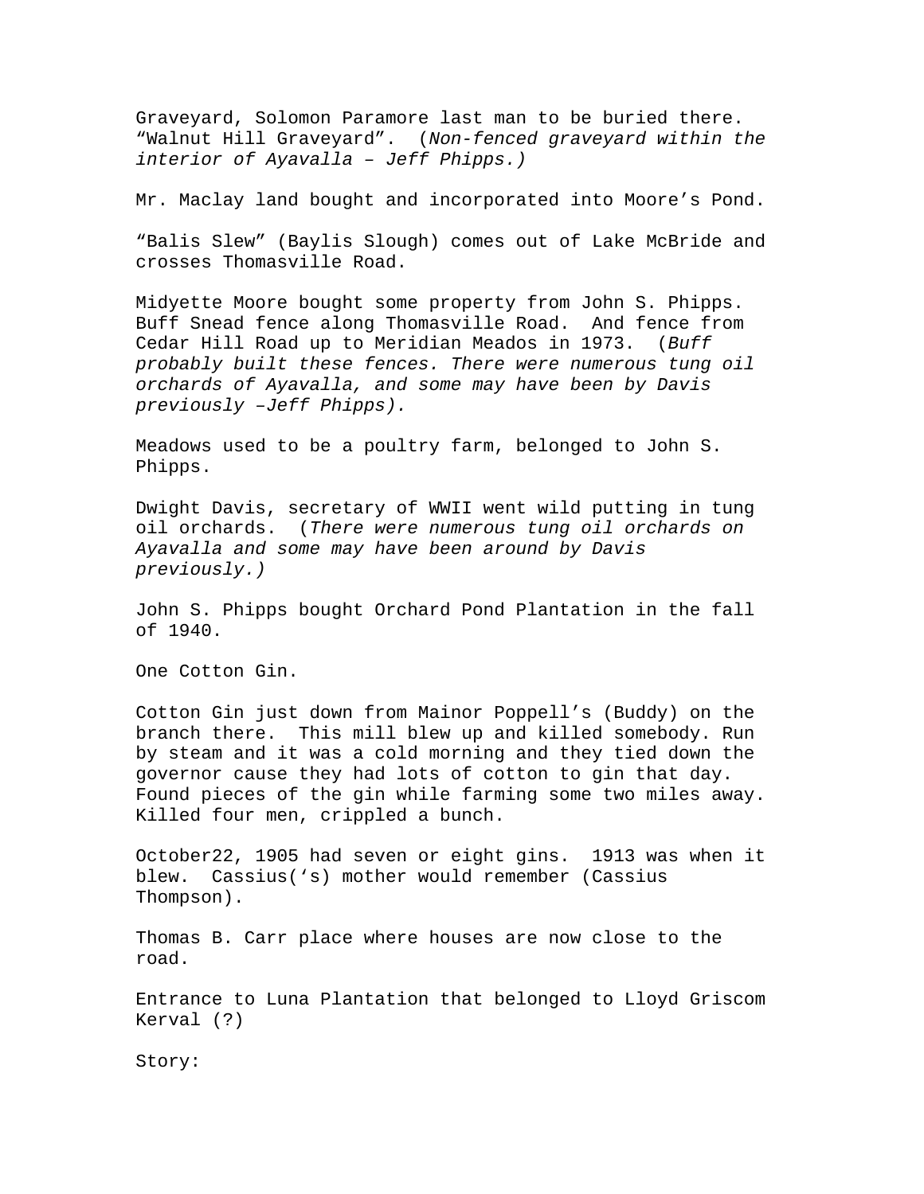Graveyard, Solomon Paramore last man to be buried there. “Walnut Hill Graveyard”. (*Non-fenced graveyard within the interior of Ayavalla – Jeff Phipps.)*

Mr. Maclay land bought and incorporated into Moore’s Pond.

“Balis Slew” (Baylis Slough) comes out of Lake McBride and crosses Thomasville Road.

Midyette Moore bought some property from John S. Phipps. Buff Snead fence along Thomasville Road. And fence from Cedar Hill Road up to Meridian Meados in 1973. (*Buff probably built these fences. There were numerous tung oil orchards of Ayavalla, and some may have been by Davis previously –Jeff Phipps).*

Meadows used to be a poultry farm, belonged to John S. Phipps.

Dwight Davis, secretary of WWII went wild putting in tung oil orchards. (*There were numerous tung oil orchards on Ayavalla and some may have been around by Davis previously.)*

John S. Phipps bought Orchard Pond Plantation in the fall of 1940.

One Cotton Gin.

Cotton Gin just down from Mainor Poppell’s (Buddy) on the branch there. This mill blew up and killed somebody. Run by steam and it was a cold morning and they tied down the governor cause they had lots of cotton to gin that day. Found pieces of the gin while farming some two miles away. Killed four men, crippled a bunch.

October22, 1905 had seven or eight gins. 1913 was when it blew. Cassius(‘s) mother would remember (Cassius Thompson).

Thomas B. Carr place where houses are now close to the road.

Entrance to Luna Plantation that belonged to Lloyd Griscom Kerval (?)

Story: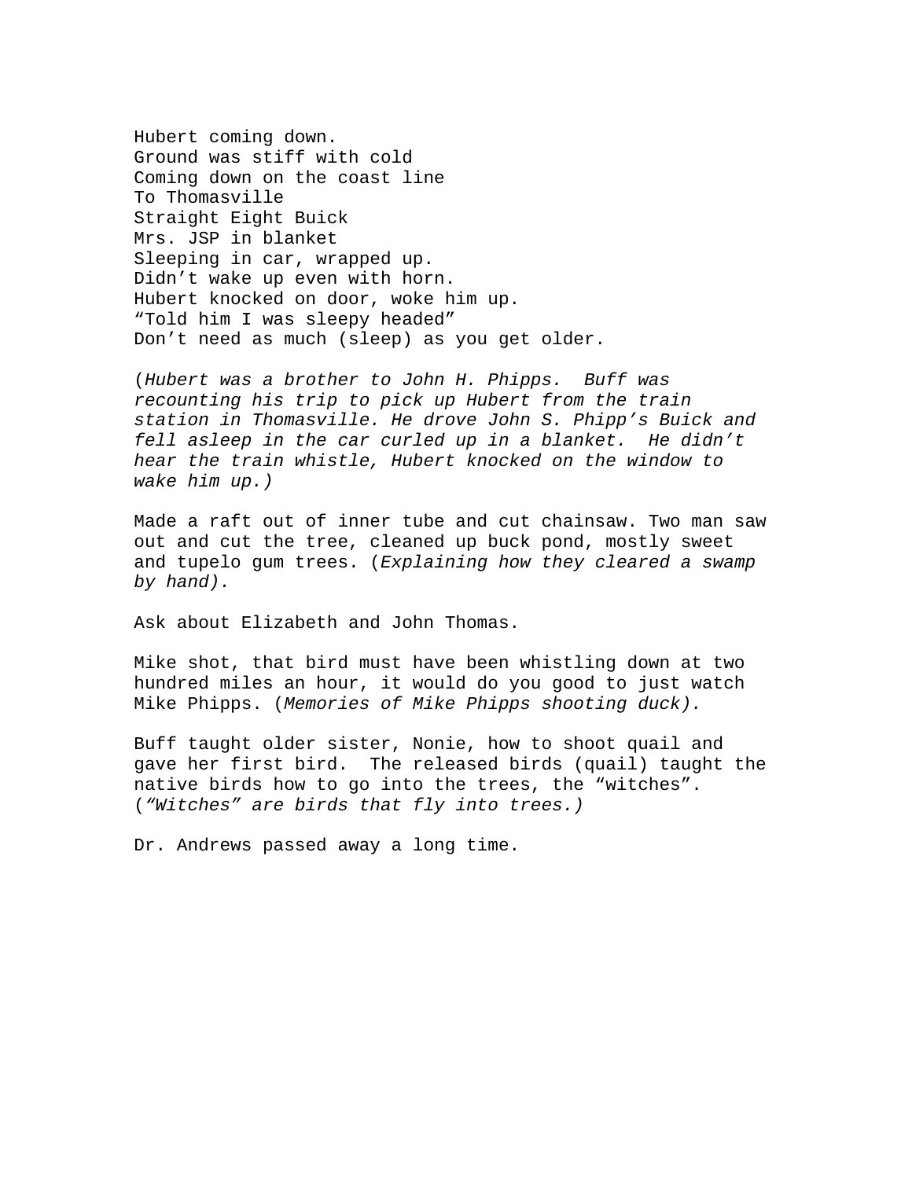Hubert coming down.
Ground was stiff with cold
Coming down on the coast line
To Thomasville
Straight Eight Buick
Mrs. JSP in blanket
Sleeping in car, wrapped up.
Didn't wake up even with horn.
Hubert knocked on door, woke him up.
"Told him I was sleepy headed"
Don't need as much (sleep) as you get older.

(*Hubert was a brother to John H. Phipps. Buff was recounting his trip to pick up Hubert from the train station in Thomasville. He drove John S. Phipp's Buick and fell asleep in the car curled up in a blanket. He didn't hear the train whistle, Hubert knocked on the window to wake him up.)*

Made a raft out of inner tube and cut chainsaw. Two man saw out and cut the tree, cleaned up buck pond, mostly sweet and tupelo gum trees. (*Explaining how they cleared a swamp by hand).*

Ask about Elizabeth and John Thomas.

Mike shot, that bird must have been whistling down at two hundred miles an hour, it would do you good to just watch Mike Phipps. (*Memories of Mike Phipps shooting duck).*

Buff taught older sister, Nonie, how to shoot quail and gave her first bird. The released birds (quail) taught the native birds how to go into the trees, the "witches". (*"Witches" are birds that fly into trees.)*

Dr. Andrews passed away a long time.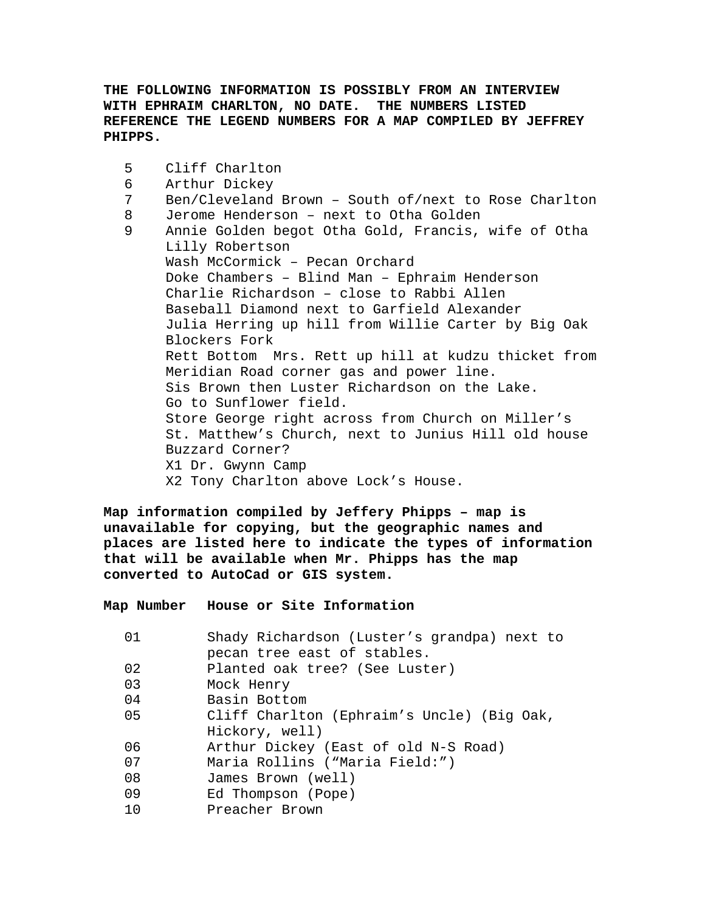**THE FOLLOWING INFORMATION IS POSSIBLY FROM AN INTERVIEW WITH EPHRAIM CHARLTON, NO DATE. THE NUMBERS LISTED REFERENCE THE LEGEND NUMBERS FOR A MAP COMPILED BY JEFFREY PHIPPS.**

5 Cliff Charlton
6 Arthur Dickey
7 Ben/Cleveland Brown – South of/next to Rose Charlton
8 Jerome Henderson – next to Otha Golden
9 Annie Golden begot Otha Gold, Francis, wife of Otha
Lilly Robertson
Wash McCormick – Pecan Orchard
Doke Chambers – Blind Man – Ephraim Henderson
Charlie Richardson – close to Rabbi Allen
Baseball Diamond next to Garfield Alexander
Julia Herring up hill from Willie Carter by Big Oak
Blockers Fork
Rett Bottom Mrs. Rett up hill at kudzu thicket from Meridian Road corner gas and power line.
Sis Brown then Luster Richardson on the Lake.
Go to Sunflower field.
Store George right across from Church on Miller's
St. Matthew's Church, next to Junius Hill old house
Buzzard Corner?
X1 Dr. Gwynn Camp
X2 Tony Charlton above Lock's House.

**Map information compiled by Jeffery Phipps – map is unavailable for copying, but the geographic names and places are listed here to indicate the types of information that will be available when Mr. Phipps has the map converted to AutoCad or GIS system.**

| Map Number | House or Site Information |
|---|---|
| 01 | Shady Richardson (Luster's grandpa) next to pecan tree east of stables. |
| 02 | Planted oak tree? (See Luster) |
| 03 | Mock Henry |
| 04 | Basin Bottom |
| 05 | Cliff Charlton (Ephraim's Uncle) (Big Oak, Hickory, well) |
| 06 | Arthur Dickey (East of old N-S Road) |
| 07 | Maria Rollins ("Maria Field:") |
| 08 | James Brown (well) |
| 09 | Ed Thompson (Pope) |
| 10 | Preacher Brown |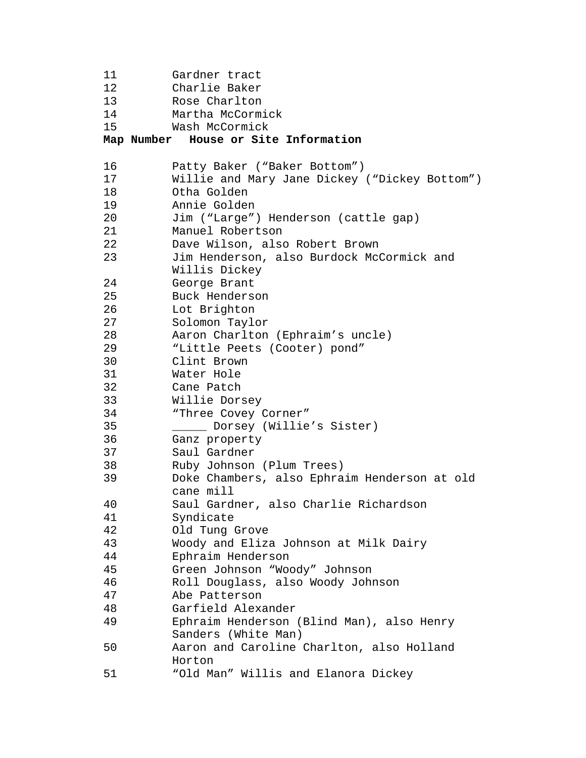| Map Number | House or Site Information |
|---|---|
| 11 | Gardner tract |
| 12 | Charlie Baker |
| 13 | Rose Charlton |
| 14 | Martha McCormick |
| 15 | Wash McCormick |

| Map Number | House or Site Information |
|---|---|
| 16 | Patty Baker (“Baker Bottom”) |
| 17 | Willie and Mary Jane Dickey (“Dickey Bottom”) |
| 18 | Otha Golden |
| 19 | Annie Golden |
| 20 | Jim (“Large”) Henderson (cattle gap) |
| 21 | Manuel Robertson |
| 22 | Dave Wilson, also Robert Brown |
| 23 | Jim Henderson, also Burdock McCormick and Willis Dickey |
| 24 | George Brant |
| 25 | Buck Henderson |
| 26 | Lot Brighton |
| 27 | Solomon Taylor |
| 28 | Aaron Charlton (Ephraim’s uncle) |
| 29 | “Little Peets (Cooter) pond” |
| 30 | Clint Brown |
| 31 | Water Hole |
| 32 | Cane Patch |
| 33 | Willie Dorsey |
| 34 | “Three Covey Corner” |
| 35 | _____ Dorsey (Willie’s Sister) |
| 36 | Ganz property |
| 37 | Saul Gardner |
| 38 | Ruby Johnson (Plum Trees) |
| 39 | Doke Chambers, also Ephraim Henderson at old cane mill |
| 40 | Saul Gardner, also Charlie Richardson |
| 41 | Syndicate |
| 42 | Old Tung Grove |
| 43 | Woody and Eliza Johnson at Milk Dairy |
| 44 | Ephraim Henderson |
| 45 | Green Johnson “Woody” Johnson |
| 46 | Roll Douglass, also Woody Johnson |
| 47 | Abe Patterson |
| 48 | Garfield Alexander |
| 49 | Ephraim Henderson (Blind Man), also Henry Sanders (White Man) |
| 50 | Aaron and Caroline Charlton, also Holland Horton |
| 51 | “Old Man” Willis and Elanora Dickey |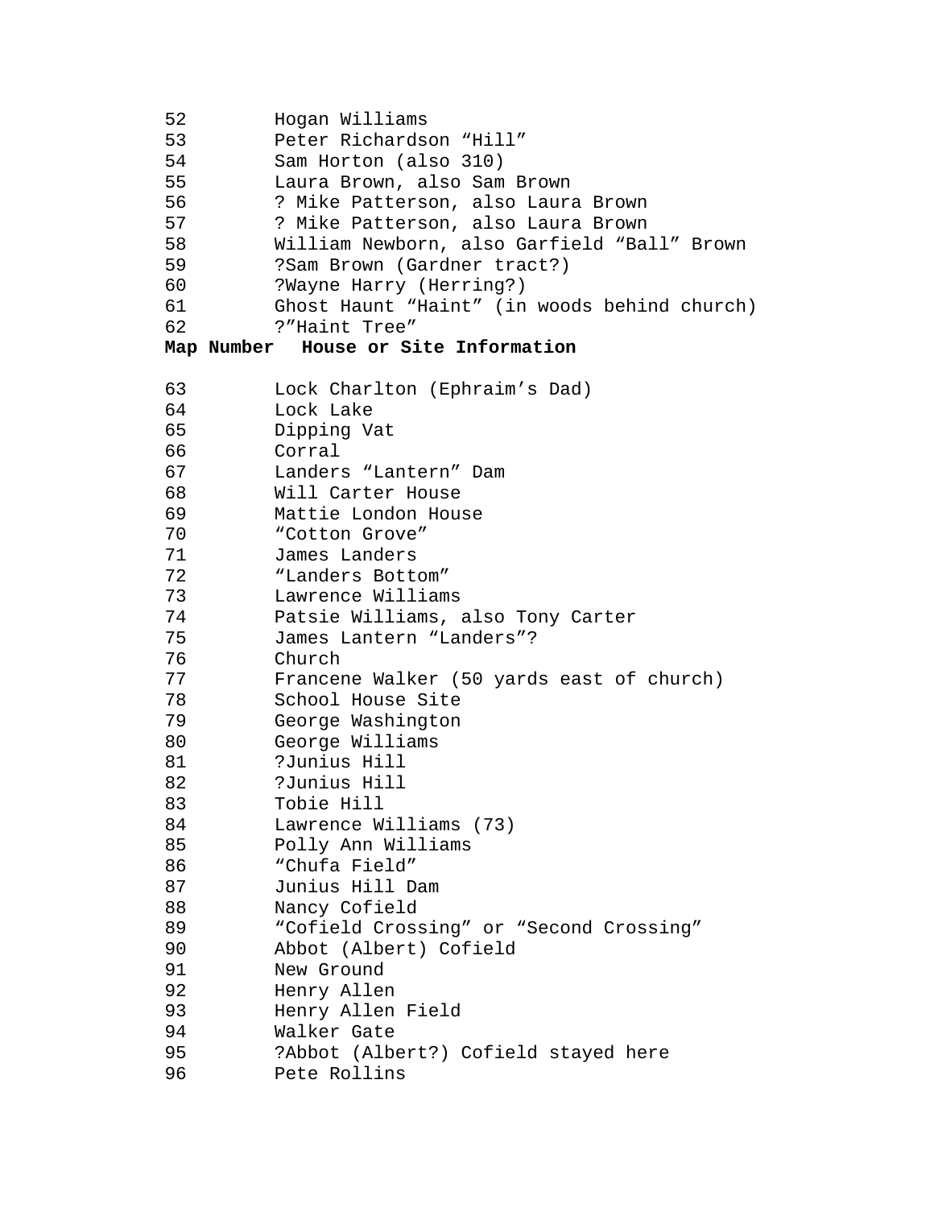| Map Number | House or Site Information |
|---|---|
| 52 | Hogan Williams |
| 53 | Peter Richardson “Hill” |
| 54 | Sam Horton (also 310) |
| 55 | Laura Brown, also Sam Brown |
| 56 | ? Mike Patterson, also Laura Brown |
| 57 | ? Mike Patterson, also Laura Brown |
| 58 | William Newborn, also Garfield “Ball” Brown |
| 59 | ?Sam Brown (Gardner tract?) |
| 60 | ?Wayne Harry (Herring?) |
| 61 | Ghost Haunt “Haint” (in woods behind church) |
| 62 | ?”Haint Tree” |

| Map Number | House or Site Information |
|---|---|
| 63 | Lock Charlton (Ephraim’s Dad) |
| 64 | Lock Lake |
| 65 | Dipping Vat |
| 66 | Corral |
| 67 | Landers “Lantern” Dam |
| 68 | Will Carter House |
| 69 | Mattie London House |
| 70 | “Cotton Grove” |
| 71 | James Landers |
| 72 | “Landers Bottom” |
| 73 | Lawrence Williams |
| 74 | Patsie Williams, also Tony Carter |
| 75 | James Lantern “Landers”? |
| 76 | Church |
| 77 | Francene Walker (50 yards east of church) |
| 78 | School House Site |
| 79 | George Washington |
| 80 | George Williams |
| 81 | ?Junius Hill |
| 82 | ?Junius Hill |
| 83 | Tobie Hill |
| 84 | Lawrence Williams (73) |
| 85 | Polly Ann Williams |
| 86 | “Chufa Field” |
| 87 | Junius Hill Dam |
| 88 | Nancy Cofield |
| 89 | “Cofield Crossing” or “Second Crossing” |
| 90 | Abbot (Albert) Cofield |
| 91 | New Ground |
| 92 | Henry Allen |
| 93 | Henry Allen Field |
| 94 | Walker Gate |
| 95 | ?Abbot (Albert?) Cofield stayed here |
| 96 | Pete Rollins |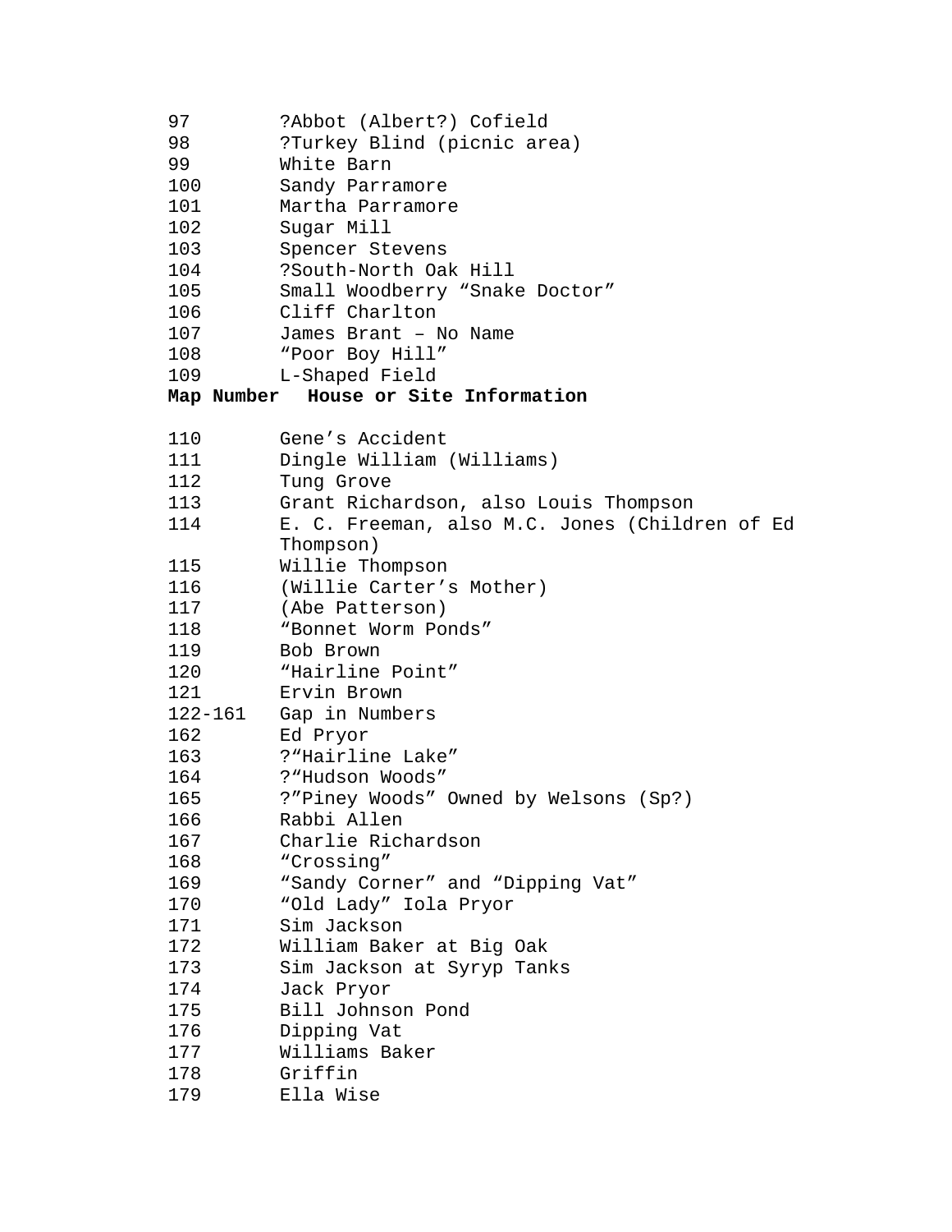| | |
|---|---|
| 97 | ?Abbot (Albert?) Cofield |
| 98 | ?Turkey Blind (picnic area) |
| 99 | White Barn |
| 100 | Sandy Parramore |
| 101 | Martha Parramore |
| 102 | Sugar Mill |
| 103 | Spencer Stevens |
| 104 | ?South-North Oak Hill |
| 105 | Small Woodberry “Snake Doctor” |
| 106 | Cliff Charlton |
| 107 | James Brant – No Name |
| 108 | “Poor Boy Hill” |
| 109 | L-Shaped Field |

| **Map Number** | **House or Site Information** |
|---|---|
| 110 | Gene’s Accident |
| 111 | Dingle William (Williams) |
| 112 | Tung Grove |
| 113 | Grant Richardson, also Louis Thompson |
| 114 | E. C. Freeman, also M.C. Jones (Children of Ed Thompson) |
| 115 | Willie Thompson |
| 116 | (Willie Carter’s Mother) |
| 117 | (Abe Patterson) |
| 118 | “Bonnet Worm Ponds” |
| 119 | Bob Brown |
| 120 | “Hairline Point” |
| 121 | Ervin Brown |
| 122-161 | Gap in Numbers |
| 162 | Ed Pryor |
| 163 | ?“Hairline Lake” |
| 164 | ?“Hudson Woods” |
| 165 | ?”Piney Woods” Owned by Welsons (Sp?) |
| 166 | Rabbi Allen |
| 167 | Charlie Richardson |
| 168 | “Crossing” |
| 169 | “Sandy Corner” and “Dipping Vat” |
| 170 | “Old Lady” Iola Pryor |
| 171 | Sim Jackson |
| 172 | William Baker at Big Oak |
| 173 | Sim Jackson at Syryp Tanks |
| 174 | Jack Pryor |
| 175 | Bill Johnson Pond |
| 176 | Dipping Vat |
| 177 | Williams Baker |
| 178 | Griffin |
| 179 | Ella Wise |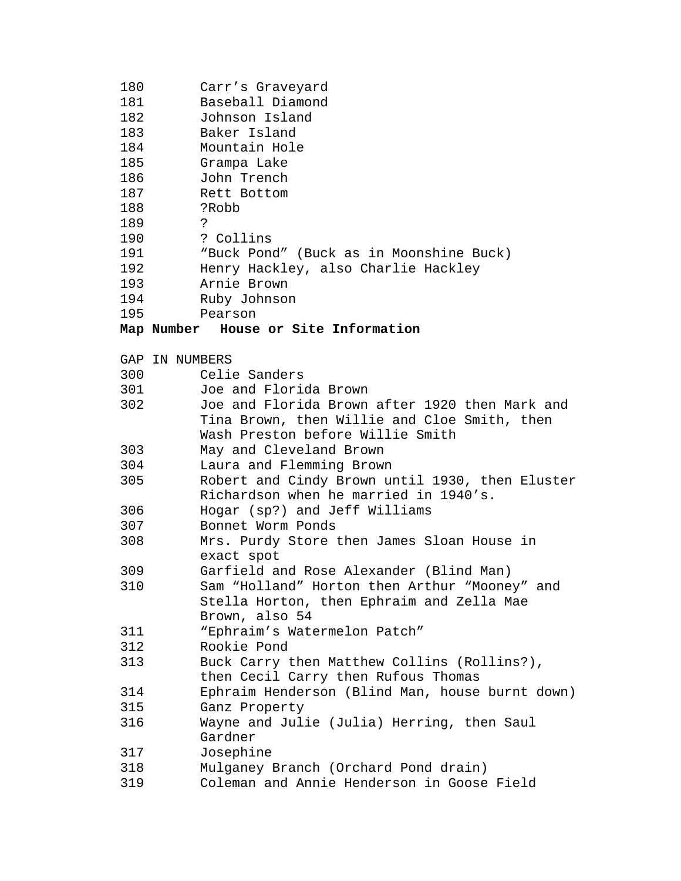| Map Number | House or Site Information |
|---|---|
| 180 | Carr's Graveyard |
| 181 | Baseball Diamond |
| 182 | Johnson Island |
| 183 | Baker Island |
| 184 | Mountain Hole |
| 185 | Grampa Lake |
| 186 | John Trench |
| 187 | Rett Bottom |
| 188 | ?Robb |
| 189 | ? |
| 190 | ? Collins |
| 191 | "Buck Pond" (Buck as in Moonshine Buck) |
| 192 | Henry Hackley, also Charlie Hackley |
| 193 | Arnie Brown |
| 194 | Ruby Johnson |
| 195 | Pearson |

**Map Number House or Site Information**

GAP IN NUMBERS

| Map Number | House or Site Information |
|---|---|
| 300 | Celie Sanders |
| 301 | Joe and Florida Brown |
| 302 | Joe and Florida Brown after 1920 then Mark and Tina Brown, then Willie and Cloe Smith, then Wash Preston before Willie Smith |
| 303 | May and Cleveland Brown |
| 304 | Laura and Flemming Brown |
| 305 | Robert and Cindy Brown until 1930, then Eluster Richardson when he married in 1940's. |
| 306 | Hogar (sp?) and Jeff Williams |
| 307 | Bonnet Worm Ponds |
| 308 | Mrs. Purdy Store then James Sloan House in exact spot |
| 309 | Garfield and Rose Alexander (Blind Man) |
| 310 | Sam "Holland" Horton then Arthur "Mooney" and Stella Horton, then Ephraim and Zella Mae Brown, also 54 |
| 311 | "Ephraim's Watermelon Patch" |
| 312 | Rookie Pond |
| 313 | Buck Carry then Matthew Collins (Rollins?), then Cecil Carry then Rufous Thomas |
| 314 | Ephraim Henderson (Blind Man, house burnt down) |
| 315 | Ganz Property |
| 316 | Wayne and Julie (Julia) Herring, then Saul Gardner |
| 317 | Josephine |
| 318 | Mulganey Branch (Orchard Pond drain) |
| 319 | Coleman and Annie Henderson in Goose Field |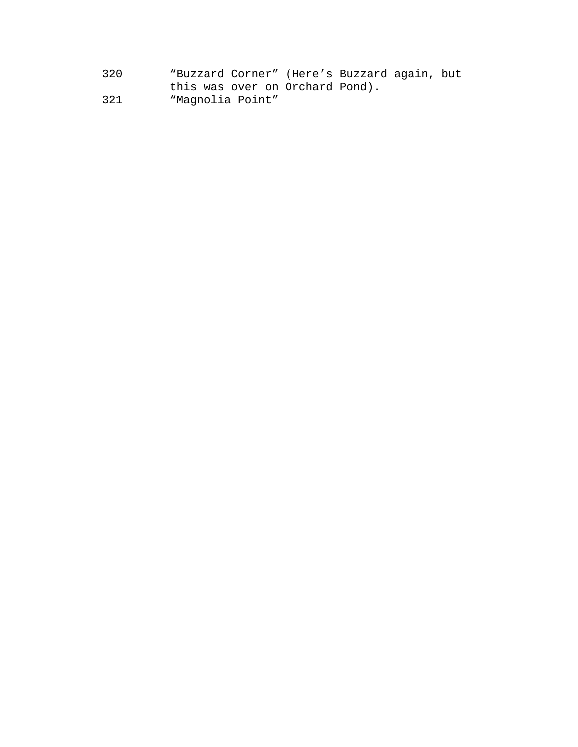320 “Buzzard Corner” (Here’s Buzzard again, but this was over on Orchard Pond).

321 “Magnolia Point”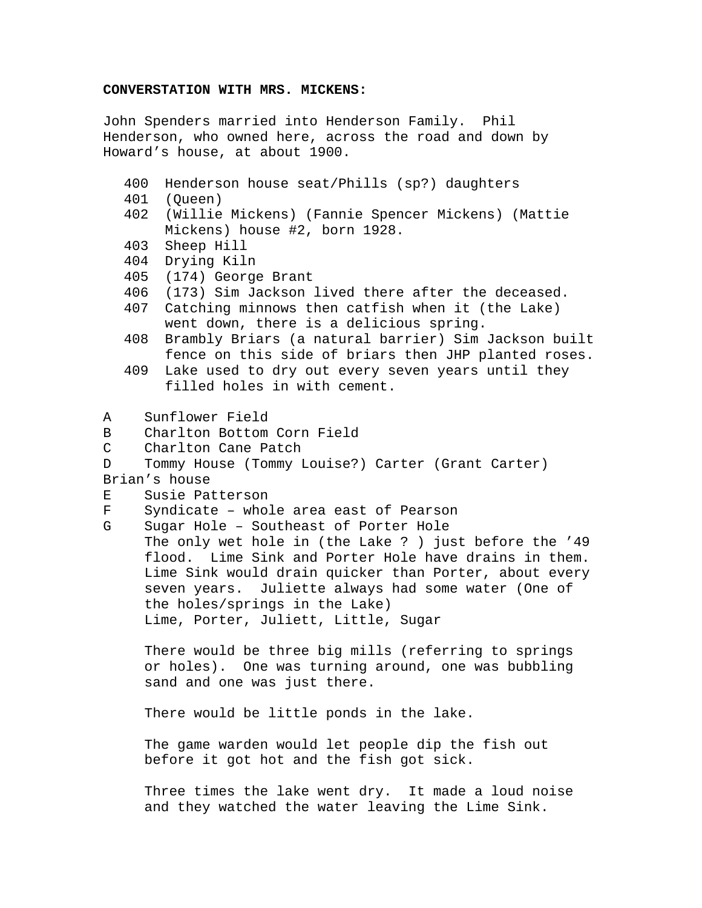**CONVERSTATION WITH MRS. MICKENS:**

John Spenders married into Henderson Family. Phil Henderson, who owned here, across the road and down by Howard's house, at about 1900.

- 400 Henderson house seat/Phills (sp?) daughters
- 401 (Queen)
- 402 (Willie Mickens) (Fannie Spencer Mickens) (Mattie Mickens) house #2, born 1928.
- 403 Sheep Hill
- 404 Drying Kiln
- 405 (174) George Brant
- 406 (173) Sim Jackson lived there after the deceased.
- 407 Catching minnows then catfish when it (the Lake) went down, there is a delicious spring.
- 408 Brambly Briars (a natural barrier) Sim Jackson built fence on this side of briars then JHP planted roses.
- 409 Lake used to dry out every seven years until they filled holes in with cement.

A Sunflower Field
B Charlton Bottom Corn Field
C Charlton Cane Patch
D Tommy House (Tommy Louise?) Carter (Grant Carter) Brian's house
E Susie Patterson
F Syndicate – whole area east of Pearson
G Sugar Hole – Southeast of Porter Hole

The only wet hole in (the Lake ? ) just before the '49 flood. Lime Sink and Porter Hole have drains in them. Lime Sink would drain quicker than Porter, about every seven years. Juliette always had some water (One of the holes/springs in the Lake)
Lime, Porter, Juliett, Little, Sugar

There would be three big mills (referring to springs or holes). One was turning around, one was bubbling sand and one was just there.

There would be little ponds in the lake.

The game warden would let people dip the fish out before it got hot and the fish got sick.

Three times the lake went dry. It made a loud noise and they watched the water leaving the Lime Sink.